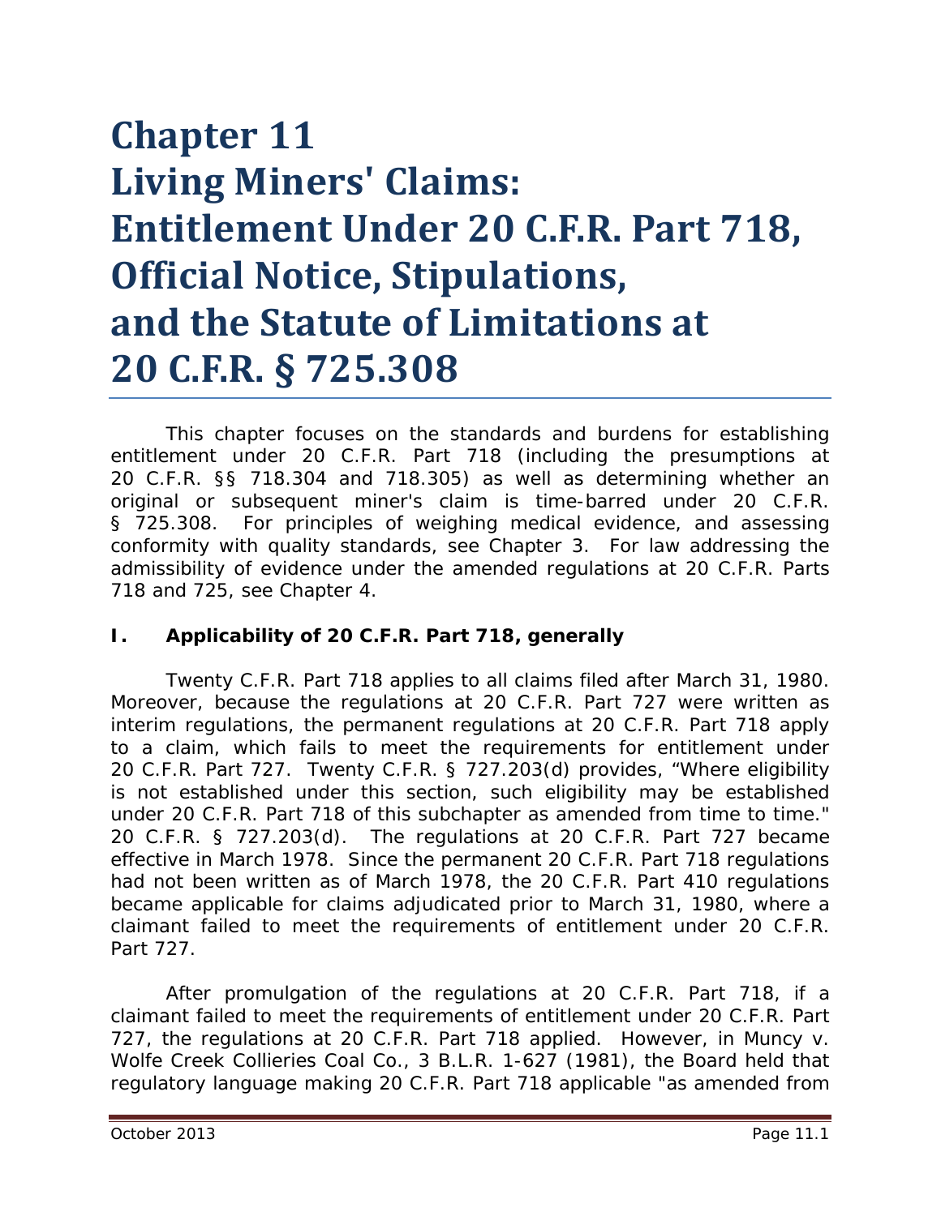# Chapter 11
# Living Miners' Claims: Entitlement Under 20 C.F.R. Part 718, Official Notice, Stipulations, and the Statute of Limitations at 20 C.F.R. § 725.308

This chapter focuses on the standards and burdens for establishing entitlement under 20 C.F.R. Part 718 (including the presumptions at 20 C.F.R. §§ 718.304 and 718.305) as well as determining whether an original or subsequent miner's claim is time-barred under 20 C.F.R. § 725.308. For principles of weighing medical evidence, and assessing conformity with quality standards, see Chapter 3. For law addressing the admissibility of evidence under the amended regulations at 20 C.F.R. Parts 718 and 725, see Chapter 4.

## I. Applicability of 20 C.F.R. Part 718, generally

Twenty C.F.R. Part 718 applies to all claims filed after March 31, 1980. Moreover, because the regulations at 20 C.F.R. Part 727 were written as interim regulations, the permanent regulations at 20 C.F.R. Part 718 apply to a claim, which fails to meet the requirements for entitlement under 20 C.F.R. Part 727. Twenty C.F.R. § 727.203(d) provides, "Where eligibility is not established under this section, such eligibility may be established under 20 C.F.R. Part 718 of this subchapter as amended from time to time." 20 C.F.R. § 727.203(d). The regulations at 20 C.F.R. Part 727 became effective in March 1978. Since the permanent 20 C.F.R. Part 718 regulations had not been written as of March 1978, the 20 C.F.R. Part 410 regulations became applicable for claims adjudicated prior to March 31, 1980, where a claimant failed to meet the requirements of entitlement under 20 C.F.R. Part 727.

After promulgation of the regulations at 20 C.F.R. Part 718, if a claimant failed to meet the requirements of entitlement under 20 C.F.R. Part 727, the regulations at 20 C.F.R. Part 718 applied. However, in *Muncy v. Wolfe Creek Collieries Coal Co.*, 3 B.L.R. 1-627 (1981), the Board held that regulatory language making 20 C.F.R. Part 718 applicable "as amended from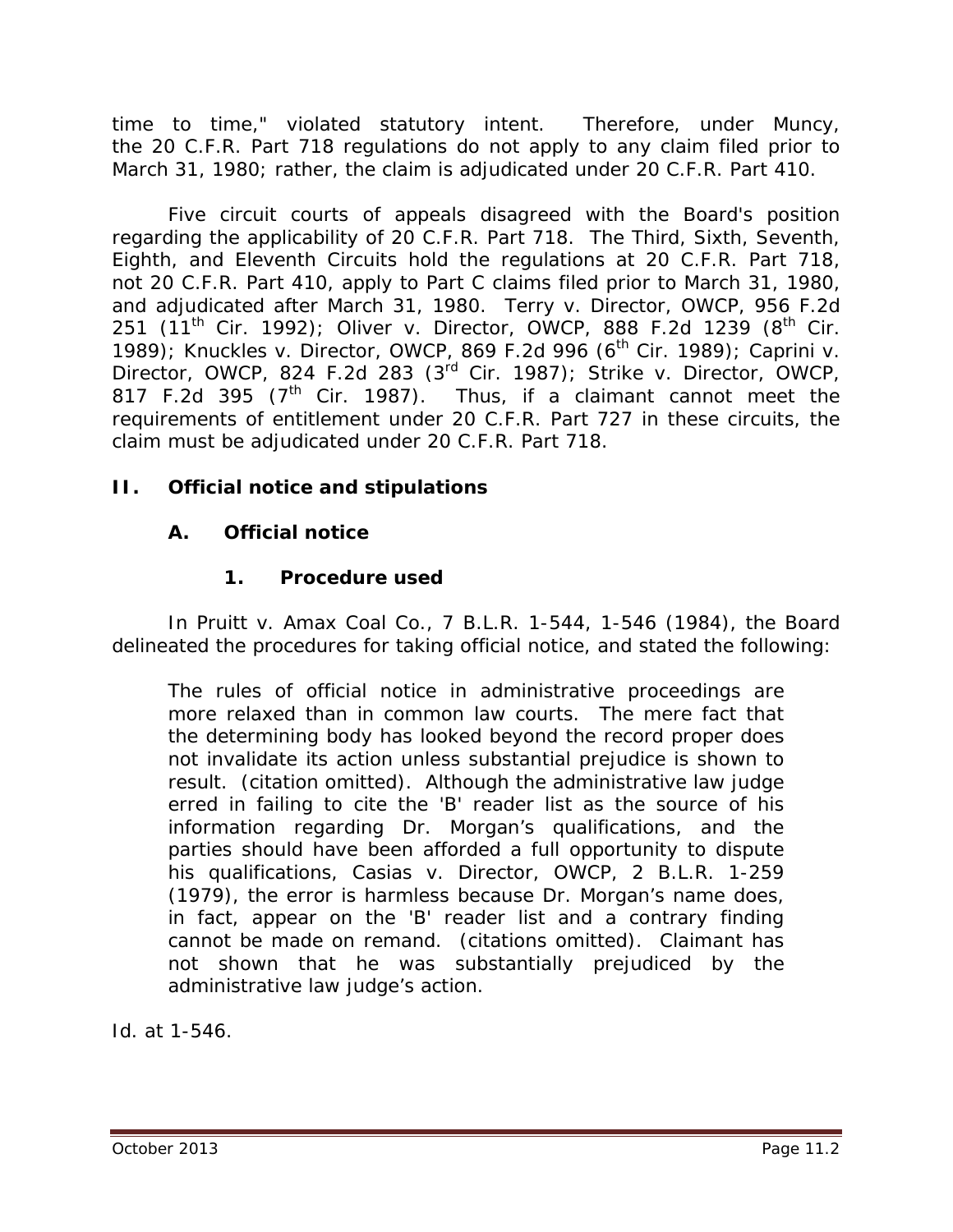time to time," violated statutory intent. Therefore, under *Muncy*, the 20 C.F.R. Part 718 regulations do not apply to any claim filed prior to March 31, 1980; rather, the claim is adjudicated under 20 C.F.R. Part 410.

Five circuit courts of appeals disagreed with the Board's position regarding the applicability of 20 C.F.R. Part 718. The Third, Sixth, Seventh, Eighth, and Eleventh Circuits hold the regulations at 20 C.F.R. Part 718, not 20 C.F.R. Part 410, apply to Part C claims filed prior to March 31, 1980, and adjudicated after March 31, 1980. *Terry v. Director, OWCP*, 956 F.2d 251 (11th Cir. 1992); *Oliver v. Director, OWCP*, 888 F.2d 1239 (8th Cir. 1989); *Knuckles v. Director, OWCP*, 869 F.2d 996 (6th Cir. 1989); *Caprini v. Director, OWCP*, 824 F.2d 283 (3rd Cir. 1987); *Strike v. Director, OWCP*, 817 F.2d 395 (7th Cir. 1987). Thus, if a claimant cannot meet the requirements of entitlement under 20 C.F.R. Part 727 in these circuits, the claim must be adjudicated under 20 C.F.R. Part 718.

## II. Official notice and stipulations

### A. Official notice

#### 1. Procedure used

In *Pruitt v. Amax Coal Co.*, 7 B.L.R. 1-544, 1-546 (1984), the Board delineated the procedures for taking official notice, and stated the following:

> The rules of official notice in administrative proceedings are more relaxed than in common law courts. The mere fact that the determining body has looked beyond the record proper does not invalidate its action unless substantial prejudice is shown to result. (citation omitted). Although the administrative law judge erred in failing to cite the 'B' reader list as the source of his information regarding Dr. Morgan's qualifications, and the parties should have been afforded a full opportunity to dispute his qualifications, *Casias v. Director, OWCP*, 2 B.L.R. 1-259 (1979), the error is harmless because Dr. Morgan's name does, in fact, appear on the 'B' reader list and a contrary finding cannot be made on remand. (citations omitted). Claimant has not shown that he was substantially prejudiced by the administrative law judge's action.

*Id.* at 1-546.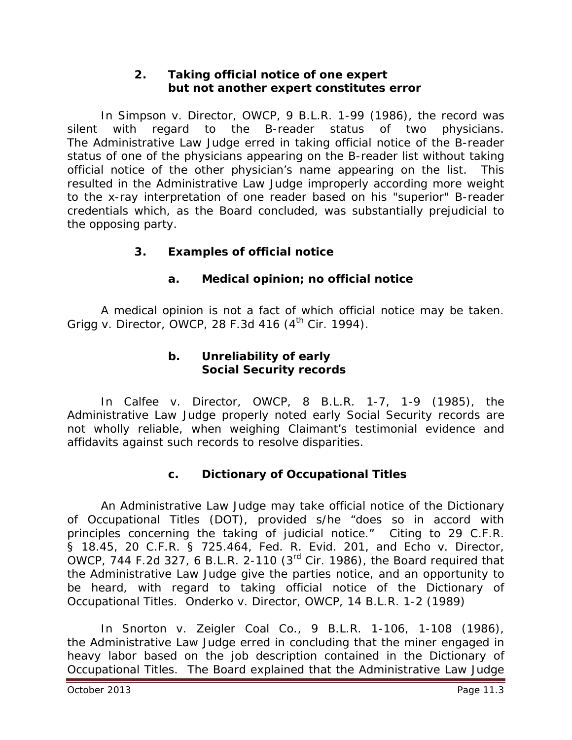### 2. Taking official notice of one expert but not another expert constitutes error

In Simpson v. Director, OWCP, 9 B.L.R. 1-99 (1986), the record was silent with regard to the B-reader status of two physicians. The Administrative Law Judge erred in taking official notice of the B-reader status of one of the physicians appearing on the B-reader list without taking official notice of the other physician's name appearing on the list. This resulted in the Administrative Law Judge improperly according more weight to the x-ray interpretation of one reader based on his "superior" B-reader credentials which, as the Board concluded, was substantially prejudicial to the opposing party.

### 3. Examples of official notice

#### a. Medical opinion; no official notice

A medical opinion is not a fact of which official notice may be taken. Grigg v. Director, OWCP, 28 F.3d 416 (4th Cir. 1994).

#### b. Unreliability of early Social Security records

In Calfee v. Director, OWCP, 8 B.L.R. 1-7, 1-9 (1985), the Administrative Law Judge properly noted early Social Security records are not wholly reliable, when weighing Claimant's testimonial evidence and affidavits against such records to resolve disparities.

#### c. Dictionary of Occupational Titles

An Administrative Law Judge may take official notice of the Dictionary of Occupational Titles (DOT), provided s/he "does so in accord with principles concerning the taking of judicial notice." Citing to 29 C.F.R. § 18.45, 20 C.F.R. § 725.464, Fed. R. Evid. 201, and Echo v. Director, OWCP, 744 F.2d 327, 6 B.L.R. 2-110 (3rd Cir. 1986), the Board required that the Administrative Law Judge give the parties notice, and an opportunity to be heard, with regard to taking official notice of the Dictionary of Occupational Titles. Onderko v. Director, OWCP, 14 B.L.R. 1-2 (1989)

In Snorton v. Zeigler Coal Co., 9 B.L.R. 1-106, 1-108 (1986), the Administrative Law Judge erred in concluding that the miner engaged in heavy labor based on the job description contained in the Dictionary of Occupational Titles. The Board explained that the Administrative Law Judge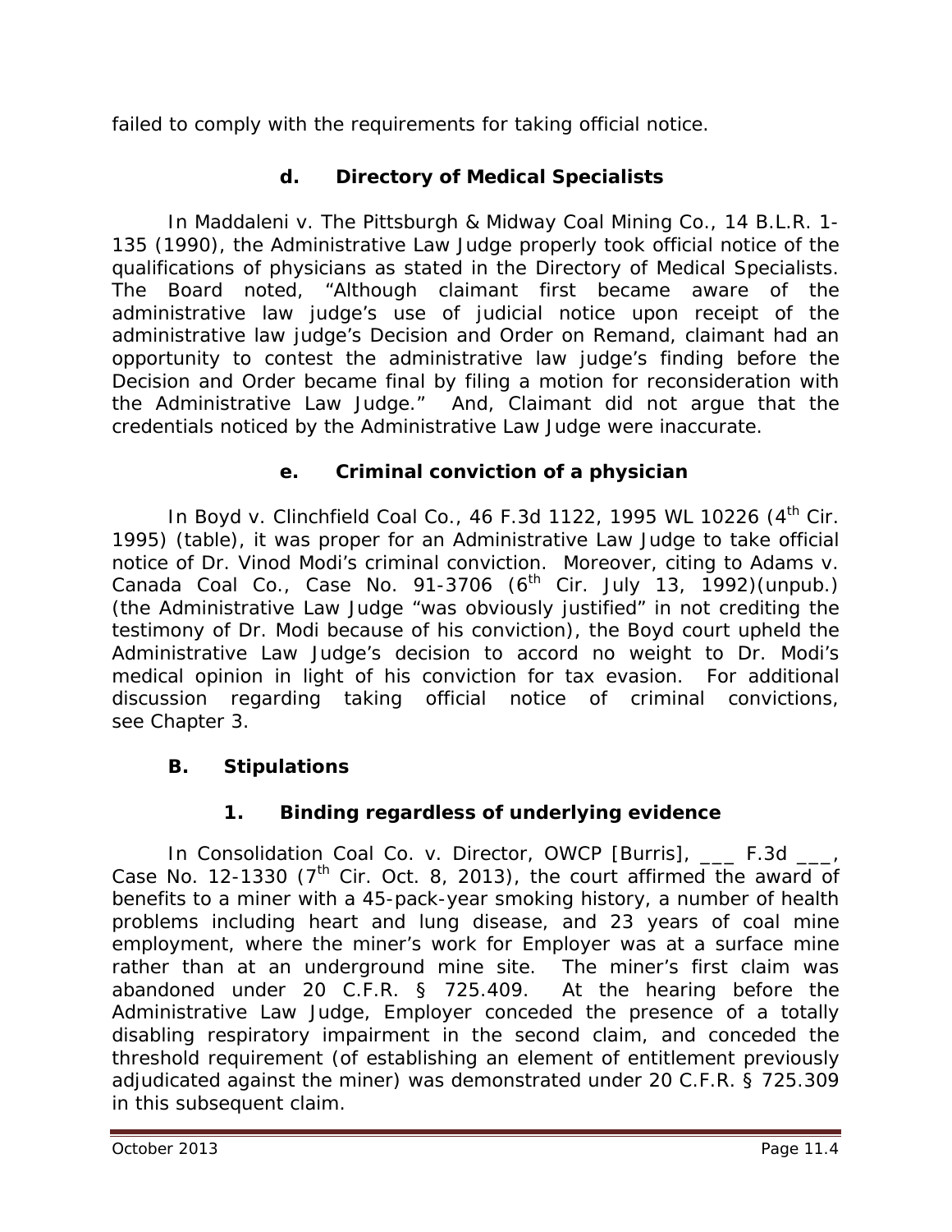failed to comply with the requirements for taking official notice.

### d. Directory of Medical Specialists

In *Maddaleni v. The Pittsburgh & Midway Coal Mining Co.*, 14 B.L.R. 1-135 (1990), the Administrative Law Judge properly took official notice of the qualifications of physicians as stated in the Directory of Medical Specialists. The Board noted, "Although claimant first became aware of the administrative law judge's use of judicial notice upon receipt of the administrative law judge's Decision and Order on Remand, claimant had an opportunity to contest the administrative law judge's finding before the Decision and Order became final by filing a motion for reconsideration with the Administrative Law Judge." And, Claimant did not argue that the credentials noticed by the Administrative Law Judge were inaccurate.

### e. Criminal conviction of a physician

In *Boyd v. Clinchfield Coal Co.*, 46 F.3d 1122, 1995 WL 10226 (4th Cir. 1995) (table), it was proper for an Administrative Law Judge to take official notice of Dr. Vinod Modi's criminal conviction. Moreover, citing to *Adams v. Canada Coal Co.*, Case No. 91-3706 (6th Cir. July 13, 1992)(unpub.) (the Administrative Law Judge "was obviously justified" in not crediting the testimony of Dr. Modi because of his conviction), the *Boyd* court upheld the Administrative Law Judge's decision to accord no weight to Dr. Modi's medical opinion in light of his conviction for tax evasion. For additional discussion regarding taking official notice of criminal convictions, see Chapter 3.

## B. Stipulations

### 1. Binding regardless of underlying evidence

In *Consolidation Coal Co. v. Director, OWCP [Burris]*, ___ F.3d ___, Case No. 12-1330 (7th Cir. Oct. 8, 2013), the court affirmed the award of benefits to a miner with a 45-pack-year smoking history, a number of health problems including heart and lung disease, and 23 years of coal mine employment, where the miner's work for Employer was at a surface mine rather than at an underground mine site. The miner's first claim was abandoned under 20 C.F.R. § 725.409. At the hearing before the Administrative Law Judge, Employer conceded the presence of a totally disabling respiratory impairment in the second claim, and conceded the threshold requirement (of establishing an element of entitlement previously adjudicated against the miner) was demonstrated under 20 C.F.R. § 725.309 in this subsequent claim.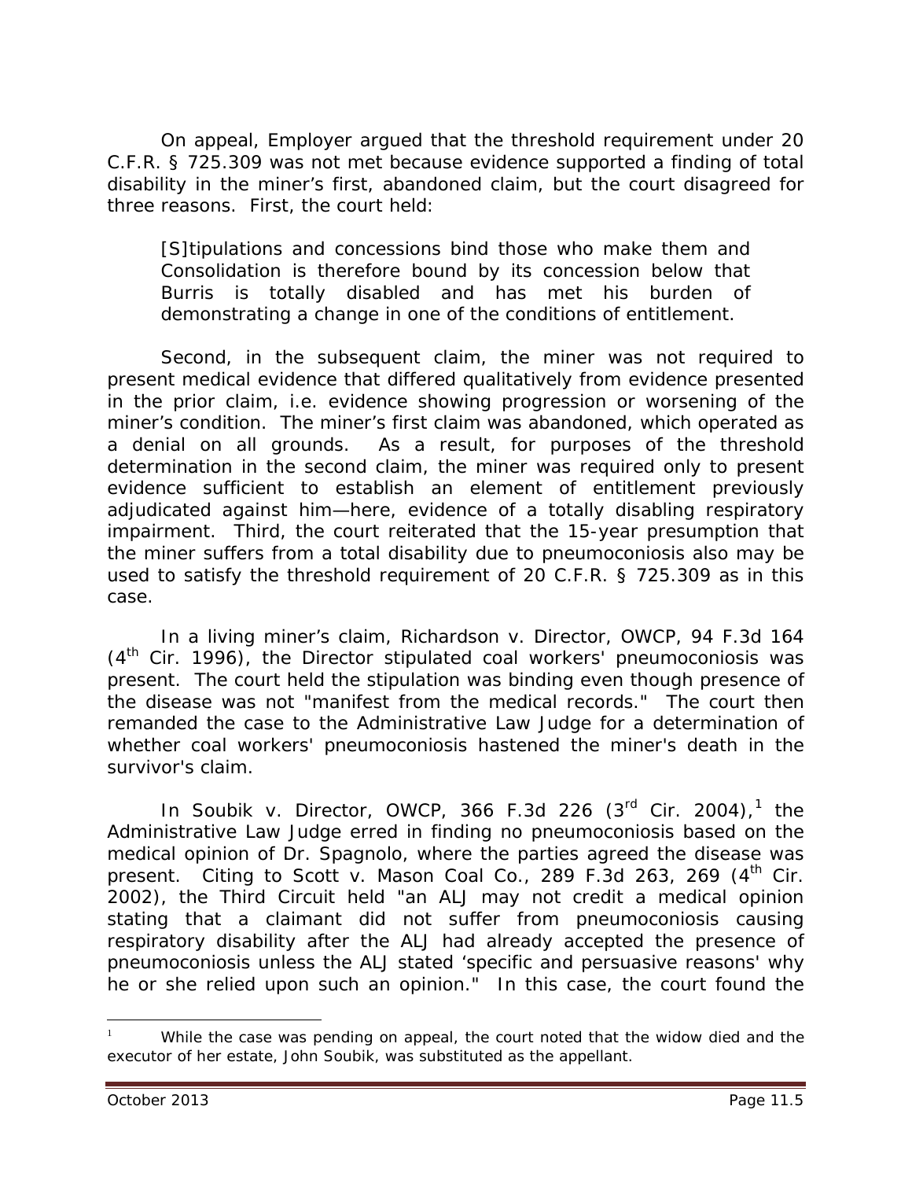On appeal, Employer argued that the threshold requirement under 20 C.F.R. § 725.309 was not met because evidence supported a finding of total disability in the miner's first, abandoned claim, but the court disagreed for three reasons. First, the court held:

> [S]tipulations and concessions bind those who make them and Consolidation is therefore bound by its concession below that Burris is totally disabled and has met his burden of demonstrating a change in one of the conditions of entitlement.

Second, in the subsequent claim, the miner was not required to present medical evidence that differed qualitatively from evidence presented in the prior claim, i.e. evidence showing progression or worsening of the miner's condition. The miner's first claim was abandoned, which operated as a denial on all grounds. As a result, for purposes of the threshold determination in the second claim, the miner was required only to present evidence sufficient to establish an element of entitlement previously adjudicated against him—here, evidence of a totally disabling respiratory impairment. Third, the court reiterated that the 15-year presumption that the miner suffers from a total disability due to pneumoconiosis also may be used to satisfy the threshold requirement of 20 C.F.R. § 725.309 as in this case.

In a living miner's claim, *Richardson v. Director, OWCP*, 94 F.3d 164 (4th Cir. 1996), the Director stipulated coal workers' pneumoconiosis was present. The court held the stipulation was binding even though presence of the disease was not "manifest from the medical records." The court then remanded the case to the Administrative Law Judge for a determination of whether coal workers' pneumoconiosis hastened the miner's death in the survivor's claim.

In *Soubik v. Director, OWCP*, 366 F.3d 226 (3rd Cir. 2004),[1] the Administrative Law Judge erred in finding no pneumoconiosis based on the medical opinion of Dr. Spagnolo, where the parties agreed the disease was present. Citing to *Scott v. Mason Coal Co.*, 289 F.3d 263, 269 (4th Cir. 2002), the Third Circuit held "an ALJ may not credit a medical opinion stating that a claimant did not suffer from pneumoconiosis causing respiratory disability after the ALJ had already accepted the presence of pneumoconiosis unless the ALJ stated 'specific and persuasive reasons' why he or she relied upon such an opinion." In this case, the court found the

---

[1] While the case was pending on appeal, the court noted that the widow died and the executor of her estate, John Soubik, was substituted as the appellant.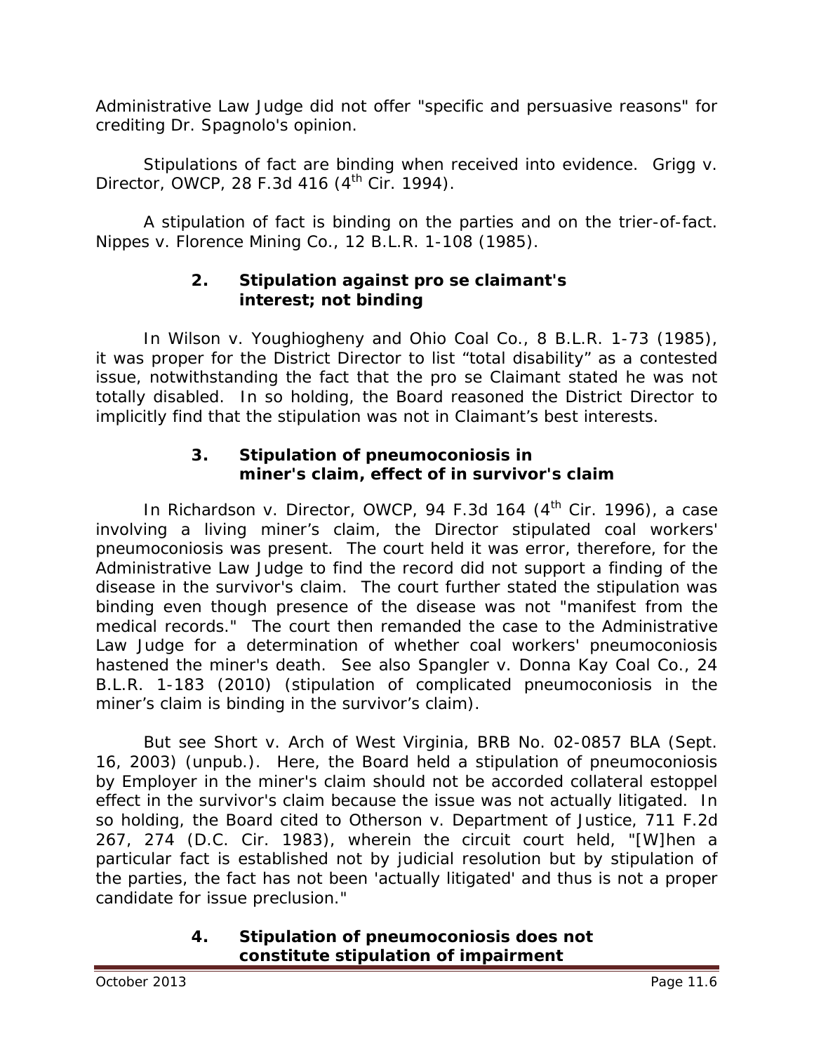Administrative Law Judge did not offer "specific and persuasive reasons" for crediting Dr. Spagnolo's opinion.

Stipulations of fact are binding when received into evidence. *Grigg v. Director, OWCP*, 28 F.3d 416 (4th Cir. 1994).

A stipulation of fact is binding on the parties and on the trier-of-fact. *Nippes v. Florence Mining Co.*, 12 B.L.R. 1-108 (1985).

### 2. Stipulation against pro se claimant's interest; not binding

In *Wilson v. Youghiogheny and Ohio Coal Co.*, 8 B.L.R. 1-73 (1985), it was proper for the District Director to list "total disability" as a contested issue, notwithstanding the fact that the pro se Claimant stated he was not totally disabled. In so holding, the Board reasoned the District Director to implicitly find that the stipulation was not in Claimant's best interests.

### 3. Stipulation of pneumoconiosis in miner's claim, effect of in survivor's claim

In *Richardson v. Director, OWCP*, 94 F.3d 164 (4th Cir. 1996), a case involving a living miner's claim, the Director stipulated coal workers' pneumoconiosis was present. The court held it was error, therefore, for the Administrative Law Judge to find the record did not support a finding of the disease in the survivor's claim. The court further stated the stipulation was binding even though presence of the disease was not "manifest from the medical records." The court then remanded the case to the Administrative Law Judge for a determination of whether coal workers' pneumoconiosis hastened the miner's death. *See also Spangler v. Donna Kay Coal Co.*, 24 B.L.R. 1-183 (2010) (stipulation of complicated pneumoconiosis in the miner's claim is binding in the survivor's claim).

*But see Short v. Arch of West Virginia*, BRB No. 02-0857 BLA (Sept. 16, 2003) (unpub.). Here, the Board held a stipulation of pneumoconiosis by Employer in the miner's claim should not be accorded collateral estoppel effect in the survivor's claim because the issue was not actually litigated. In so holding, the Board cited to *Otherson v. Department of Justice*, 711 F.2d 267, 274 (D.C. Cir. 1983), wherein the circuit court held, "[W]hen a particular fact is established not by judicial resolution but by stipulation of the parties, the fact has not been 'actually litigated' and thus is not a proper candidate for issue preclusion."

### 4. Stipulation of pneumoconiosis does not constitute stipulation of impairment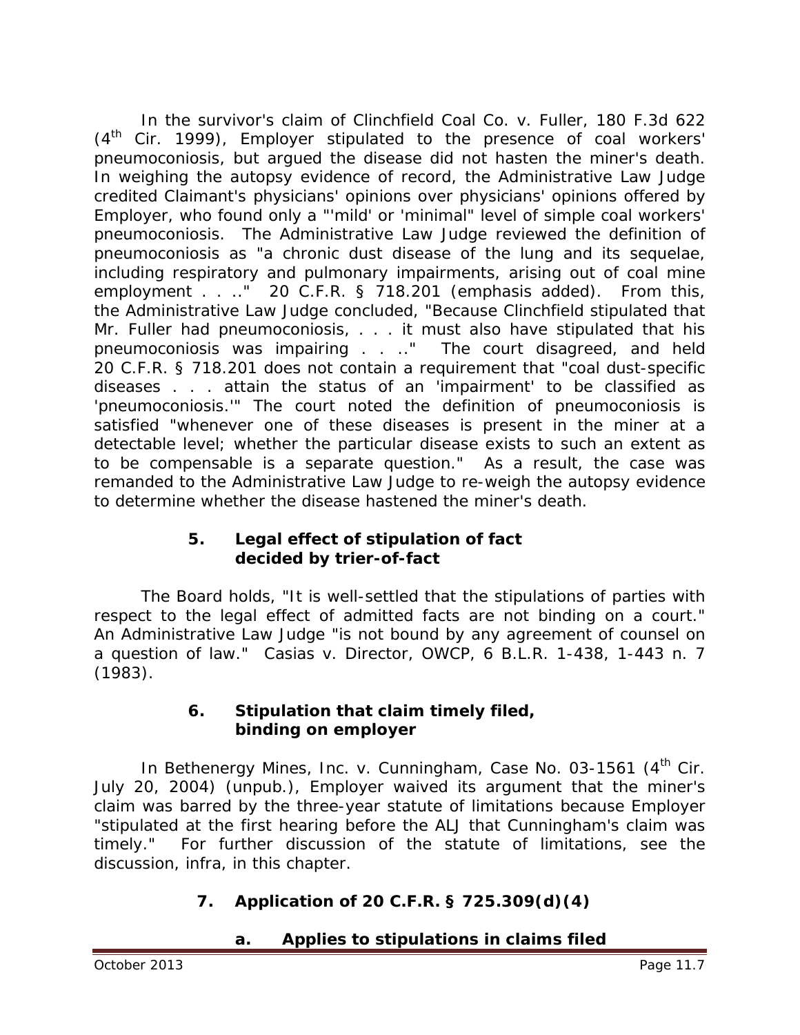In the survivor's claim of *Clinchfield Coal Co. v. Fuller*, 180 F.3d 622 (4th Cir. 1999), Employer stipulated to the presence of coal workers' pneumoconiosis, but argued the disease did not hasten the miner's death. In weighing the autopsy evidence of record, the Administrative Law Judge credited Claimant's physicians' opinions over physicians' opinions offered by Employer, who found only a "'mild' or 'minimal" level of simple coal workers' pneumoconiosis. The Administrative Law Judge reviewed the definition of pneumoconiosis as "a chronic dust disease of the lung and its sequelae, including respiratory and pulmonary impairments, arising out of coal mine employment . . .." 20 C.F.R. § 718.201 (emphasis added). From this, the Administrative Law Judge concluded, "Because Clinchfield stipulated that Mr. Fuller had pneumoconiosis, . . . it must also have stipulated that his pneumoconiosis was impairing . . .." The court disagreed, and held 20 C.F.R. § 718.201 does not contain a requirement that "coal dust-specific diseases . . . attain the status of an 'impairment' to be classified as 'pneumoconiosis.'" The court noted the definition of pneumoconiosis is satisfied "whenever one of these diseases is present in the miner at a detectable level; whether the particular disease exists to such an extent as to be compensable is a separate question." As a result, the case was remanded to the Administrative Law Judge to re-weigh the autopsy evidence to determine whether the disease hastened the miner's death.

### 5. Legal effect of stipulation of fact decided by trier-of-fact

The Board holds, "It is well-settled that the stipulations of parties with respect to the legal effect of admitted facts are not binding on a court." An Administrative Law Judge "is not bound by any agreement of counsel on a question of law." *Casias v. Director, OWCP*, 6 B.L.R. 1-438, 1-443 n. 7 (1983).

### 6. Stipulation that claim timely filed, binding on employer

In *Bethenergy Mines, Inc. v. Cunningham*, Case No. 03-1561 (4th Cir. July 20, 2004) (unpub.), Employer waived its argument that the miner's claim was barred by the three-year statute of limitations because Employer "stipulated at the first hearing before the ALJ that Cunningham's claim was timely." For further discussion of the statute of limitations, see the discussion, *infra*, in this chapter.

### 7. Application of 20 C.F.R. § 725.309(d)(4)

#### a. Applies to stipulations in claims filed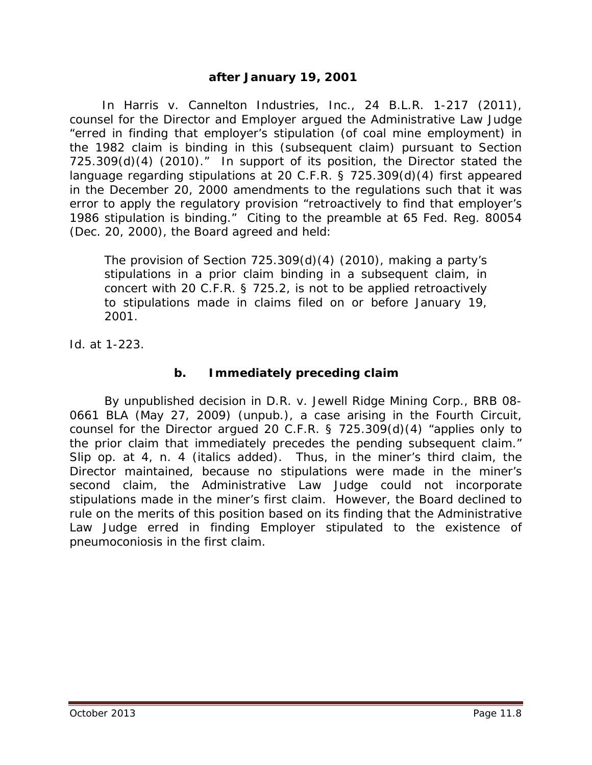**after January 19, 2001**

In *Harris v. Cannelton Industries, Inc.*, 24 B.L.R. 1-217 (2011), counsel for the Director and Employer argued the Administrative Law Judge "erred in finding that employer's stipulation (of coal mine employment) in the 1982 claim is binding in this (subsequent claim) pursuant to Section 725.309(d)(4) (2010)." In support of its position, the Director stated the language regarding stipulations at 20 C.F.R. § 725.309(d)(4) first appeared in the December 20, 2000 amendments to the regulations such that it was error to apply the regulatory provision "retroactively to find that employer's 1986 stipulation is binding." Citing to the preamble at 65 Fed. Reg. 80054 (Dec. 20, 2000), the Board agreed and held:

> The provision of Section 725.309(d)(4) (2010), making a party's stipulations in a prior claim binding in a subsequent claim, in concert with 20 C.F.R. § 725.2, is not to be applied retroactively to stipulations made in claims filed on or before January 19, 2001.

*Id.* at 1-223.

### b. Immediately preceding claim

By unpublished decision in *D.R. v. Jewell Ridge Mining Corp.*, BRB 08-0661 BLA (May 27, 2009) (unpub.), a case arising in the Fourth Circuit, counsel for the Director argued 20 C.F.R. § 725.309(d)(4) "applies only to the prior claim that *immediately* precedes the pending subsequent claim." Slip op. at 4, n. 4 (italics added). Thus, in the miner's third claim, the Director maintained, because no stipulations were made in the miner's second claim, the Administrative Law Judge could not incorporate stipulations made in the miner's first claim. However, the Board declined to rule on the merits of this position based on its finding that the Administrative Law Judge erred in finding Employer stipulated to the existence of pneumoconiosis in the first claim.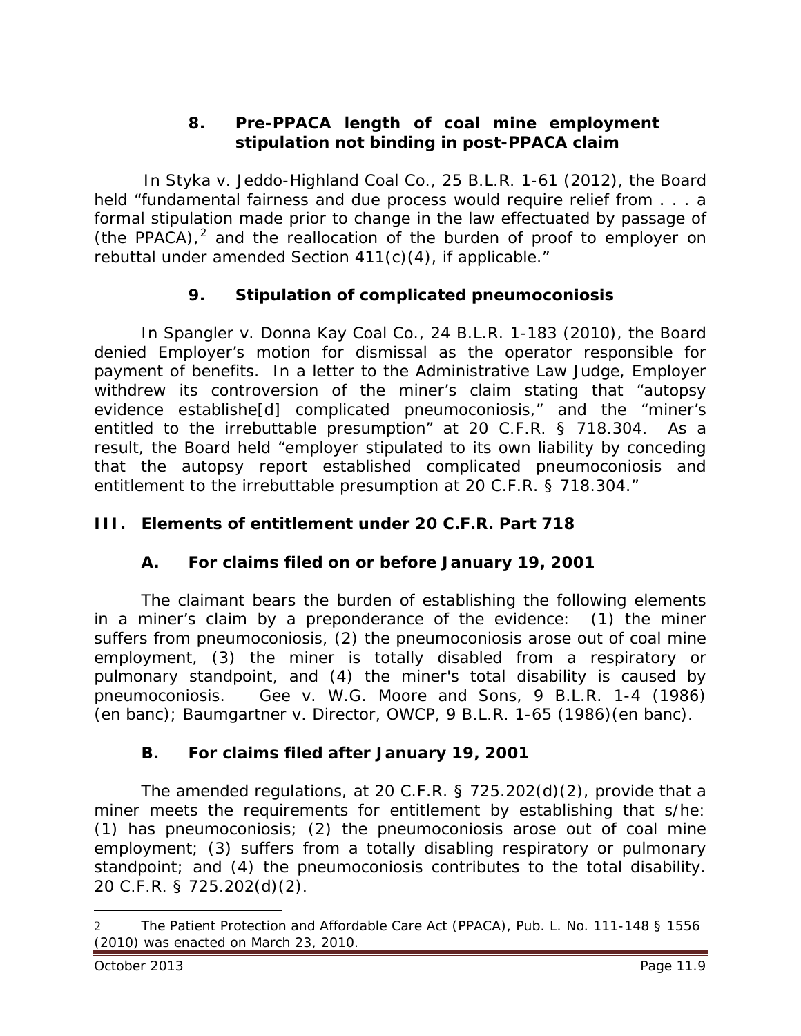### 8. Pre-PPACA length of coal mine employment stipulation not binding in post-PPACA claim

In *Styka v. Jeddo-Highland Coal Co.*, 25 B.L.R. 1-61 (2012), the Board held "fundamental fairness and due process would require relief from . . . a formal stipulation made prior to change in the law effectuated by passage of (the PPACA),[2] and the reallocation of the burden of proof to employer on rebuttal under amended Section 411(c)(4), if applicable."

### 9. Stipulation of complicated pneumoconiosis

In *Spangler v. Donna Kay Coal Co.*, 24 B.L.R. 1-183 (2010), the Board denied Employer's motion for dismissal as the operator responsible for payment of benefits. In a letter to the Administrative Law Judge, Employer withdrew its controversion of the miner's claim stating that "autopsy evidence establishe[d] complicated pneumoconiosis," and the "miner's entitled to the irrebuttable presumption" at 20 C.F.R. § 718.304. As a result, the Board held "employer stipulated to its own liability by conceding that the autopsy report established complicated pneumoconiosis and entitlement to the irrebuttable presumption at 20 C.F.R. § 718.304."

## III. Elements of entitlement under 20 C.F.R. Part 718

### A. For claims filed on or before January 19, 2001

The claimant bears the burden of establishing the following elements in a miner's claim by a preponderance of the evidence: (1) the miner suffers from pneumoconiosis, (2) the pneumoconiosis arose out of coal mine employment, (3) the miner is totally disabled from a respiratory or pulmonary standpoint, and (4) the miner's total disability is caused by pneumoconiosis. *Gee v. W.G. Moore and Sons*, 9 B.L.R. 1-4 (1986) (en banc); *Baumgartner v. Director, OWCP*, 9 B.L.R. 1-65 (1986)(en banc).

### B. For claims filed after January 19, 2001

The amended regulations, at 20 C.F.R. § 725.202(d)(2), provide that a miner meets the requirements for entitlement by establishing that s/he: (1) has pneumoconiosis; (2) the pneumoconiosis arose out of coal mine employment; (3) suffers from a totally disabling respiratory or pulmonary standpoint; and (4) the pneumoconiosis contributes to the total disability. 20 C.F.R. § 725.202(d)(2).

---

[2] The Patient Protection and Affordable Care Act (PPACA), Pub. L. No. 111-148 § 1556 (2010) was enacted on March 23, 2010.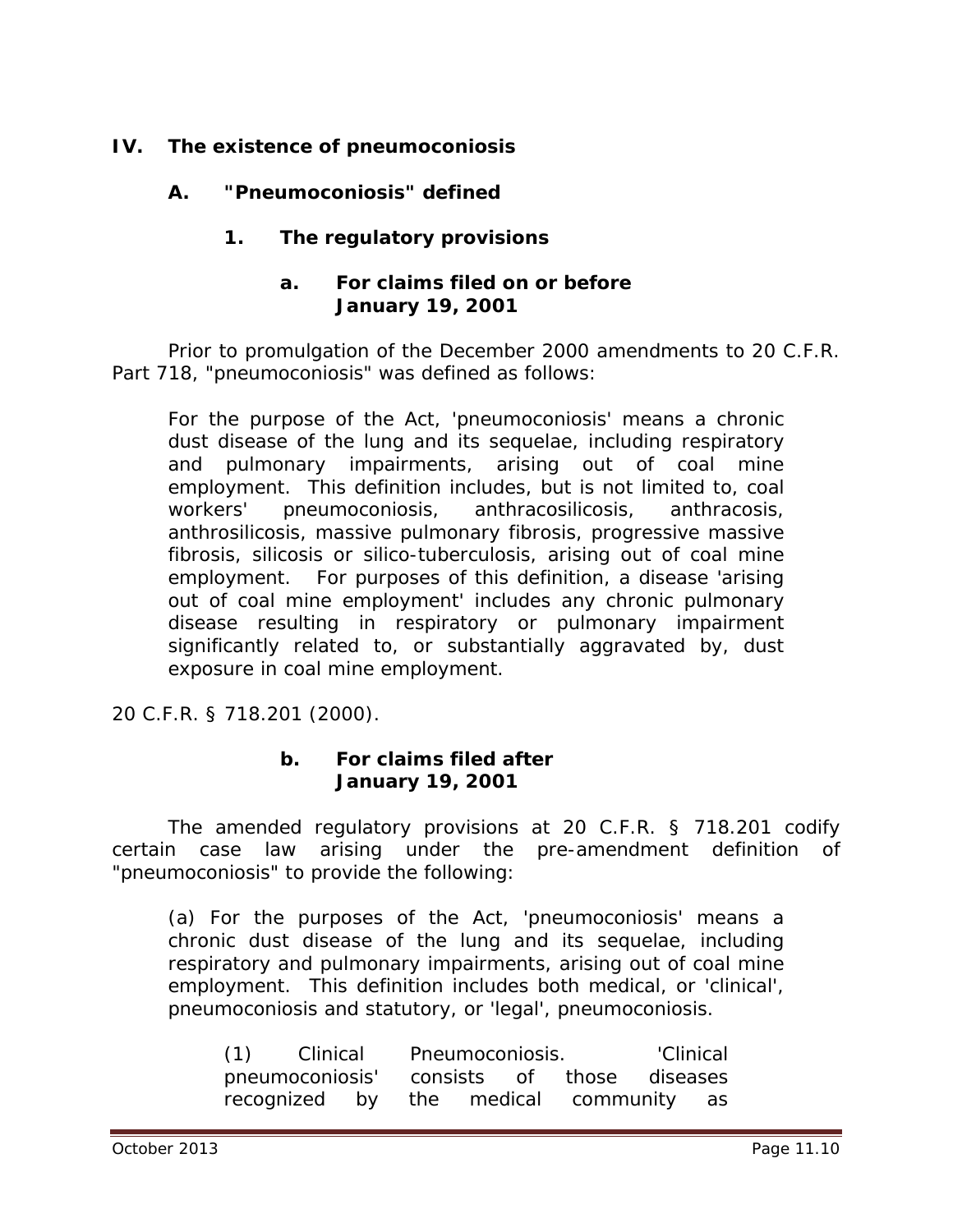## IV. The existence of pneumoconiosis

### A. "Pneumoconiosis" defined

#### 1. The regulatory provisions

##### a. For claims filed on or before January 19, 2001

Prior to promulgation of the December 2000 amendments to 20 C.F.R. Part 718, "pneumoconiosis" was defined as follows:

> For the purpose of the Act, 'pneumoconiosis' means a chronic dust disease of the lung and its sequelae, including respiratory and pulmonary impairments, arising out of coal mine employment. This definition includes, but is not limited to, coal workers' pneumoconiosis, anthracosilicosis, anthracosis, anthrosilicosis, massive pulmonary fibrosis, progressive massive fibrosis, silicosis or silico-tuberculosis, arising out of coal mine employment. For purposes of this definition, a disease 'arising out of coal mine employment' includes any chronic pulmonary disease resulting in respiratory or pulmonary impairment significantly related to, or substantially aggravated by, dust exposure in coal mine employment.

20 C.F.R. § 718.201 (2000).

##### b. For claims filed after January 19, 2001

The amended regulatory provisions at 20 C.F.R. § 718.201 codify certain case law arising under the pre-amendment definition of "pneumoconiosis" to provide the following:

> (a) For the purposes of the Act, 'pneumoconiosis' means a chronic dust disease of the lung and its sequelae, including respiratory and pulmonary impairments, arising out of coal mine employment. This definition includes both medical, or 'clinical', pneumoconiosis and statutory, or 'legal', pneumoconiosis.
>
> > (1) Clinical Pneumoconiosis. 'Clinical pneumoconiosis' consists of those diseases recognized by the medical community as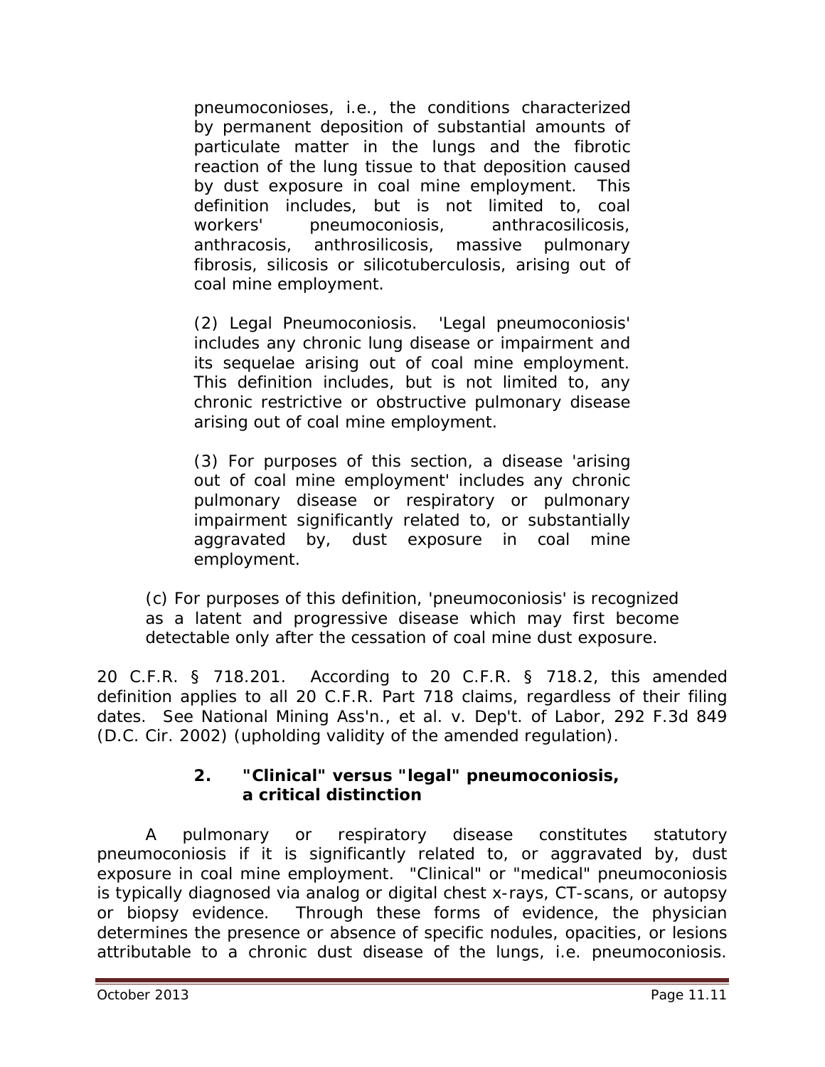> pneumoconioses, i.e., the conditions characterized by permanent deposition of substantial amounts of particulate matter in the lungs and the fibrotic reaction of the lung tissue to that deposition caused by dust exposure in coal mine employment. This definition includes, but is not limited to, coal workers' pneumoconiosis, anthracosilicosis, anthracosis, anthrosilicosis, massive pulmonary fibrosis, silicosis or silicotuberculosis, arising out of coal mine employment.
>
> (2) Legal Pneumoconiosis. 'Legal pneumoconiosis' includes any chronic lung disease or impairment and its sequelae arising out of coal mine employment. This definition includes, but is not limited to, any chronic restrictive or obstructive pulmonary disease arising out of coal mine employment.
>
> (3) For purposes of this section, a disease 'arising out of coal mine employment' includes any chronic pulmonary disease or respiratory or pulmonary impairment significantly related to, or substantially aggravated by, dust exposure in coal mine employment.

> (c) For purposes of this definition, 'pneumoconiosis' is recognized as a latent and progressive disease which may first become detectable only after the cessation of coal mine dust exposure.

20 C.F.R. § 718.201. According to 20 C.F.R. § 718.2, this amended definition applies to all 20 C.F.R. Part 718 claims, regardless of their filing dates. *See National Mining Ass'n., et al. v. Dep't. of Labor*, 292 F.3d 849 (D.C. Cir. 2002) (upholding validity of the amended regulation).

### 2. "Clinical" versus "legal" pneumoconiosis, a critical distinction

A pulmonary or respiratory disease constitutes statutory pneumoconiosis if it is significantly related to, or aggravated by, dust exposure in coal mine employment. "Clinical" or "medical" pneumoconiosis is typically diagnosed via analog or digital chest x-rays, CT-scans, or autopsy or biopsy evidence. Through these forms of evidence, the physician determines the presence or absence of specific nodules, opacities, or lesions attributable to a chronic dust disease of the lungs, i.e. pneumoconiosis.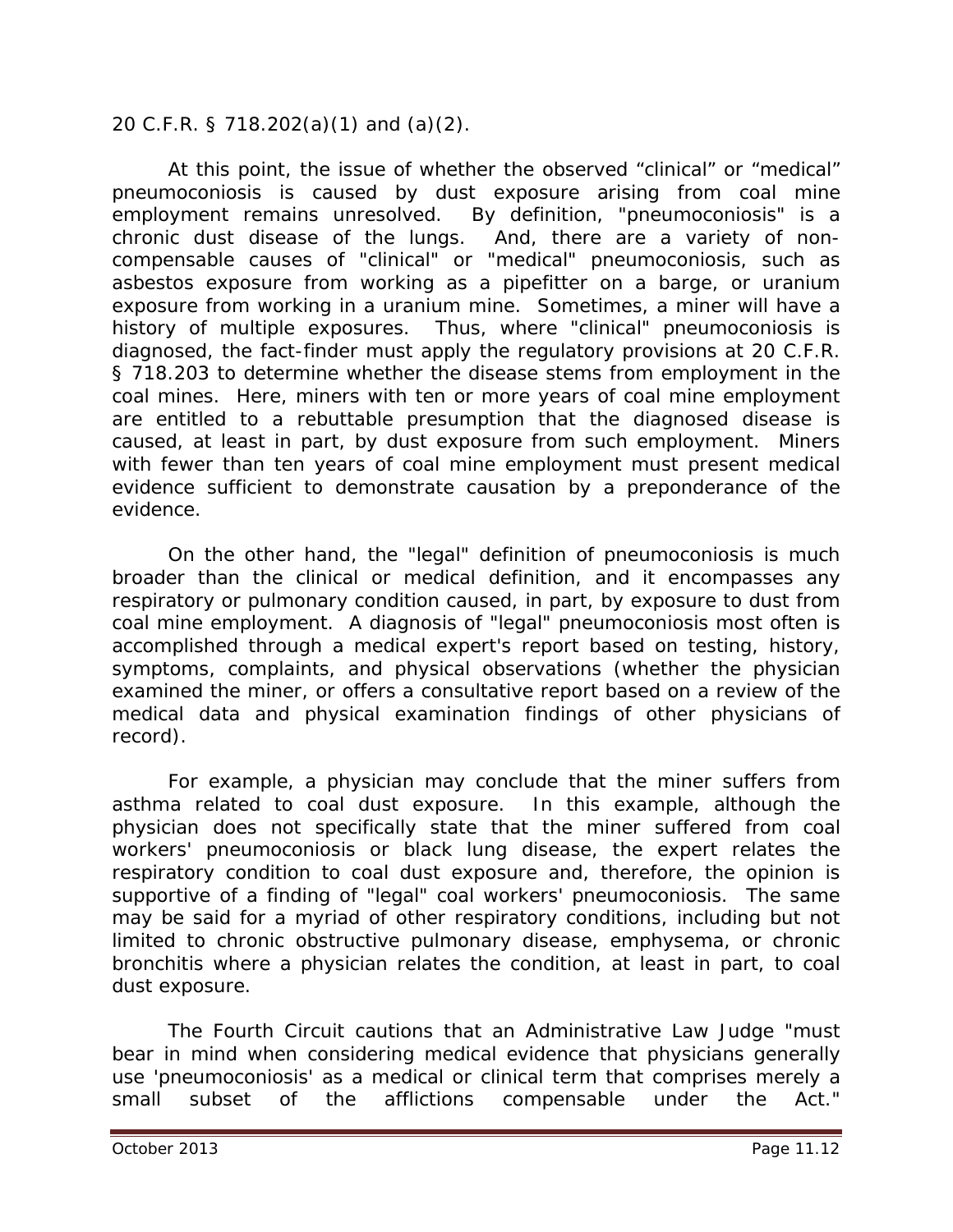20 C.F.R. § 718.202(a)(1) and (a)(2).

At this point, the issue of whether the observed "clinical" or "medical" pneumoconiosis is caused by dust exposure arising from coal mine employment remains unresolved. By definition, "pneumoconiosis" is a chronic dust disease of the lungs. And, there are a variety of non-compensable causes of "clinical" or "medical" pneumoconiosis, such as asbestos exposure from working as a pipefitter on a barge, or uranium exposure from working in a uranium mine. Sometimes, a miner will have a history of multiple exposures. Thus, where "clinical" pneumoconiosis is diagnosed, the fact-finder must apply the regulatory provisions at 20 C.F.R. § 718.203 to determine whether the disease stems from employment in the coal mines. Here, miners with ten or more years of coal mine employment are entitled to a rebuttable presumption that the diagnosed disease is caused, at least in part, by dust exposure from such employment. Miners with fewer than ten years of coal mine employment must present medical evidence sufficient to demonstrate causation by a preponderance of the evidence.

On the other hand, the "legal" definition of pneumoconiosis is much broader than the clinical or medical definition, and it encompasses any respiratory or pulmonary condition caused, in part, by exposure to dust from coal mine employment. A diagnosis of "legal" pneumoconiosis most often is accomplished through a medical expert's report based on testing, history, symptoms, complaints, and physical observations (whether the physician examined the miner, or offers a consultative report based on a review of the medical data and physical examination findings of other physicians of record).

For example, a physician may conclude that the miner suffers from asthma related to coal dust exposure. In this example, although the physician does not specifically state that the miner suffered from coal workers' pneumoconiosis or black lung disease, the expert relates the respiratory condition to coal dust exposure and, therefore, the opinion is supportive of a finding of "legal" coal workers' pneumoconiosis. The same may be said for a myriad of other respiratory conditions, including but not limited to chronic obstructive pulmonary disease, emphysema, or chronic bronchitis where a physician relates the condition, at least in part, to coal dust exposure.

The Fourth Circuit cautions that an Administrative Law Judge "must bear in mind when considering medical evidence that physicians generally use 'pneumoconiosis' as a medical or clinical term that comprises merely a small subset of the afflictions compensable under the Act."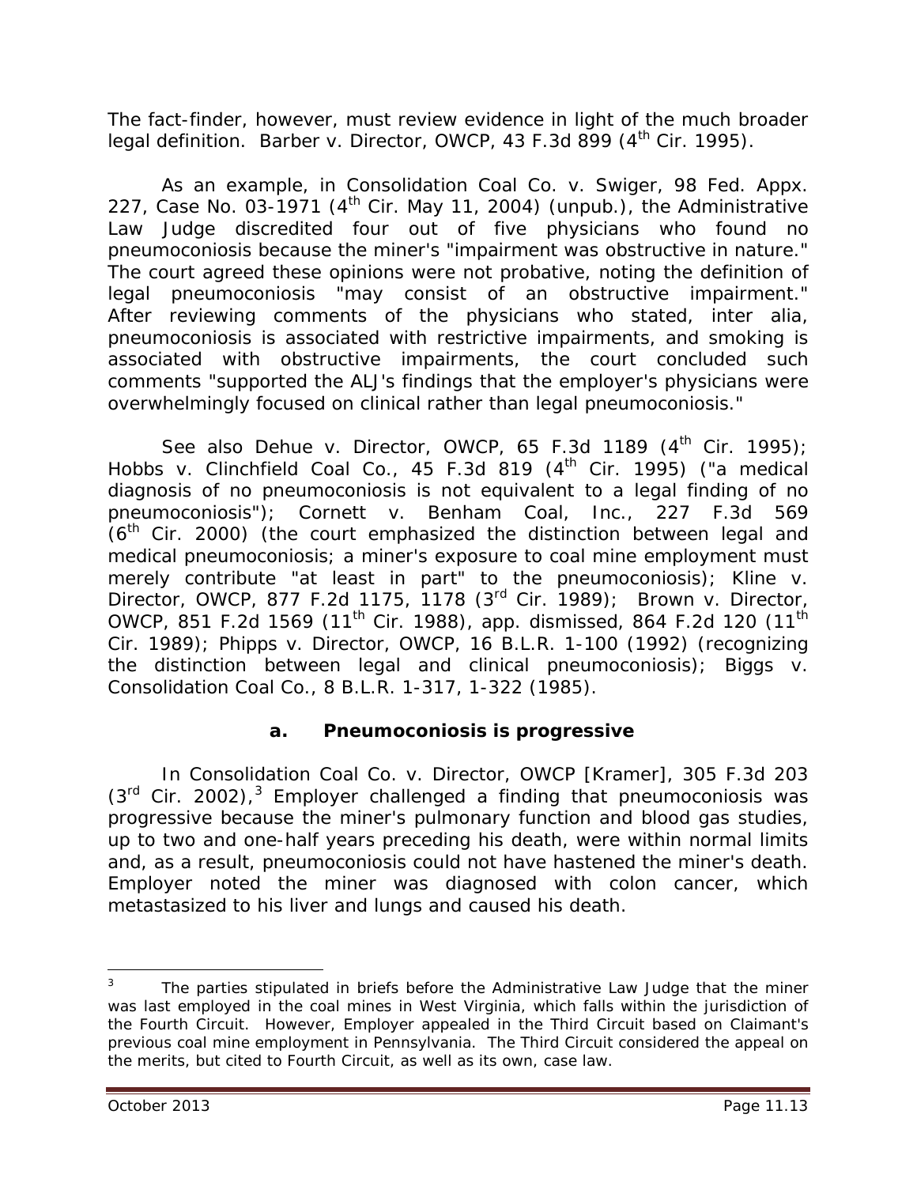The fact-finder, however, must review evidence in light of the much broader legal definition. *Barber v. Director, OWCP*, 43 F.3d 899 (4th Cir. 1995).

As an example, in *Consolidation Coal Co. v. Swiger*, 98 Fed. Appx. 227, Case No. 03-1971 (4th Cir. May 11, 2004) (unpub.), the Administrative Law Judge discredited four out of five physicians who found no pneumoconiosis because the miner's "impairment was obstructive in nature." The court agreed these opinions were not probative, noting the definition of legal pneumoconiosis "may consist of an obstructive impairment." After reviewing comments of the physicians who stated, *inter alia*, pneumoconiosis is associated with restrictive impairments, and smoking is associated with obstructive impairments, the court concluded such comments "supported the ALJ's findings that the employer's physicians were overwhelmingly focused on clinical rather than legal pneumoconiosis."

*See also Dehue v. Director, OWCP*, 65 F.3d 1189 (4th Cir. 1995); *Hobbs v. Clinchfield Coal Co.*, 45 F.3d 819 (4th Cir. 1995) ("a medical diagnosis of no pneumoconiosis is not equivalent to a legal finding of no pneumoconiosis"); *Cornett v. Benham Coal, Inc.*, 227 F.3d 569 (6th Cir. 2000) (the court emphasized the distinction between legal and medical pneumoconiosis; a miner's exposure to coal mine employment must merely contribute "at least in part" to the pneumoconiosis); *Kline v. Director, OWCP*, 877 F.2d 1175, 1178 (3rd Cir. 1989); *Brown v. Director, OWCP*, 851 F.2d 1569 (11th Cir. 1988), *app. dismissed*, 864 F.2d 120 (11th Cir. 1989); *Phipps v. Director, OWCP*, 16 B.L.R. 1-100 (1992) (recognizing the distinction between legal and clinical pneumoconiosis); *Biggs v. Consolidation Coal Co.*, 8 B.L.R. 1-317, 1-322 (1985).

#### a. Pneumoconiosis is progressive

In *Consolidation Coal Co. v. Director, OWCP [Kramer]*, 305 F.3d 203 (3rd Cir. 2002),[3] Employer challenged a finding that pneumoconiosis was progressive because the miner's pulmonary function and blood gas studies, up to two and one-half years preceding his death, were within normal limits and, as a result, pneumoconiosis could not have hastened the miner's death. Employer noted the miner was diagnosed with colon cancer, which metastasized to his liver and lungs and caused his death.

---

[3] The parties stipulated in briefs before the Administrative Law Judge that the miner was last employed in the coal mines in West Virginia, which falls within the jurisdiction of the Fourth Circuit. However, Employer appealed in the Third Circuit based on Claimant's previous coal mine employment in Pennsylvania. The Third Circuit considered the appeal on the merits, but cited to Fourth Circuit, as well as its own, case law.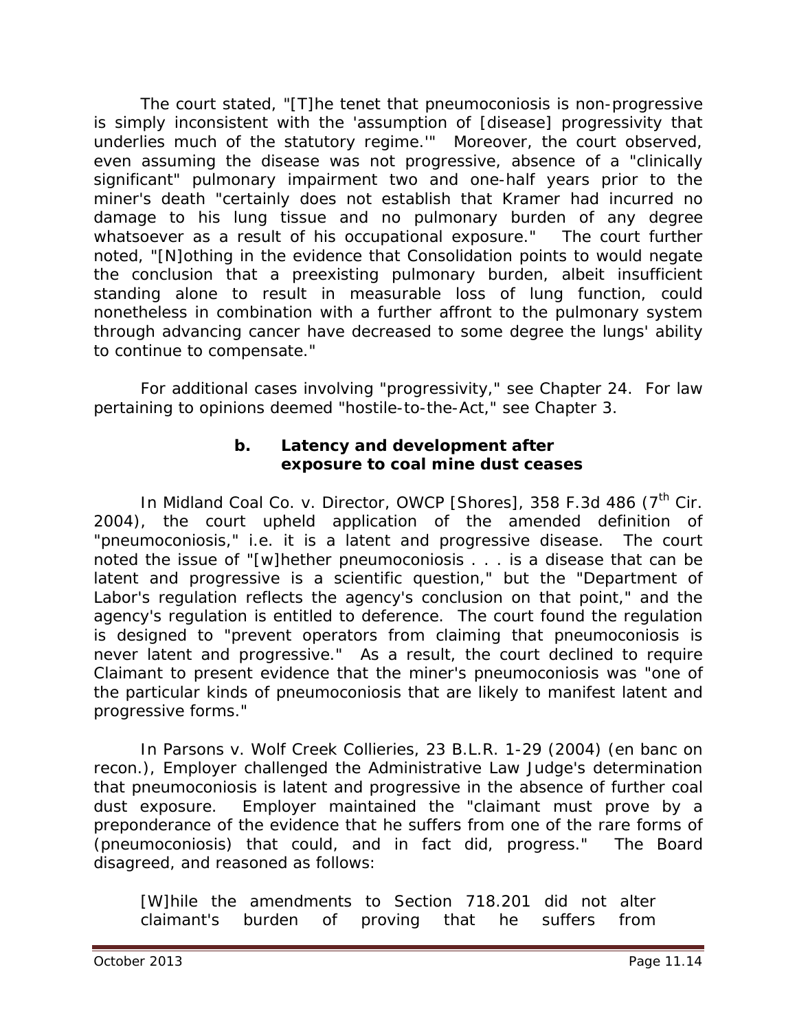The court stated, "[T]he tenet that pneumoconiosis is non-progressive is simply inconsistent with the 'assumption of [disease] progressivity that underlies much of the statutory regime.'" Moreover, the court observed, even assuming the disease was not progressive, absence of a "clinically significant" pulmonary impairment two and one-half years prior to the miner's death "certainly does not establish that Kramer had incurred no damage to his lung tissue and no pulmonary burden of any degree whatsoever as a result of his occupational exposure." The court further noted, "[N]othing in the evidence that Consolidation points to would negate the conclusion that a preexisting pulmonary burden, albeit insufficient standing alone to result in measurable loss of lung function, could nonetheless in combination with a further affront to the pulmonary system through advancing cancer have decreased to some degree the lungs' ability to continue to compensate."

For additional cases involving "progressivity," see Chapter 24. For law pertaining to opinions deemed "hostile-to-the-Act," see Chapter 3.

#### b. Latency and development after exposure to coal mine dust ceases

In *Midland Coal Co. v. Director, OWCP [Shores]*, 358 F.3d 486 (7th Cir. 2004), the court upheld application of the amended definition of "pneumoconiosis," i.e. it is a latent and progressive disease. The court noted the issue of "[w]hether pneumoconiosis . . . is a disease that can be latent and progressive is a scientific question," but the "Department of Labor's regulation reflects the agency's conclusion on that point," and the agency's regulation is entitled to deference. The court found the regulation is designed to "prevent operators from claiming that pneumoconiosis is never latent and progressive." As a result, the court declined to require Claimant to present evidence that the miner's pneumoconiosis was "one of the particular kinds of pneumoconiosis that are likely to manifest latent and progressive forms."

In *Parsons v. Wolf Creek Collieries*, 23 B.L.R. 1-29 (2004) (en banc on recon.), Employer challenged the Administrative Law Judge's determination that pneumoconiosis is latent and progressive in the absence of further coal dust exposure. Employer maintained the "claimant must prove by a preponderance of the evidence that he suffers from one of the rare forms of (pneumoconiosis) that could, and in fact did, progress." The Board disagreed, and reasoned as follows:

> [W]hile the amendments to Section 718.201 did not alter claimant's burden of proving that he suffers from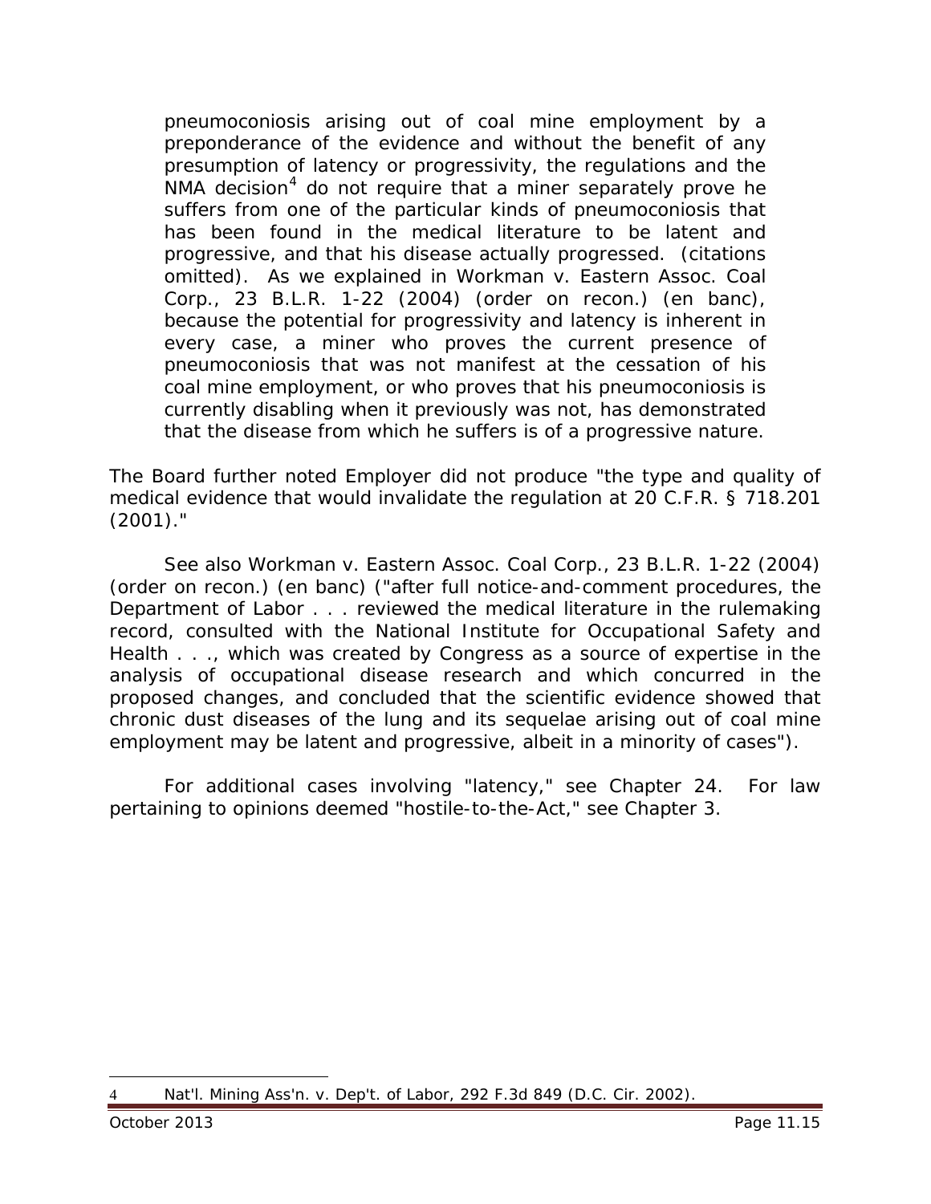> pneumoconiosis arising out of coal mine employment by a preponderance of the evidence and without the benefit of any presumption of latency or progressivity, the regulations and the NMA decision[4] do not require that a miner separately prove he suffers from one of the particular kinds of pneumoconiosis that has been found in the medical literature to be latent and progressive, and that his disease actually progressed. (citations omitted). As we explained in *Workman v. Eastern Assoc. Coal Corp.*, 23 B.L.R. 1-22 (2004) (order on recon.) (en banc), because the potential for progressivity and latency is inherent in every case, a miner who proves the current presence of pneumoconiosis that was not manifest at the cessation of his coal mine employment, or who proves that his pneumoconiosis is currently disabling when it previously was not, has demonstrated that the disease from which he suffers is of a progressive nature.

The Board further noted Employer did not produce "the type and quality of medical evidence that would invalidate the regulation at 20 C.F.R. § 718.201 (2001)."

*See also Workman v. Eastern Assoc. Coal Corp.*, 23 B.L.R. 1-22 (2004) (order on recon.) (en banc) ("after full notice-and-comment procedures, the Department of Labor . . . reviewed the medical literature in the rulemaking record, consulted with the National Institute for Occupational Safety and Health . . ., which was created by Congress as a source of expertise in the analysis of occupational disease research and which concurred in the proposed changes, and concluded that the scientific evidence showed that chronic dust diseases of the lung and its sequelae arising out of coal mine employment may be latent and progressive, albeit in a minority of cases").

For additional cases involving "latency," see Chapter 24. For law pertaining to opinions deemed "hostile-to-the-Act," see Chapter 3.

---

4 *Nat'l. Mining Ass'n. v. Dep't. of Labor*, 292 F.3d 849 (D.C. Cir. 2002).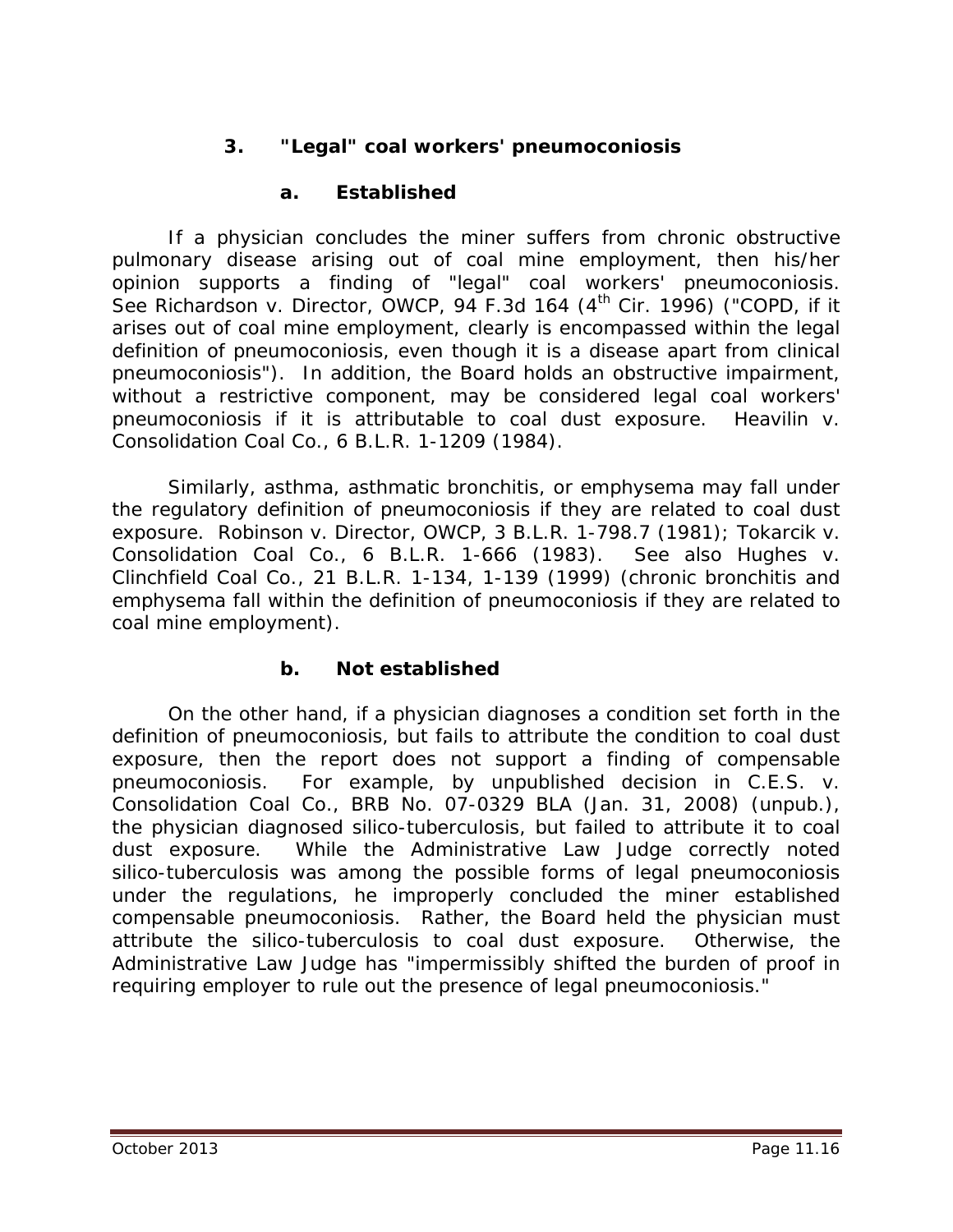### 3. "Legal" coal workers' pneumoconiosis

#### a. Established

If a physician concludes the miner suffers from chronic obstructive pulmonary disease arising out of coal mine employment, then his/her opinion supports a finding of "legal" coal workers' pneumoconiosis. *See Richardson v. Director, OWCP*, 94 F.3d 164 (4th Cir. 1996) ("COPD, if it arises out of coal mine employment, clearly is encompassed within the legal definition of pneumoconiosis, even though it is a disease apart from clinical pneumoconiosis"). In addition, the Board holds an obstructive impairment, without a restrictive component, may be considered legal coal workers' pneumoconiosis if it is attributable to coal dust exposure. *Heavilin v. Consolidation Coal Co.*, 6 B.L.R. 1-1209 (1984).

Similarly, asthma, asthmatic bronchitis, or emphysema may fall under the regulatory definition of pneumoconiosis if they are related to coal dust exposure. *Robinson v. Director, OWCP*, 3 B.L.R. 1-798.7 (1981); *Tokarcik v. Consolidation Coal Co.*, 6 B.L.R. 1-666 (1983). *See also Hughes v. Clinchfield Coal Co.*, 21 B.L.R. 1-134, 1-139 (1999) (chronic bronchitis and emphysema fall within the definition of pneumoconiosis if they are related to coal mine employment).

#### b. Not established

On the other hand, if a physician diagnoses a condition set forth in the definition of pneumoconiosis, but fails to attribute the condition to coal dust exposure, then the report does not support a finding of compensable pneumoconiosis. For example, by unpublished decision in *C.E.S. v. Consolidation Coal Co.*, BRB No. 07-0329 BLA (Jan. 31, 2008) (unpub.), the physician diagnosed silico-tuberculosis, but failed to attribute it to coal dust exposure. While the Administrative Law Judge correctly noted silico-tuberculosis was among the possible forms of legal pneumoconiosis under the regulations, he improperly concluded the miner established compensable pneumoconiosis. Rather, the Board held the physician must attribute the silico-tuberculosis to coal dust exposure. Otherwise, the Administrative Law Judge has "impermissibly shifted the burden of proof in requiring employer to rule out the presence of legal pneumoconiosis."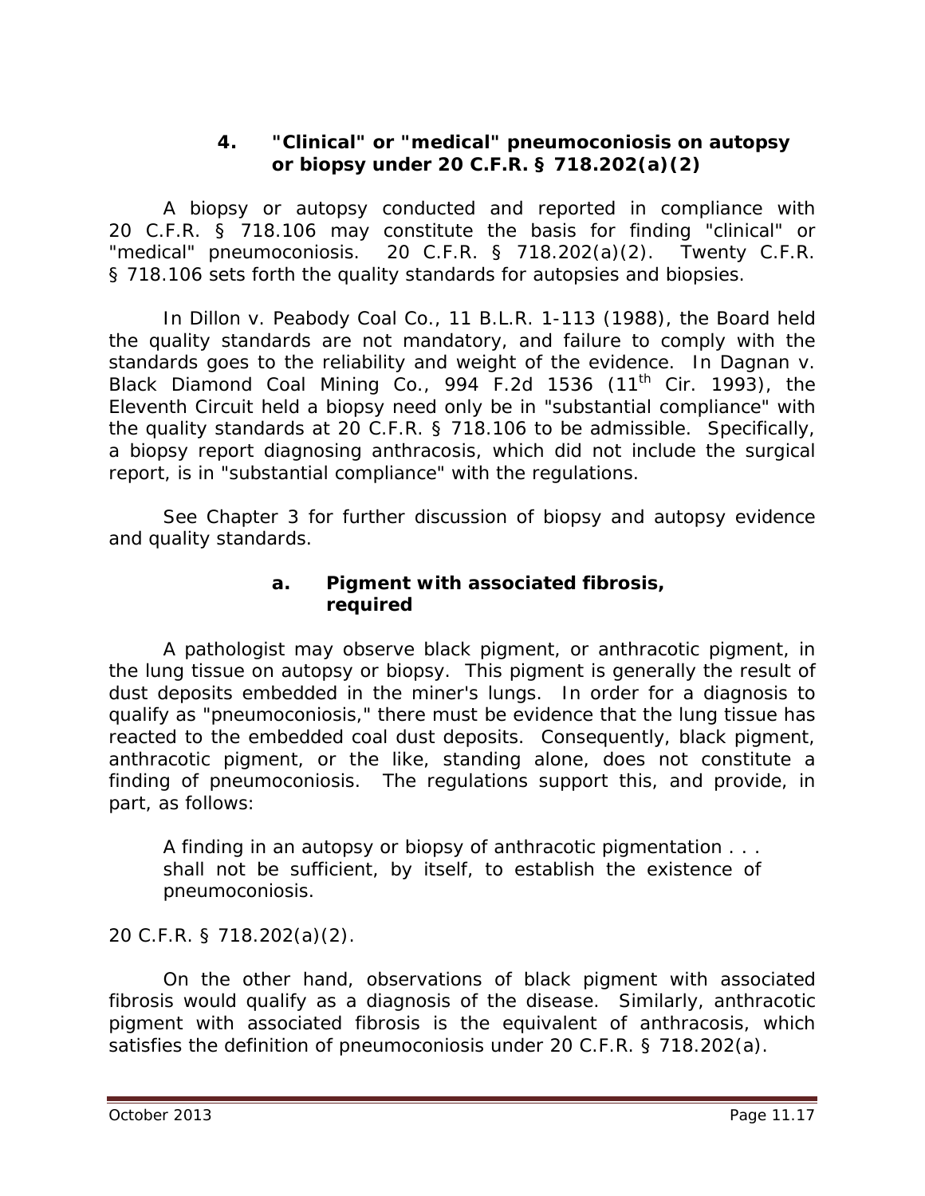### 4. "Clinical" or "medical" pneumoconiosis on autopsy or biopsy under 20 C.F.R. § 718.202(a)(2)

A biopsy or autopsy conducted and reported in compliance with 20 C.F.R. § 718.106 may constitute the basis for finding "clinical" or "medical" pneumoconiosis. 20 C.F.R. § 718.202(a)(2). Twenty C.F.R. § 718.106 sets forth the quality standards for autopsies and biopsies.

In *Dillon v. Peabody Coal Co.*, 11 B.L.R. 1-113 (1988), the Board held the quality standards are not mandatory, and failure to comply with the standards goes to the reliability and weight of the evidence. In *Dagnan v. Black Diamond Coal Mining Co.*, 994 F.2d 1536 (11th Cir. 1993), the Eleventh Circuit held a biopsy need only be in "substantial compliance" with the quality standards at 20 C.F.R. § 718.106 to be admissible. Specifically, a biopsy report diagnosing anthracosis, which did not include the surgical report, is in "substantial compliance" with the regulations.

*See* Chapter 3 for further discussion of biopsy and autopsy evidence and quality standards.

#### a. Pigment with associated fibrosis, required

A pathologist may observe black pigment, or anthracotic pigment, in the lung tissue on autopsy or biopsy. This pigment is generally the result of dust deposits embedded in the miner's lungs. In order for a diagnosis to qualify as "pneumoconiosis," there must be evidence that the lung tissue has reacted to the embedded coal dust deposits. Consequently, black pigment, anthracotic pigment, or the like, standing alone, does not constitute a finding of pneumoconiosis. The regulations support this, and provide, in part, as follows:

> A finding in an autopsy or biopsy of anthracotic pigmentation . . . shall not be sufficient, by itself, to establish the existence of pneumoconiosis.

20 C.F.R. § 718.202(a)(2).

On the other hand, observations of black pigment with associated fibrosis would qualify as a diagnosis of the disease. Similarly, anthracotic pigment with associated fibrosis is the equivalent of anthracosis, which satisfies the definition of pneumoconiosis under 20 C.F.R. § 718.202(a).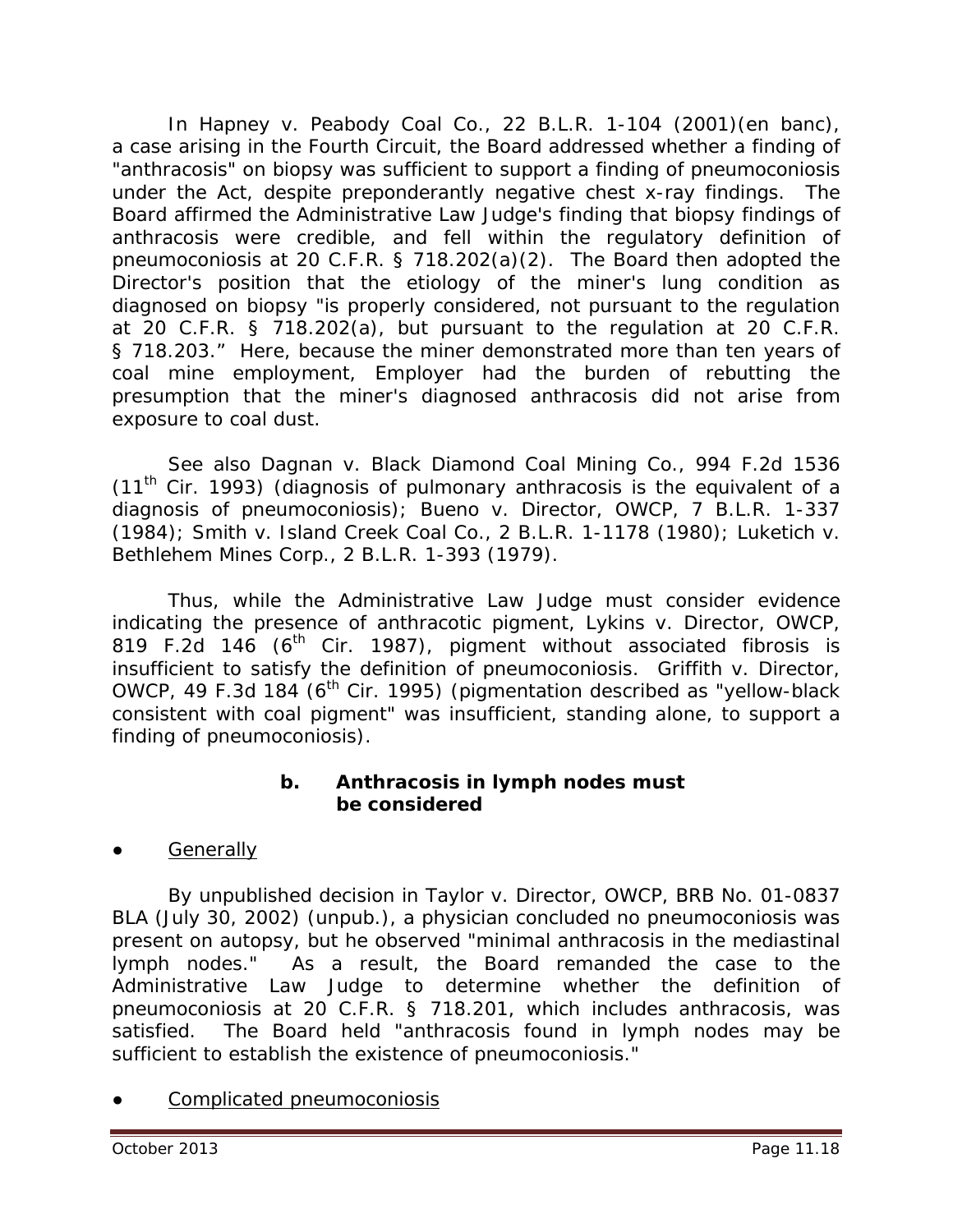In *Hapney v. Peabody Coal Co.*, 22 B.L.R. 1-104 (2001)(en banc), a case arising in the Fourth Circuit, the Board addressed whether a finding of "anthracosis" on biopsy was sufficient to support a finding of pneumoconiosis under the Act, despite preponderantly negative chest x-ray findings. The Board affirmed the Administrative Law Judge's finding that biopsy findings of anthracosis were credible, and fell within the regulatory definition of pneumoconiosis at 20 C.F.R. § 718.202(a)(2). The Board then adopted the Director's position that the etiology of the miner's lung condition as diagnosed on biopsy "is properly considered, not pursuant to the regulation at 20 C.F.R. § 718.202(a), but pursuant to the regulation at 20 C.F.R. § 718.203." Here, because the miner demonstrated more than ten years of coal mine employment, Employer had the burden of rebutting the presumption that the miner's diagnosed anthracosis did not arise from exposure to coal dust.

*See also Dagnan v. Black Diamond Coal Mining Co.*, 994 F.2d 1536 (11th Cir. 1993) (diagnosis of pulmonary anthracosis is the equivalent of a diagnosis of pneumoconiosis); *Bueno v. Director, OWCP*, 7 B.L.R. 1-337 (1984); *Smith v. Island Creek Coal Co.*, 2 B.L.R. 1-1178 (1980); *Luketich v. Bethlehem Mines Corp.*, 2 B.L.R. 1-393 (1979).

Thus, while the Administrative Law Judge must consider evidence indicating the presence of anthracotic pigment, *Lykins v. Director, OWCP*, 819 F.2d 146 (6th Cir. 1987), pigment without associated fibrosis is insufficient to satisfy the definition of pneumoconiosis. *Griffith v. Director, OWCP*, 49 F.3d 184 (6th Cir. 1995) (pigmentation described as "yellow-black consistent with coal pigment" was insufficient, standing alone, to support a finding of pneumoconiosis).

### b. Anthracosis in lymph nodes must be considered

- Generally

By unpublished decision in *Taylor v. Director, OWCP*, BRB No. 01-0837 BLA (July 30, 2002) (unpub.), a physician concluded no pneumoconiosis was present on autopsy, but he observed "minimal anthracosis in the mediastinal lymph nodes." As a result, the Board remanded the case to the Administrative Law Judge to determine whether the definition of pneumoconiosis at 20 C.F.R. § 718.201, which includes anthracosis, was satisfied. The Board held "anthracosis found in lymph nodes may be sufficient to establish the existence of pneumoconiosis."

- Complicated pneumoconiosis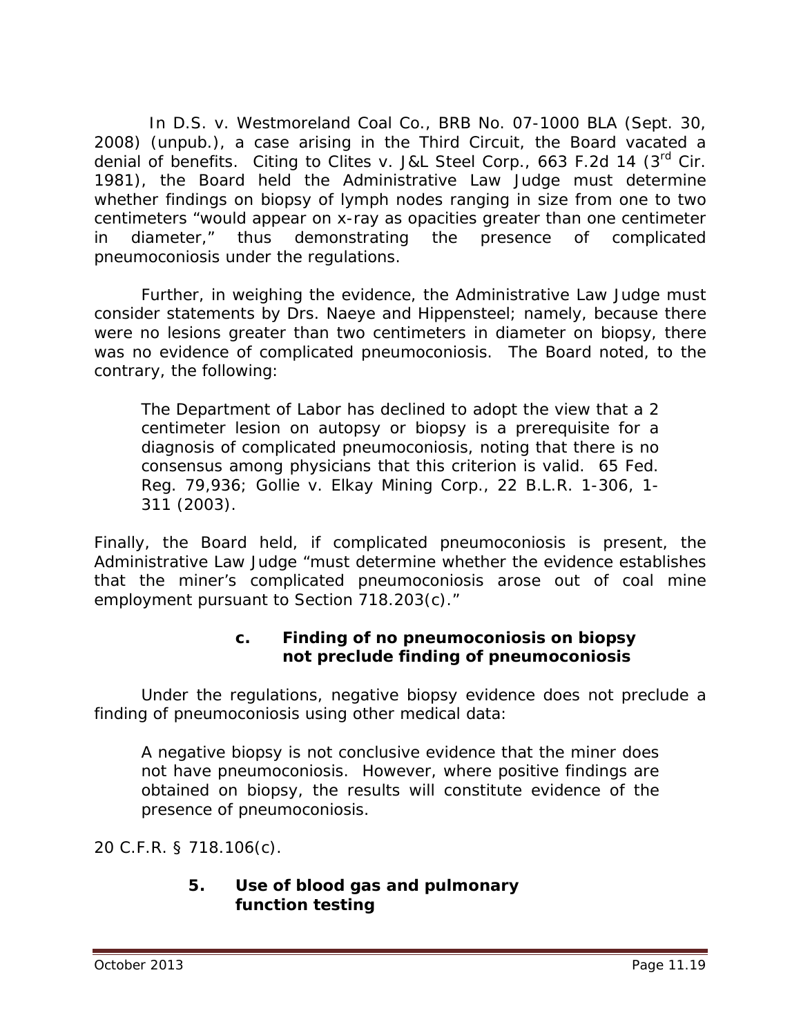In *D.S. v. Westmoreland Coal Co.*, BRB No. 07-1000 BLA (Sept. 30, 2008) (unpub.), a case arising in the Third Circuit, the Board vacated a denial of benefits. Citing to *Clites v. J&L Steel Corp.*, 663 F.2d 14 (3rd Cir. 1981), the Board held the Administrative Law Judge must determine whether findings on biopsy of lymph nodes ranging in size from one to two centimeters "would appear on x-ray as opacities greater than one centimeter in diameter," thus demonstrating the presence of complicated pneumoconiosis under the regulations.

Further, in weighing the evidence, the Administrative Law Judge must consider statements by Drs. Naeye and Hippensteel; namely, because there were no lesions greater than two centimeters in diameter on biopsy, there was no evidence of complicated pneumoconiosis. The Board noted, to the contrary, the following:

> The Department of Labor has declined to adopt the view that a 2 centimeter lesion on autopsy or biopsy is a prerequisite for a diagnosis of complicated pneumoconiosis, noting that there is no consensus among physicians that this criterion is valid. 65 Fed. Reg. 79,936; *Gollie v. Elkay Mining Corp.*, 22 B.L.R. 1-306, 1-311 (2003).

Finally, the Board held, if complicated pneumoconiosis is present, the Administrative Law Judge "must determine whether the evidence establishes that the miner's complicated pneumoconiosis arose out of coal mine employment pursuant to Section 718.203(c)."

#### c. Finding of no pneumoconiosis on biopsy not preclude finding of pneumoconiosis

Under the regulations, negative biopsy evidence does not preclude a finding of pneumoconiosis using other medical data:

> A negative biopsy is not conclusive evidence that the miner does not have pneumoconiosis. However, where positive findings are obtained on biopsy, the results will constitute evidence of the presence of pneumoconiosis.

20 C.F.R. § 718.106(c).

### 5. Use of blood gas and pulmonary function testing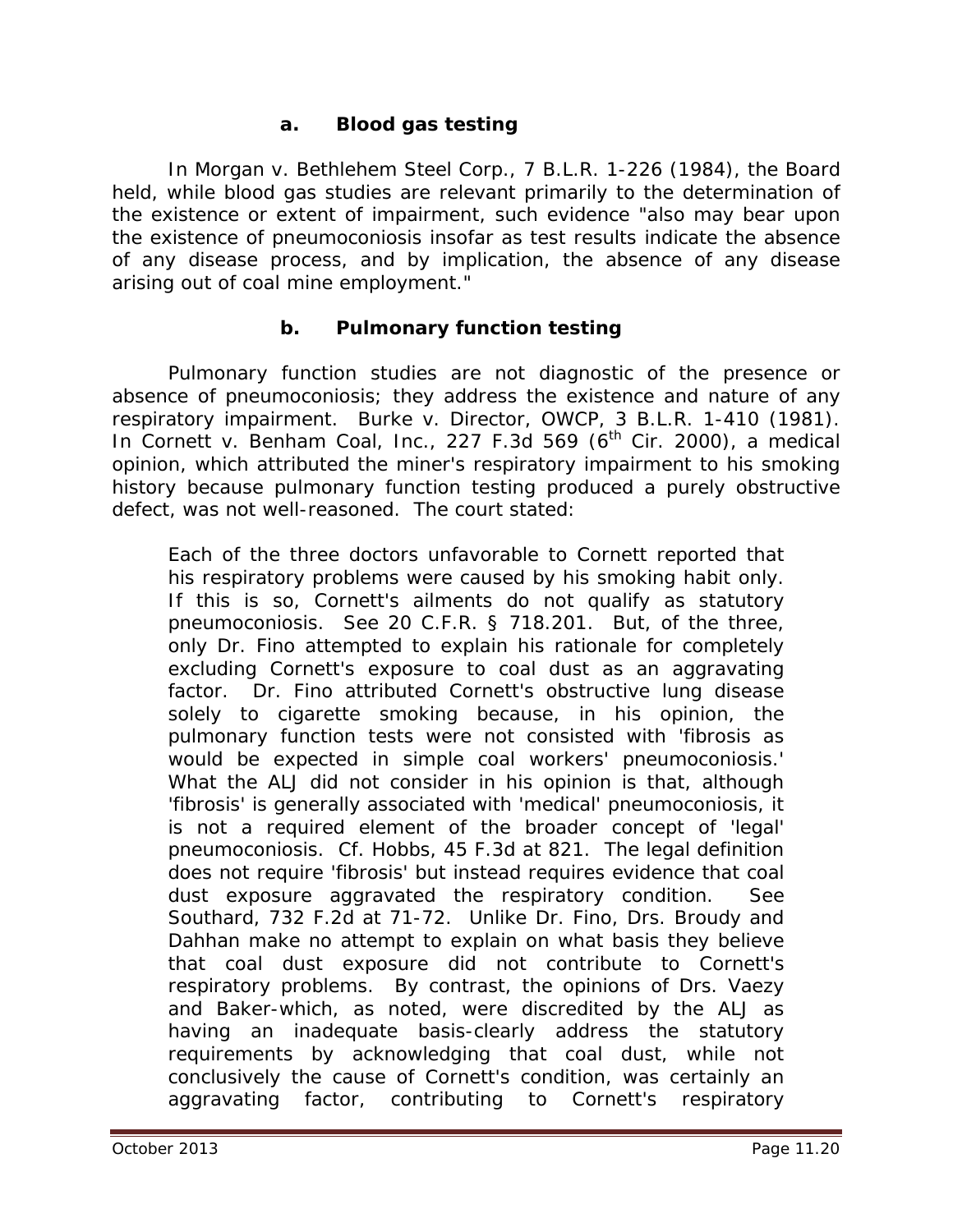#### a. Blood gas testing

In *Morgan v. Bethlehem Steel Corp.*, 7 B.L.R. 1-226 (1984), the Board held, while blood gas studies are relevant primarily to the determination of the existence or extent of impairment, such evidence "also may bear upon the existence of pneumoconiosis insofar as test results indicate the absence of any disease process, and by implication, the absence of any disease arising out of coal mine employment."

#### b. Pulmonary function testing

Pulmonary function studies are not diagnostic of the presence or absence of pneumoconiosis; they address the existence and nature of any respiratory impairment. *Burke v. Director, OWCP*, 3 B.L.R. 1-410 (1981). In *Cornett v. Benham Coal, Inc.*, 227 F.3d 569 (6th Cir. 2000), a medical opinion, which attributed the miner's respiratory impairment to his smoking history because pulmonary function testing produced a purely obstructive defect, was not well-reasoned. The court stated:

> Each of the three doctors unfavorable to Cornett reported that his respiratory problems were caused by his smoking habit only. If this is so, Cornett's ailments do not qualify as statutory pneumoconiosis. See 20 C.F.R. § 718.201. But, of the three, only Dr. Fino attempted to explain his rationale for completely excluding Cornett's exposure to coal dust as an aggravating factor. Dr. Fino attributed Cornett's obstructive lung disease solely to cigarette smoking because, in his opinion, the pulmonary function tests were not consisted with 'fibrosis as would be expected in simple coal workers' pneumoconiosis.' What the ALJ did not consider in his opinion is that, although 'fibrosis' is generally associated with 'medical' pneumoconiosis, it is not a required element of the broader concept of 'legal' pneumoconiosis. Cf. *Hobbs*, 45 F.3d at 821. The legal definition does not require 'fibrosis' but instead requires evidence that coal dust exposure aggravated the respiratory condition. See *Southard*, 732 F.2d at 71-72. Unlike Dr. Fino, Drs. Broudy and Dahhan make no attempt to explain on what basis they believe that coal dust exposure did not contribute to Cornett's respiratory problems. By contrast, the opinions of Drs. Vaezy and Baker-which, as noted, were discredited by the ALJ as having an inadequate basis-clearly address the statutory requirements by acknowledging that coal dust, while not conclusively the cause of Cornett's condition, was certainly an aggravating factor, contributing to Cornett's respiratory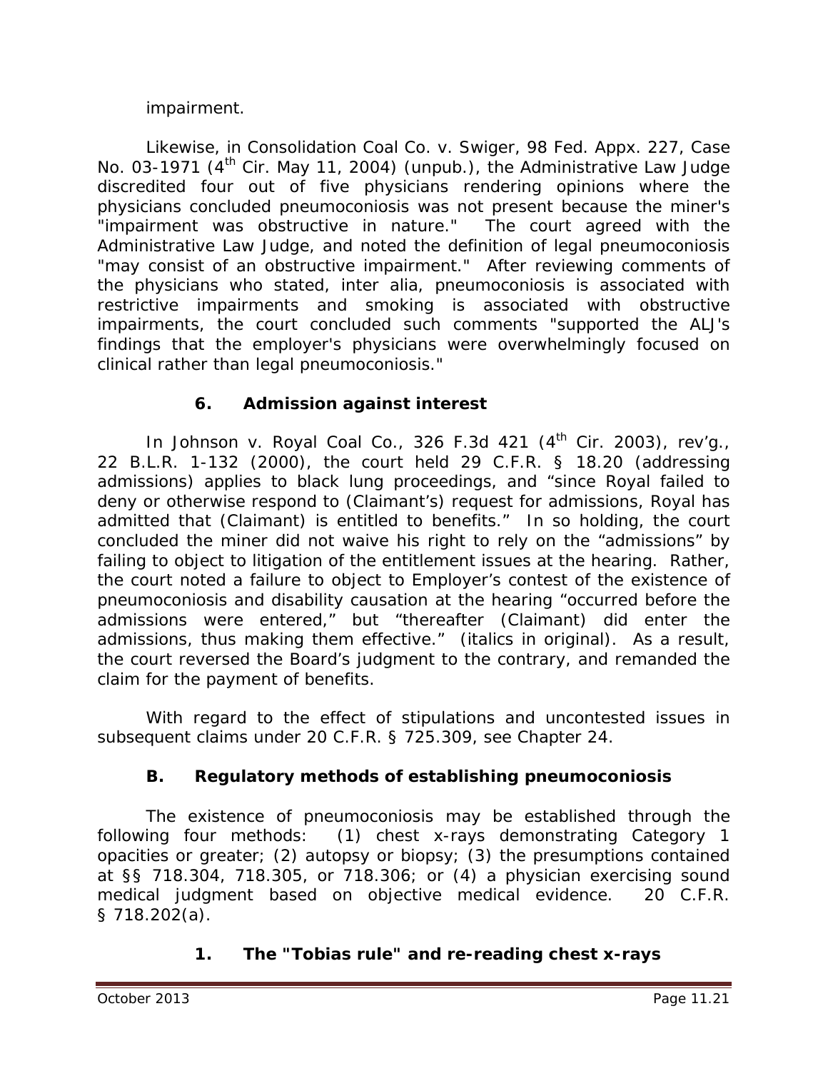impairment.

Likewise, in *Consolidation Coal Co. v. Swiger*, 98 Fed. Appx. 227, Case No. 03-1971 (4th Cir. May 11, 2004) (unpub.), the Administrative Law Judge discredited four out of five physicians rendering opinions where the physicians concluded pneumoconiosis was not present because the miner's "impairment was obstructive in nature." The court agreed with the Administrative Law Judge, and noted the definition of legal pneumoconiosis "may consist of an obstructive impairment." After reviewing comments of the physicians who stated, *inter alia*, pneumoconiosis is associated with restrictive impairments and smoking is associated with obstructive impairments, the court concluded such comments "supported the ALJ's findings that the employer's physicians were overwhelmingly focused on clinical rather than legal pneumoconiosis."

### 6. Admission against interest

In *Johnson v. Royal Coal Co.*, 326 F.3d 421 (4th Cir. 2003), *rev'g.*, 22 B.L.R. 1-132 (2000), the court held 29 C.F.R. § 18.20 (addressing admissions) applies to black lung proceedings, and "since Royal failed to deny or otherwise respond to (Claimant's) request for admissions, Royal has admitted that (Claimant) is entitled to benefits." In so holding, the court concluded the miner did not waive his right to rely on the "admissions" by failing to object to litigation of the entitlement issues at the hearing. Rather, the court noted a failure to object to Employer's contest of the existence of pneumoconiosis and disability causation at the hearing "occurred *before* the admissions were entered," but "thereafter (Claimant) did enter the admissions, thus making them effective." (italics in original). As a result, the court reversed the Board's judgment to the contrary, and remanded the claim for the payment of benefits.

With regard to the effect of stipulations and uncontested issues in subsequent claims under 20 C.F.R. § 725.309, *see* Chapter 24.

## B. Regulatory methods of establishing pneumoconiosis

The existence of pneumoconiosis may be established through the following four methods: (1) chest x-rays demonstrating Category 1 opacities or greater; (2) autopsy or biopsy; (3) the presumptions contained at §§ 718.304, 718.305, or 718.306; or (4) a physician exercising sound medical judgment based on objective medical evidence. 20 C.F.R. § 718.202(a).

### 1. The "Tobias rule" and re-reading chest x-rays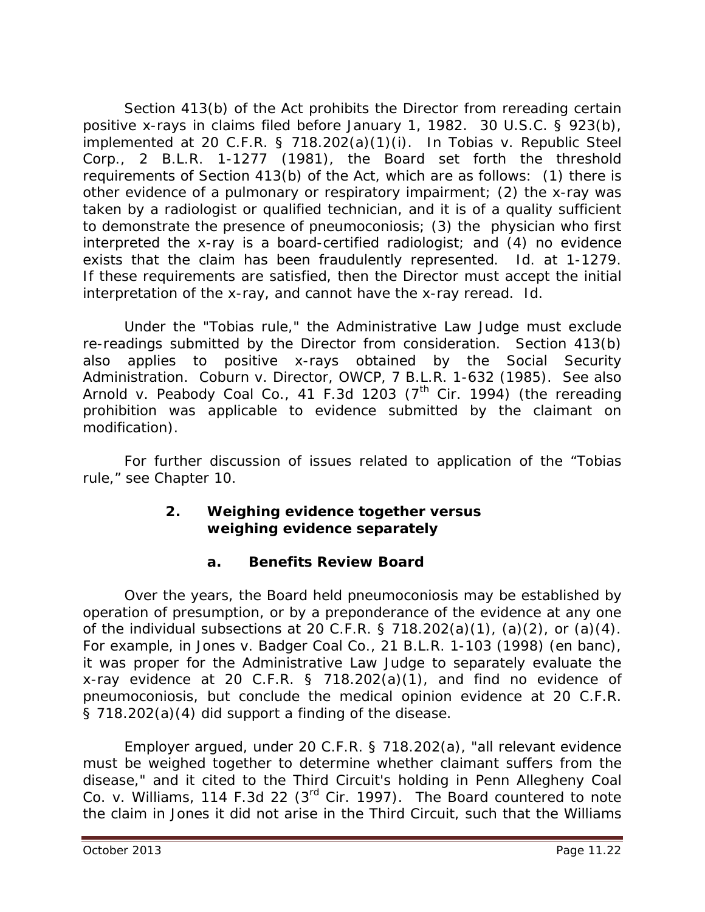Section 413(b) of the Act prohibits the Director from rereading certain positive x-rays in claims filed before January 1, 1982. 30 U.S.C. § 923(b), implemented at 20 C.F.R. § 718.202(a)(1)(i). In *Tobias v. Republic Steel Corp.*, 2 B.L.R. 1-1277 (1981), the Board set forth the threshold requirements of Section 413(b) of the Act, which are as follows: (1) there is other evidence of a pulmonary or respiratory impairment; (2) the x-ray was taken by a radiologist or qualified technician, and it is of a quality sufficient to demonstrate the presence of pneumoconiosis; (3) the physician who first interpreted the x-ray is a board-certified radiologist; and (4) no evidence exists that the claim has been fraudulently represented. *Id.* at 1-1279. If these requirements are satisfied, then the Director must accept the initial interpretation of the x-ray, and cannot have the x-ray reread. *Id.*

Under the "Tobias rule," the Administrative Law Judge must exclude re-readings submitted by the Director from consideration. Section 413(b) also applies to positive x-rays obtained by the Social Security Administration. *Coburn v. Director, OWCP*, 7 B.L.R. 1-632 (1985). *See also Arnold v. Peabody Coal Co.*, 41 F.3d 1203 (7th Cir. 1994) (the rereading prohibition was applicable to evidence submitted by the claimant on modification).

For further discussion of issues related to application of the "Tobias rule," see Chapter 10.

### 2. Weighing evidence together versus weighing evidence separately

#### a. Benefits Review Board

Over the years, the Board held pneumoconiosis may be established by operation of presumption, or by a preponderance of the evidence at any one of the individual subsections at 20 C.F.R. § 718.202(a)(1), (a)(2), or (a)(4). For example, in *Jones v. Badger Coal Co.*, 21 B.L.R. 1-103 (1998) (en banc), it was proper for the Administrative Law Judge to separately evaluate the x-ray evidence at 20 C.F.R. § 718.202(a)(1), and find no evidence of pneumoconiosis, but conclude the medical opinion evidence at 20 C.F.R. § 718.202(a)(4) did support a finding of the disease.

Employer argued, under 20 C.F.R. § 718.202(a), "all relevant evidence must be weighed together to determine whether claimant suffers from the disease," and it cited to the Third Circuit's holding in *Penn Allegheny Coal Co. v. Williams*, 114 F.3d 22 (3rd Cir. 1997). The Board countered to note the claim in *Jones* it did not arise in the Third Circuit, such that the *Williams*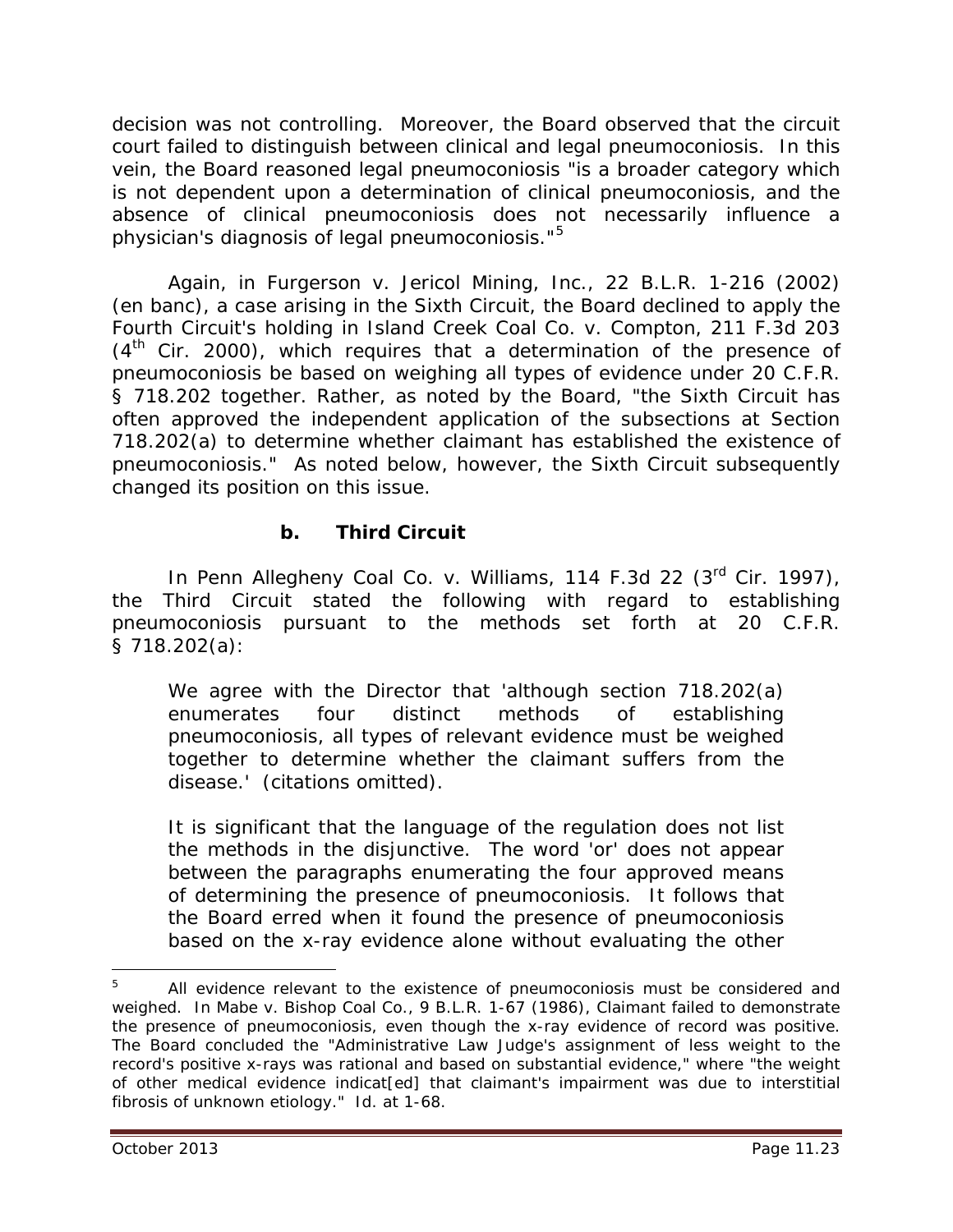decision was not controlling. Moreover, the Board observed that the circuit court failed to distinguish between clinical and legal pneumoconiosis. In this vein, the Board reasoned legal pneumoconiosis "is a broader category which is not dependent upon a determination of clinical pneumoconiosis, and the absence of clinical pneumoconiosis does not necessarily influence a physician's diagnosis of legal pneumoconiosis."[5]

Again, in *Furgerson v. Jericol Mining, Inc.*, 22 B.L.R. 1-216 (2002) (en banc), a case arising in the Sixth Circuit, the Board declined to apply the Fourth Circuit's holding in *Island Creek Coal Co. v. Compton*, 211 F.3d 203 (4th Cir. 2000), which requires that a determination of the presence of pneumoconiosis be based on weighing all types of evidence under 20 C.F.R. § 718.202 together. Rather, as noted by the Board, "the Sixth Circuit has often approved the independent application of the subsections at Section 718.202(a) to determine whether claimant has established the existence of pneumoconiosis." As noted below, however, the Sixth Circuit subsequently changed its position on this issue.

### b. Third Circuit

In *Penn Allegheny Coal Co. v. Williams*, 114 F.3d 22 (3rd Cir. 1997), the Third Circuit stated the following with regard to establishing pneumoconiosis pursuant to the methods set forth at 20 C.F.R. § 718.202(a):

> We agree with the Director that 'although section 718.202(a) enumerates four distinct methods of establishing pneumoconiosis, all types of relevant evidence must be weighed together to determine whether the claimant suffers from the disease.' (citations omitted).
>
> It is significant that the language of the regulation does not list the methods in the disjunctive. The word 'or' does not appear between the paragraphs enumerating the four approved means of determining the presence of pneumoconiosis. It follows that the Board erred when it found the presence of pneumoconiosis based on the x-ray evidence alone without evaluating the other

---

[5] All evidence relevant to the existence of pneumoconiosis must be considered and weighed. In *Mabe v. Bishop Coal Co.*, 9 B.L.R. 1-67 (1986), Claimant failed to demonstrate the presence of pneumoconiosis, even though the x-ray evidence of record was positive. The Board concluded the "Administrative Law Judge's assignment of less weight to the record's positive x-rays was rational and based on substantial evidence," where "the weight of other medical evidence indicat[ed] that claimant's impairment was due to interstitial fibrosis of unknown etiology." *Id.* at 1-68.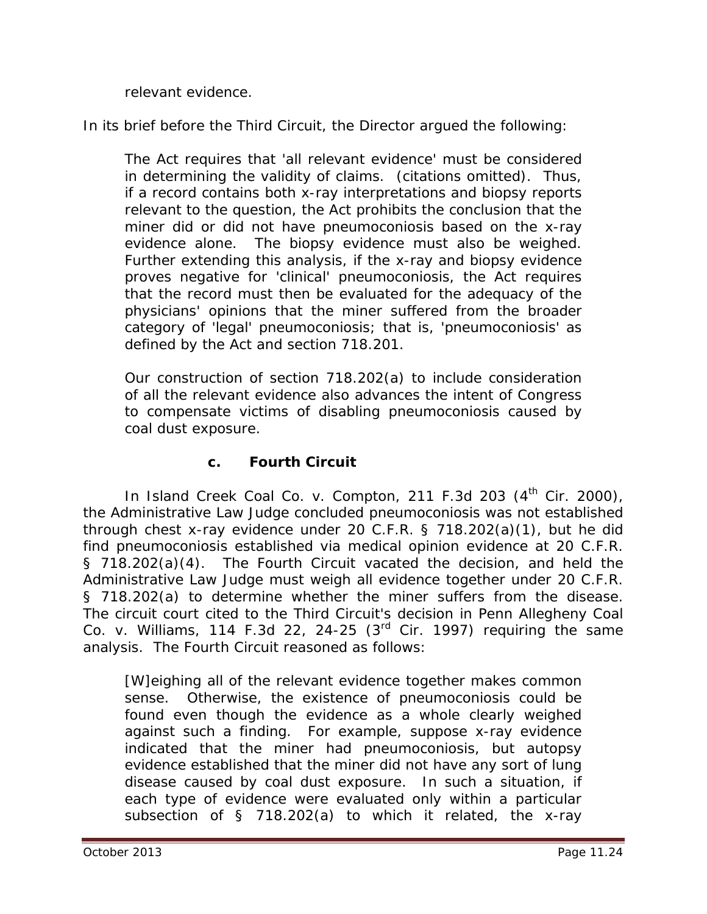relevant evidence.

In its brief before the Third Circuit, the Director argued the following:

> The Act requires that 'all relevant evidence' must be considered in determining the validity of claims. (citations omitted). Thus, if a record contains both x-ray interpretations and biopsy reports relevant to the question, the Act prohibits the conclusion that the miner did or did not have pneumoconiosis based on the x-ray evidence alone. The biopsy evidence must also be weighed. Further extending this analysis, if the x-ray and biopsy evidence proves negative for 'clinical' pneumoconiosis, the Act requires that the record must then be evaluated for the adequacy of the physicians' opinions that the miner suffered from the broader category of 'legal' pneumoconiosis; that is, 'pneumoconiosis' as defined by the Act and section 718.201.
>
> Our construction of section 718.202(a) to include consideration of all the relevant evidence also advances the intent of Congress to compensate victims of disabling pneumoconiosis caused by coal dust exposure.

#### c. Fourth Circuit

In *Island Creek Coal Co. v. Compton*, 211 F.3d 203 (4th Cir. 2000), the Administrative Law Judge concluded pneumoconiosis was not established through chest x-ray evidence under 20 C.F.R. § 718.202(a)(1), but he did find pneumoconiosis established via medical opinion evidence at 20 C.F.R. § 718.202(a)(4). The Fourth Circuit vacated the decision, and held the Administrative Law Judge must weigh all evidence together under 20 C.F.R. § 718.202(a) to determine whether the miner suffers from the disease. The circuit court cited to the Third Circuit's decision in *Penn Allegheny Coal Co. v. Williams*, 114 F.3d 22, 24-25 (3rd Cir. 1997) requiring the same analysis. The Fourth Circuit reasoned as follows:

> [W]eighing all of the relevant evidence together makes common sense. Otherwise, the existence of pneumoconiosis could be found even though the evidence as a whole clearly weighed against such a finding. For example, suppose x-ray evidence indicated that the miner had pneumoconiosis, but autopsy evidence established that the miner did not have any sort of lung disease caused by coal dust exposure. In such a situation, if each type of evidence were evaluated only within a particular subsection of § 718.202(a) to which it related, the x-ray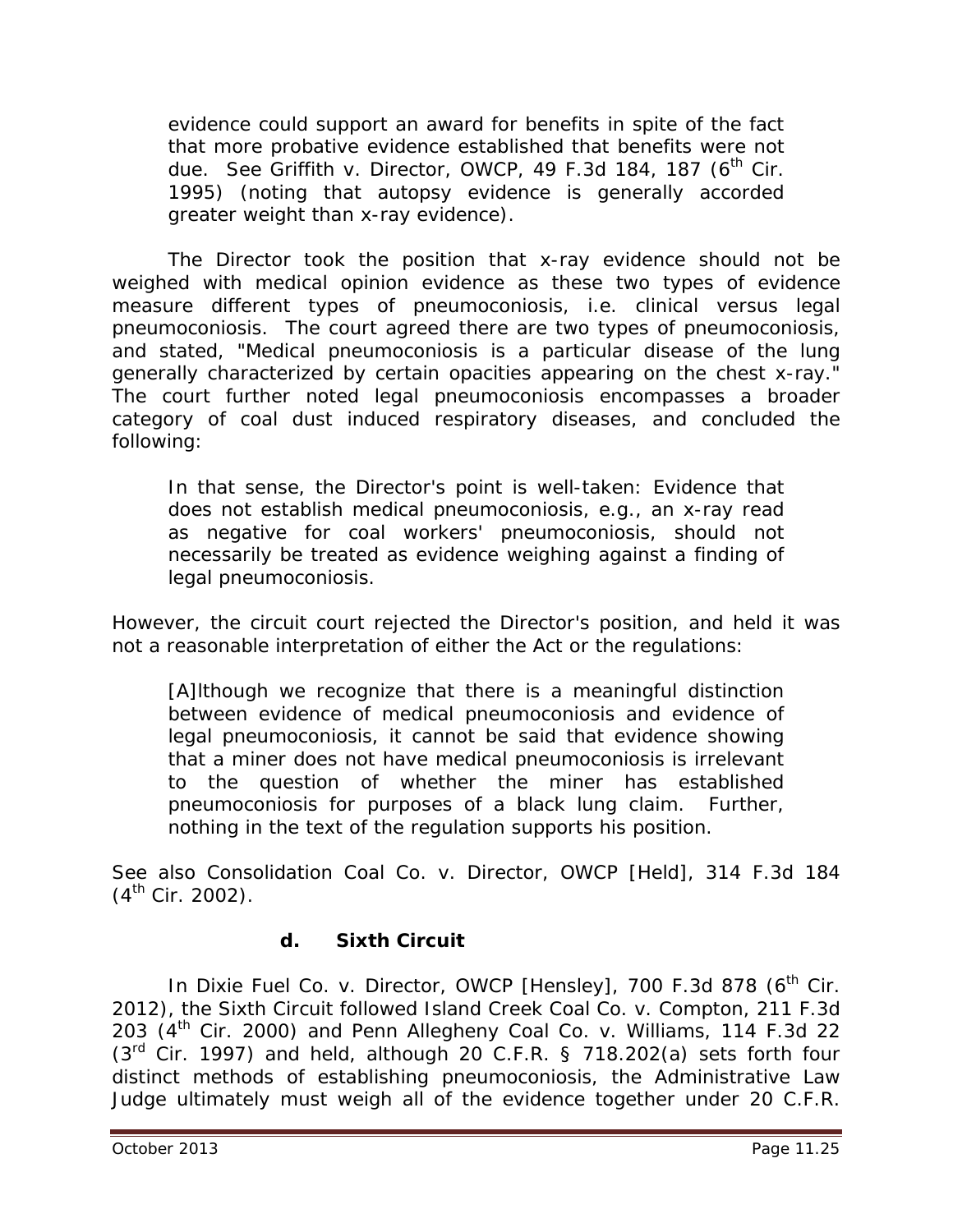> evidence could support an award for benefits in spite of the fact that more probative evidence established that benefits were not due. *See Griffith v. Director, OWCP*, 49 F.3d 184, 187 (6th Cir. 1995) (noting that autopsy evidence is generally accorded greater weight than x-ray evidence).

The Director took the position that x-ray evidence should not be weighed with medical opinion evidence as these two types of evidence measure different types of pneumoconiosis, i.e. clinical versus legal pneumoconiosis. The court agreed there are two types of pneumoconiosis, and stated, "Medical pneumoconiosis is a particular disease of the lung generally characterized by certain opacities appearing on the chest x-ray." The court further noted legal pneumoconiosis encompasses a broader category of coal dust induced respiratory diseases, and concluded the following:

> In that sense, the Director's point is well-taken: Evidence that does not establish medical pneumoconiosis, e.g., an x-ray read as negative for coal workers' pneumoconiosis, should not necessarily be treated as evidence weighing against a finding of legal pneumoconiosis.

However, the circuit court rejected the Director's position, and held it was not a reasonable interpretation of either the Act or the regulations:

> [A]lthough we recognize that there is a meaningful distinction between evidence of medical pneumoconiosis and evidence of legal pneumoconiosis, it cannot be said that evidence showing that a miner does not have medical pneumoconiosis is irrelevant to the question of whether the miner has established pneumoconiosis for purposes of a black lung claim. Further, nothing in the text of the regulation supports his position.

*See also Consolidation Coal Co. v. Director, OWCP [Held]*, 314 F.3d 184 (4th Cir. 2002).

### d. Sixth Circuit

In *Dixie Fuel Co. v. Director, OWCP [Hensley]*, 700 F.3d 878 (6th Cir. 2012), the Sixth Circuit followed *Island Creek Coal Co. v. Compton*, 211 F.3d 203 (4th Cir. 2000) and *Penn Allegheny Coal Co. v. Williams*, 114 F.3d 22 (3rd Cir. 1997) and held, although 20 C.F.R. § 718.202(a) sets forth four distinct methods of establishing pneumoconiosis, the Administrative Law Judge ultimately must weigh all of the evidence together under 20 C.F.R.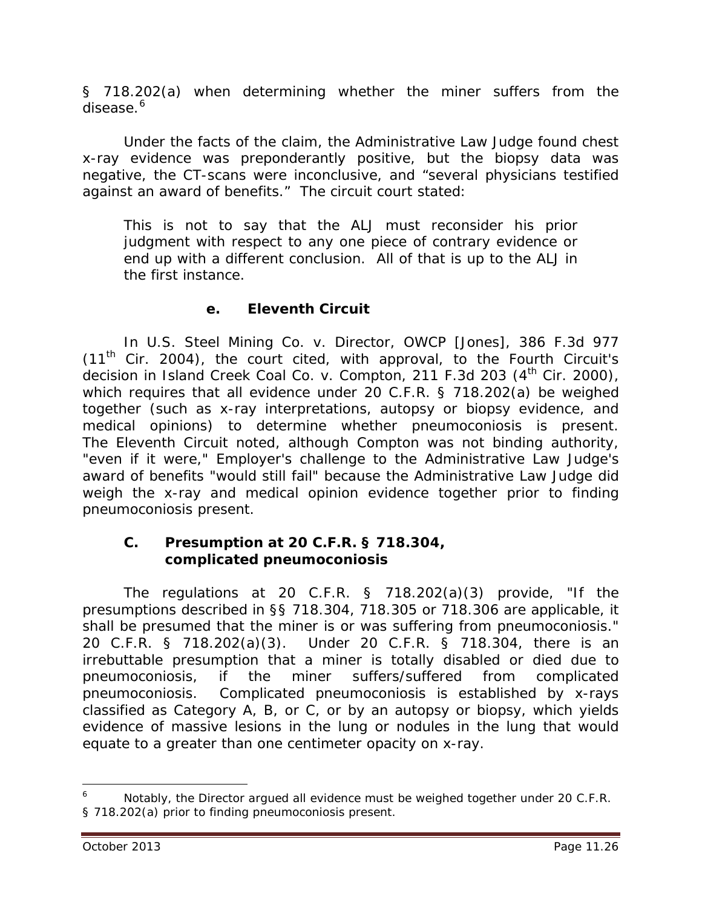§ 718.202(a) when determining whether the miner suffers from the disease.[6]

Under the facts of the claim, the Administrative Law Judge found chest x-ray evidence was preponderantly positive, but the biopsy data was negative, the CT-scans were inconclusive, and "several physicians testified against an award of benefits." The circuit court stated:

> This is not to say that the ALJ must reconsider his prior judgment with respect to any one piece of contrary evidence or end up with a different conclusion. All of that is up to the ALJ in the first instance.

#### e. Eleventh Circuit

In *U.S. Steel Mining Co. v. Director, OWCP [Jones]*, 386 F.3d 977 (11[th] Cir. 2004), the court cited, with approval, to the Fourth Circuit's decision in *Island Creek Coal Co. v. Compton*, 211 F.3d 203 (4[th] Cir. 2000), which requires that all evidence under 20 C.F.R. § 718.202(a) be weighed together (such as x-ray interpretations, autopsy or biopsy evidence, and medical opinions) to determine whether pneumoconiosis is present. The Eleventh Circuit noted, although *Compton* was not binding authority, "even if it were," Employer's challenge to the Administrative Law Judge's award of benefits "would still fail" because the Administrative Law Judge did weigh the x-ray and medical opinion evidence together prior to finding pneumoconiosis present.

### C. Presumption at 20 C.F.R. § 718.304, complicated pneumoconiosis

The regulations at 20 C.F.R. § 718.202(a)(3) provide, "If the presumptions described in §§ 718.304, 718.305 or 718.306 are applicable, it shall be presumed that the miner is or was suffering from pneumoconiosis." 20 C.F.R. § 718.202(a)(3). Under 20 C.F.R. § 718.304, there is an irrebuttable presumption that a miner is totally disabled or died due to pneumoconiosis, if the miner suffers/suffered from complicated pneumoconiosis. Complicated pneumoconiosis is established by x-rays classified as Category A, B, or C, or by an autopsy or biopsy, which yields evidence of massive lesions in the lung or nodules in the lung that would equate to a greater than one centimeter opacity on x-ray.

---

[6] Notably, the Director argued all evidence must be weighed together under 20 C.F.R. § 718.202(a) prior to finding pneumoconiosis present.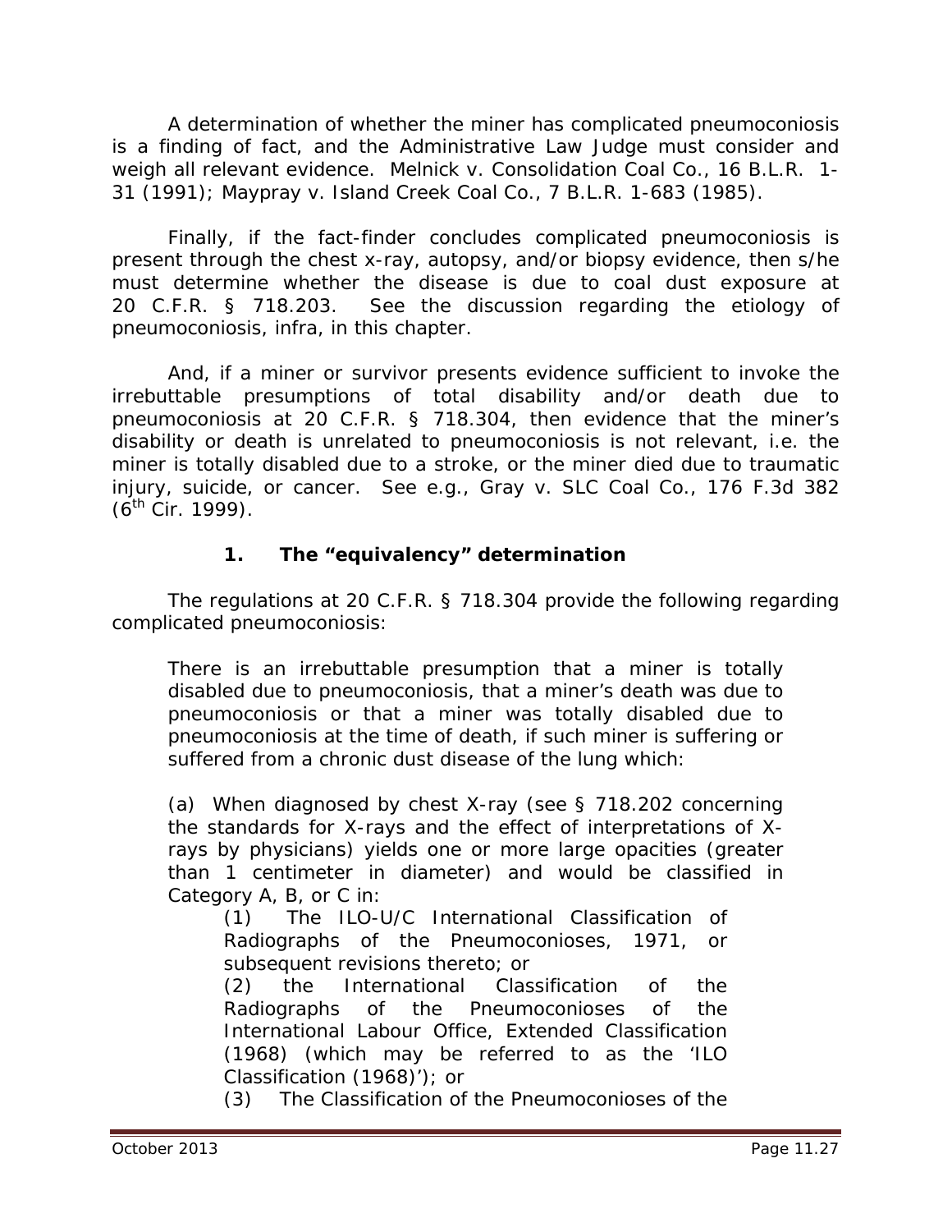A determination of whether the miner has complicated pneumoconiosis is a finding of fact, and the Administrative Law Judge must consider and weigh all relevant evidence. *Melnick v. Consolidation Coal Co.*, 16 B.L.R. 1-31 (1991); *Maypray v. Island Creek Coal Co.*, 7 B.L.R. 1-683 (1985).

Finally, if the fact-finder concludes complicated pneumoconiosis is present through the chest x-ray, autopsy, and/or biopsy evidence, then s/he must determine whether the disease is due to coal dust exposure at 20 C.F.R. § 718.203. *See* the discussion regarding the etiology of pneumoconiosis, *infra*, in this chapter.

And, if a miner or survivor presents evidence sufficient to invoke the irrebuttable presumptions of total disability and/or death due to pneumoconiosis at 20 C.F.R. § 718.304, then evidence that the miner's disability or death is unrelated to pneumoconiosis is not relevant, *i.e.* the miner is totally disabled due to a stroke, or the miner died due to traumatic injury, suicide, or cancer. *See e.g., Gray v. SLC Coal Co.*, 176 F.3d 382 (6th Cir. 1999).

### 1. The "equivalency" determination

The regulations at 20 C.F.R. § 718.304 provide the following regarding complicated pneumoconiosis:

> There is an irrebuttable presumption that a miner is totally disabled due to pneumoconiosis, that a miner's death was due to pneumoconiosis or that a miner was totally disabled due to pneumoconiosis at the time of death, if such miner is suffering or suffered from a chronic dust disease of the lung which:
>
> (a) When diagnosed by chest X-ray (see § 718.202 concerning the standards for X-rays and the effect of interpretations of X-rays by physicians) yields one or more large opacities (greater than 1 centimeter in diameter) and would be classified in Category A, B, or C in:
>
> > (1) The ILO-U/C International Classification of Radiographs of the Pneumoconioses, 1971, or subsequent revisions thereto; or
> >
> > (2) the International Classification of the Radiographs of the Pneumoconioses of the International Labour Office, Extended Classification (1968) (which may be referred to as the 'ILO Classification (1968)'); or
> >
> > (3) The Classification of the Pneumoconioses of the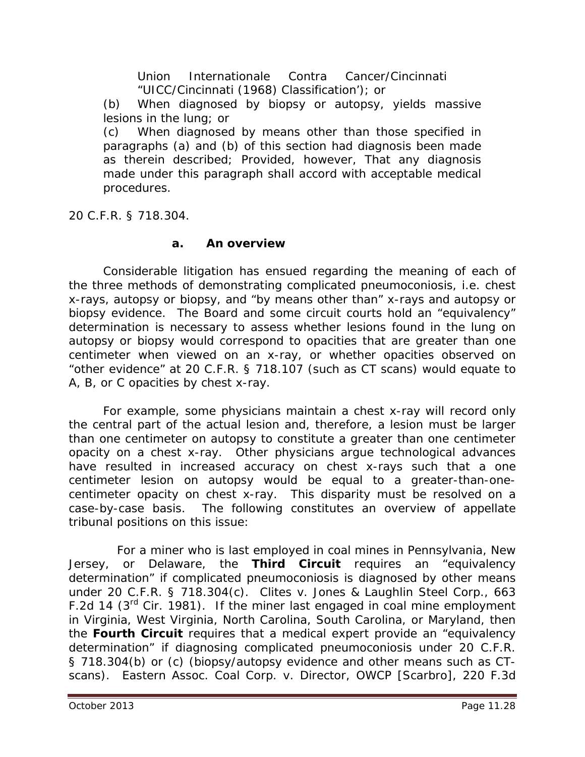Union Internationale Contra Cancer/Cincinnati "UICC/Cincinnati (1968) Classification'); or

(b) When diagnosed by biopsy or autopsy, yields massive lesions in the lung; or

(c) When diagnosed by means other than those specified in paragraphs (a) and (b) of this section had diagnosis been made as therein described; Provided, however, That any diagnosis made under this paragraph shall accord with acceptable medical procedures.

20 C.F.R. § 718.304.

**a. An overview**

Considerable litigation has ensued regarding the meaning of each of the three methods of demonstrating complicated pneumoconiosis, i.e. chest x-rays, autopsy or biopsy, and "by means other than" x-rays and autopsy or biopsy evidence. The Board and some circuit courts hold an "equivalency" determination is necessary to assess whether lesions found in the lung on autopsy or biopsy would correspond to opacities that are greater than one centimeter when viewed on an x-ray, or whether opacities observed on "other evidence" at 20 C.F.R. § 718.107 (such as CT scans) would equate to A, B, or C opacities by chest x-ray.

For example, some physicians maintain a chest x-ray will record only the central part of the actual lesion and, therefore, a lesion must be larger than one centimeter on autopsy to constitute a greater than one centimeter opacity on a chest x-ray. Other physicians argue technological advances have resulted in increased accuracy on chest x-rays such that a one centimeter lesion on autopsy would be equal to a greater-than-one-centimeter opacity on chest x-ray. This disparity must be resolved on a case-by-case basis. The following constitutes an overview of appellate tribunal positions on this issue:

For a miner who is last employed in coal mines in Pennsylvania, New Jersey, or Delaware, the **Third Circuit** requires an "equivalency determination" if complicated pneumoconiosis is diagnosed by other means under 20 C.F.R. § 718.304(c). Clites v. Jones & Laughlin Steel Corp., 663 F.2d 14 (3rd Cir. 1981). If the miner last engaged in coal mine employment in Virginia, West Virginia, North Carolina, South Carolina, or Maryland, then the **Fourth Circuit** requires that a medical expert provide an "equivalency determination" if diagnosing complicated pneumoconiosis under 20 C.F.R. § 718.304(b) or (c) (biopsy/autopsy evidence and other means such as CT-scans). Eastern Assoc. Coal Corp. v. Director, OWCP [Scarbro], 220 F.3d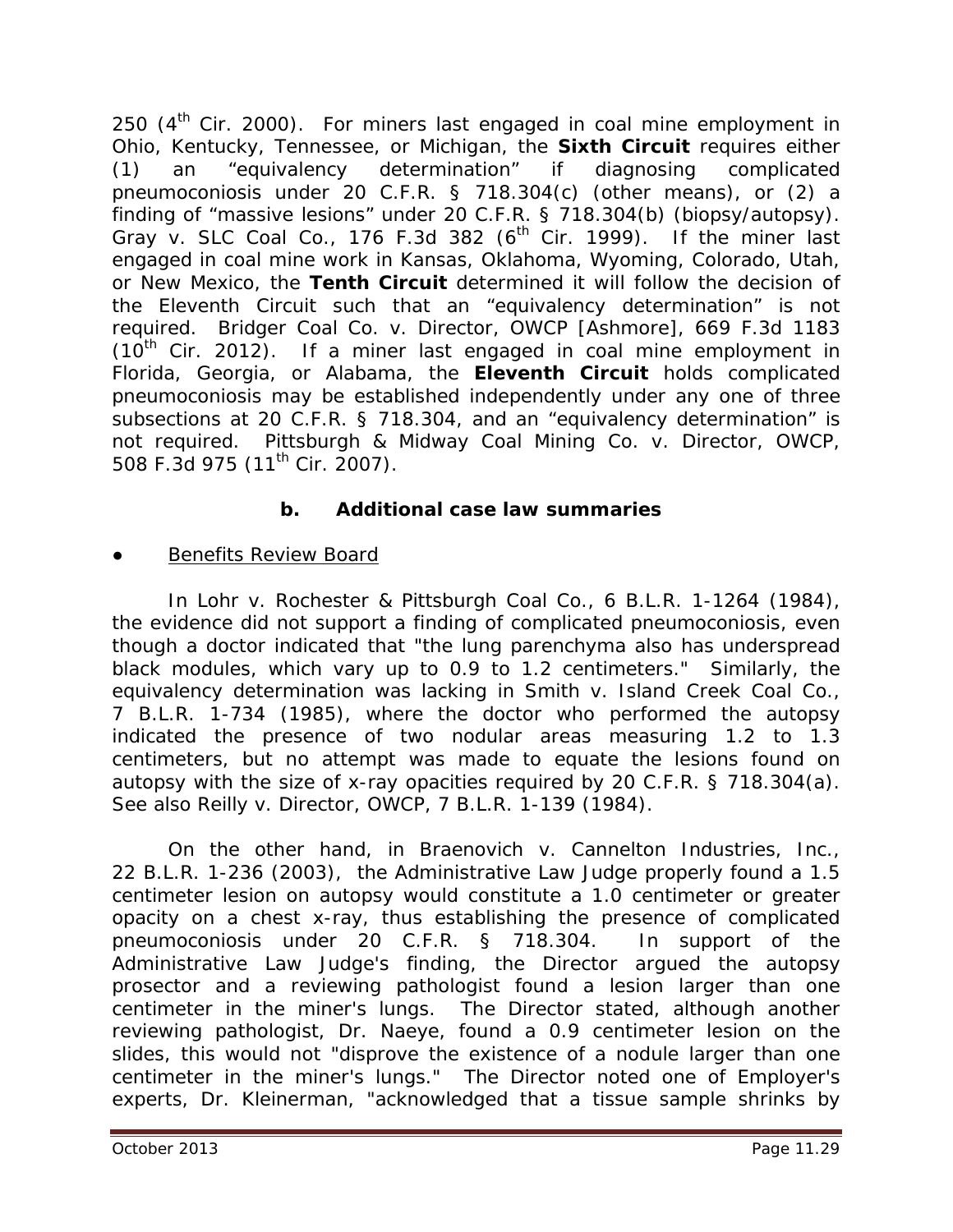250 (4th Cir. 2000). For miners last engaged in coal mine employment in Ohio, Kentucky, Tennessee, or Michigan, the **Sixth Circuit** requires either (1) an "equivalency determination" if diagnosing complicated pneumoconiosis under 20 C.F.R. § 718.304(c) (other means), or (2) a finding of "massive lesions" under 20 C.F.R. § 718.304(b) (biopsy/autopsy). *Gray v. SLC Coal Co.*, 176 F.3d 382 (6th Cir. 1999). If the miner last engaged in coal mine work in Kansas, Oklahoma, Wyoming, Colorado, Utah, or New Mexico, the **Tenth Circuit** determined it will follow the decision of the Eleventh Circuit such that an "equivalency determination" is not required. *Bridger Coal Co. v. Director, OWCP [Ashmore]*, 669 F.3d 1183 (10th Cir. 2012). If a miner last engaged in coal mine employment in Florida, Georgia, or Alabama, the **Eleventh Circuit** holds complicated pneumoconiosis may be established independently under any one of three subsections at 20 C.F.R. § 718.304, and an "equivalency determination" is not required. *Pittsburgh & Midway Coal Mining Co. v. Director, OWCP*, 508 F.3d 975 (11th Cir. 2007).

### b. Additional case law summaries

- Benefits Review Board

In *Lohr v. Rochester & Pittsburgh Coal Co.*, 6 B.L.R. 1-1264 (1984), the evidence did not support a finding of complicated pneumoconiosis, even though a doctor indicated that "the lung parenchyma also has underspread black modules, which vary up to 0.9 to 1.2 centimeters." Similarly, the equivalency determination was lacking in *Smith v. Island Creek Coal Co.*, 7 B.L.R. 1-734 (1985), where the doctor who performed the autopsy indicated the presence of two nodular areas measuring 1.2 to 1.3 centimeters, but no attempt was made to equate the lesions found on autopsy with the size of x-ray opacities required by 20 C.F.R. § 718.304(a). *See also Reilly v. Director, OWCP*, 7 B.L.R. 1-139 (1984).

On the other hand, in *Braenovich v. Cannelton Industries, Inc.*, 22 B.L.R. 1-236 (2003), the Administrative Law Judge properly found a 1.5 centimeter lesion on autopsy would constitute a 1.0 centimeter or greater opacity on a chest x-ray, thus establishing the presence of complicated pneumoconiosis under 20 C.F.R. § 718.304. In support of the Administrative Law Judge's finding, the Director argued the autopsy prosector and a reviewing pathologist found a lesion larger than one centimeter in the miner's lungs. The Director stated, although another reviewing pathologist, Dr. Naeye, found a 0.9 centimeter lesion on the slides, this would not "disprove the existence of a nodule larger than one centimeter in the miner's lungs." The Director noted one of Employer's experts, Dr. Kleinerman, "acknowledged that a tissue sample shrinks by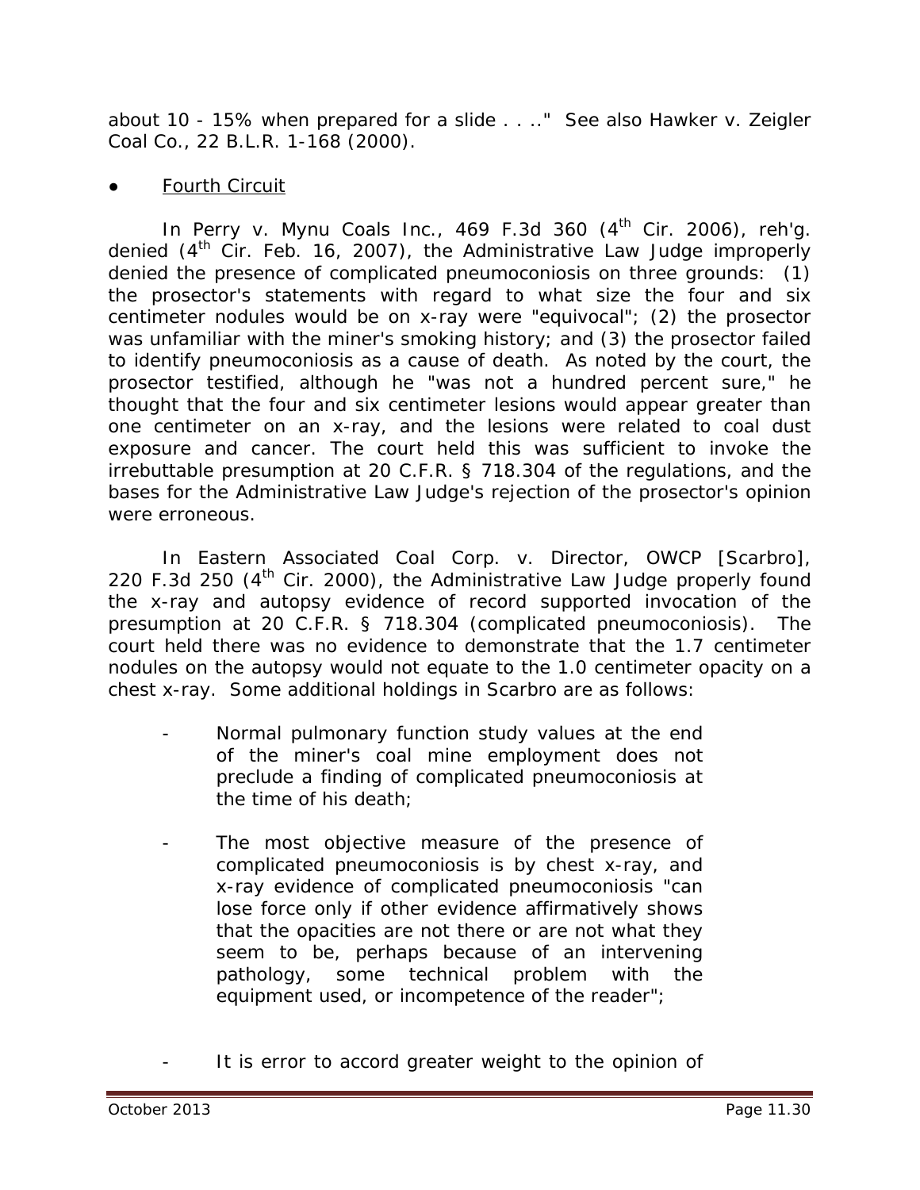about 10 - 15% when prepared for a slide . . .." *See also* *Hawker v. Zeigler Coal Co.*, 22 B.L.R. 1-168 (2000).

- Fourth Circuit

In *Perry v. Mynu Coals Inc.*, 469 F.3d 360 (4th Cir. 2006), *reh'g. denied* (4th Cir. Feb. 16, 2007), the Administrative Law Judge improperly denied the presence of complicated pneumoconiosis on three grounds: (1) the prosector's statements with regard to what size the four and six centimeter nodules would be on x-ray were "equivocal"; (2) the prosector was unfamiliar with the miner's smoking history; and (3) the prosector failed to identify pneumoconiosis as a cause of death. As noted by the court, the prosector testified, although he "was not a hundred percent sure," he thought that the four and six centimeter lesions would appear greater than one centimeter on an x-ray, and the lesions were related to coal dust exposure and cancer. The court held this was sufficient to invoke the irrebuttable presumption at 20 C.F.R. § 718.304 of the regulations, and the bases for the Administrative Law Judge's rejection of the prosector's opinion were erroneous.

In *Eastern Associated Coal Corp. v. Director, OWCP [Scarbro]*, 220 F.3d 250 (4th Cir. 2000), the Administrative Law Judge properly found the x-ray and autopsy evidence of record supported invocation of the presumption at 20 C.F.R. § 718.304 (complicated pneumoconiosis). The court held there was no evidence to demonstrate that the 1.7 centimeter nodules on the autopsy would not equate to the 1.0 centimeter opacity on a chest x-ray. Some additional holdings in *Scarbro* are as follows:

- Normal pulmonary function study values at the end of the miner's coal mine employment does not preclude a finding of complicated pneumoconiosis at the time of his death;

- The most objective measure of the presence of complicated pneumoconiosis is by chest x-ray, and x-ray evidence of complicated pneumoconiosis "can lose force only if other evidence affirmatively shows that the opacities are not there or are not what they seem to be, perhaps because of an intervening pathology, some technical problem with the equipment used, or incompetence of the reader";

- It is error to accord greater weight to the opinion of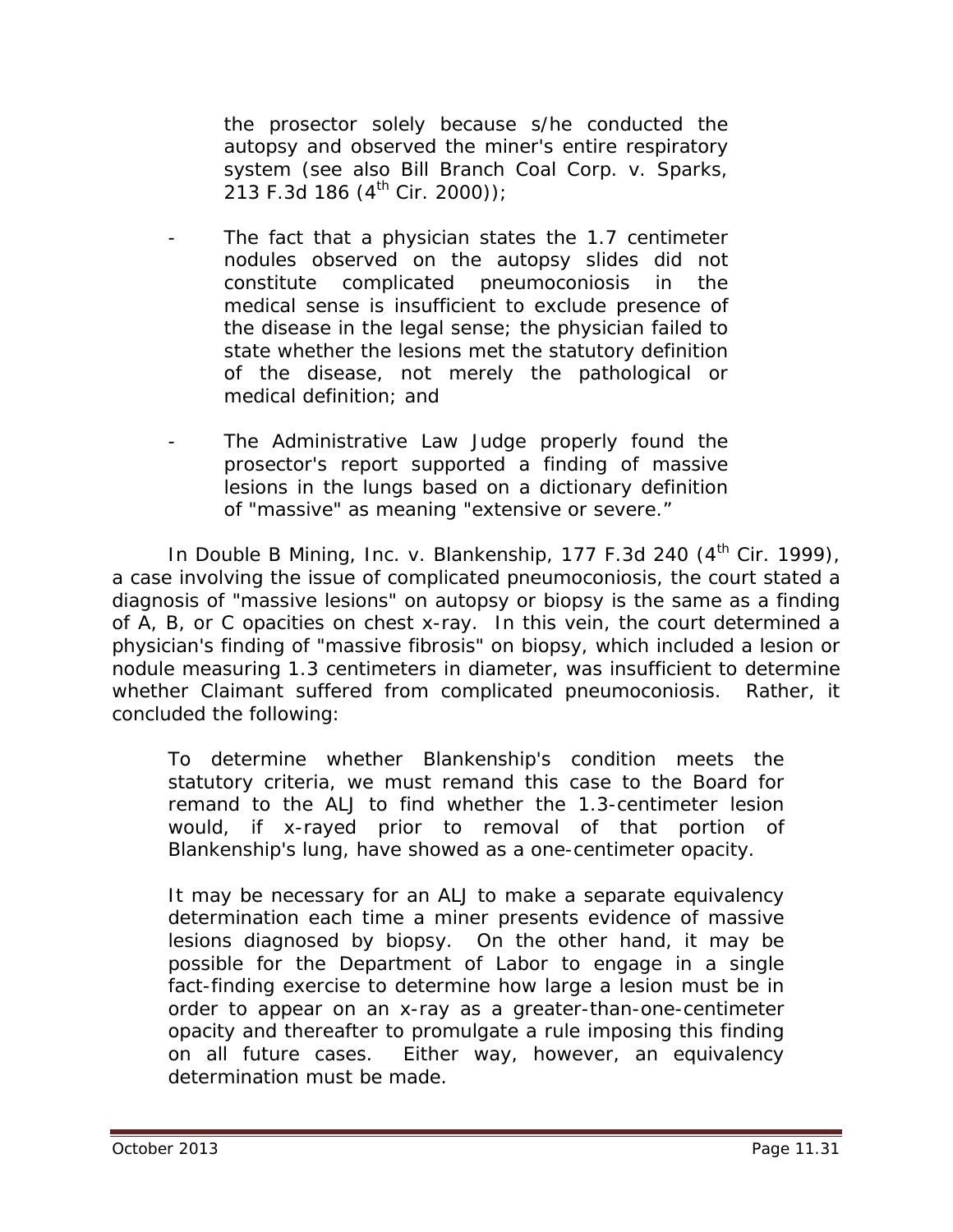the prosector solely because s/he conducted the autopsy and observed the miner's entire respiratory system (see also *Bill Branch Coal Corp. v. Sparks*, 213 F.3d 186 (4th Cir. 2000));

- The fact that a physician states the 1.7 centimeter nodules observed on the autopsy slides did not constitute complicated pneumoconiosis in the medical sense is insufficient to exclude presence of the disease in the legal sense; the physician failed to state whether the lesions met the statutory definition of the disease, not merely the pathological or medical definition; and
- The Administrative Law Judge properly found the prosector's report supported a finding of massive lesions in the lungs based on a dictionary definition of "massive" as meaning "extensive or severe."

In *Double B Mining, Inc. v. Blankenship*, 177 F.3d 240 (4th Cir. 1999), a case involving the issue of complicated pneumoconiosis, the court stated a diagnosis of "massive lesions" on autopsy or biopsy is the same as a finding of A, B, or C opacities on chest x-ray. In this vein, the court determined a physician's finding of "massive fibrosis" on biopsy, which included a lesion or nodule measuring 1.3 centimeters in diameter, was insufficient to determine whether Claimant suffered from complicated pneumoconiosis. Rather, it concluded the following:

> To determine whether Blankenship's condition meets the statutory criteria, we must remand this case to the Board for remand to the ALJ to find whether the 1.3-centimeter lesion would, if x-rayed prior to removal of that portion of Blankenship's lung, have showed as a one-centimeter opacity.
>
> It may be necessary for an ALJ to make a separate equivalency determination each time a miner presents evidence of massive lesions diagnosed by biopsy. On the other hand, it may be possible for the Department of Labor to engage in a single fact-finding exercise to determine how large a lesion must be in order to appear on an x-ray as a greater-than-one-centimeter opacity and thereafter to promulgate a rule imposing this finding on all future cases. Either way, however, an equivalency determination must be made.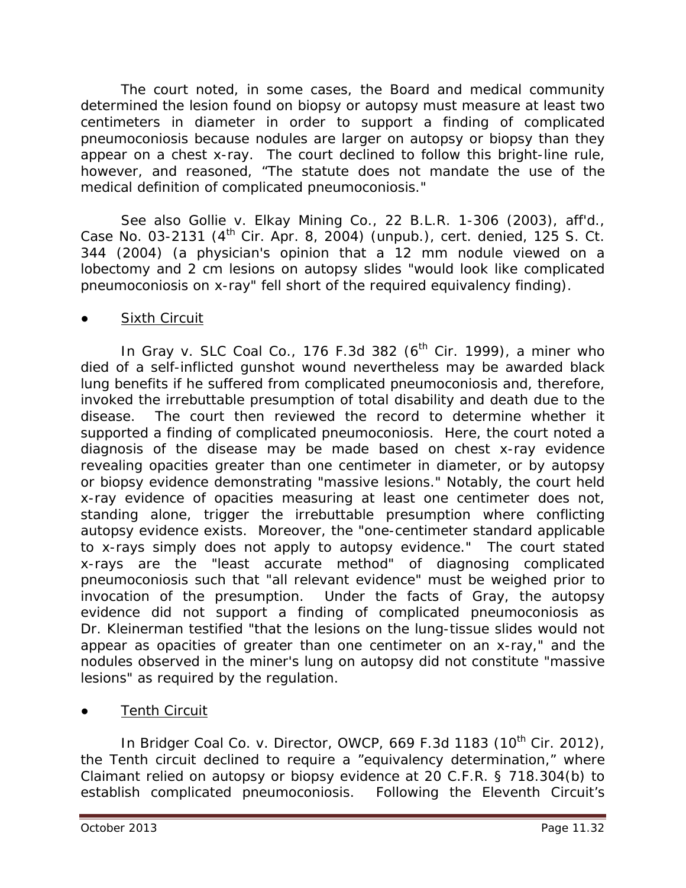The court noted, in some cases, the Board and medical community determined the lesion found on biopsy or autopsy must measure at least two centimeters in diameter in order to support a finding of complicated pneumoconiosis because nodules are larger on autopsy or biopsy than they appear on a chest x-ray. The court declined to follow this bright-line rule, however, and reasoned, "The statute does not mandate the use of the medical definition of complicated pneumoconiosis."

See also Gollie v. Elkay Mining Co., 22 B.L.R. 1-306 (2003), aff'd., Case No. 03-2131 (4th Cir. Apr. 8, 2004) (unpub.), cert. denied, 125 S. Ct. 344 (2004) (a physician's opinion that a 12 mm nodule viewed on a lobectomy and 2 cm lesions on autopsy slides "would look like complicated pneumoconiosis on x-ray" fell short of the required equivalency finding).

- Sixth Circuit

In Gray v. SLC Coal Co., 176 F.3d 382 (6th Cir. 1999), a miner who died of a self-inflicted gunshot wound nevertheless may be awarded black lung benefits if he suffered from complicated pneumoconiosis and, therefore, invoked the irrebuttable presumption of total disability and death due to the disease. The court then reviewed the record to determine whether it supported a finding of complicated pneumoconiosis. Here, the court noted a diagnosis of the disease may be made based on chest x-ray evidence revealing opacities greater than one centimeter in diameter, or by autopsy or biopsy evidence demonstrating "massive lesions." Notably, the court held x-ray evidence of opacities measuring at least one centimeter does not, standing alone, trigger the irrebuttable presumption where conflicting autopsy evidence exists. Moreover, the "one-centimeter standard applicable to x-rays simply does not apply to autopsy evidence." The court stated x-rays are the "least accurate method" of diagnosing complicated pneumoconiosis such that "all relevant evidence" must be weighed prior to invocation of the presumption. Under the facts of Gray, the autopsy evidence did not support a finding of complicated pneumoconiosis as Dr. Kleinerman testified "that the lesions on the lung-tissue slides would not appear as opacities of greater than one centimeter on an x-ray," and the nodules observed in the miner's lung on autopsy did not constitute "massive lesions" as required by the regulation.

- Tenth Circuit

In Bridger Coal Co. v. Director, OWCP, 669 F.3d 1183 (10th Cir. 2012), the Tenth circuit declined to require a "equivalency determination," where Claimant relied on autopsy or biopsy evidence at 20 C.F.R. § 718.304(b) to establish complicated pneumoconiosis. Following the Eleventh Circuit's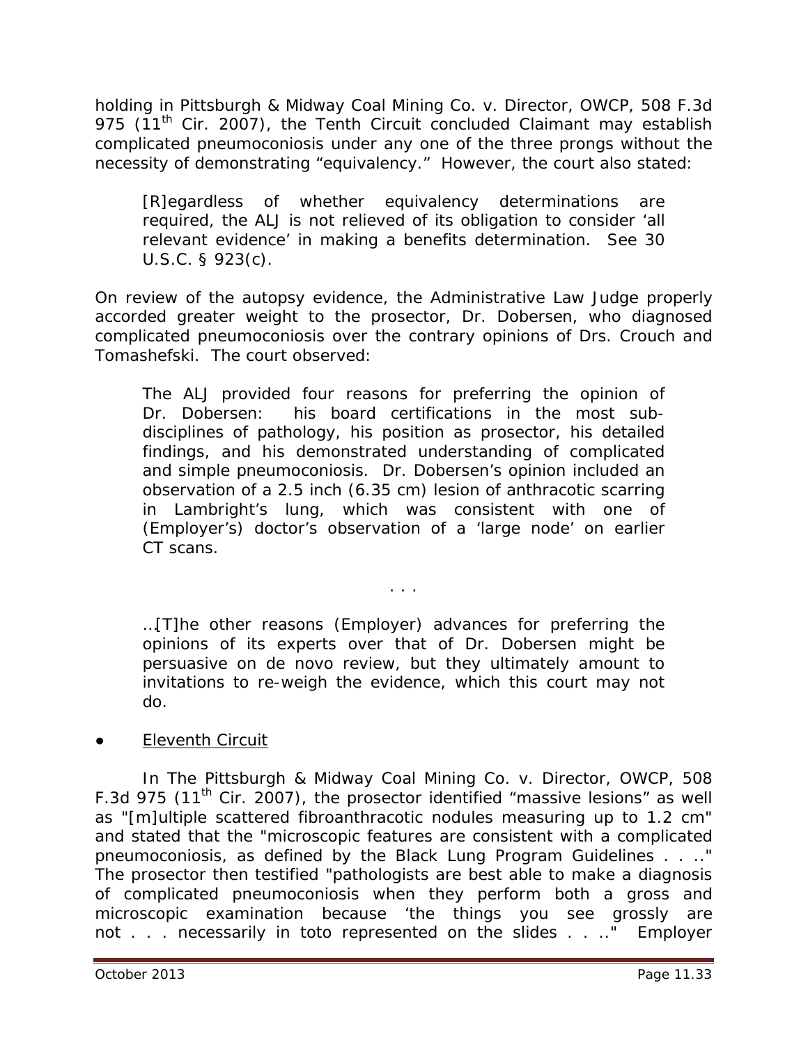holding in Pittsburgh & Midway Coal Mining Co. v. Director, OWCP, 508 F.3d 975 (11th Cir. 2007), the Tenth Circuit concluded Claimant may establish complicated pneumoconiosis under any one of the three prongs without the necessity of demonstrating "equivalency." However, the court also stated:

> [R]egardless of whether equivalency determinations are required, the ALJ is not relieved of its obligation to consider 'all relevant evidence' in making a benefits determination. See 30 U.S.C. § 923(c).

On review of the autopsy evidence, the Administrative Law Judge properly accorded greater weight to the prosector, Dr. Dobersen, who diagnosed complicated pneumoconiosis over the contrary opinions of Drs. Crouch and Tomashefski. The court observed:

> The ALJ provided four reasons for preferring the opinion of Dr. Dobersen: his board certifications in the most sub-disciplines of pathology, his position as prosector, his detailed findings, and his demonstrated understanding of complicated and simple pneumoconiosis. Dr. Dobersen's opinion included an observation of a 2.5 inch (6.35 cm) lesion of anthracotic scarring in Lambright's lung, which was consistent with one of (Employer's) doctor's observation of a 'large node' on earlier CT scans.
>
> . . .
>
> …[T]he other reasons (Employer) advances for preferring the opinions of its experts over that of Dr. Dobersen might be persuasive on de novo review, but they ultimately amount to invitations to re-weigh the evidence, which this court may not do.

- Eleventh Circuit

In The Pittsburgh & Midway Coal Mining Co. v. Director, OWCP, 508 F.3d 975 (11th Cir. 2007), the prosector identified "massive lesions" as well as "[m]ultiple scattered fibroanthracotic nodules measuring up to 1.2 cm" and stated that the "microscopic features are consistent with a complicated pneumoconiosis, as defined by the Black Lung Program Guidelines . . .." The prosector then testified "pathologists are best able to make a diagnosis of complicated pneumoconiosis when they perform both a gross and microscopic examination because 'the things you see grossly are not . . . necessarily in toto represented on the slides . . .." Employer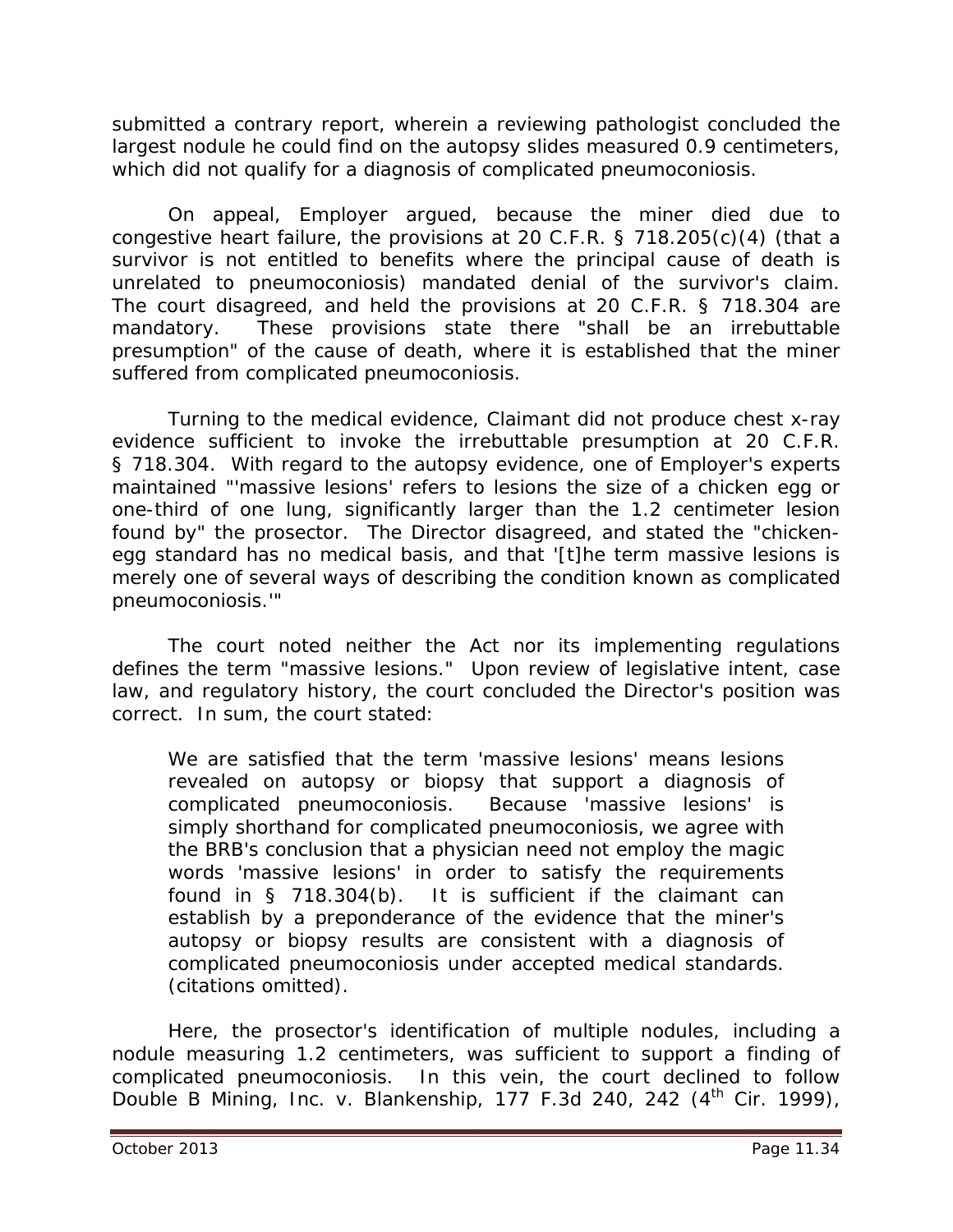submitted a contrary report, wherein a reviewing pathologist concluded the largest nodule he could find on the autopsy slides measured 0.9 centimeters, which did not qualify for a diagnosis of complicated pneumoconiosis.

On appeal, Employer argued, because the miner died due to congestive heart failure, the provisions at 20 C.F.R. § 718.205(c)(4) (that a survivor is not entitled to benefits where the principal cause of death is unrelated to pneumoconiosis) mandated denial of the survivor's claim. The court disagreed, and held the provisions at 20 C.F.R. § 718.304 are mandatory. These provisions state there "shall be an irrebuttable presumption" of the cause of death, where it is established that the miner suffered from complicated pneumoconiosis.

Turning to the medical evidence, Claimant did not produce chest x-ray evidence sufficient to invoke the irrebuttable presumption at 20 C.F.R. § 718.304. With regard to the autopsy evidence, one of Employer's experts maintained "'massive lesions' refers to lesions the size of a chicken egg or one-third of one lung, significantly larger than the 1.2 centimeter lesion found by" the prosector. The Director disagreed, and stated the "chicken-egg standard has no medical basis, and that '[t]he term massive lesions is merely one of several ways of describing the condition known as complicated pneumoconiosis.'"

The court noted neither the Act nor its implementing regulations defines the term "massive lesions." Upon review of legislative intent, case law, and regulatory history, the court concluded the Director's position was correct. In sum, the court stated:

> We are satisfied that the term 'massive lesions' means lesions revealed on autopsy or biopsy that support a diagnosis of complicated pneumoconiosis. Because 'massive lesions' is simply shorthand for complicated pneumoconiosis, we agree with the BRB's conclusion that a physician need not employ the magic words 'massive lesions' in order to satisfy the requirements found in § 718.304(b). It is sufficient if the claimant can establish by a preponderance of the evidence that the miner's autopsy or biopsy results are consistent with a diagnosis of complicated pneumoconiosis under accepted medical standards. (citations omitted).

Here, the prosector's identification of multiple nodules, including a nodule measuring 1.2 centimeters, was sufficient to support a finding of complicated pneumoconiosis. In this vein, the court declined to follow *Double B Mining, Inc. v. Blankenship*, 177 F.3d 240, 242 (4th Cir. 1999),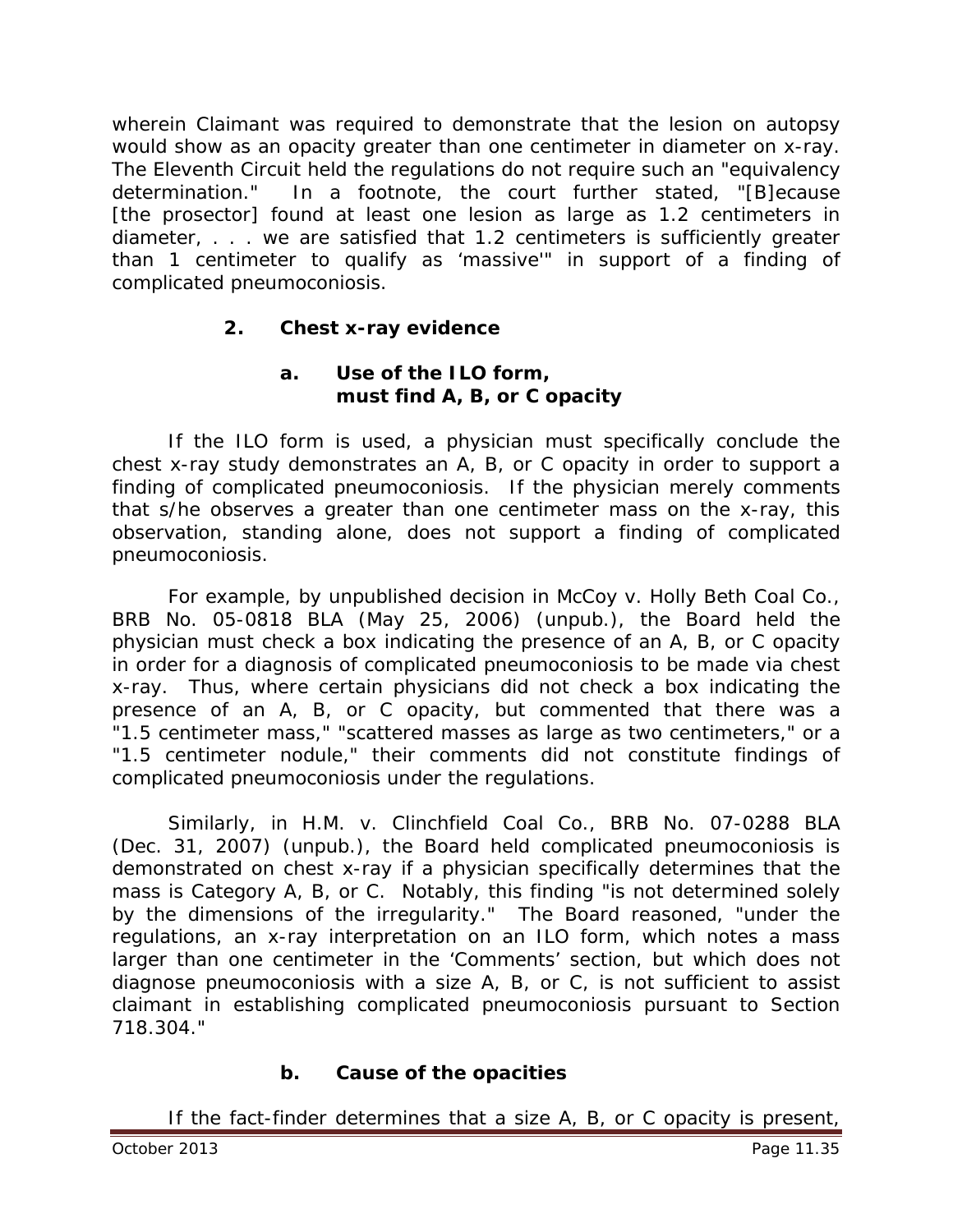wherein Claimant was required to demonstrate that the lesion on autopsy would show as an opacity greater than one centimeter in diameter on x-ray. The Eleventh Circuit held the regulations do not require such an "equivalency determination." In a footnote, the court further stated, "[B]ecause [the prosector] found at least one lesion as large as 1.2 centimeters in diameter, . . . we are satisfied that 1.2 centimeters is sufficiently greater than 1 centimeter to qualify as 'massive'" in support of a finding of complicated pneumoconiosis.

### 2. Chest x-ray evidence

#### a. Use of the ILO form, must find A, B, or C opacity

If the ILO form is used, a physician must specifically conclude the chest x-ray study demonstrates an A, B, or C opacity in order to support a finding of complicated pneumoconiosis. If the physician merely comments that s/he observes a greater than one centimeter mass on the x-ray, this observation, standing alone, does not support a finding of complicated pneumoconiosis.

For example, by unpublished decision in *McCoy v. Holly Beth Coal Co.*, BRB No. 05-0818 BLA (May 25, 2006) (unpub.), the Board held the physician must check a box indicating the presence of an A, B, or C opacity in order for a diagnosis of complicated pneumoconiosis to be made via chest x-ray. Thus, where certain physicians did not check a box indicating the presence of an A, B, or C opacity, but commented that there was a "1.5 centimeter mass," "scattered masses as large as two centimeters," or a "1.5 centimeter nodule," their comments did not constitute findings of complicated pneumoconiosis under the regulations.

Similarly, in *H.M. v. Clinchfield Coal Co.*, BRB No. 07-0288 BLA (Dec. 31, 2007) (unpub.), the Board held complicated pneumoconiosis is demonstrated on chest x-ray if a physician specifically determines that the mass is Category A, B, or C. Notably, this finding "is not determined solely by the dimensions of the irregularity." The Board reasoned, "under the regulations, an x-ray interpretation on an ILO form, which notes a mass larger than one centimeter in the 'Comments' section, but which does not diagnose pneumoconiosis with a size A, B, or C, is not sufficient to assist claimant in establishing complicated pneumoconiosis pursuant to Section 718.304."

#### b. Cause of the opacities

If the fact-finder determines that a size A, B, or C opacity is present,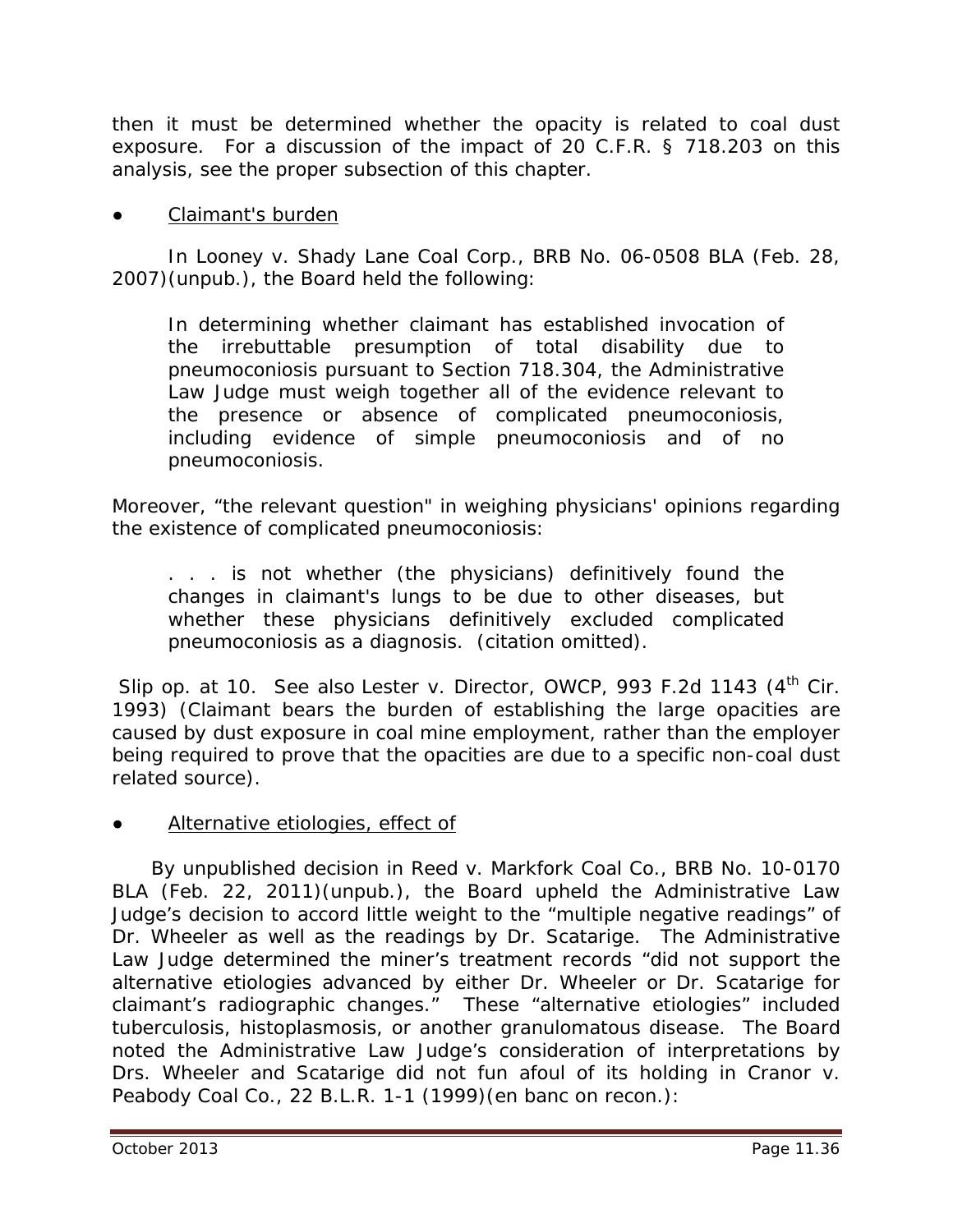then it must be determined whether the opacity is related to coal dust exposure. For a discussion of the impact of 20 C.F.R. § 718.203 on this analysis, see the proper subsection of this chapter.

- Claimant's burden

In *Looney v. Shady Lane Coal Corp.*, BRB No. 06-0508 BLA (Feb. 28, 2007)(unpub.), the Board held the following:

> In determining whether claimant has established invocation of the irrebuttable presumption of total disability due to pneumoconiosis pursuant to Section 718.304, the Administrative Law Judge must weigh together all of the evidence relevant to the presence or absence of complicated pneumoconiosis, including evidence of simple pneumoconiosis and of no pneumoconiosis.

Moreover, "the relevant question" in weighing physicians' opinions regarding the existence of complicated pneumoconiosis:

> . . . is not whether (the physicians) definitively found the changes in claimant's lungs to be due to other diseases, but whether these physicians definitively excluded complicated pneumoconiosis as a diagnosis. (citation omitted).

Slip op. at 10. *See also Lester v. Director, OWCP*, 993 F.2d 1143 (4th Cir. 1993) (Claimant bears the burden of establishing the large opacities are caused by dust exposure in coal mine employment, rather than the employer being required to prove that the opacities are due to a specific non-coal dust related source).

- Alternative etiologies, effect of

By unpublished decision in *Reed v. Markfork Coal Co.*, BRB No. 10-0170 BLA (Feb. 22, 2011)(unpub.), the Board upheld the Administrative Law Judge's decision to accord little weight to the "multiple negative readings" of Dr. Wheeler as well as the readings by Dr. Scatarige. The Administrative Law Judge determined the miner's treatment records "did not support the alternative etiologies advanced by either Dr. Wheeler or Dr. Scatarige for claimant's radiographic changes." These "alternative etiologies" included tuberculosis, histoplasmosis, or another granulomatous disease. The Board noted the Administrative Law Judge's consideration of interpretations by Drs. Wheeler and Scatarige did not fun afoul of its holding in *Cranor v. Peabody Coal Co.*, 22 B.L.R. 1-1 (1999)(en banc on recon.):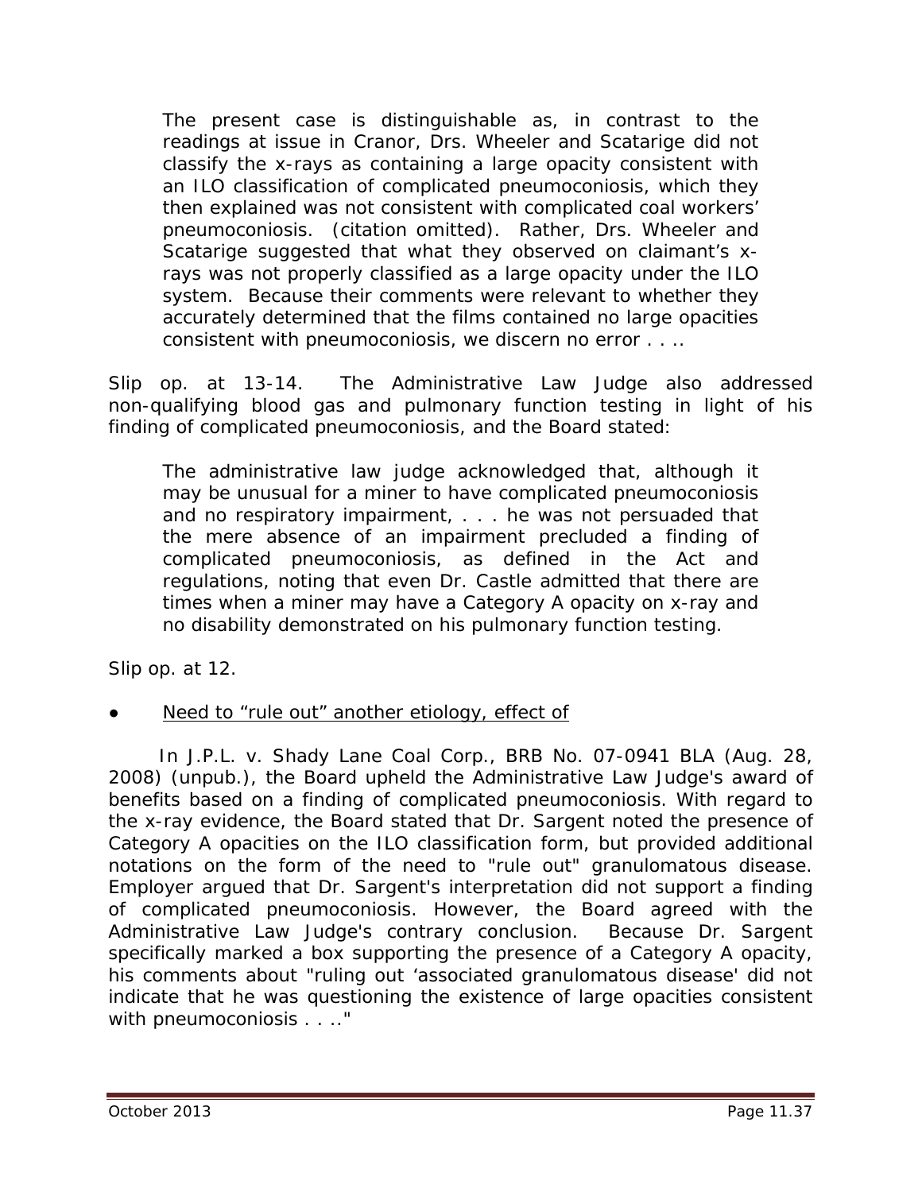> The present case is distinguishable as, in contrast to the readings at issue in Cranor, Drs. Wheeler and Scatarige did not classify the x-rays as containing a large opacity consistent with an ILO classification of complicated pneumoconiosis, which they then explained was not consistent with complicated coal workers' pneumoconiosis. (citation omitted). Rather, Drs. Wheeler and Scatarige suggested that what they observed on claimant's x-rays was not properly classified as a large opacity under the ILO system. Because their comments were relevant to whether they accurately determined that the films contained no large opacities consistent with pneumoconiosis, we discern no error . . ..

*Slip op.* at 13-14. The Administrative Law Judge also addressed non-qualifying blood gas and pulmonary function testing in light of his finding of complicated pneumoconiosis, and the Board stated:

> The administrative law judge acknowledged that, although it may be unusual for a miner to have complicated pneumoconiosis and no respiratory impairment, . . . he was not persuaded that the mere absence of an impairment precluded a finding of complicated pneumoconiosis, as defined in the Act and regulations, noting that even Dr. Castle admitted that there are times when a miner may have a Category A opacity on x-ray and no disability demonstrated on his pulmonary function testing.

*Slip op.* at 12.

- Need to "rule out" another etiology, effect of

In *J.P.L. v. Shady Lane Coal Corp.*, BRB No. 07-0941 BLA (Aug. 28, 2008) (unpub.), the Board upheld the Administrative Law Judge's award of benefits based on a finding of complicated pneumoconiosis. With regard to the x-ray evidence, the Board stated that Dr. Sargent noted the presence of Category A opacities on the ILO classification form, but provided additional notations on the form of the need to "rule out" granulomatous disease. Employer argued that Dr. Sargent's interpretation did not support a finding of complicated pneumoconiosis. However, the Board agreed with the Administrative Law Judge's contrary conclusion. Because Dr. Sargent specifically marked a box supporting the presence of a Category A opacity, his comments about "ruling out 'associated granulomatous disease' did not indicate that he was questioning the existence of large opacities consistent with pneumoconiosis . . .."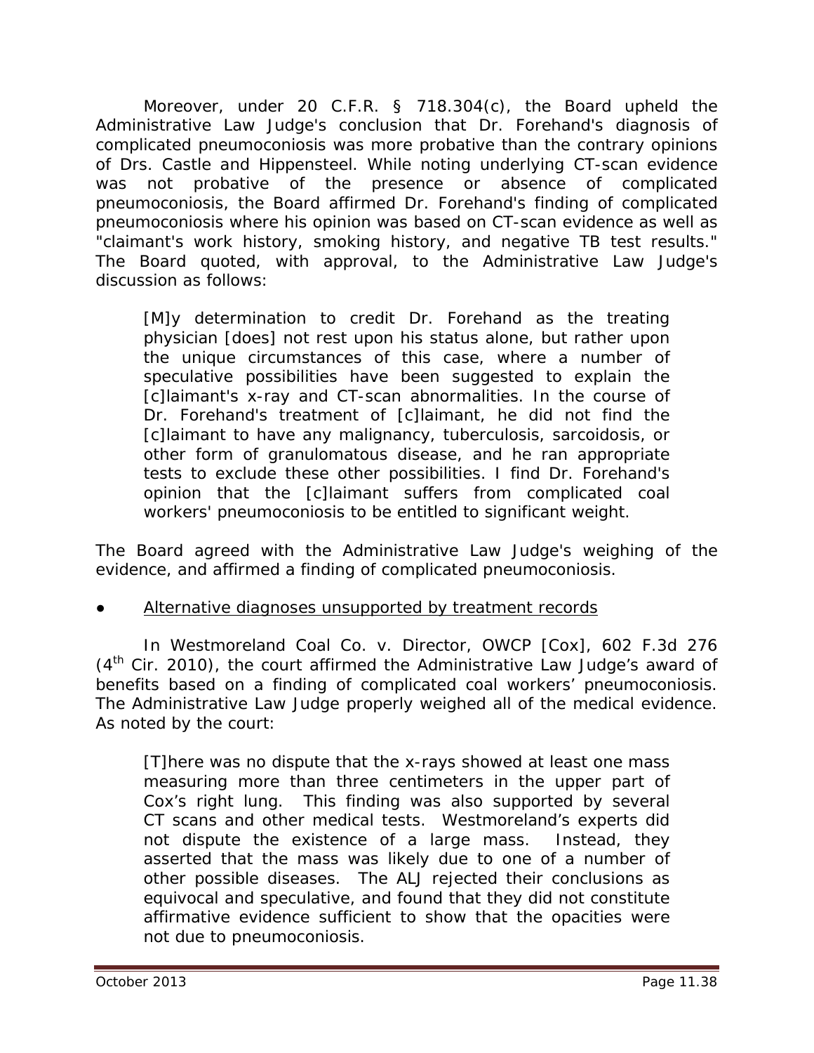Moreover, under 20 C.F.R. § 718.304(c), the Board upheld the Administrative Law Judge's conclusion that Dr. Forehand's diagnosis of complicated pneumoconiosis was more probative than the contrary opinions of Drs. Castle and Hippensteel. While noting underlying CT-scan evidence was not probative of the presence or absence of complicated pneumoconiosis, the Board affirmed Dr. Forehand's finding of complicated pneumoconiosis where his opinion was based on CT-scan evidence as well as "claimant's work history, smoking history, and negative TB test results." The Board quoted, with approval, to the Administrative Law Judge's discussion as follows:

> [M]y determination to credit Dr. Forehand as the treating physician [does] not rest upon his status alone, but rather upon the unique circumstances of this case, where a number of speculative possibilities have been suggested to explain the [c]laimant's x-ray and CT-scan abnormalities. In the course of Dr. Forehand's treatment of [c]laimant, he did not find the [c]laimant to have any malignancy, tuberculosis, sarcoidosis, or other form of granulomatous disease, and he ran appropriate tests to exclude these other possibilities. I find Dr. Forehand's opinion that the [c]laimant suffers from complicated coal workers' pneumoconiosis to be entitled to significant weight.

The Board agreed with the Administrative Law Judge's weighing of the evidence, and affirmed a finding of complicated pneumoconiosis.

- <u>Alternative diagnoses unsupported by treatment records</u>

In *Westmoreland Coal Co. v. Director, OWCP [Cox]*, 602 F.3d 276 (4th Cir. 2010), the court affirmed the Administrative Law Judge's award of benefits based on a finding of complicated coal workers' pneumoconiosis. The Administrative Law Judge properly weighed all of the medical evidence. As noted by the court:

> [T]here was no dispute that the x-rays showed at least one mass measuring more than three centimeters in the upper part of Cox's right lung. This finding was also supported by several CT scans and other medical tests. Westmoreland's experts did not dispute the existence of a large mass. Instead, they asserted that the mass was likely due to one of a number of other possible diseases. The ALJ rejected their conclusions as equivocal and speculative, and found that they did not constitute affirmative evidence sufficient to show that the opacities were not due to pneumoconiosis.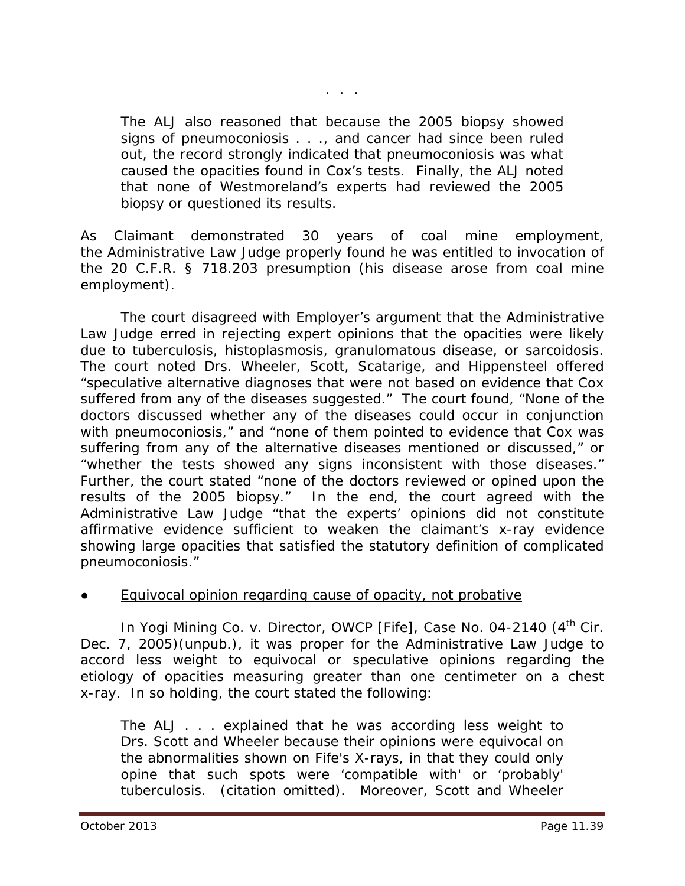. . .

> The ALJ also reasoned that because the 2005 biopsy showed signs of pneumoconiosis . . ., and cancer had since been ruled out, the record strongly indicated that pneumoconiosis was what caused the opacities found in Cox's tests. Finally, the ALJ noted that none of Westmoreland's experts had reviewed the 2005 biopsy or questioned its results.

As Claimant demonstrated 30 years of coal mine employment, the Administrative Law Judge properly found he was entitled to invocation of the 20 C.F.R. § 718.203 presumption (his disease arose from coal mine employment).

The court disagreed with Employer's argument that the Administrative Law Judge erred in rejecting expert opinions that the opacities were likely due to tuberculosis, histoplasmosis, granulomatous disease, or sarcoidosis. The court noted Drs. Wheeler, Scott, Scatarige, and Hippensteel offered "speculative alternative diagnoses that were not based on evidence that Cox suffered from any of the diseases suggested." The court found, "None of the doctors discussed whether any of the diseases could occur in conjunction with pneumoconiosis," and "none of them pointed to evidence that Cox was suffering from any of the alternative diseases mentioned or discussed," or "whether the tests showed any signs inconsistent with those diseases." Further, the court stated "none of the doctors reviewed or opined upon the results of the 2005 biopsy." In the end, the court agreed with the Administrative Law Judge "that the experts' opinions did not constitute affirmative evidence sufficient to weaken the claimant's x-ray evidence showing large opacities that satisfied the statutory definition of complicated pneumoconiosis."

- <u>Equivocal opinion regarding cause of opacity, not probative</u>

In *Yogi Mining Co. v. Director, OWCP [Fife]*, Case No. 04-2140 (4th Cir. Dec. 7, 2005)(unpub.), it was proper for the Administrative Law Judge to accord less weight to equivocal or speculative opinions regarding the etiology of opacities measuring greater than one centimeter on a chest x-ray. In so holding, the court stated the following:

> The ALJ . . . explained that he was according less weight to Drs. Scott and Wheeler because their opinions were equivocal on the abnormalities shown on Fife's X-rays, in that they could only opine that such spots were 'compatible with' or 'probably' tuberculosis. (citation omitted). Moreover, Scott and Wheeler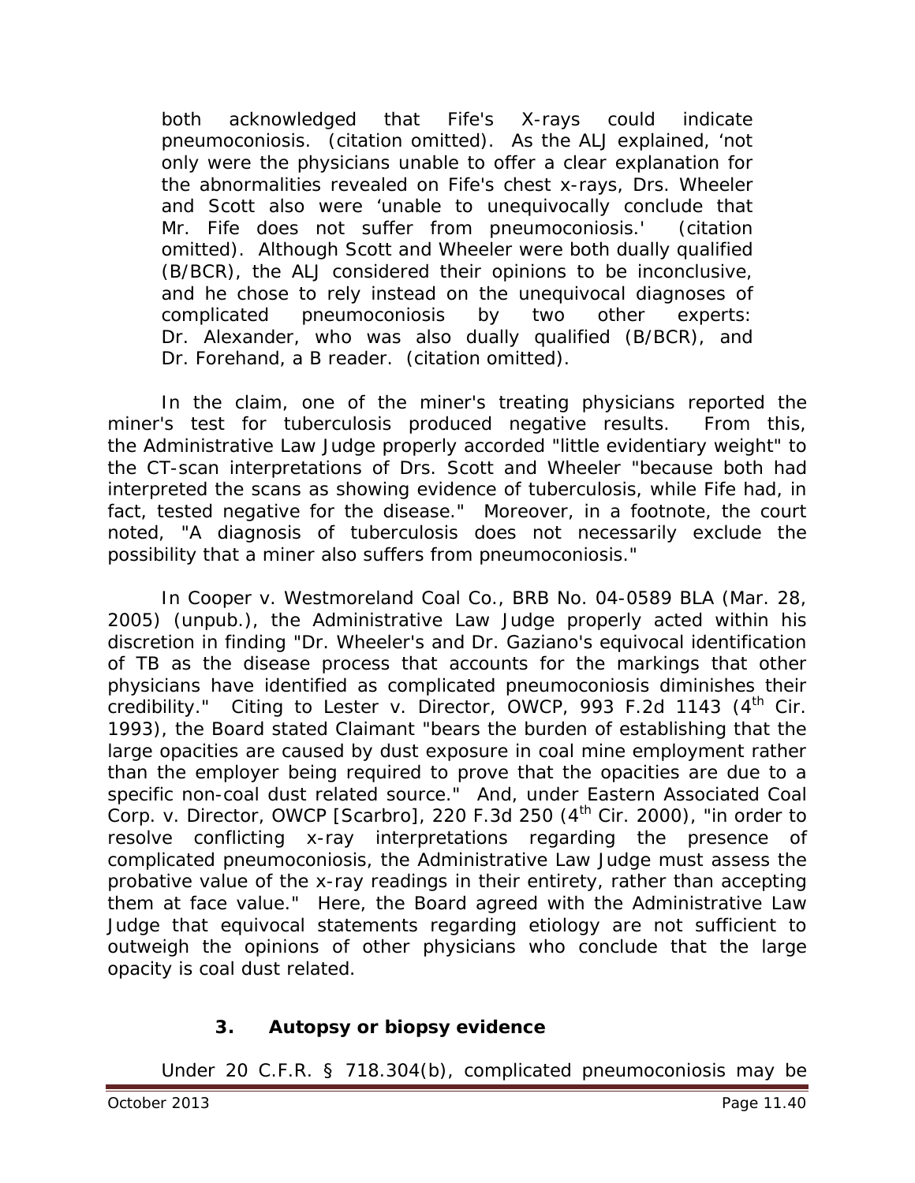> both acknowledged that Fife's X-rays could indicate pneumoconiosis. (citation omitted). As the ALJ explained, 'not only were the physicians unable to offer a clear explanation for the abnormalities revealed on Fife's chest x-rays, Drs. Wheeler and Scott also were 'unable to unequivocally conclude that Mr. Fife does not suffer from pneumoconiosis.' (citation omitted). Although Scott and Wheeler were both dually qualified (B/BCR), the ALJ considered their opinions to be inconclusive, and he chose to rely instead on the unequivocal diagnoses of complicated pneumoconiosis by two other experts: Dr. Alexander, who was also dually qualified (B/BCR), and Dr. Forehand, a B reader. (citation omitted).

In the claim, one of the miner's treating physicians reported the miner's test for tuberculosis produced negative results. From this, the Administrative Law Judge properly accorded "little evidentiary weight" to the CT-scan interpretations of Drs. Scott and Wheeler "because both had interpreted the scans as showing evidence of tuberculosis, while Fife had, in fact, tested negative for the disease." Moreover, in a footnote, the court noted, "A diagnosis of tuberculosis does not necessarily exclude the possibility that a miner also suffers from pneumoconiosis."

In *Cooper v. Westmoreland Coal Co.*, BRB No. 04-0589 BLA (Mar. 28, 2005) (unpub.), the Administrative Law Judge properly acted within his discretion in finding "Dr. Wheeler's and Dr. Gaziano's equivocal identification of TB as the disease process that accounts for the markings that other physicians have identified as complicated pneumoconiosis diminishes their credibility." Citing to *Lester v. Director, OWCP*, 993 F.2d 1143 (4th Cir. 1993), the Board stated Claimant "bears the burden of establishing that the large opacities are caused by dust exposure in coal mine employment rather than the employer being required to prove that the opacities are due to a specific non-coal dust related source." And, under *Eastern Associated Coal Corp. v. Director, OWCP [Scarbro]*, 220 F.3d 250 (4th Cir. 2000), "in order to resolve conflicting x-ray interpretations regarding the presence of complicated pneumoconiosis, the Administrative Law Judge must assess the probative value of the x-ray readings in their entirety, rather than accepting them at face value." Here, the Board agreed with the Administrative Law Judge that equivocal statements regarding etiology are not sufficient to outweigh the opinions of other physicians who conclude that the large opacity is coal dust related.

### 3. Autopsy or biopsy evidence

Under 20 C.F.R. § 718.304(b), complicated pneumoconiosis may be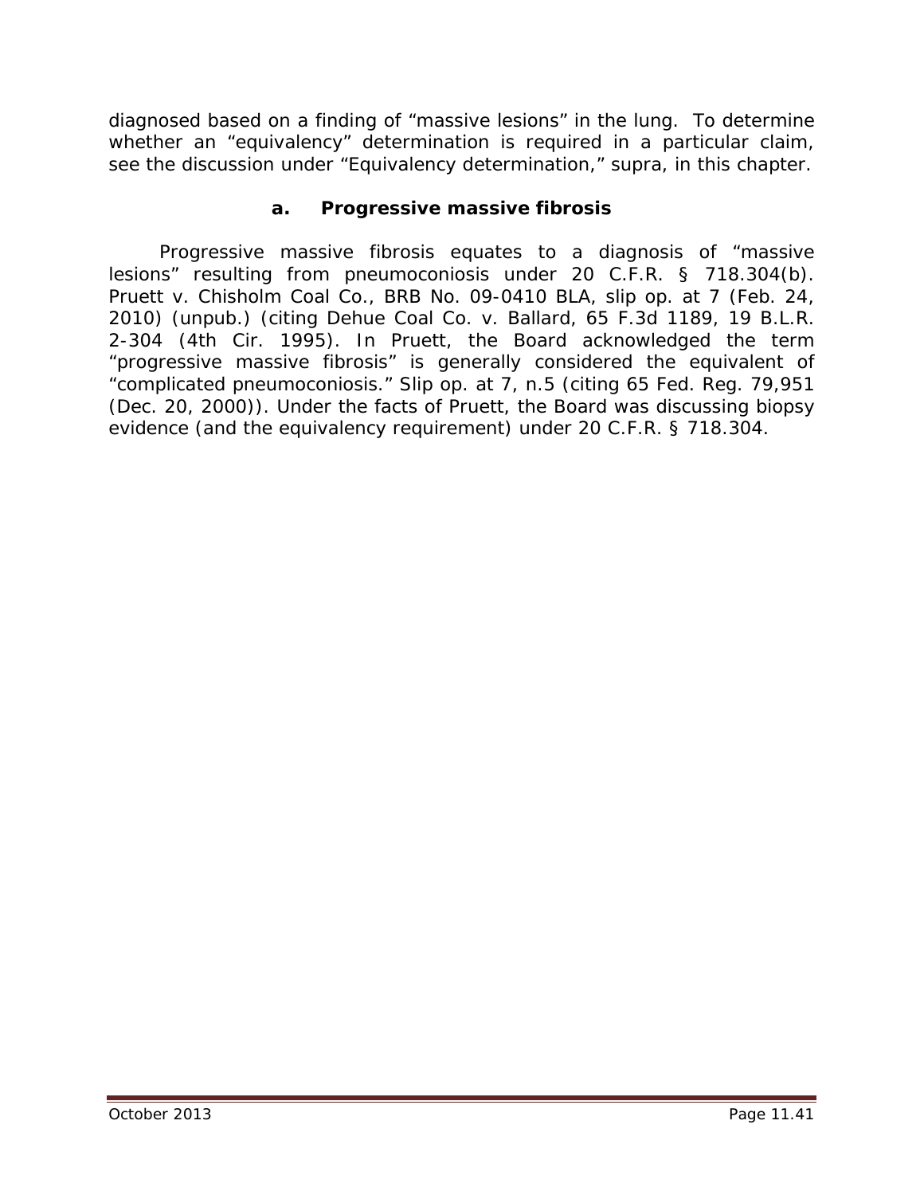diagnosed based on a finding of "massive lesions" in the lung. To determine whether an "equivalency" determination is required in a particular claim, see the discussion under "Equivalency determination," supra, in this chapter.

### a. Progressive massive fibrosis

Progressive massive fibrosis equates to a diagnosis of "massive lesions" resulting from pneumoconiosis under 20 C.F.R. § 718.304(b). *Pruett v. Chisholm Coal Co.*, BRB No. 09-0410 BLA, slip op. at 7 (Feb. 24, 2010) (unpub.) (citing *Dehue Coal Co. v. Ballard*, 65 F.3d 1189, 19 B.L.R. 2-304 (4th Cir. 1995). In *Pruett*, the Board acknowledged the term "progressive massive fibrosis" is generally considered the equivalent of "complicated pneumoconiosis." Slip op. at 7, n.5 (citing 65 Fed. Reg. 79,951 (Dec. 20, 2000)). Under the facts of *Pruett*, the Board was discussing biopsy evidence (and the equivalency requirement) under 20 C.F.R. § 718.304.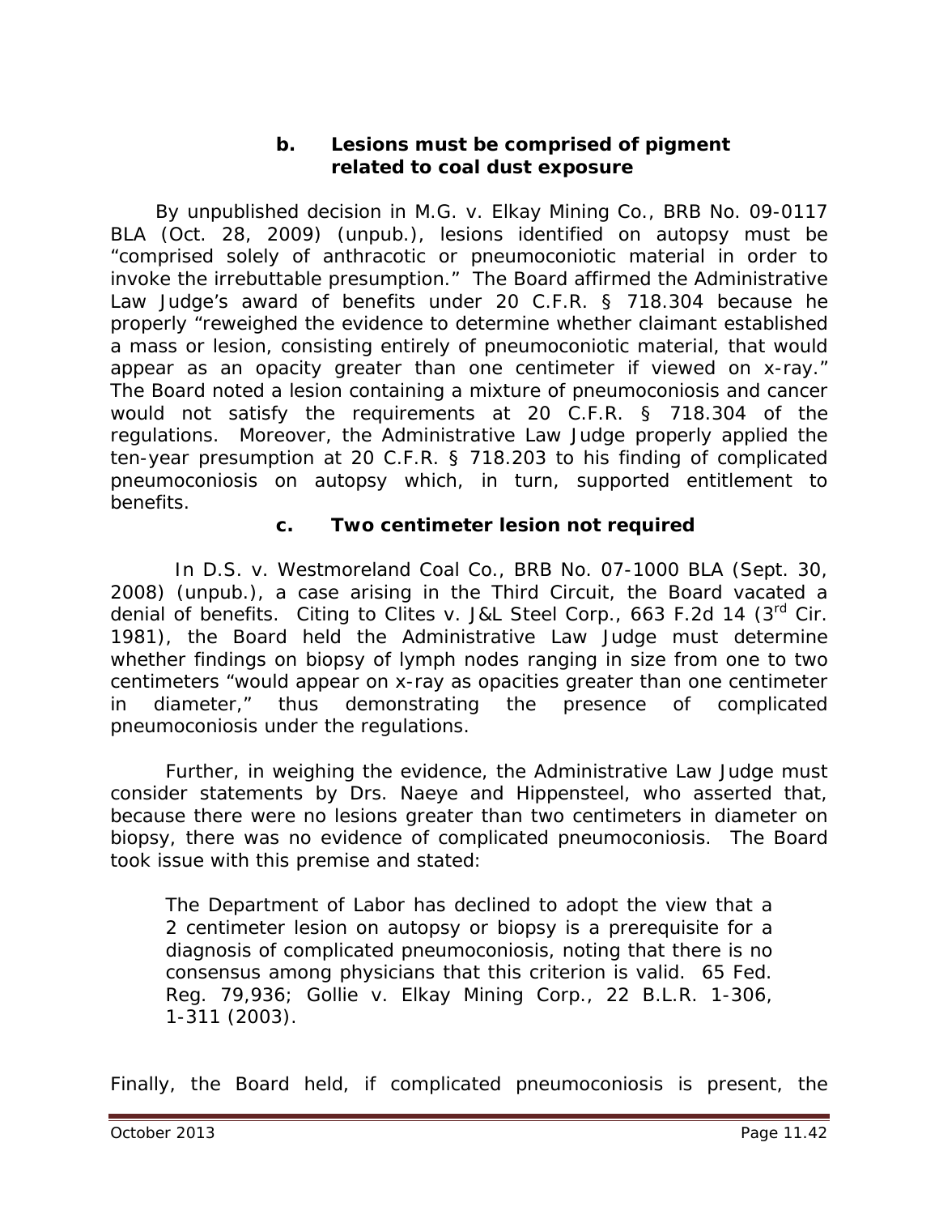#### b. Lesions must be comprised of pigment related to coal dust exposure

By unpublished decision in *M.G. v. Elkay Mining Co.*, BRB No. 09-0117 BLA (Oct. 28, 2009) (unpub.), lesions identified on autopsy must be "comprised solely of anthracotic or pneumoconiotic material in order to invoke the irrebuttable presumption." The Board affirmed the Administrative Law Judge's award of benefits under 20 C.F.R. § 718.304 because he properly "reweighed the evidence to determine whether claimant established a mass or lesion, consisting entirely of pneumoconiotic material, that would appear as an opacity greater than one centimeter if viewed on x-ray." The Board noted a lesion containing a mixture of pneumoconiosis and cancer would not satisfy the requirements at 20 C.F.R. § 718.304 of the regulations. Moreover, the Administrative Law Judge properly applied the ten-year presumption at 20 C.F.R. § 718.203 to his finding of complicated pneumoconiosis on autopsy which, in turn, supported entitlement to benefits.

#### c. Two centimeter lesion not required

In *D.S. v. Westmoreland Coal Co.*, BRB No. 07-1000 BLA (Sept. 30, 2008) (unpub.), a case arising in the Third Circuit, the Board vacated a denial of benefits. Citing to *Clites v. J&L Steel Corp.*, 663 F.2d 14 (3rd Cir. 1981), the Board held the Administrative Law Judge must determine whether findings on biopsy of lymph nodes ranging in size from one to two centimeters "would appear on x-ray as opacities greater than one centimeter in diameter," thus demonstrating the presence of complicated pneumoconiosis under the regulations.

Further, in weighing the evidence, the Administrative Law Judge must consider statements by Drs. Naeye and Hippensteel, who asserted that, because there were no lesions greater than two centimeters in diameter on biopsy, there was no evidence of complicated pneumoconiosis. The Board took issue with this premise and stated:

> The Department of Labor has declined to adopt the view that a 2 centimeter lesion on autopsy or biopsy is a prerequisite for a diagnosis of complicated pneumoconiosis, noting that there is no consensus among physicians that this criterion is valid. 65 Fed. Reg. 79,936; *Gollie v. Elkay Mining Corp.*, 22 B.L.R. 1-306, 1-311 (2003).

Finally, the Board held, if complicated pneumoconiosis is present, the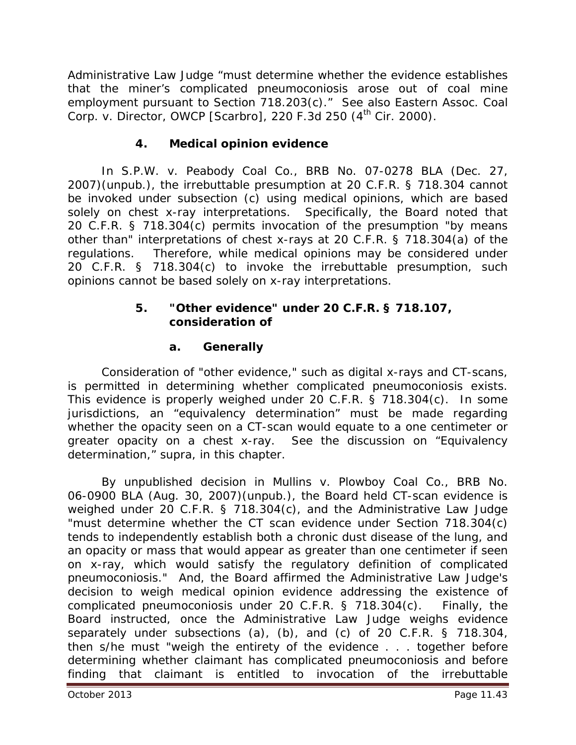Administrative Law Judge "must determine whether the evidence establishes that the miner's complicated pneumoconiosis arose out of coal mine employment pursuant to Section 718.203(c)." *See also Eastern Assoc. Coal Corp. v. Director, OWCP [Scarbro]*, 220 F.3d 250 (4th Cir. 2000).

### 4. Medical opinion evidence

In *S.P.W. v. Peabody Coal Co.*, BRB No. 07-0278 BLA (Dec. 27, 2007)(unpub.), the irrebuttable presumption at 20 C.F.R. § 718.304 cannot be invoked under subsection (c) using medical opinions, which are based solely on chest x-ray interpretations. Specifically, the Board noted that 20 C.F.R. § 718.304(c) permits invocation of the presumption "by means other than" interpretations of chest x-rays at 20 C.F.R. § 718.304(a) of the regulations. Therefore, while medical opinions may be considered under 20 C.F.R. § 718.304(c) to invoke the irrebuttable presumption, such opinions cannot be based solely on x-ray interpretations.

### 5. "Other evidence" under 20 C.F.R. § 718.107, consideration of

#### a. Generally

Consideration of "other evidence," such as digital x-rays and CT-scans, is permitted in determining whether complicated pneumoconiosis exists. This evidence is properly weighed under 20 C.F.R. § 718.304(c). In some jurisdictions, an "equivalency determination" must be made regarding whether the opacity seen on a CT-scan would equate to a one centimeter or greater opacity on a chest x-ray. *See* the discussion on "Equivalency determination," *supra*, in this chapter.

By unpublished decision in *Mullins v. Plowboy Coal Co.*, BRB No. 06-0900 BLA (Aug. 30, 2007)(unpub.), the Board held CT-scan evidence is weighed under 20 C.F.R. § 718.304(c), and the Administrative Law Judge "must determine whether the CT scan evidence under Section 718.304(c) tends to independently establish both a chronic dust disease of the lung, and an opacity or mass that would appear as greater than one centimeter if seen on x-ray, which would satisfy the regulatory definition of complicated pneumoconiosis." And, the Board affirmed the Administrative Law Judge's decision to weigh medical opinion evidence addressing the existence of complicated pneumoconiosis under 20 C.F.R. § 718.304(c). Finally, the Board instructed, once the Administrative Law Judge weighs evidence separately under subsections (a), (b), and (c) of 20 C.F.R. § 718.304, then s/he must "weigh the entirety of the evidence . . . together before determining whether claimant has complicated pneumoconiosis and before finding that claimant is entitled to invocation of the irrebuttable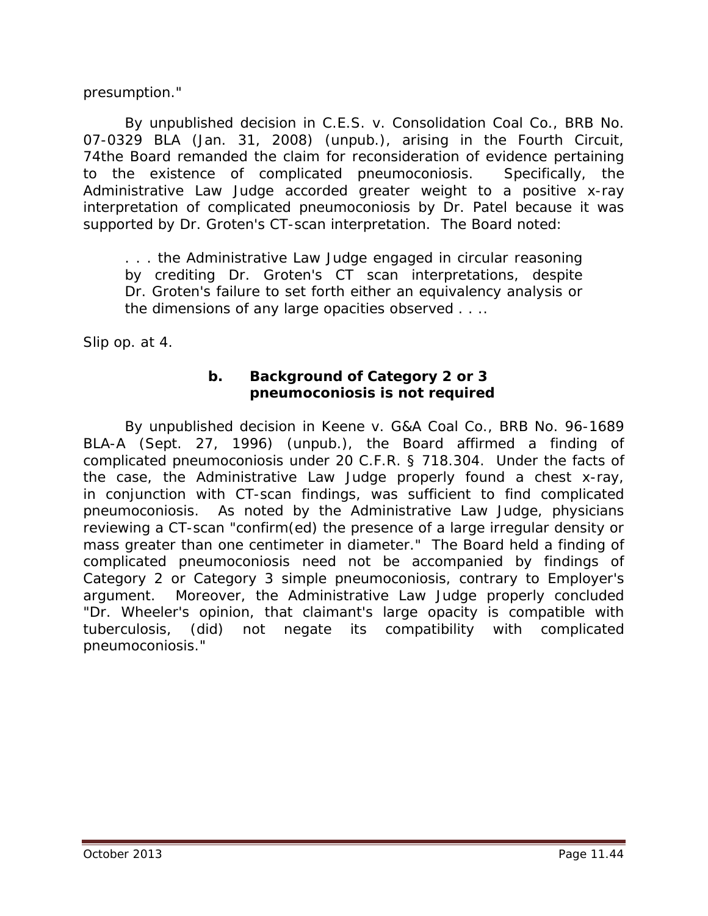presumption."

By unpublished decision in *C.E.S. v. Consolidation Coal Co.*, BRB No. 07-0329 BLA (Jan. 31, 2008) (unpub.), arising in the Fourth Circuit, 74the Board remanded the claim for reconsideration of evidence pertaining to the existence of complicated pneumoconiosis. Specifically, the Administrative Law Judge accorded greater weight to a positive x-ray interpretation of complicated pneumoconiosis by Dr. Patel because it was supported by Dr. Groten's CT-scan interpretation. The Board noted:

> . . . the Administrative Law Judge engaged in circular reasoning by crediting Dr. Groten's CT scan interpretations, despite Dr. Groten's failure to set forth either an equivalency analysis or the dimensions of any large opacities observed . . ..

*Slip op.* at 4.

#### b. Background of Category 2 or 3 pneumoconiosis is not required

By unpublished decision in *Keene v. G&A Coal Co.*, BRB No. 96-1689 BLA-A (Sept. 27, 1996) (unpub.), the Board affirmed a finding of complicated pneumoconiosis under 20 C.F.R. § 718.304. Under the facts of the case, the Administrative Law Judge properly found a chest x-ray, in conjunction with CT-scan findings, was sufficient to find complicated pneumoconiosis. As noted by the Administrative Law Judge, physicians reviewing a CT-scan "confirm(ed) the presence of a large irregular density or mass greater than one centimeter in diameter." The Board held a finding of complicated pneumoconiosis need not be accompanied by findings of Category 2 or Category 3 simple pneumoconiosis, contrary to Employer's argument. Moreover, the Administrative Law Judge properly concluded "Dr. Wheeler's opinion, that claimant's large opacity is compatible with tuberculosis, (did) not negate its compatibility with complicated pneumoconiosis."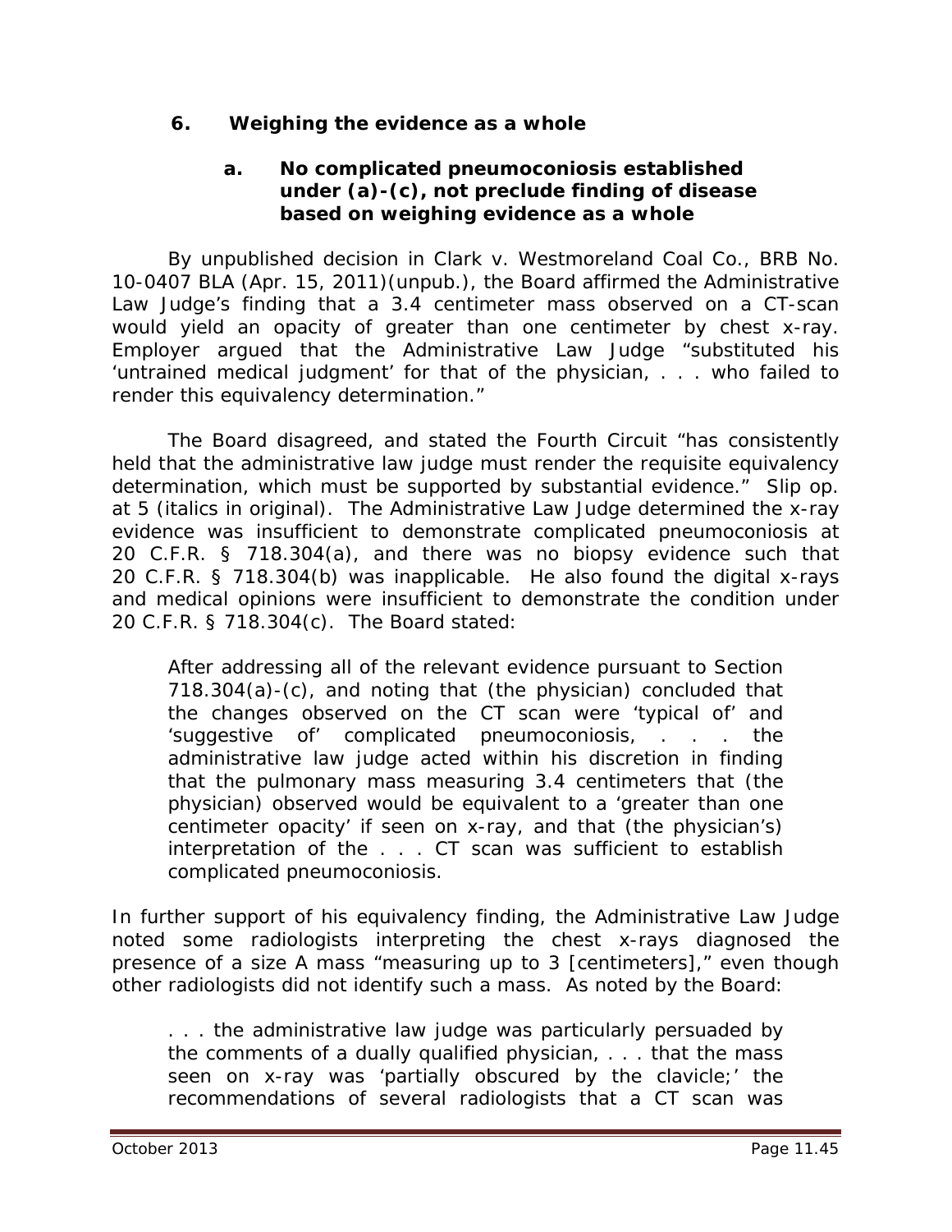### 6. Weighing the evidence as a whole

#### a. No complicated pneumoconiosis established under (a)-(c), not preclude finding of disease based on weighing evidence as a whole

By unpublished decision in *Clark v. Westmoreland Coal Co.*, BRB No. 10-0407 BLA (Apr. 15, 2011)(unpub.), the Board affirmed the Administrative Law Judge's finding that a 3.4 centimeter mass observed on a CT-scan would yield an opacity of greater than one centimeter by chest x-ray. Employer argued that the Administrative Law Judge "substituted his 'untrained medical judgment' for that of the physician, . . . who failed to render this equivalency determination."

The Board disagreed, and stated the Fourth Circuit "has consistently held that the *administrative law judge* must render the requisite equivalency determination, which must be supported by substantial evidence." *Slip op.* at 5 (italics in original). The Administrative Law Judge determined the x-ray evidence was insufficient to demonstrate complicated pneumoconiosis at 20 C.F.R. § 718.304(a), and there was no biopsy evidence such that 20 C.F.R. § 718.304(b) was inapplicable. He also found the digital x-rays and medical opinions were insufficient to demonstrate the condition under 20 C.F.R. § 718.304(c). The Board stated:

> After addressing all of the relevant evidence pursuant to Section 718.304(a)-(c), and noting that (the physician) concluded that the changes observed on the CT scan were 'typical of' and 'suggestive of' complicated pneumoconiosis, . . . the administrative law judge acted within his discretion in finding that the pulmonary mass measuring 3.4 centimeters that (the physician) observed would be equivalent to a 'greater than one centimeter opacity' if seen on x-ray, and that (the physician's) interpretation of the . . . CT scan was sufficient to establish complicated pneumoconiosis.

In further support of his equivalency finding, the Administrative Law Judge noted some radiologists interpreting the chest x-rays diagnosed the presence of a size A mass "measuring up to 3 [centimeters]," even though other radiologists did not identify such a mass. As noted by the Board:

> . . . the administrative law judge was particularly persuaded by the comments of a dually qualified physician, . . . that the mass seen on x-ray was 'partially obscured by the clavicle;' the recommendations of several radiologists that a CT scan was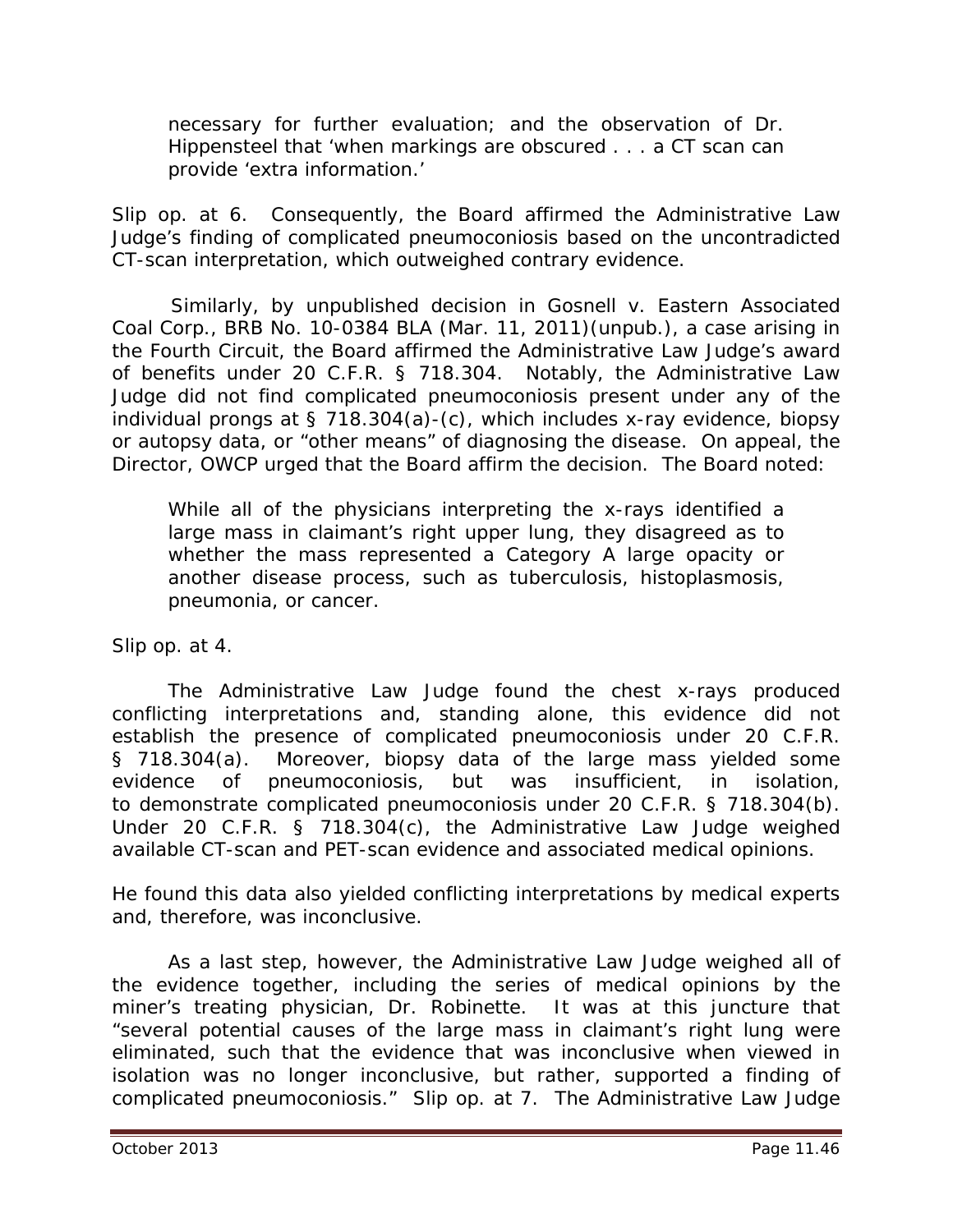necessary for further evaluation; and the observation of Dr. Hippensteel that 'when markings are obscured . . . a CT scan can provide 'extra information.'

Slip op. at 6. Consequently, the Board affirmed the Administrative Law Judge's finding of complicated pneumoconiosis based on the uncontradicted CT-scan interpretation, which outweighed contrary evidence.

Similarly, by unpublished decision in *Gosnell v. Eastern Associated Coal Corp.*, BRB No. 10-0384 BLA (Mar. 11, 2011)(unpub.), a case arising in the Fourth Circuit, the Board affirmed the Administrative Law Judge's award of benefits under 20 C.F.R. § 718.304. Notably, the Administrative Law Judge did not find complicated pneumoconiosis present under any of the individual prongs at § 718.304(a)-(c), which includes x-ray evidence, biopsy or autopsy data, or "other means" of diagnosing the disease. On appeal, the Director, OWCP urged that the Board affirm the decision. The Board noted:

> While all of the physicians interpreting the x-rays identified a large mass in claimant's right upper lung, they disagreed as to whether the mass represented a Category A large opacity or another disease process, such as tuberculosis, histoplasmosis, pneumonia, or cancer.

Slip op. at 4.

The Administrative Law Judge found the chest x-rays produced conflicting interpretations and, standing alone, this evidence did not establish the presence of complicated pneumoconiosis under 20 C.F.R. § 718.304(a). Moreover, biopsy data of the large mass yielded some evidence of pneumoconiosis, but was insufficient, in isolation, to demonstrate complicated pneumoconiosis under 20 C.F.R. § 718.304(b). Under 20 C.F.R. § 718.304(c), the Administrative Law Judge weighed available CT-scan and PET-scan evidence and associated medical opinions.

He found this data also yielded conflicting interpretations by medical experts and, therefore, was inconclusive.

As a last step, however, the Administrative Law Judge weighed all of the evidence together, including the series of medical opinions by the miner's treating physician, Dr. Robinette. It was at this juncture that "several potential causes of the large mass in claimant's right lung were eliminated, such that the evidence that was inconclusive when viewed in isolation was no longer inconclusive, but rather, supported a finding of complicated pneumoconiosis." Slip op. at 7. The Administrative Law Judge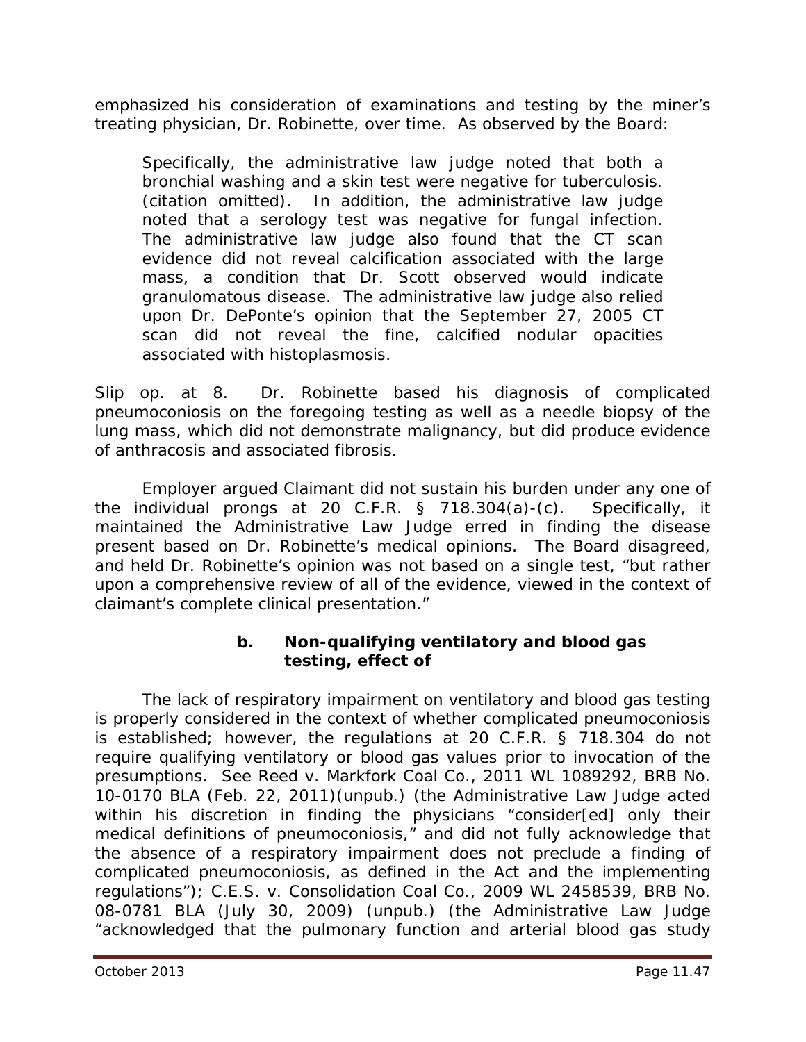emphasized his consideration of examinations and testing by the miner's treating physician, Dr. Robinette, over time. As observed by the Board:

> Specifically, the administrative law judge noted that both a bronchial washing and a skin test were negative for tuberculosis. (citation omitted). In addition, the administrative law judge noted that a serology test was negative for fungal infection. The administrative law judge also found that the CT scan evidence did not reveal calcification associated with the large mass, a condition that Dr. Scott observed would indicate granulomatous disease. The administrative law judge also relied upon Dr. DePonte's opinion that the September 27, 2005 CT scan did not reveal the fine, calcified nodular opacities associated with histoplasmosis.

*Slip op.* at 8. Dr. Robinette based his diagnosis of complicated pneumoconiosis on the foregoing testing as well as a needle biopsy of the lung mass, which did not demonstrate malignancy, but did produce evidence of anthracosis and associated fibrosis.

Employer argued Claimant did not sustain his burden under any one of the individual prongs at 20 C.F.R. § 718.304(a)-(c). Specifically, it maintained the Administrative Law Judge erred in finding the disease present based on Dr. Robinette's medical opinions. The Board disagreed, and held Dr. Robinette's opinion was not based on a single test, "but rather upon a comprehensive review of all of the evidence, viewed in the context of claimant's complete clinical presentation."

#### b. Non-qualifying ventilatory and blood gas testing, effect of

The lack of respiratory impairment on ventilatory and blood gas testing is properly considered in the context of whether complicated pneumoconiosis is established; however, the regulations at 20 C.F.R. § 718.304 do not require qualifying ventilatory or blood gas values prior to invocation of the presumptions. *See Reed v. Markfork Coal Co.*, 2011 WL 1089292, BRB No. 10-0170 BLA (Feb. 22, 2011)(unpub.) (the Administrative Law Judge acted within his discretion in finding the physicians "consider[ed] only their medical definitions of pneumoconiosis," and did not fully acknowledge that the absence of a respiratory impairment does not preclude a finding of complicated pneumoconiosis, as defined in the Act and the implementing regulations"); *C.E.S. v. Consolidation Coal Co.*, 2009 WL 2458539, BRB No. 08-0781 BLA (July 30, 2009) (unpub.) (the Administrative Law Judge "acknowledged that the pulmonary function and arterial blood gas study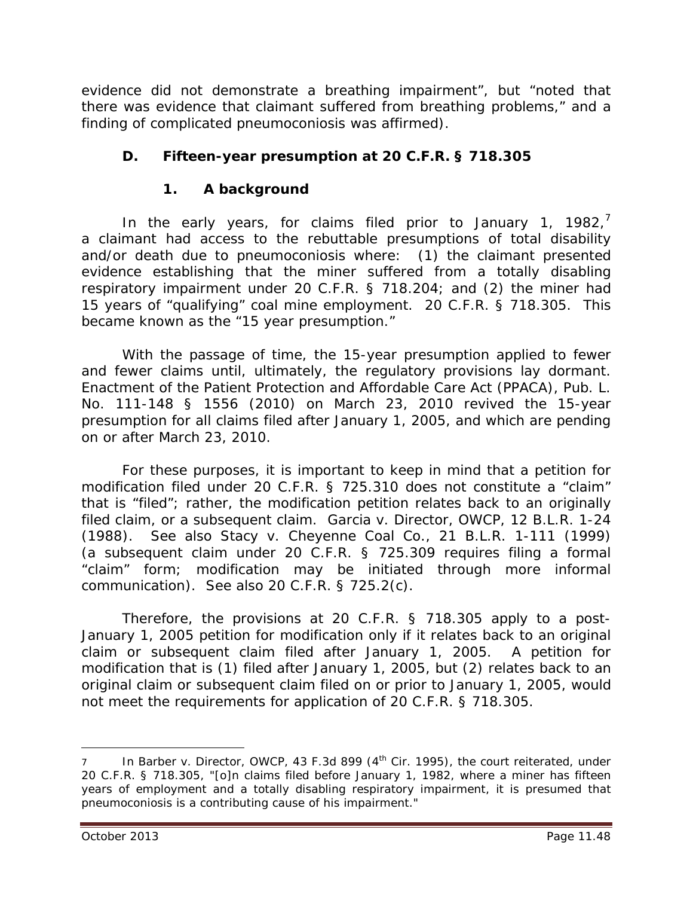evidence did not demonstrate a breathing impairment", but "noted that there was evidence that claimant suffered from breathing problems," and a finding of complicated pneumoconiosis was affirmed).

### D. Fifteen-year presumption at 20 C.F.R. § 718.305

#### 1. A background

In the early years, for claims filed prior to January 1, 1982,[7] a claimant had access to the rebuttable presumptions of total disability and/or death due to pneumoconiosis where: (1) the claimant presented evidence establishing that the miner suffered from a totally disabling respiratory impairment under 20 C.F.R. § 718.204; and (2) the miner had 15 years of "qualifying" coal mine employment. 20 C.F.R. § 718.305. This became known as the "15 year presumption."

With the passage of time, the 15-year presumption applied to fewer and fewer claims until, ultimately, the regulatory provisions lay dormant. Enactment of the Patient Protection and Affordable Care Act (PPACA), Pub. L. No. 111-148 § 1556 (2010) on March 23, 2010 revived the 15-year presumption for all claims filed after January 1, 2005, and which are pending on or after March 23, 2010.

For these purposes, it is important to keep in mind that a petition for modification filed under 20 C.F.R. § 725.310 does not constitute a "claim" that is "filed"; rather, the modification petition relates back to an originally filed claim, or a subsequent claim. *Garcia v. Director, OWCP*, 12 B.L.R. 1-24 (1988). *See also Stacy v. Cheyenne Coal Co.*, 21 B.L.R. 1-111 (1999) (a subsequent claim under 20 C.F.R. § 725.309 requires filing a formal "claim" form; modification may be initiated through more informal communication). *See also* 20 C.F.R. § 725.2(c).

Therefore, the provisions at 20 C.F.R. § 718.305 apply to a post-January 1, 2005 petition for modification only if it relates back to an original claim or subsequent claim filed after January 1, 2005. A petition for modification that is (1) filed after January 1, 2005, but (2) relates back to an original claim or subsequent claim filed on or prior to January 1, 2005, would not meet the requirements for application of 20 C.F.R. § 718.305.

---

7 In *Barber v. Director, OWCP*, 43 F.3d 899 (4th Cir. 1995), the court reiterated, under 20 C.F.R. § 718.305, "[o]n claims filed before January 1, 1982, where a miner has fifteen years of employment and a totally disabling respiratory impairment, it is presumed that pneumoconiosis is a contributing cause of his impairment."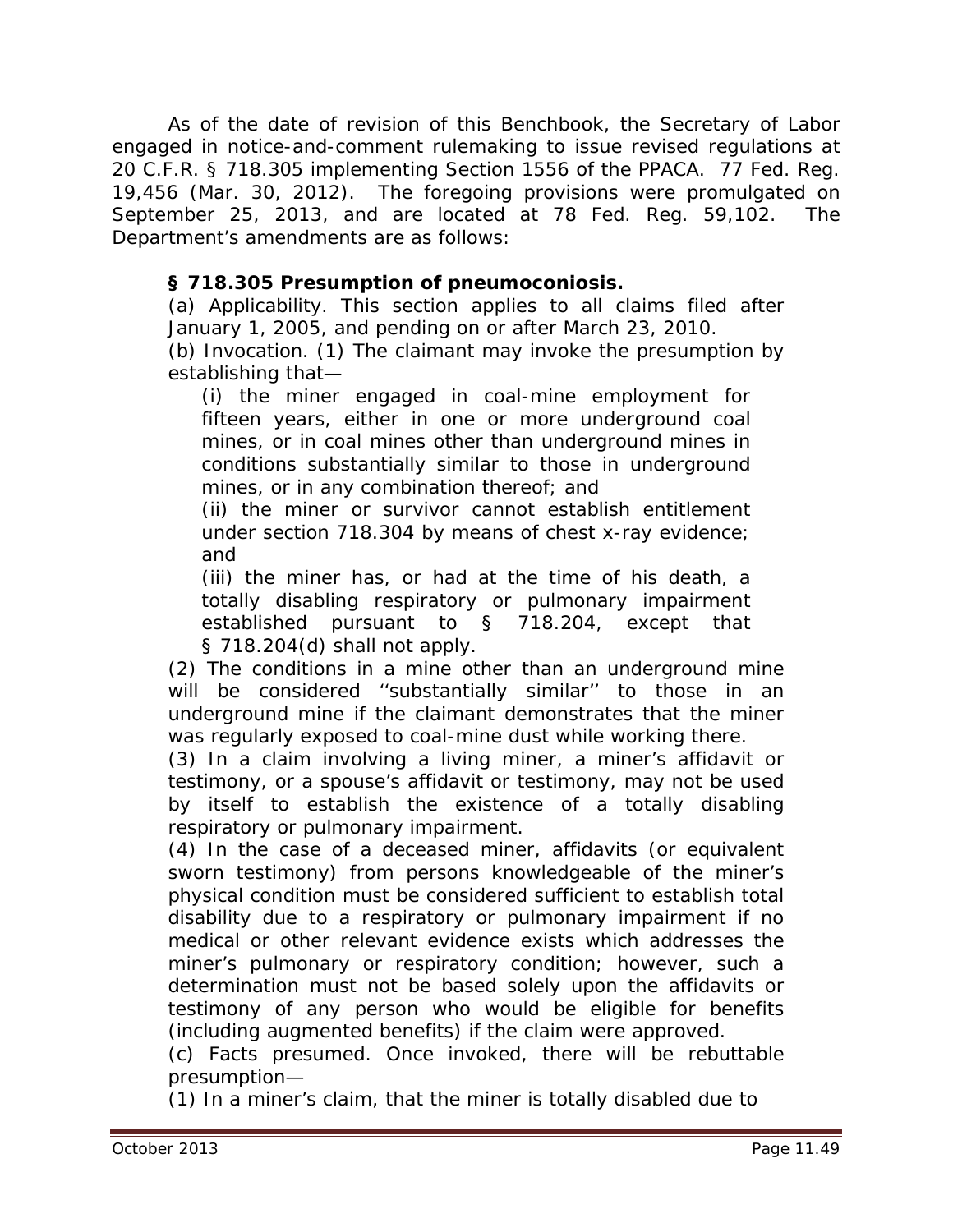As of the date of revision of this Benchbook, the Secretary of Labor engaged in notice-and-comment rulemaking to issue revised regulations at 20 C.F.R. § 718.305 implementing Section 1556 of the PPACA. 77 Fed. Reg. 19,456 (Mar. 30, 2012). The foregoing provisions were promulgated on September 25, 2013, and are located at 78 Fed. Reg. 59,102. The Department's amendments are as follows:

> **§ 718.305 Presumption of pneumoconiosis.**
>
> (a) Applicability. This section applies to all claims filed after January 1, 2005, and pending on or after March 23, 2010.
>
> (b) Invocation. (1) The claimant may invoke the presumption by establishing that—
>
> > (i) the miner engaged in coal-mine employment for fifteen years, either in one or more underground coal mines, or in coal mines other than underground mines in conditions substantially similar to those in underground mines, or in any combination thereof; and
> >
> > (ii) the miner or survivor cannot establish entitlement under section 718.304 by means of chest x-ray evidence; and
> >
> > (iii) the miner has, or had at the time of his death, a totally disabling respiratory or pulmonary impairment established pursuant to § 718.204, except that § 718.204(d) shall not apply.
>
> (2) The conditions in a mine other than an underground mine will be considered ''substantially similar'' to those in an underground mine if the claimant demonstrates that the miner was regularly exposed to coal-mine dust while working there.
>
> (3) In a claim involving a living miner, a miner's affidavit or testimony, or a spouse's affidavit or testimony, may not be used by itself to establish the existence of a totally disabling respiratory or pulmonary impairment.
>
> (4) In the case of a deceased miner, affidavits (or equivalent sworn testimony) from persons knowledgeable of the miner's physical condition must be considered sufficient to establish total disability due to a respiratory or pulmonary impairment if no medical or other relevant evidence exists which addresses the miner's pulmonary or respiratory condition; however, such a determination must not be based solely upon the affidavits or testimony of any person who would be eligible for benefits (including augmented benefits) if the claim were approved.
>
> (c) Facts presumed. Once invoked, there will be rebuttable presumption—
>
> (1) In a miner's claim, that the miner is totally disabled due to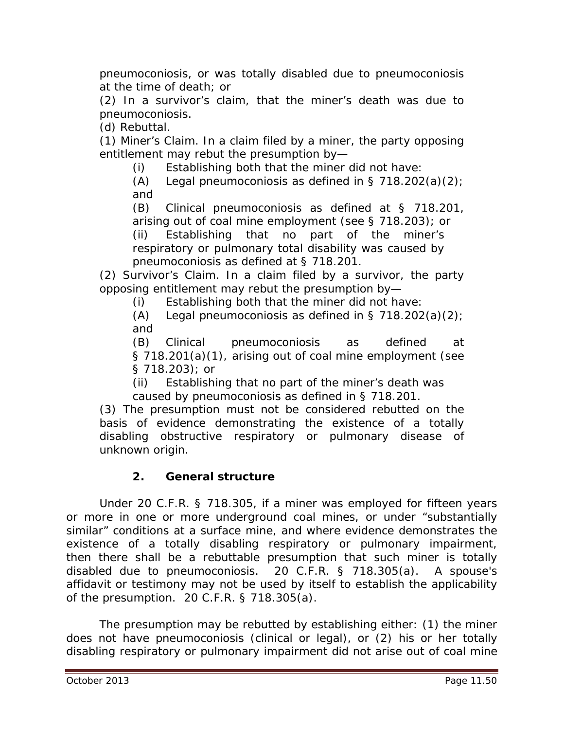pneumoconiosis, or was totally disabled due to pneumoconiosis at the time of death; or

(2) In a survivor's claim, that the miner's death was due to pneumoconiosis.

(d) Rebuttal.

(1) Miner's Claim. In a claim filed by a miner, the party opposing entitlement may rebut the presumption by—

> (i) Establishing both that the miner did not have:
>
> (A) Legal pneumoconiosis as defined in § 718.202(a)(2); and
>
> (B) Clinical pneumoconiosis as defined at § 718.201, arising out of coal mine employment (see § 718.203); or
>
> (ii) Establishing that no part of the miner's respiratory or pulmonary total disability was caused by pneumoconiosis as defined at § 718.201.

(2) Survivor's Claim. In a claim filed by a survivor, the party opposing entitlement may rebut the presumption by—

> (i) Establishing both that the miner did not have:
>
> (A) Legal pneumoconiosis as defined in § 718.202(a)(2); and
>
> (B) Clinical pneumoconiosis as defined at § 718.201(a)(1), arising out of coal mine employment (see § 718.203); or
>
> (ii) Establishing that no part of the miner's death was caused by pneumoconiosis as defined in § 718.201.

(3) The presumption must not be considered rebutted on the basis of evidence demonstrating the existence of a totally disabling obstructive respiratory or pulmonary disease of unknown origin.

### 2. General structure

Under 20 C.F.R. § 718.305, if a miner was employed for fifteen years or more in one or more underground coal mines, or under "substantially similar" conditions at a surface mine, and where evidence demonstrates the existence of a totally disabling respiratory or pulmonary impairment, then there shall be a rebuttable presumption that such miner is totally disabled due to pneumoconiosis. 20 C.F.R. § 718.305(a). A spouse's affidavit or testimony may not be used by itself to establish the applicability of the presumption. 20 C.F.R. § 718.305(a).

The presumption may be rebutted by establishing either: (1) the miner does not have pneumoconiosis (clinical or legal), or (2) his or her totally disabling respiratory or pulmonary impairment did not arise out of coal mine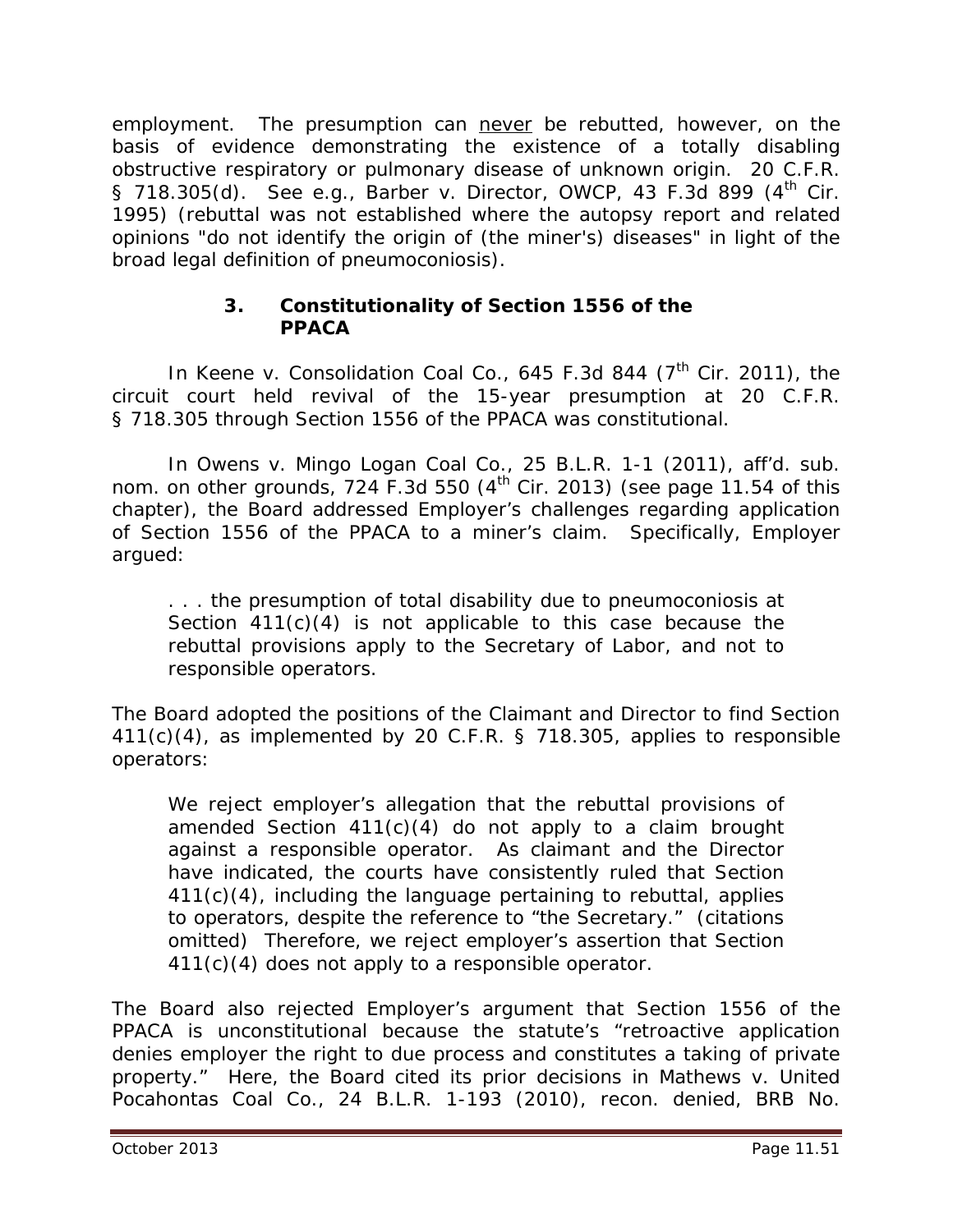employment. The presumption can never be rebutted, however, on the basis of evidence demonstrating the existence of a totally disabling obstructive respiratory or pulmonary disease of unknown origin. 20 C.F.R. § 718.305(d). *See e.g., Barber v. Director, OWCP*, 43 F.3d 899 (4th Cir. 1995) (rebuttal was not established where the autopsy report and related opinions "do not identify the origin of (the miner's) diseases" in light of the broad legal definition of pneumoconiosis).

### 3. Constitutionality of Section 1556 of the PPACA

In *Keene v. Consolidation Coal Co.*, 645 F.3d 844 (7th Cir. 2011), the circuit court held revival of the 15-year presumption at 20 C.F.R. § 718.305 through Section 1556 of the PPACA was constitutional.

In *Owens v. Mingo Logan Coal Co.*, 25 B.L.R. 1-1 (2011), *aff'd. sub. nom. on other grounds*, 724 F.3d 550 (4th Cir. 2013) (*see* page 11.54 of this chapter), the Board addressed Employer's challenges regarding application of Section 1556 of the PPACA to a miner's claim. Specifically, Employer argued:

> . . . the presumption of total disability due to pneumoconiosis at Section 411(c)(4) is not applicable to this case because the rebuttal provisions apply to the Secretary of Labor, and not to responsible operators.

The Board adopted the positions of the Claimant and Director to find Section 411(c)(4), as implemented by 20 C.F.R. § 718.305, applies to responsible operators:

> We reject employer's allegation that the rebuttal provisions of amended Section 411(c)(4) do not apply to a claim brought against a responsible operator. As claimant and the Director have indicated, the courts have consistently ruled that Section 411(c)(4), including the language pertaining to rebuttal, applies to operators, despite the reference to "the Secretary." (citations omitted) Therefore, we reject employer's assertion that Section 411(c)(4) does not apply to a responsible operator.

The Board also rejected Employer's argument that Section 1556 of the PPACA is unconstitutional because the statute's "retroactive application denies employer the right to due process and constitutes a taking of private property." Here, the Board cited its prior decisions in *Mathews v. United Pocahontas Coal Co.*, 24 B.L.R. 1-193 (2010), *recon. denied*, BRB No.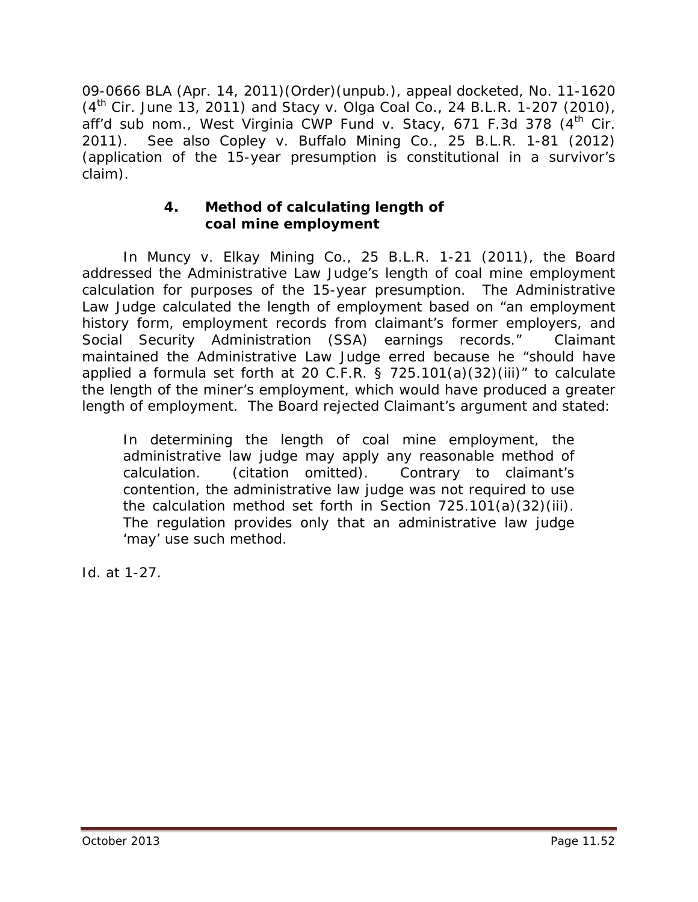09-0666 BLA (Apr. 14, 2011)(Order)(unpub.), appeal docketed, No. 11-1620 (4th Cir. June 13, 2011) and *Stacy v. Olga Coal Co.*, 24 B.L.R. 1-207 (2010), *aff'd sub nom., West Virginia CWP Fund v. Stacy*, 671 F.3d 378 (4th Cir. 2011). *See also Copley v. Buffalo Mining Co.*, 25 B.L.R. 1-81 (2012) (application of the 15-year presumption is constitutional in a survivor's claim).

### 4. Method of calculating length of coal mine employment

In *Muncy v. Elkay Mining Co.*, 25 B.L.R. 1-21 (2011), the Board addressed the Administrative Law Judge's length of coal mine employment calculation for purposes of the 15-year presumption. The Administrative Law Judge calculated the length of employment based on "an employment history form, employment records from claimant's former employers, and Social Security Administration (SSA) earnings records." Claimant maintained the Administrative Law Judge erred because he "should have applied a formula set forth at 20 C.F.R. § 725.101(a)(32)(iii)" to calculate the length of the miner's employment, which would have produced a greater length of employment. The Board rejected Claimant's argument and stated:

> In determining the length of coal mine employment, the administrative law judge may apply any reasonable method of calculation. (citation omitted). Contrary to claimant's contention, the administrative law judge was not required to use the calculation method set forth in Section 725.101(a)(32)(iii). The regulation provides only that an administrative law judge 'may' use such method.

*Id.* at 1-27.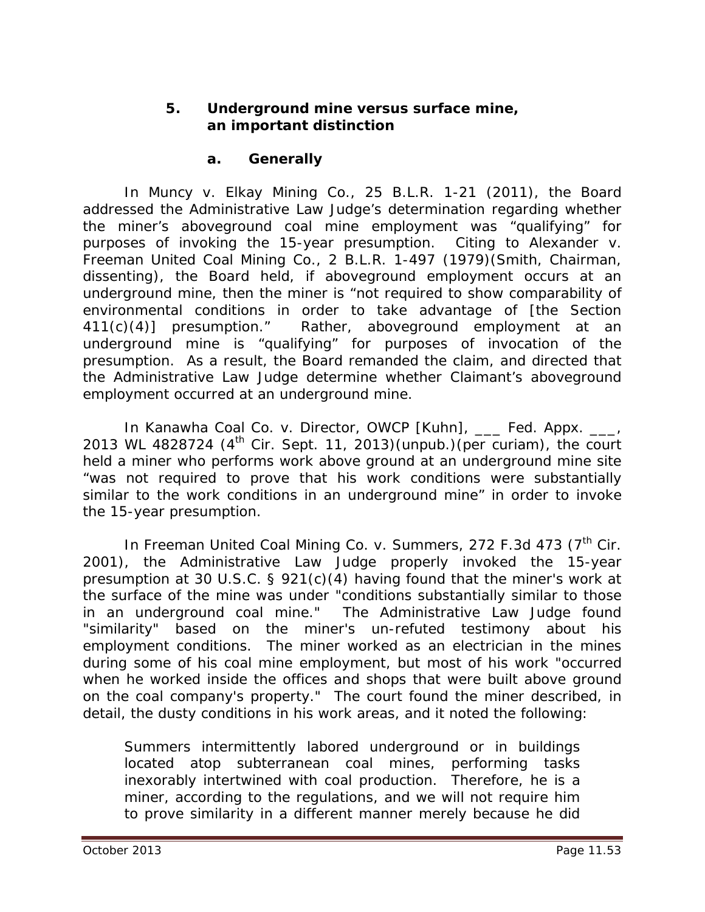### 5. Underground mine versus surface mine, an important distinction

#### a. Generally

In *Muncy v. Elkay Mining Co.*, 25 B.L.R. 1-21 (2011), the Board addressed the Administrative Law Judge's determination regarding whether the miner's aboveground coal mine employment was "qualifying" for purposes of invoking the 15-year presumption. Citing to *Alexander v. Freeman United Coal Mining Co.*, 2 B.L.R. 1-497 (1979)(Smith, Chairman, dissenting), the Board held, if aboveground employment occurs at an underground mine, then the miner is "not required to show comparability of environmental conditions in order to take advantage of [the Section 411(c)(4)] presumption." Rather, aboveground employment at an underground mine is "qualifying" for purposes of invocation of the presumption. As a result, the Board remanded the claim, and directed that the Administrative Law Judge determine whether Claimant's aboveground employment occurred at an underground mine.

In *Kanawha Coal Co. v. Director, OWCP [Kuhn]*, ___ Fed. Appx. ___, 2013 WL 4828724 (4th Cir. Sept. 11, 2013)(unpub.)(per curiam), the court held a miner who performs work above ground at an underground mine site "was not required to prove that his work conditions were substantially similar to the work conditions in an underground mine" in order to invoke the 15-year presumption.

In *Freeman United Coal Mining Co. v. Summers*, 272 F.3d 473 (7th Cir. 2001), the Administrative Law Judge properly invoked the 15-year presumption at 30 U.S.C. § 921(c)(4) having found that the miner's work at the surface of the mine was under "conditions substantially similar to those in an underground coal mine." The Administrative Law Judge found "similarity" based on the miner's un-refuted testimony about his employment conditions. The miner worked as an electrician in the mines during some of his coal mine employment, but most of his work "occurred when he worked inside the offices and shops that were built above ground on the coal company's property." The court found the miner described, in detail, the dusty conditions in his work areas, and it noted the following:

> Summers intermittently labored underground or in buildings located atop subterranean coal mines, performing tasks inexorably intertwined with coal production. Therefore, he is a miner, according to the regulations, and we will not require him to prove similarity in a different manner merely because he did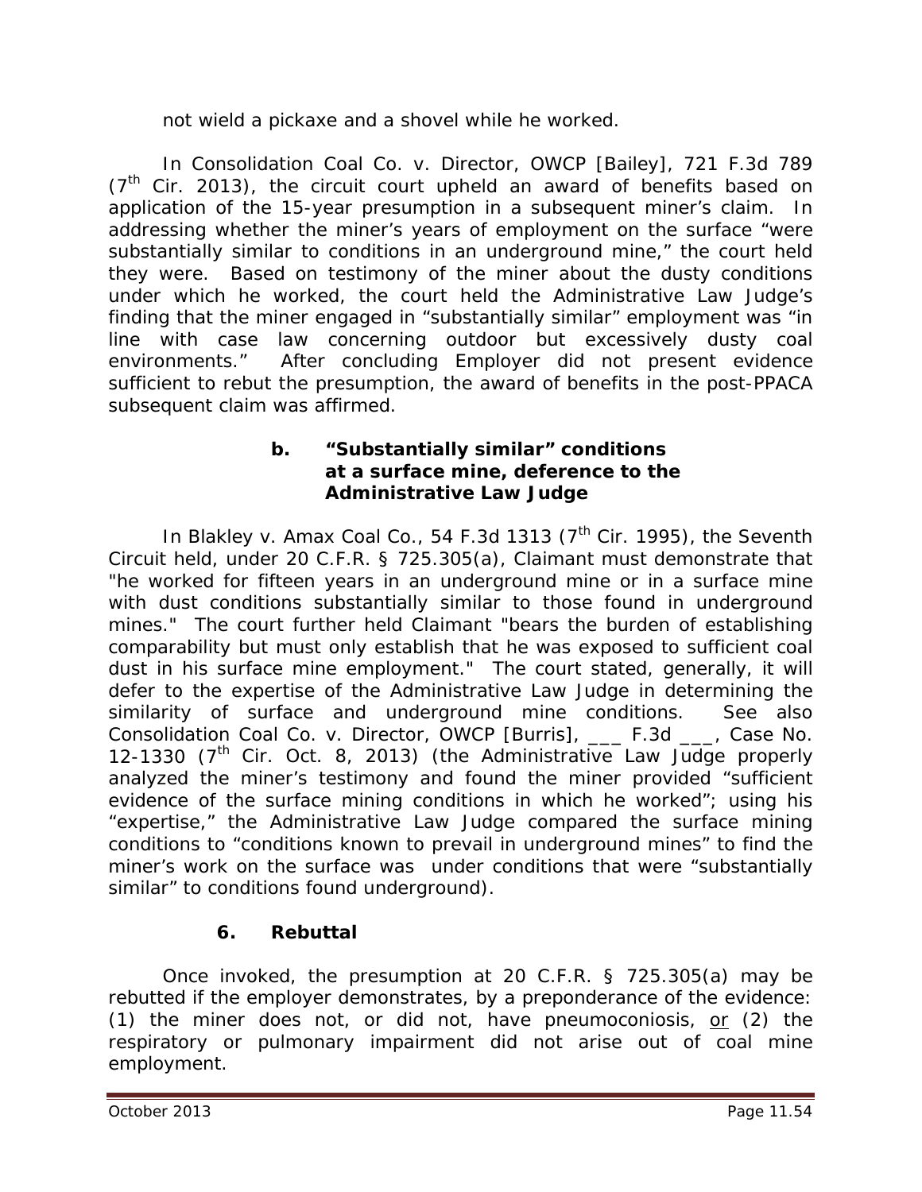not wield a pickaxe and a shovel while he worked.

In *Consolidation Coal Co. v. Director, OWCP [Bailey]*, 721 F.3d 789 (7th Cir. 2013), the circuit court upheld an award of benefits based on application of the 15-year presumption in a subsequent miner's claim. In addressing whether the miner's years of employment on the surface "were substantially similar to conditions in an underground mine," the court held they were. Based on testimony of the miner about the dusty conditions under which he worked, the court held the Administrative Law Judge's finding that the miner engaged in "substantially similar" employment was "in line with case law concerning outdoor but excessively dusty coal environments." After concluding Employer did not present evidence sufficient to rebut the presumption, the award of benefits in the post-PPACA subsequent claim was affirmed.

#### b. "Substantially similar" conditions at a surface mine, deference to the Administrative Law Judge

In *Blakley v. Amax Coal Co.*, 54 F.3d 1313 (7th Cir. 1995), the Seventh Circuit held, under 20 C.F.R. § 725.305(a), Claimant must demonstrate that "he worked for fifteen years in an underground mine or in a surface mine with dust conditions substantially similar to those found in underground mines." The court further held Claimant "bears the burden of establishing comparability but must only establish that he was exposed to sufficient coal dust in his surface mine employment." The court stated, generally, it will defer to the expertise of the Administrative Law Judge in determining the similarity of surface and underground mine conditions. *See also* *Consolidation Coal Co. v. Director, OWCP [Burris]*, ___ F.3d ___, Case No. 12-1330 (7th Cir. Oct. 8, 2013) (the Administrative Law Judge properly analyzed the miner's testimony and found the miner provided "sufficient evidence of the surface mining conditions in which he worked"; using his "expertise," the Administrative Law Judge compared the surface mining conditions to "conditions known to prevail in underground mines" to find the miner's work on the surface was under conditions that were "substantially similar" to conditions found underground).

### 6. Rebuttal

Once invoked, the presumption at 20 C.F.R. § 725.305(a) may be rebutted if the employer demonstrates, by a preponderance of the evidence: (1) the miner does not, or did not, have pneumoconiosis, or (2) the respiratory or pulmonary impairment did not arise out of coal mine employment.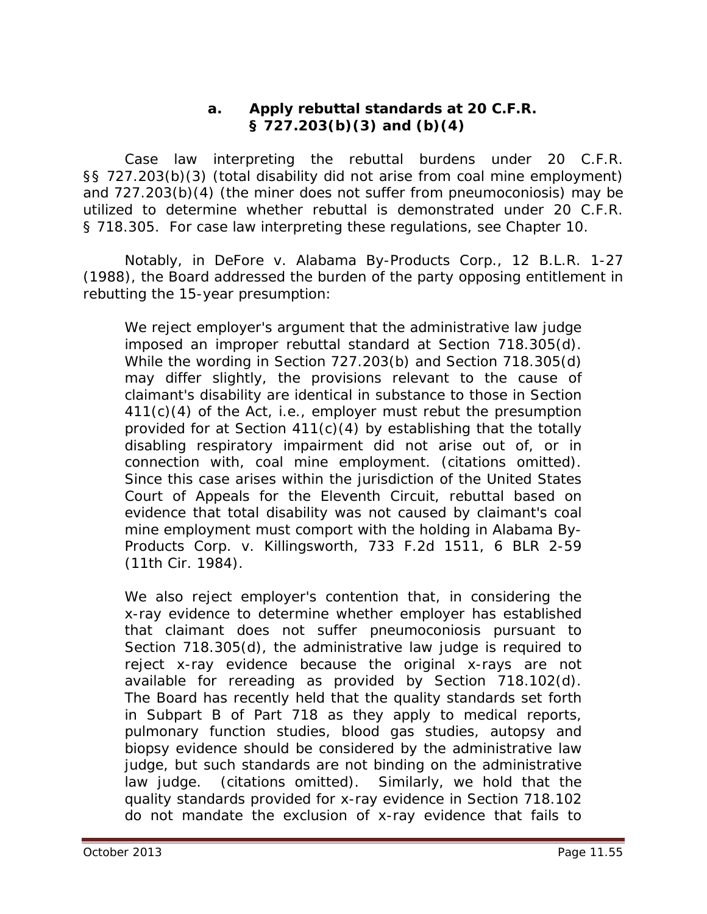#### a. Apply rebuttal standards at 20 C.F.R. § 727.203(b)(3) and (b)(4)

Case law interpreting the rebuttal burdens under 20 C.F.R. §§ 727.203(b)(3) (total disability did not arise from coal mine employment) and 727.203(b)(4) (the miner does not suffer from pneumoconiosis) may be utilized to determine whether rebuttal is demonstrated under 20 C.F.R. § 718.305. For case law interpreting these regulations, see Chapter 10.

Notably, in *DeFore v. Alabama By-Products Corp.*, 12 B.L.R. 1-27 (1988), the Board addressed the burden of the party opposing entitlement in rebutting the 15-year presumption:

> We reject employer's argument that the administrative law judge imposed an improper rebuttal standard at Section 718.305(d). While the wording in Section 727.203(b) and Section 718.305(d) may differ slightly, the provisions relevant to the cause of claimant's disability are identical in substance to those in Section 411(c)(4) of the Act, i.e., employer must rebut the presumption provided for at Section 411(c)(4) by establishing that the totally disabling respiratory impairment did not arise out of, or in connection with, coal mine employment. (citations omitted). Since this case arises within the jurisdiction of the United States Court of Appeals for the Eleventh Circuit, rebuttal based on evidence that total disability was not caused by claimant's coal mine employment must comport with the holding in *Alabama By-Products Corp. v. Killingsworth*, 733 F.2d 1511, 6 BLR 2-59 (11th Cir. 1984).
>
> We also reject employer's contention that, in considering the x-ray evidence to determine whether employer has established that claimant does not suffer pneumoconiosis pursuant to Section 718.305(d), the administrative law judge is required to reject x-ray evidence because the original x-rays are not available for rereading as provided by Section 718.102(d). The Board has recently held that the quality standards set forth in Subpart B of Part 718 as they apply to medical reports, pulmonary function studies, blood gas studies, autopsy and biopsy evidence should be considered by the administrative law judge, but such standards are not binding on the administrative law judge. (citations omitted). Similarly, we hold that the quality standards provided for x-ray evidence in Section 718.102 do not mandate the exclusion of x-ray evidence that fails to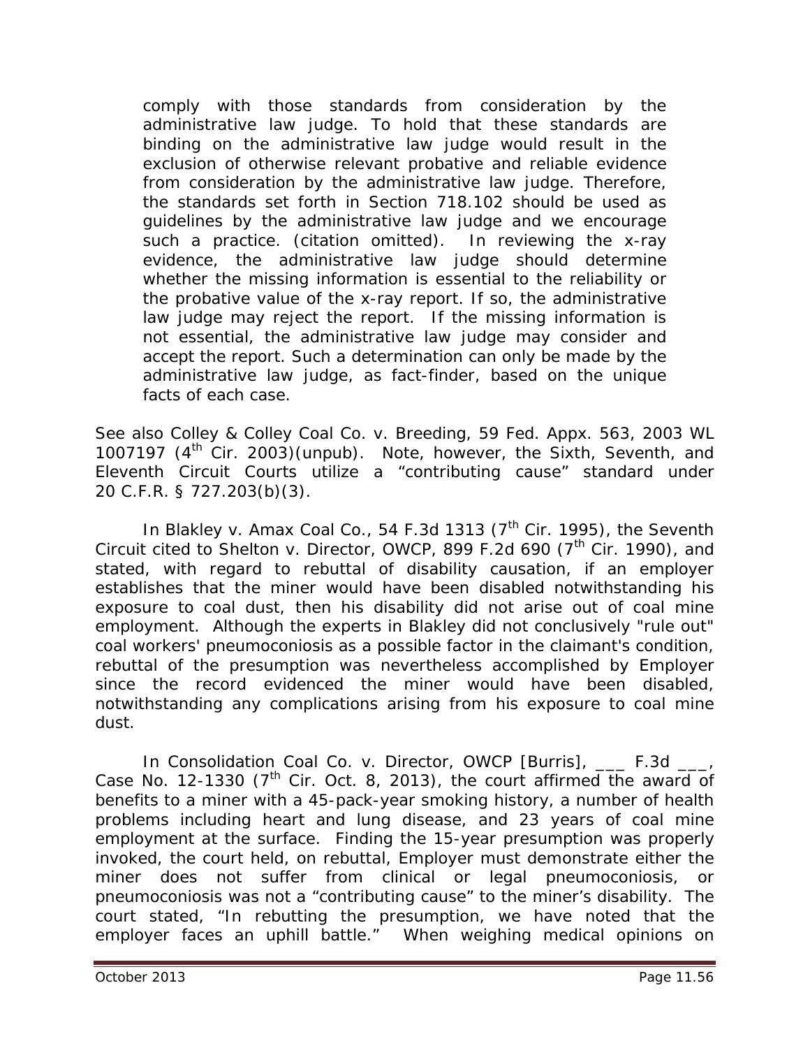comply with those standards from consideration by the administrative law judge. To hold that these standards are binding on the administrative law judge would result in the exclusion of otherwise relevant probative and reliable evidence from consideration by the administrative law judge. Therefore, the standards set forth in Section 718.102 should be used as guidelines by the administrative law judge and we encourage such a practice. (citation omitted). In reviewing the x-ray evidence, the administrative law judge should determine whether the missing information is essential to the reliability or the probative value of the x-ray report. If so, the administrative law judge may reject the report. If the missing information is not essential, the administrative law judge may consider and accept the report. Such a determination can only be made by the administrative law judge, as fact-finder, based on the unique facts of each case.

*See also Colley & Colley Coal Co. v. Breeding*, 59 Fed. Appx. 563, 2003 WL 1007197 (4th Cir. 2003)(unpub). Note, however, the Sixth, Seventh, and Eleventh Circuit Courts utilize a "contributing cause" standard under 20 C.F.R. § 727.203(b)(3).

In *Blakley v. Amax Coal Co.*, 54 F.3d 1313 (7th Cir. 1995), the Seventh Circuit cited to *Shelton v. Director, OWCP*, 899 F.2d 690 (7th Cir. 1990), and stated, with regard to rebuttal of disability causation, if an employer establishes that the miner would have been disabled notwithstanding his exposure to coal dust, then his disability did not arise out of coal mine employment. Although the experts in *Blakley* did not conclusively "rule out" coal workers' pneumoconiosis as a possible factor in the claimant's condition, rebuttal of the presumption was nevertheless accomplished by Employer since the record evidenced the miner would have been disabled, notwithstanding any complications arising from his exposure to coal mine dust.

In *Consolidation Coal Co. v. Director, OWCP [Burris]*, ___ F.3d ___, Case No. 12-1330 (7th Cir. Oct. 8, 2013), the court affirmed the award of benefits to a miner with a 45-pack-year smoking history, a number of health problems including heart and lung disease, and 23 years of coal mine employment at the surface. Finding the 15-year presumption was properly invoked, the court held, on rebuttal, Employer must demonstrate either the miner does not suffer from clinical or legal pneumoconiosis, or pneumoconiosis was not a "contributing cause" to the miner's disability. The court stated, "In rebutting the presumption, we have noted that the employer faces an uphill battle." When weighing medical opinions on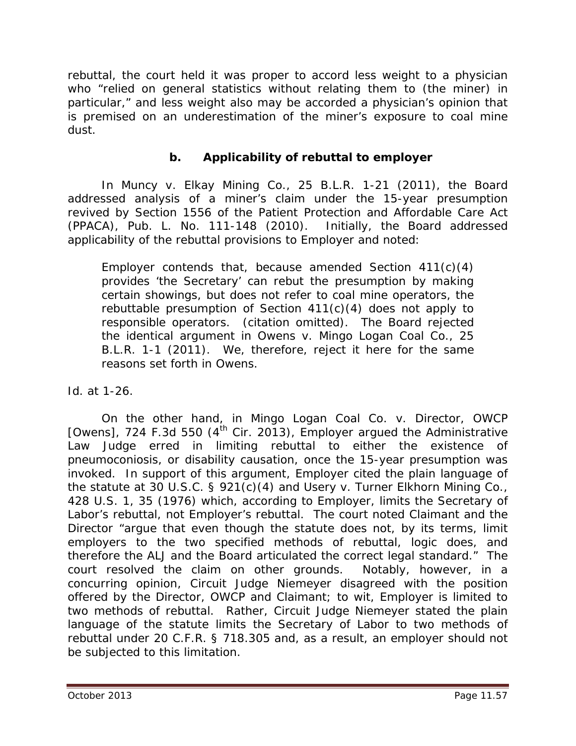rebuttal, the court held it was proper to accord less weight to a physician who "relied on general statistics without relating them to (the miner) in particular," and less weight also may be accorded a physician's opinion that is premised on an underestimation of the miner's exposure to coal mine dust.

### b. Applicability of rebuttal to employer

In *Muncy v. Elkay Mining Co.*, 25 B.L.R. 1-21 (2011), the Board addressed analysis of a miner's claim under the 15-year presumption revived by Section 1556 of the Patient Protection and Affordable Care Act (PPACA), Pub. L. No. 111-148 (2010). Initially, the Board addressed applicability of the rebuttal provisions to Employer and noted:

> Employer contends that, because amended Section 411(c)(4) provides 'the Secretary' can rebut the presumption by making certain showings, but does not refer to coal mine operators, the rebuttable presumption of Section 411(c)(4) does not apply to responsible operators. (citation omitted). The Board rejected the identical argument in *Owens v. Mingo Logan Coal Co.*, 25 B.L.R. 1-1 (2011). We, therefore, reject it here for the same reasons set forth in *Owens*.

*Id.* at 1-26.

On the other hand, in *Mingo Logan Coal Co. v. Director, OWCP [Owens]*, 724 F.3d 550 (4th Cir. 2013), Employer argued the Administrative Law Judge erred in limiting rebuttal to either the existence of pneumoconiosis, or disability causation, once the 15-year presumption was invoked. In support of this argument, Employer cited the plain language of the statute at 30 U.S.C. § 921(c)(4) and *Usery v. Turner Elkhorn Mining Co.*, 428 U.S. 1, 35 (1976) which, according to Employer, limits the Secretary of Labor's rebuttal, not Employer's rebuttal. The court noted Claimant and the Director "argue that even though the statute does not, by its terms, limit employers to the two specified methods of rebuttal, logic does, and therefore the ALJ and the Board articulated the correct legal standard." The court resolved the claim on other grounds. Notably, however, in a concurring opinion, Circuit Judge Niemeyer disagreed with the position offered by the Director, OWCP and Claimant; to wit, Employer is limited to two methods of rebuttal. Rather, Circuit Judge Niemeyer stated the plain language of the statute limits the Secretary of Labor to two methods of rebuttal under 20 C.F.R. § 718.305 and, as a result, an employer should not be subjected to this limitation.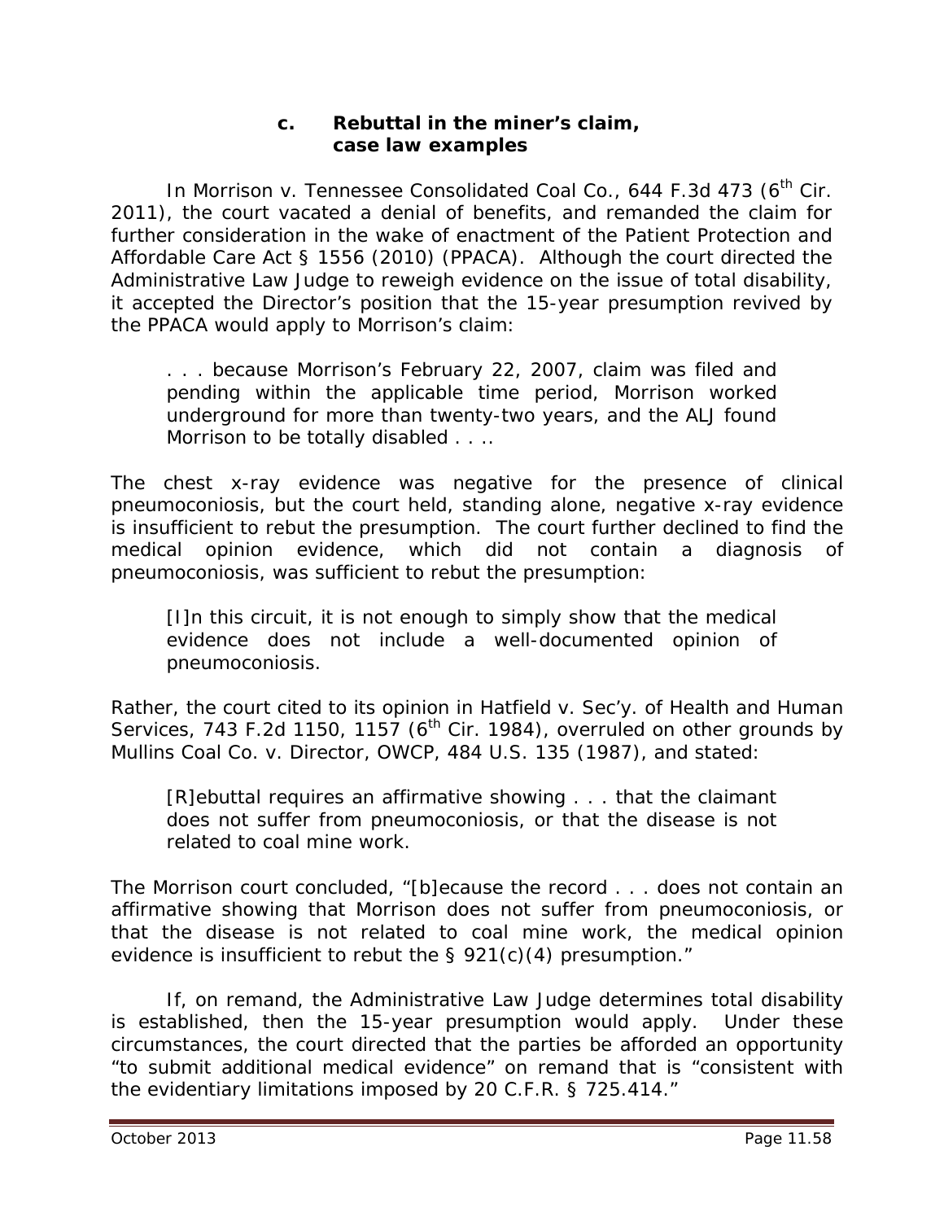### c. Rebuttal in the miner's claim, case law examples

In Morrison v. Tennessee Consolidated Coal Co., 644 F.3d 473 (6th Cir. 2011), the court vacated a denial of benefits, and remanded the claim for further consideration in the wake of enactment of the Patient Protection and Affordable Care Act § 1556 (2010) (PPACA). Although the court directed the Administrative Law Judge to reweigh evidence on the issue of total disability, it accepted the Director's position that the 15-year presumption revived by the PPACA would apply to Morrison's claim:

> . . . because Morrison's February 22, 2007, claim was filed and pending within the applicable time period, Morrison worked underground for more than twenty-two years, and the ALJ found Morrison to be totally disabled . . ..

The chest x-ray evidence was negative for the presence of clinical pneumoconiosis, but the court held, standing alone, negative x-ray evidence is insufficient to rebut the presumption. The court further declined to find the medical opinion evidence, which did not contain a diagnosis of pneumoconiosis, was sufficient to rebut the presumption:

> [I]n this circuit, it is not enough to simply show that the medical evidence does not include a well-documented opinion of pneumoconiosis.

Rather, the court cited to its opinion in Hatfield v. Sec'y. of Health and Human Services, 743 F.2d 1150, 1157 (6th Cir. 1984), overruled on other grounds by Mullins Coal Co. v. Director, OWCP, 484 U.S. 135 (1987), and stated:

> [R]ebuttal requires an affirmative showing . . . that the claimant does not suffer from pneumoconiosis, or that the disease is not related to coal mine work.

The Morrison court concluded, "[b]ecause the record . . . does not contain an affirmative showing that Morrison does not suffer from pneumoconiosis, or that the disease is not related to coal mine work, the medical opinion evidence is insufficient to rebut the § 921(c)(4) presumption."

If, on remand, the Administrative Law Judge determines total disability is established, then the 15-year presumption would apply. Under these circumstances, the court directed that the parties be afforded an opportunity "to submit additional medical evidence" on remand that is "consistent with the evidentiary limitations imposed by 20 C.F.R. § 725.414."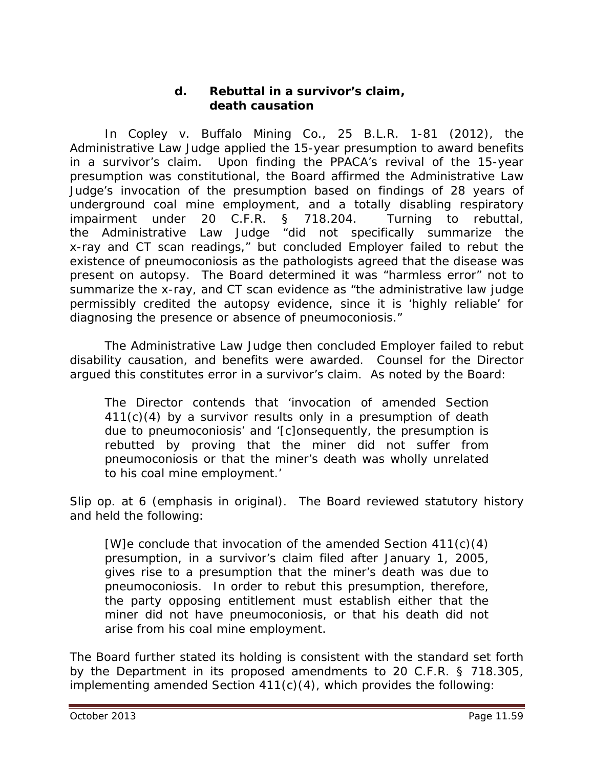#### d. Rebuttal in a survivor's claim, death causation

In *Copley v. Buffalo Mining Co.*, 25 B.L.R. 1-81 (2012), the Administrative Law Judge applied the 15-year presumption to award benefits in a survivor's claim. Upon finding the PPACA's revival of the 15-year presumption was constitutional, the Board affirmed the Administrative Law Judge's invocation of the presumption based on findings of 28 years of underground coal mine employment, and a totally disabling respiratory impairment under 20 C.F.R. § 718.204. Turning to rebuttal, the Administrative Law Judge "did not specifically summarize the x-ray and CT scan readings," but concluded Employer failed to rebut the existence of pneumoconiosis as the pathologists agreed that the disease was present on autopsy. The Board determined it was "harmless error" not to summarize the x-ray, and CT scan evidence as "the administrative law judge permissibly credited the autopsy evidence, since it is 'highly reliable' for diagnosing the presence or absence of pneumoconiosis."

The Administrative Law Judge then concluded Employer failed to rebut disability causation, and benefits were awarded. Counsel for the Director argued this constitutes error in a survivor's claim. As noted by the Board:

> The Director contends that 'invocation of amended Section 411(c)(4) by a survivor results only in a presumption of death due to pneumoconiosis' and '[c]onsequently, the presumption is rebutted by proving that the miner did not suffer from pneumoconiosis or that the miner's death was wholly unrelated to his coal mine employment.'

*Slip op.* at 6 (emphasis in original). The Board reviewed statutory history and held the following:

> [W]e conclude that invocation of the amended Section 411(c)(4) presumption, in a survivor's claim filed after January 1, 2005, gives rise to a presumption that the miner's death was due to pneumoconiosis. In order to rebut this presumption, therefore, the party opposing entitlement must establish either that the miner did not have pneumoconiosis, or that his death did not arise from his coal mine employment.

The Board further stated its holding is consistent with the standard set forth by the Department in its proposed amendments to 20 C.F.R. § 718.305, implementing amended Section 411(c)(4), which provides the following: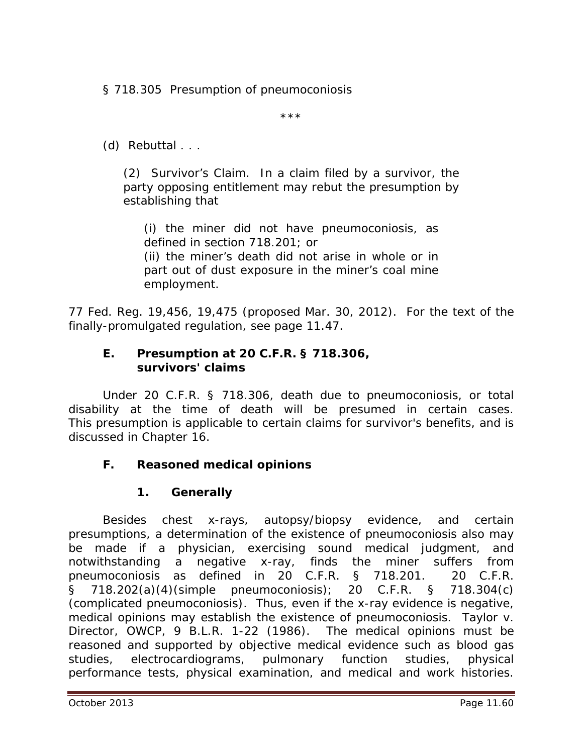§ 718.305 Presumption of pneumoconiosis

\*\*\*

(d) Rebuttal . . .

> (2) Survivor's Claim. In a claim filed by a survivor, the party opposing entitlement may rebut the presumption by establishing that
>
> > (i) the miner did not have pneumoconiosis, as defined in section 718.201; or
> > (ii) the miner's death did not arise in whole or in part out of dust exposure in the miner's coal mine employment.

77 Fed. Reg. 19,456, 19,475 (proposed Mar. 30, 2012). For the text of the finally-promulgated regulation, see page 11.47.

### E. Presumption at 20 C.F.R. § 718.306, survivors' claims

Under 20 C.F.R. § 718.306, death due to pneumoconiosis, or total disability at the time of death will be presumed in certain cases. This presumption is applicable to certain claims for survivor's benefits, and is discussed in Chapter 16.

### F. Reasoned medical opinions

#### 1. Generally

Besides chest x-rays, autopsy/biopsy evidence, and certain presumptions, a determination of the existence of pneumoconiosis also may be made if a physician, exercising sound medical judgment, and notwithstanding a negative x-ray, finds the miner suffers from pneumoconiosis as defined in 20 C.F.R. § 718.201. 20 C.F.R. § 718.202(a)(4)(simple pneumoconiosis); 20 C.F.R. § 718.304(c) (complicated pneumoconiosis). Thus, even if the x-ray evidence is negative, medical opinions may establish the existence of pneumoconiosis. *Taylor v. Director, OWCP*, 9 B.L.R. 1-22 (1986). The medical opinions must be reasoned and supported by objective medical evidence such as blood gas studies, electrocardiograms, pulmonary function studies, physical performance tests, physical examination, and medical and work histories.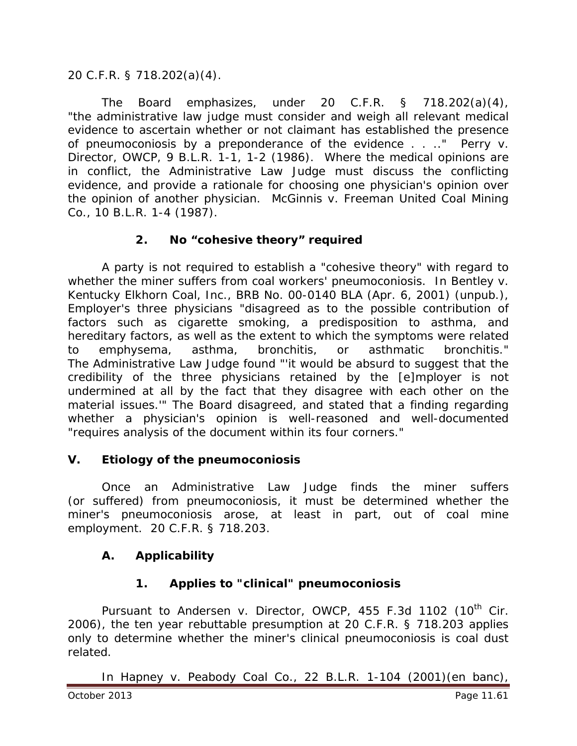20 C.F.R. § 718.202(a)(4).

The Board emphasizes, under 20 C.F.R. § 718.202(a)(4), "the administrative law judge must consider and weigh all relevant medical evidence to ascertain whether or not claimant has established the presence of pneumoconiosis by a preponderance of the evidence . . .." *Perry v. Director, OWCP*, 9 B.L.R. 1-1, 1-2 (1986). Where the medical opinions are in conflict, the Administrative Law Judge must discuss the conflicting evidence, and provide a rationale for choosing one physician's opinion over the opinion of another physician. *McGinnis v. Freeman United Coal Mining Co.*, 10 B.L.R. 1-4 (1987).

### 2. No "cohesive theory" required

A party is not required to establish a "cohesive theory" with regard to whether the miner suffers from coal workers' pneumoconiosis. In *Bentley v. Kentucky Elkhorn Coal, Inc.*, BRB No. 00-0140 BLA (Apr. 6, 2001) (unpub.), Employer's three physicians "disagreed as to the possible contribution of factors such as cigarette smoking, a predisposition to asthma, and hereditary factors, as well as the extent to which the symptoms were related to emphysema, asthma, bronchitis, or asthmatic bronchitis." The Administrative Law Judge found "'it would be absurd to suggest that the credibility of the three physicians retained by the [e]mployer is not undermined at all by the fact that they disagree with each other on the material issues.'" The Board disagreed, and stated that a finding regarding whether a physician's opinion is well-reasoned and well-documented "requires analysis of the document within its four corners."

## V. Etiology of the pneumoconiosis

Once an Administrative Law Judge finds the miner suffers (or suffered) from pneumoconiosis, it must be determined whether the miner's pneumoconiosis arose, at least in part, out of coal mine employment. 20 C.F.R. § 718.203.

### A. Applicability

#### 1. Applies to "clinical" pneumoconiosis

Pursuant to *Andersen v. Director, OWCP*, 455 F.3d 1102 (10th Cir. 2006), the ten year rebuttable presumption at 20 C.F.R. § 718.203 applies only to determine whether the miner's clinical pneumoconiosis is coal dust related.

In *Hapney v. Peabody Coal Co.*, 22 B.L.R. 1-104 (2001)(en banc),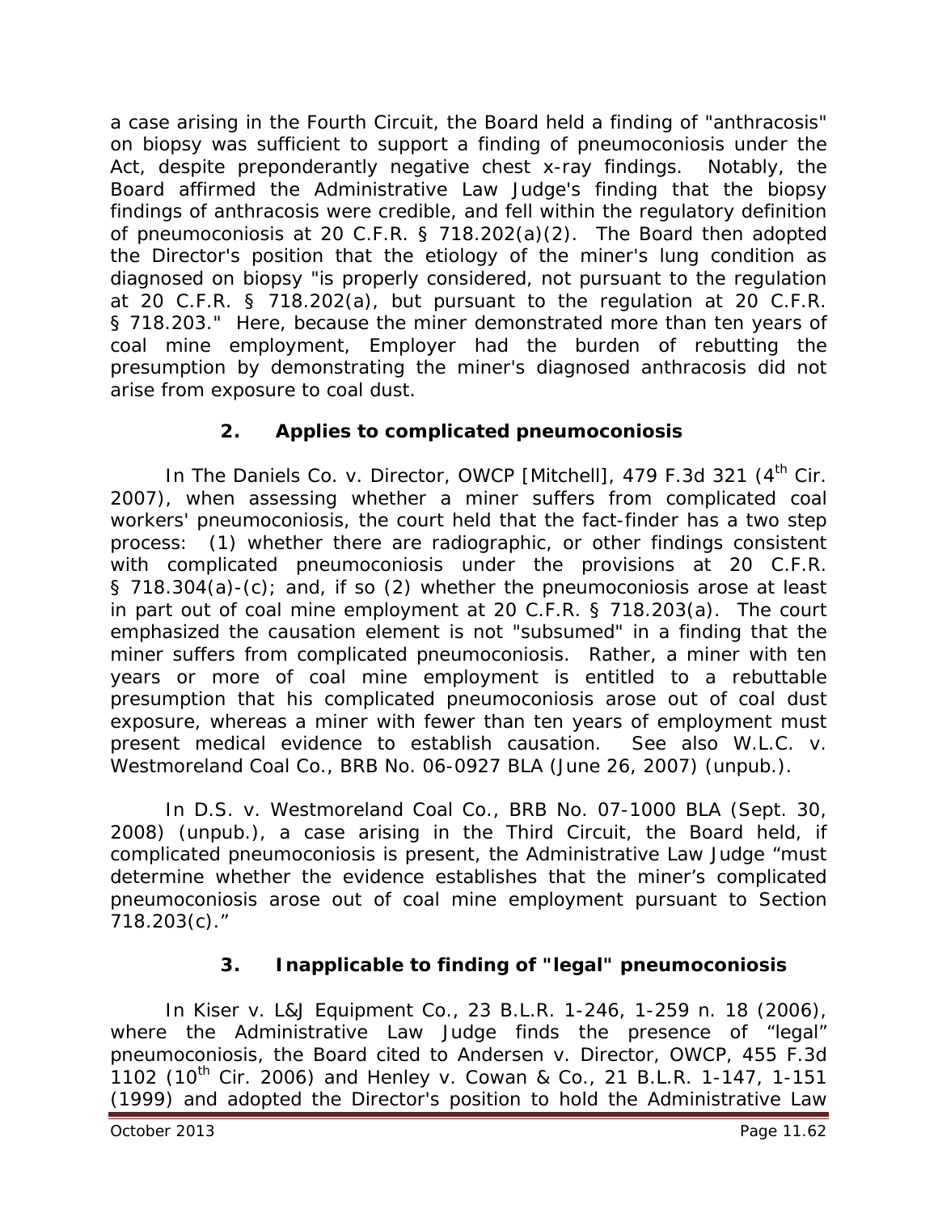a case arising in the Fourth Circuit, the Board held a finding of "anthracosis" on biopsy was sufficient to support a finding of pneumoconiosis under the Act, despite preponderantly negative chest x-ray findings. Notably, the Board affirmed the Administrative Law Judge's finding that the biopsy findings of anthracosis were credible, and fell within the regulatory definition of pneumoconiosis at 20 C.F.R. § 718.202(a)(2). The Board then adopted the Director's position that the etiology of the miner's lung condition as diagnosed on biopsy "is properly considered, not pursuant to the regulation at 20 C.F.R. § 718.202(a), but pursuant to the regulation at 20 C.F.R. § 718.203." Here, because the miner demonstrated more than ten years of coal mine employment, Employer had the burden of rebutting the presumption by demonstrating the miner's diagnosed anthracosis did not arise from exposure to coal dust.

### 2. Applies to complicated pneumoconiosis

In *The Daniels Co. v. Director, OWCP [Mitchell]*, 479 F.3d 321 (4th Cir. 2007), when assessing whether a miner suffers from complicated coal workers' pneumoconiosis, the court held that the fact-finder has a two step process: (1) whether there are radiographic, or other findings consistent with complicated pneumoconiosis under the provisions at 20 C.F.R. § 718.304(a)-(c); and, if so (2) whether the pneumoconiosis arose at least in part out of coal mine employment at 20 C.F.R. § 718.203(a). The court emphasized the causation element is not "subsumed" in a finding that the miner suffers from complicated pneumoconiosis. Rather, a miner with ten years or more of coal mine employment is entitled to a rebuttable presumption that his complicated pneumoconiosis arose out of coal dust exposure, whereas a miner with fewer than ten years of employment must present medical evidence to establish causation. *See also W.L.C. v. Westmoreland Coal Co.*, BRB No. 06-0927 BLA (June 26, 2007) (unpub.).

In *D.S. v. Westmoreland Coal Co.*, BRB No. 07-1000 BLA (Sept. 30, 2008) (unpub.), a case arising in the Third Circuit, the Board held, if complicated pneumoconiosis is present, the Administrative Law Judge "must determine whether the evidence establishes that the miner's complicated pneumoconiosis arose out of coal mine employment pursuant to Section 718.203(c)."

### 3. Inapplicable to finding of "legal" pneumoconiosis

In *Kiser v. L&J Equipment Co.*, 23 B.L.R. 1-246, 1-259 n. 18 (2006), where the Administrative Law Judge finds the presence of "legal" pneumoconiosis, the Board cited to *Andersen v. Director, OWCP*, 455 F.3d 1102 (10th Cir. 2006) and *Henley v. Cowan & Co.*, 21 B.L.R. 1-147, 1-151 (1999) and adopted the Director's position to hold the Administrative Law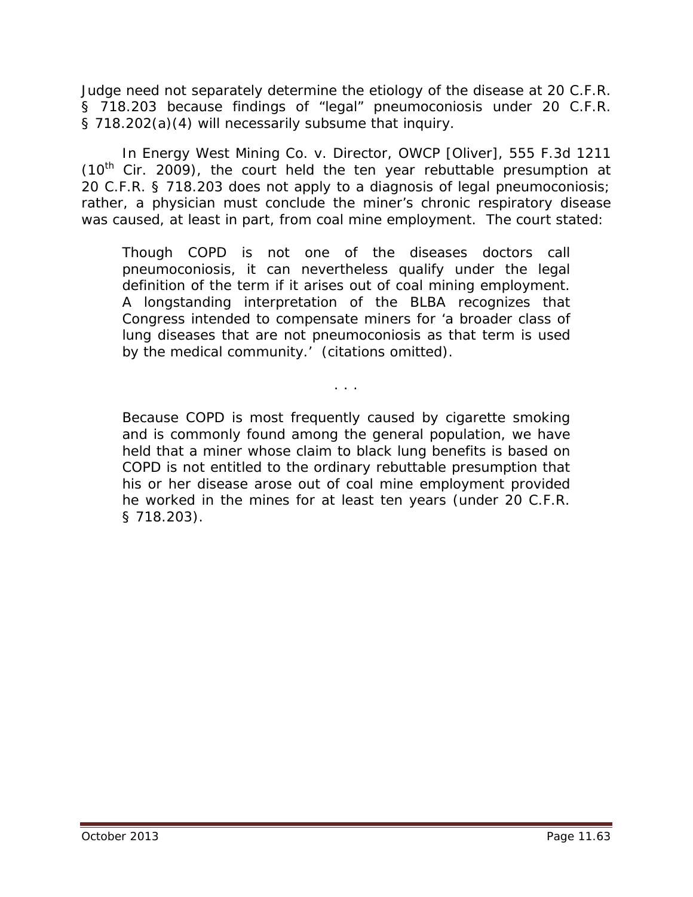Judge need not separately determine the etiology of the disease at 20 C.F.R. § 718.203 because findings of "legal" pneumoconiosis under 20 C.F.R. § 718.202(a)(4) will necessarily subsume that inquiry.

In *Energy West Mining Co. v. Director, OWCP [Oliver]*, 555 F.3d 1211 (10th Cir. 2009), the court held the ten year rebuttable presumption at 20 C.F.R. § 718.203 does not apply to a diagnosis of legal pneumoconiosis; rather, a physician must conclude the miner's chronic respiratory disease was caused, at least in part, from coal mine employment. The court stated:

> Though COPD is not one of the diseases doctors call pneumoconiosis, it can nevertheless qualify under the legal definition of the term if it arises out of coal mining employment. A longstanding interpretation of the BLBA recognizes that Congress intended to compensate miners for 'a broader class of lung diseases that are not pneumoconiosis as that term is used by the medical community.' (citations omitted).
>
> . . .
>
> Because COPD is most frequently caused by cigarette smoking and is commonly found among the general population, we have held that a miner whose claim to black lung benefits is based on COPD is not entitled to the ordinary rebuttable presumption that his or her disease arose out of coal mine employment provided he worked in the mines for at least ten years (under 20 C.F.R. § 718.203).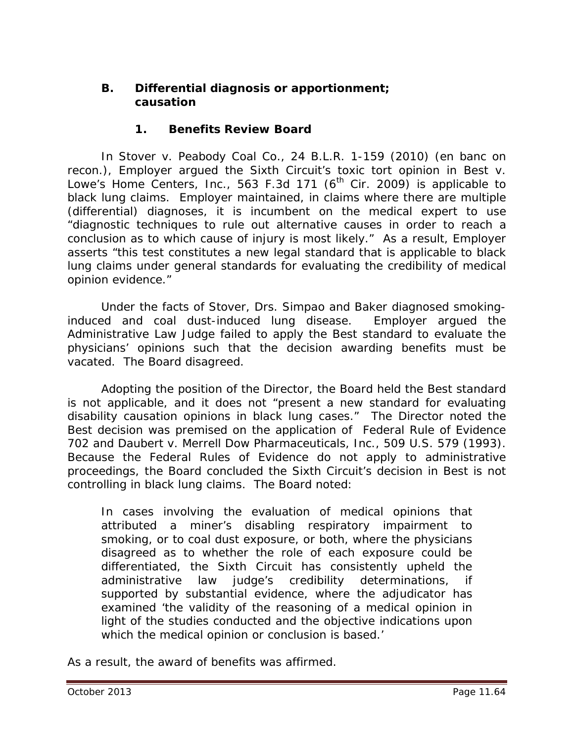### B. Differential diagnosis or apportionment; causation

#### 1. Benefits Review Board

In *Stover v. Peabody Coal Co.*, 24 B.L.R. 1-159 (2010) (en banc on recon.), Employer argued the Sixth Circuit's toxic tort opinion in *Best v. Lowe's Home Centers, Inc.*, 563 F.3d 171 (6th Cir. 2009) is applicable to black lung claims. Employer maintained, in claims where there are multiple (differential) diagnoses, it is incumbent on the medical expert to use "diagnostic techniques to rule out alternative causes in order to reach a conclusion as to which cause of injury is most likely." As a result, Employer asserts "this test constitutes a new legal standard that is applicable to black lung claims under general standards for evaluating the credibility of medical opinion evidence."

Under the facts of *Stover*, Drs. Simpao and Baker diagnosed smoking-induced and coal dust-induced lung disease. Employer argued the Administrative Law Judge failed to apply the *Best* standard to evaluate the physicians' opinions such that the decision awarding benefits must be vacated. The Board disagreed.

Adopting the position of the Director, the Board held the *Best* standard is not applicable, and it does not "present a new standard for evaluating disability causation opinions in black lung cases." The Director noted the *Best* decision was premised on the application of Federal Rule of Evidence 702 and *Daubert v. Merrell Dow Pharmaceuticals, Inc.*, 509 U.S. 579 (1993). Because the Federal Rules of Evidence do not apply to administrative proceedings, the Board concluded the Sixth Circuit's decision in *Best* is not controlling in black lung claims. The Board noted:

> In cases involving the evaluation of medical opinions that attributed a miner's disabling respiratory impairment to smoking, or to coal dust exposure, or both, where the physicians disagreed as to whether the role of each exposure could be differentiated, the Sixth Circuit has consistently upheld the administrative law judge's credibility determinations, if supported by substantial evidence, where the adjudicator has examined 'the validity of the reasoning of a medical opinion in light of the studies conducted and the objective indications upon which the medical opinion or conclusion is based.'

As a result, the award of benefits was affirmed.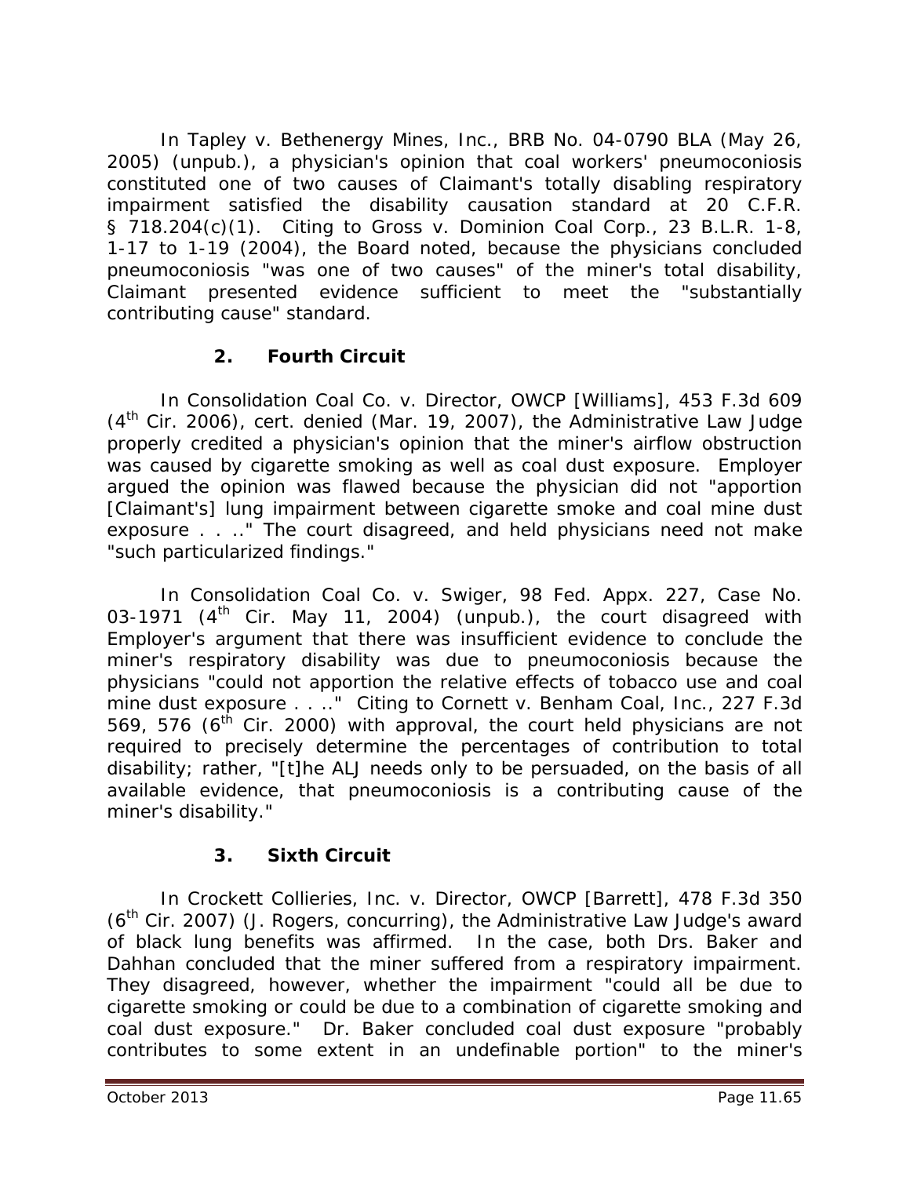In Tapley v. Bethenergy Mines, Inc., BRB No. 04-0790 BLA (May 26, 2005) (unpub.), a physician's opinion that coal workers' pneumoconiosis constituted one of two causes of Claimant's totally disabling respiratory impairment satisfied the disability causation standard at 20 C.F.R. § 718.204(c)(1). Citing to Gross v. Dominion Coal Corp., 23 B.L.R. 1-8, 1-17 to 1-19 (2004), the Board noted, because the physicians concluded pneumoconiosis "was one of two causes" of the miner's total disability, Claimant presented evidence sufficient to meet the "substantially contributing cause" standard.

### 2. Fourth Circuit

In Consolidation Coal Co. v. Director, OWCP [Williams], 453 F.3d 609 (4th Cir. 2006), cert. denied (Mar. 19, 2007), the Administrative Law Judge properly credited a physician's opinion that the miner's airflow obstruction was caused by cigarette smoking as well as coal dust exposure. Employer argued the opinion was flawed because the physician did not "apportion [Claimant's] lung impairment between cigarette smoke and coal mine dust exposure . . .." The court disagreed, and held physicians need not make "such particularized findings."

In Consolidation Coal Co. v. Swiger, 98 Fed. Appx. 227, Case No. 03-1971 (4th Cir. May 11, 2004) (unpub.), the court disagreed with Employer's argument that there was insufficient evidence to conclude the miner's respiratory disability was due to pneumoconiosis because the physicians "could not apportion the relative effects of tobacco use and coal mine dust exposure . . .." Citing to Cornett v. Benham Coal, Inc., 227 F.3d 569, 576 (6th Cir. 2000) with approval, the court held physicians are not required to precisely determine the percentages of contribution to total disability; rather, "[t]he ALJ needs only to be persuaded, on the basis of all available evidence, that pneumoconiosis is a contributing cause of the miner's disability."

### 3. Sixth Circuit

In Crockett Collieries, Inc. v. Director, OWCP [Barrett], 478 F.3d 350 (6th Cir. 2007) (J. Rogers, concurring), the Administrative Law Judge's award of black lung benefits was affirmed. In the case, both Drs. Baker and Dahhan concluded that the miner suffered from a respiratory impairment. They disagreed, however, whether the impairment "could all be due to cigarette smoking or could be due to a combination of cigarette smoking and coal dust exposure." Dr. Baker concluded coal dust exposure "probably contributes to some extent in an undefinable portion" to the miner's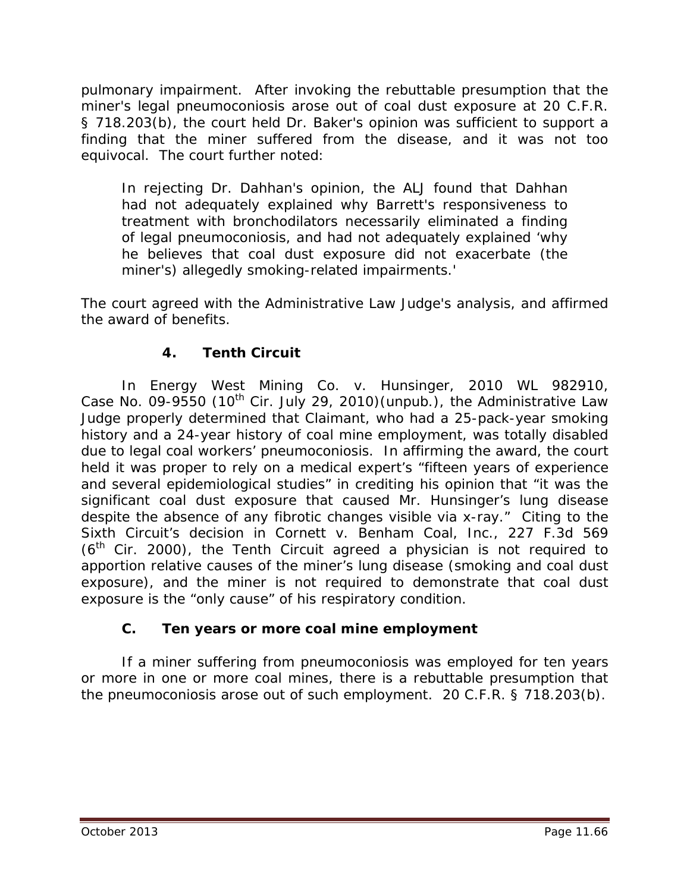pulmonary impairment. After invoking the rebuttable presumption that the miner's legal pneumoconiosis arose out of coal dust exposure at 20 C.F.R. § 718.203(b), the court held Dr. Baker's opinion was sufficient to support a finding that the miner suffered from the disease, and it was not too equivocal. The court further noted:

> In rejecting Dr. Dahhan's opinion, the ALJ found that Dahhan had not adequately explained why Barrett's responsiveness to treatment with bronchodilators necessarily eliminated a finding of legal pneumoconiosis, and had not adequately explained 'why he believes that coal dust exposure did not exacerbate (the miner's) allegedly smoking-related impairments.'

The court agreed with the Administrative Law Judge's analysis, and affirmed the award of benefits.

#### 4. Tenth Circuit

In *Energy West Mining Co. v. Hunsinger*, 2010 WL 982910, Case No. 09-9550 (10th Cir. July 29, 2010)(unpub.), the Administrative Law Judge properly determined that Claimant, who had a 25-pack-year smoking history and a 24-year history of coal mine employment, was totally disabled due to legal coal workers' pneumoconiosis. In affirming the award, the court held it was proper to rely on a medical expert's "fifteen years of experience and several epidemiological studies" in crediting his opinion that "it was the significant coal dust exposure that caused Mr. Hunsinger's lung disease despite the absence of any fibrotic changes visible via x-ray." Citing to the Sixth Circuit's decision in *Cornett v. Benham Coal, Inc.*, 227 F.3d 569 (6th Cir. 2000), the Tenth Circuit agreed a physician is not required to apportion relative causes of the miner's lung disease (smoking and coal dust exposure), and the miner is not required to demonstrate that coal dust exposure is the "only cause" of his respiratory condition.

### C. Ten years or more coal mine employment

If a miner suffering from pneumoconiosis was employed for ten years or more in one or more coal mines, there is a rebuttable presumption that the pneumoconiosis arose out of such employment. 20 C.F.R. § 718.203(b).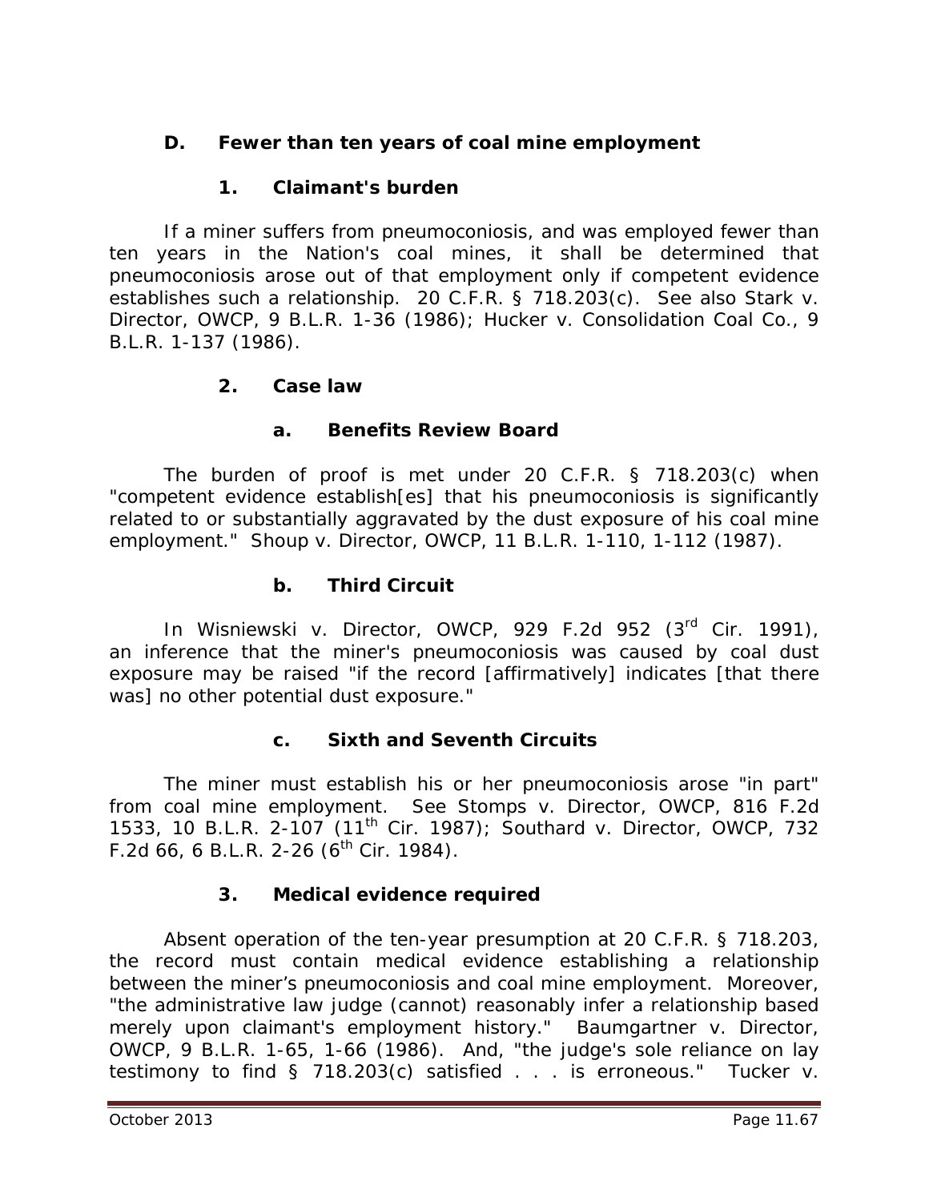### D. Fewer than ten years of coal mine employment

#### 1. Claimant's burden

If a miner suffers from pneumoconiosis, and was employed fewer than ten years in the Nation's coal mines, it shall be determined that pneumoconiosis arose out of that employment only if competent evidence establishes such a relationship. 20 C.F.R. § 718.203(c). *See also Stark v. Director, OWCP*, 9 B.L.R. 1-36 (1986); *Hucker v. Consolidation Coal Co.*, 9 B.L.R. 1-137 (1986).

#### 2. Case law

##### a. Benefits Review Board

The burden of proof is met under 20 C.F.R. § 718.203(c) when "competent evidence establish[es] that his pneumoconiosis is significantly related to or substantially aggravated by the dust exposure of his coal mine employment." *Shoup v. Director, OWCP*, 11 B.L.R. 1-110, 1-112 (1987).

##### b. Third Circuit

In *Wisniewski v. Director, OWCP*, 929 F.2d 952 (3rd Cir. 1991), an inference that the miner's pneumoconiosis was caused by coal dust exposure may be raised "if the record [affirmatively] indicates [that there was] no other potential dust exposure."

##### c. Sixth and Seventh Circuits

The miner must establish his or her pneumoconiosis arose "in part" from coal mine employment. *See Stomps v. Director, OWCP*, 816 F.2d 1533, 10 B.L.R. 2-107 (11th Cir. 1987); *Southard v. Director, OWCP*, 732 F.2d 66, 6 B.L.R. 2-26 (6th Cir. 1984).

#### 3. Medical evidence required

Absent operation of the ten-year presumption at 20 C.F.R. § 718.203, the record must contain medical evidence establishing a relationship between the miner's pneumoconiosis and coal mine employment. Moreover, "the administrative law judge (cannot) reasonably infer a relationship based merely upon claimant's employment history." *Baumgartner v. Director, OWCP*, 9 B.L.R. 1-65, 1-66 (1986). And, "the judge's sole reliance on lay testimony to find § 718.203(c) satisfied . . . is erroneous." *Tucker v.*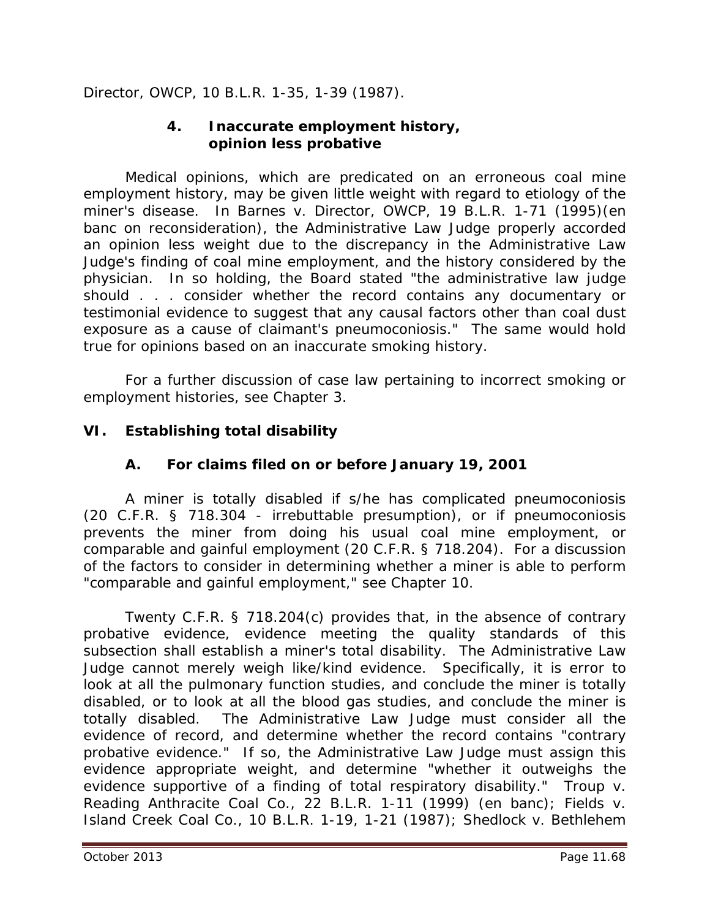*Director, OWCP*, 10 B.L.R. 1-35, 1-39 (1987).

#### 4. Inaccurate employment history, opinion less probative

Medical opinions, which are predicated on an erroneous coal mine employment history, may be given little weight with regard to etiology of the miner's disease. In *Barnes v. Director, OWCP*, 19 B.L.R. 1-71 (1995)(en banc on reconsideration), the Administrative Law Judge properly accorded an opinion less weight due to the discrepancy in the Administrative Law Judge's finding of coal mine employment, and the history considered by the physician. In so holding, the Board stated "the administrative law judge should . . . consider whether the record contains any documentary or testimonial evidence to suggest that any causal factors other than coal dust exposure as a cause of claimant's pneumoconiosis." The same would hold true for opinions based on an inaccurate smoking history.

For a further discussion of case law pertaining to incorrect smoking or employment histories, see Chapter 3.

## VI. Establishing total disability

### A. For claims filed on or before January 19, 2001

A miner is totally disabled if s/he has complicated pneumoconiosis (20 C.F.R. § 718.304 - irrebuttable presumption), or if pneumoconiosis prevents the miner from doing his usual coal mine employment, or comparable and gainful employment (20 C.F.R. § 718.204). For a discussion of the factors to consider in determining whether a miner is able to perform "comparable and gainful employment," see Chapter 10.

Twenty C.F.R. § 718.204(c) provides that, in the absence of contrary probative evidence, evidence meeting the quality standards of this subsection shall establish a miner's total disability. The Administrative Law Judge cannot merely weigh like/kind evidence. Specifically, it is error to look at all the pulmonary function studies, and conclude the miner is totally disabled, or to look at all the blood gas studies, and conclude the miner is totally disabled. The Administrative Law Judge must consider all the evidence of record, and determine whether the record contains "contrary probative evidence." If so, the Administrative Law Judge must assign this evidence appropriate weight, and determine "whether it outweighs the evidence supportive of a finding of total respiratory disability." *Troup v. Reading Anthracite Coal Co.*, 22 B.L.R. 1-11 (1999) (en banc); *Fields v. Island Creek Coal Co.*, 10 B.L.R. 1-19, 1-21 (1987); *Shedlock v. Bethlehem*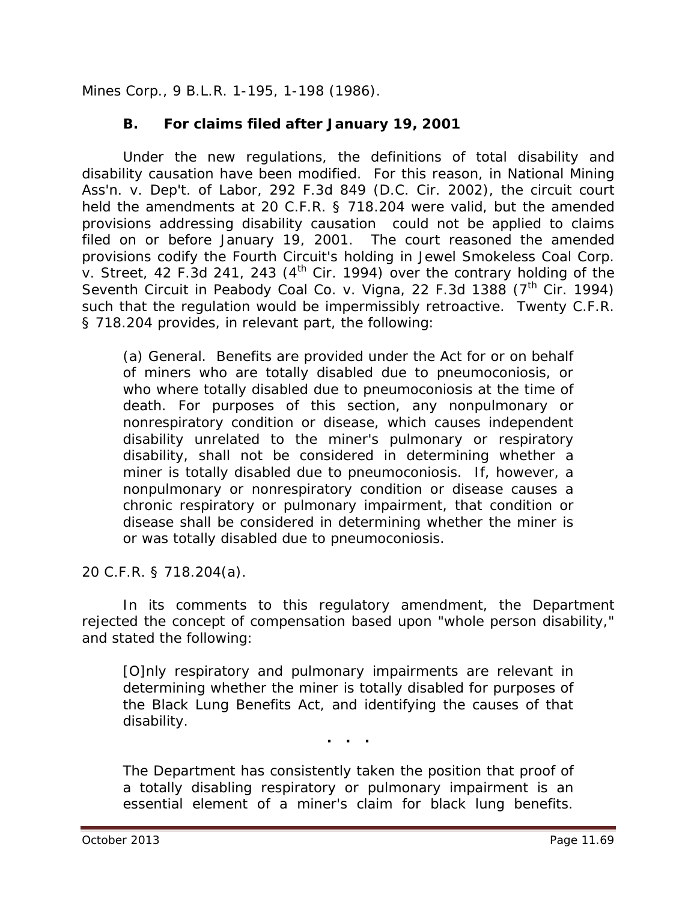*Mines Corp.*, 9 B.L.R. 1-195, 1-198 (1986).

### B. For claims filed after January 19, 2001

Under the new regulations, the definitions of total disability and disability causation have been modified. For this reason, in *National Mining Ass'n. v. Dep't. of Labor*, 292 F.3d 849 (D.C. Cir. 2002), the circuit court held the amendments at 20 C.F.R. § 718.204 were valid, but the amended provisions addressing disability causation could not be applied to claims filed on or before January 19, 2001. The court reasoned the amended provisions codify the Fourth Circuit's holding in *Jewel Smokeless Coal Corp. v. Street*, 42 F.3d 241, 243 (4th Cir. 1994) over the contrary holding of the Seventh Circuit in *Peabody Coal Co. v. Vigna*, 22 F.3d 1388 (7th Cir. 1994) such that the regulation would be impermissibly retroactive. Twenty C.F.R. § 718.204 provides, in relevant part, the following:

> (a) General. Benefits are provided under the Act for or on behalf of miners who are totally disabled due to pneumoconiosis, or who where totally disabled due to pneumoconiosis at the time of death. For purposes of this section, any nonpulmonary or nonrespiratory condition or disease, which causes independent disability unrelated to the miner's pulmonary or respiratory disability, shall not be considered in determining whether a miner is totally disabled due to pneumoconiosis. If, however, a nonpulmonary or nonrespiratory condition or disease causes a chronic respiratory or pulmonary impairment, that condition or disease shall be considered in determining whether the miner is or was totally disabled due to pneumoconiosis.

20 C.F.R. § 718.204(a).

In its comments to this regulatory amendment, the Department rejected the concept of compensation based upon "whole person disability," and stated the following:

> [O]nly respiratory and pulmonary impairments are relevant in determining whether the miner is totally disabled for purposes of the Black Lung Benefits Act, and identifying the causes of that disability.
>
> . . .
>
> The Department has consistently taken the position that proof of a totally disabling respiratory or pulmonary impairment is an essential element of a miner's claim for black lung benefits.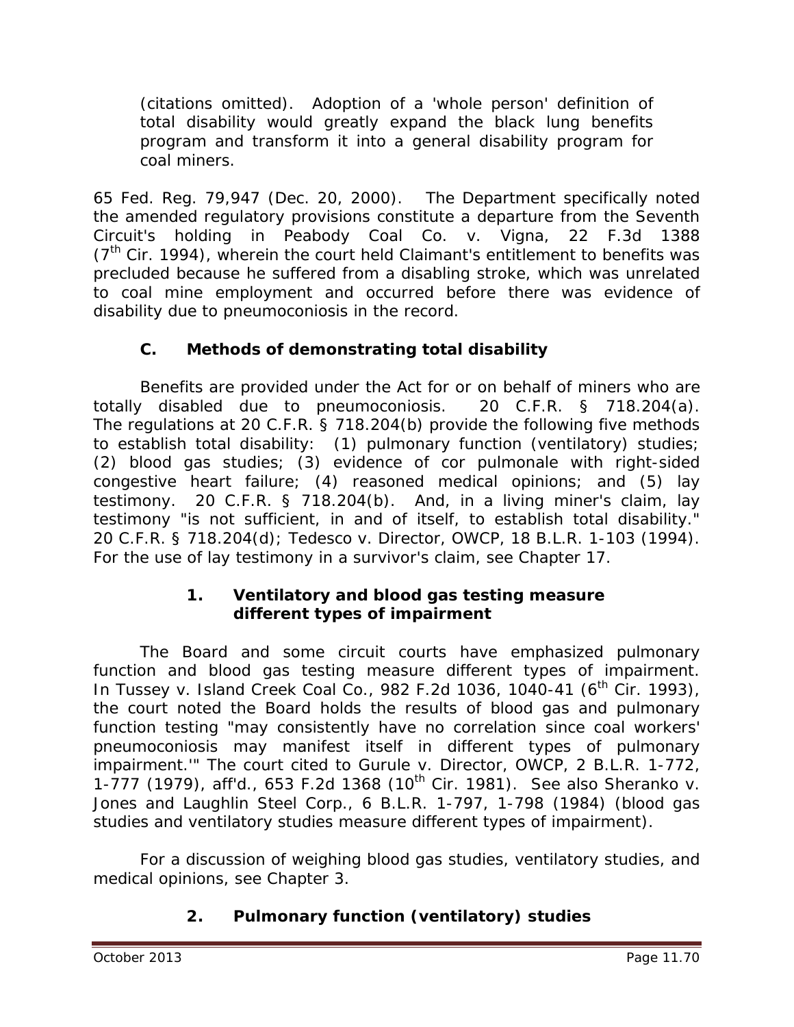(citations omitted). Adoption of a 'whole person' definition of total disability would greatly expand the black lung benefits program and transform it into a general disability program for coal miners.

65 Fed. Reg. 79,947 (Dec. 20, 2000). The Department specifically noted the amended regulatory provisions constitute a departure from the Seventh Circuit's holding in *Peabody Coal Co. v. Vigna*, 22 F.3d 1388 (7th Cir. 1994), wherein the court held Claimant's entitlement to benefits was precluded because he suffered from a disabling stroke, which was unrelated to coal mine employment and occurred before there was evidence of disability due to pneumoconiosis in the record.

### C. Methods of demonstrating total disability

Benefits are provided under the Act for or on behalf of miners who are totally disabled due to pneumoconiosis. 20 C.F.R. § 718.204(a). The regulations at 20 C.F.R. § 718.204(b) provide the following five methods to establish total disability: (1) pulmonary function (ventilatory) studies; (2) blood gas studies; (3) evidence of cor pulmonale with right-sided congestive heart failure; (4) reasoned medical opinions; and (5) lay testimony. 20 C.F.R. § 718.204(b). And, in a living miner's claim, lay testimony "is not sufficient, in and of itself, to establish total disability." 20 C.F.R. § 718.204(d); *Tedesco v. Director, OWCP*, 18 B.L.R. 1-103 (1994). For the use of lay testimony in a survivor's claim, see Chapter 17.

#### 1. Ventilatory and blood gas testing measure different types of impairment

The Board and some circuit courts have emphasized pulmonary function and blood gas testing measure different types of impairment. In *Tussey v. Island Creek Coal Co.*, 982 F.2d 1036, 1040-41 (6th Cir. 1993), the court noted the Board holds the results of blood gas and pulmonary function testing "may consistently have no correlation since coal workers' pneumoconiosis may manifest itself in different types of pulmonary impairment.'" The court cited to *Gurule v. Director, OWCP*, 2 B.L.R. 1-772, 1-777 (1979), *aff'd.*, 653 F.2d 1368 (10th Cir. 1981). *See also Sheranko v. Jones and Laughlin Steel Corp.*, 6 B.L.R. 1-797, 1-798 (1984) (blood gas studies and ventilatory studies measure different types of impairment).

For a discussion of weighing blood gas studies, ventilatory studies, and medical opinions, see Chapter 3.

#### 2. Pulmonary function (ventilatory) studies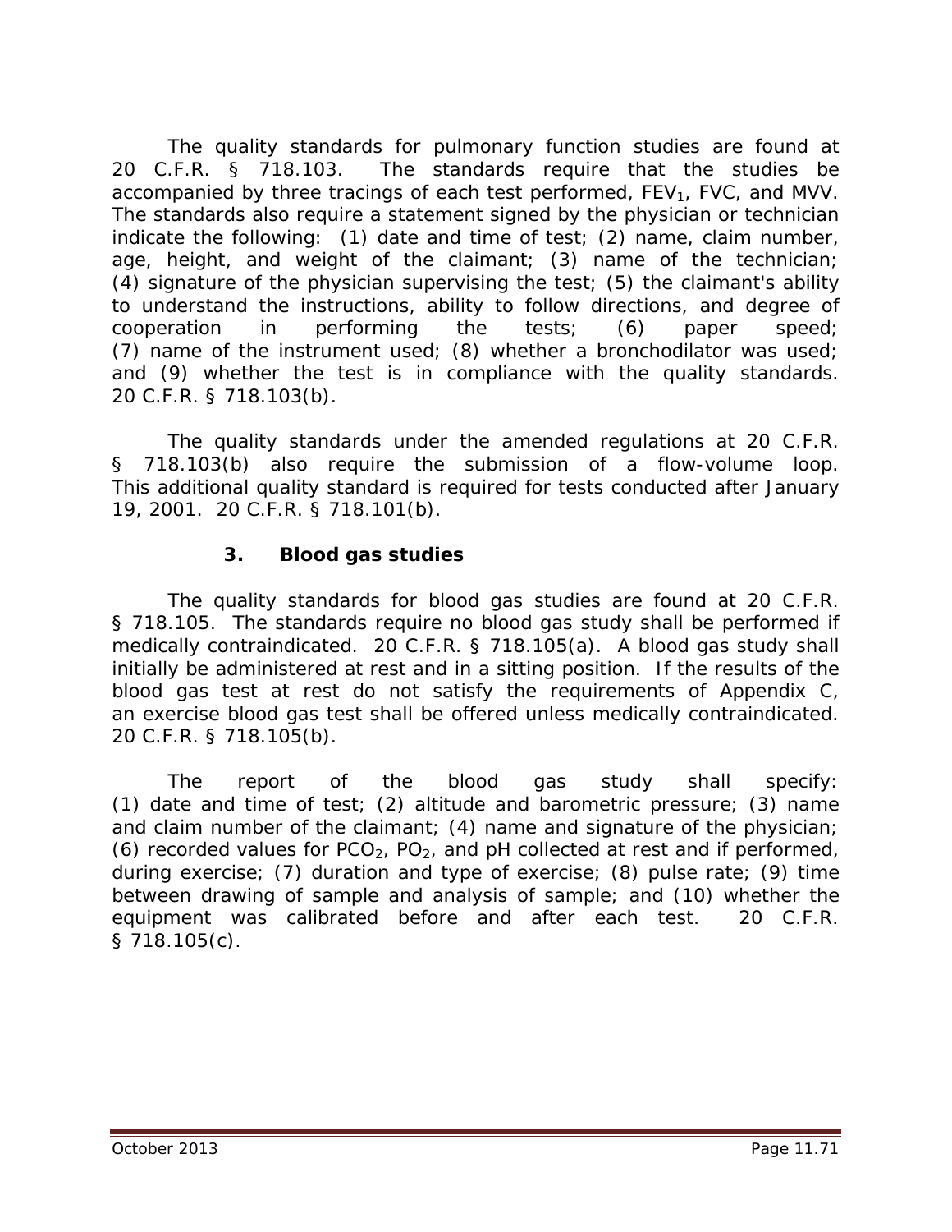The quality standards for pulmonary function studies are found at 20 C.F.R. § 718.103. The standards require that the studies be accompanied by three tracings of each test performed, $FEV_1$, FVC, and MVV. The standards also require a statement signed by the physician or technician indicate the following: (1) date and time of test; (2) name, claim number, age, height, and weight of the claimant; (3) name of the technician; (4) signature of the physician supervising the test; (5) the claimant's ability to understand the instructions, ability to follow directions, and degree of cooperation in performing the tests; (6) paper speed; (7) name of the instrument used; (8) whether a bronchodilator was used; and (9) whether the test is in compliance with the quality standards. 20 C.F.R. § 718.103(b).

The quality standards under the amended regulations at 20 C.F.R. § 718.103(b) also require the submission of a flow-volume loop. This additional quality standard is required for tests conducted after January 19, 2001. 20 C.F.R. § 718.101(b).

### 3. Blood gas studies

The quality standards for blood gas studies are found at 20 C.F.R. § 718.105. The standards require no blood gas study shall be performed if medically contraindicated. 20 C.F.R. § 718.105(a). A blood gas study shall initially be administered at rest and in a sitting position. If the results of the blood gas test at rest do not satisfy the requirements of Appendix C, an exercise blood gas test shall be offered unless medically contraindicated. 20 C.F.R. § 718.105(b).

The report of the blood gas study shall specify: (1) date and time of test; (2) altitude and barometric pressure; (3) name and claim number of the claimant; (4) name and signature of the physician; (6) recorded values for $PCO_2$, $PO_2$, and pH collected at rest and if performed, during exercise; (7) duration and type of exercise; (8) pulse rate; (9) time between drawing of sample and analysis of sample; and (10) whether the equipment was calibrated before and after each test. 20 C.F.R. § 718.105(c).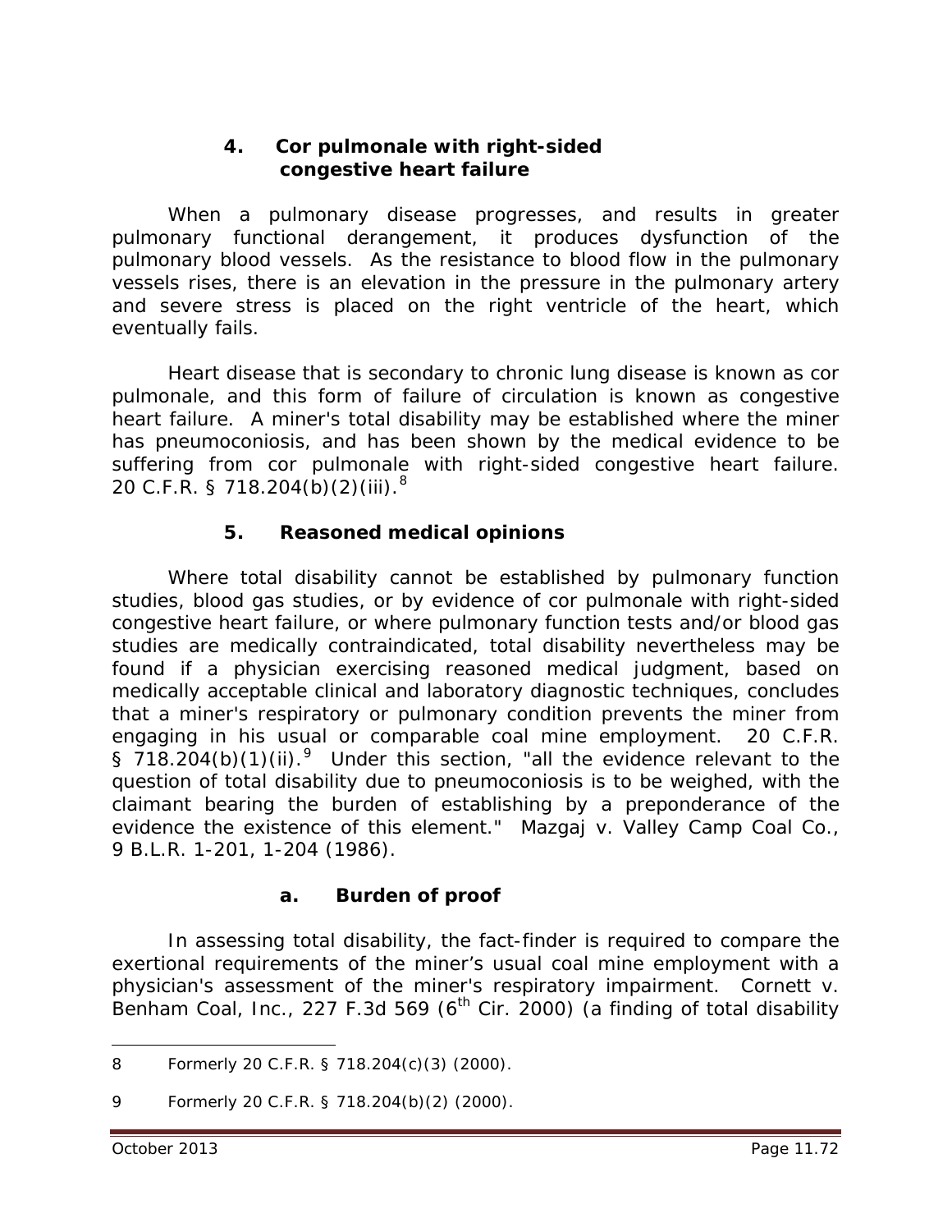### 4. Cor pulmonale with right-sided congestive heart failure

When a pulmonary disease progresses, and results in greater pulmonary functional derangement, it produces dysfunction of the pulmonary blood vessels. As the resistance to blood flow in the pulmonary vessels rises, there is an elevation in the pressure in the pulmonary artery and severe stress is placed on the right ventricle of the heart, which eventually fails.

Heart disease that is secondary to chronic lung disease is known as cor pulmonale, and this form of failure of circulation is known as congestive heart failure. A miner's total disability may be established where the miner has pneumoconiosis, and has been shown by the medical evidence to be suffering from cor pulmonale with right-sided congestive heart failure. 20 C.F.R. § 718.204(b)(2)(iii).[8]

### 5. Reasoned medical opinions

Where total disability cannot be established by pulmonary function studies, blood gas studies, or by evidence of cor pulmonale with right-sided congestive heart failure, or where pulmonary function tests and/or blood gas studies are medically contraindicated, total disability nevertheless may be found if a physician exercising reasoned medical judgment, based on medically acceptable clinical and laboratory diagnostic techniques, concludes that a miner's respiratory or pulmonary condition prevents the miner from engaging in his usual or comparable coal mine employment. 20 C.F.R. § 718.204(b)(1)(ii).[9] Under this section, "all the evidence relevant to the question of total disability due to pneumoconiosis is to be weighed, with the claimant bearing the burden of establishing by a preponderance of the evidence the existence of this element." *Mazgaj v. Valley Camp Coal Co.*, 9 B.L.R. 1-201, 1-204 (1986).

#### a. Burden of proof

In assessing total disability, the fact-finder is required to compare the exertional requirements of the miner's usual coal mine employment with a physician's assessment of the miner's respiratory impairment. *Cornett v. Benham Coal, Inc.*, 227 F.3d 569 (6th Cir. 2000) (a finding of total disability

---

8 Formerly 20 C.F.R. § 718.204(c)(3) (2000).

9 Formerly 20 C.F.R. § 718.204(b)(2) (2000).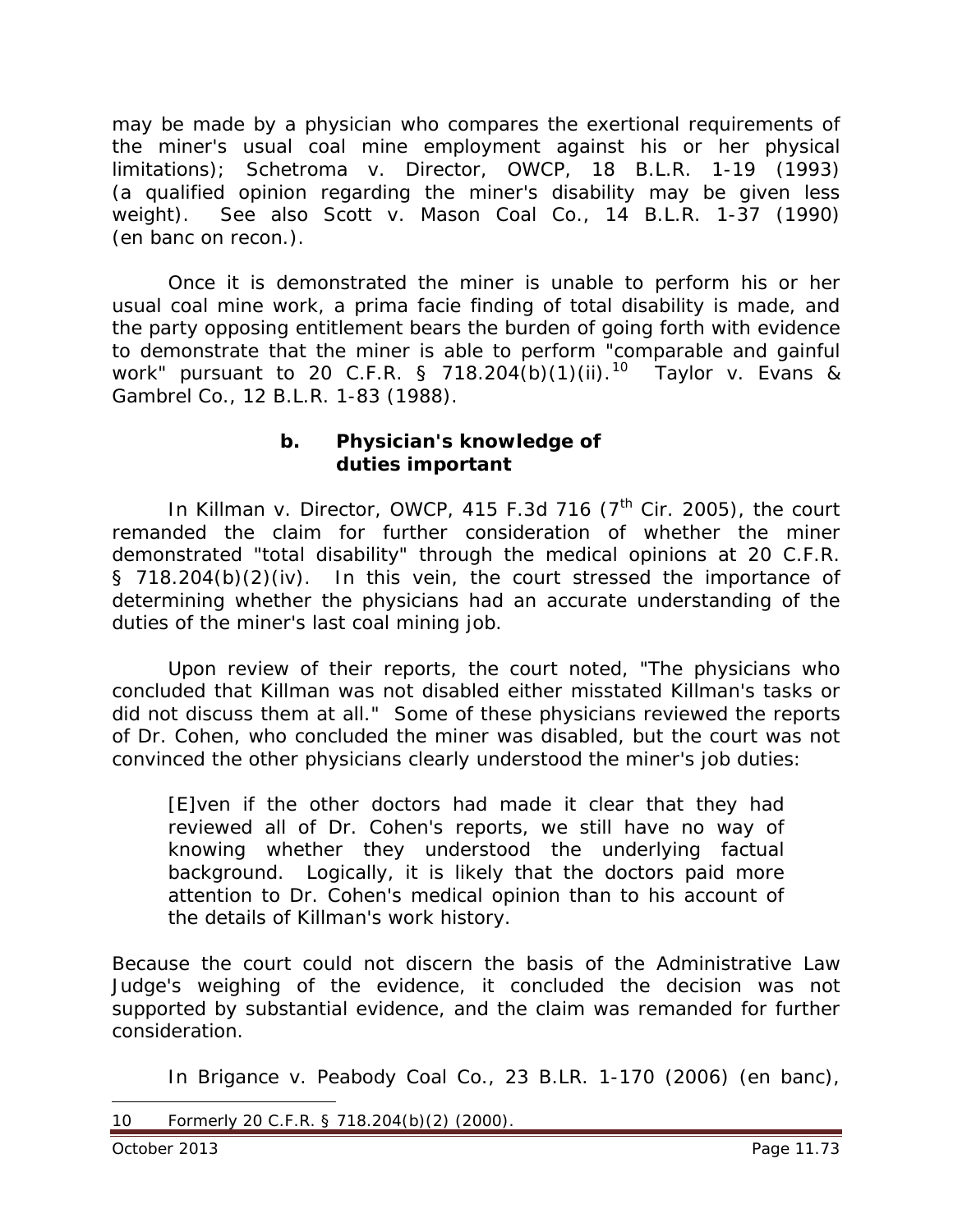may be made by a physician who compares the exertional requirements of the miner's usual coal mine employment against his or her physical limitations); *Schetroma v. Director, OWCP*, 18 B.L.R. 1-19 (1993) (a qualified opinion regarding the miner's disability may be given less weight). *See also Scott v. Mason Coal Co.*, 14 B.L.R. 1-37 (1990) (en banc on recon.).

Once it is demonstrated the miner is unable to perform his or her usual coal mine work, a prima facie finding of total disability is made, and the party opposing entitlement bears the burden of going forth with evidence to demonstrate that the miner is able to perform "comparable and gainful work" pursuant to 20 C.F.R. § 718.204(b)(1)(ii).[10] *Taylor v. Evans & Gambrel Co.*, 12 B.L.R. 1-83 (1988).

### b. Physician's knowledge of duties important

In *Killman v. Director, OWCP*, 415 F.3d 716 (7th Cir. 2005), the court remanded the claim for further consideration of whether the miner demonstrated "total disability" through the medical opinions at 20 C.F.R. § 718.204(b)(2)(iv). In this vein, the court stressed the importance of determining whether the physicians had an accurate understanding of the duties of the miner's last coal mining job.

Upon review of their reports, the court noted, "The physicians who concluded that Killman was not disabled either misstated Killman's tasks or did not discuss them at all." Some of these physicians reviewed the reports of Dr. Cohen, who concluded the miner was disabled, but the court was not convinced the other physicians clearly understood the miner's job duties:

> [E]ven if the other doctors had made it clear that they had reviewed all of Dr. Cohen's reports, we still have no way of knowing whether they understood the underlying factual background. Logically, it is likely that the doctors paid more attention to Dr. Cohen's medical opinion than to his account of the details of Killman's work history.

Because the court could not discern the basis of the Administrative Law Judge's weighing of the evidence, it concluded the decision was not supported by substantial evidence, and the claim was remanded for further consideration.

In *Brigance v. Peabody Coal Co.*, 23 B.LR. 1-170 (2006) (en banc),

---

10 Formerly 20 C.F.R. § 718.204(b)(2) (2000).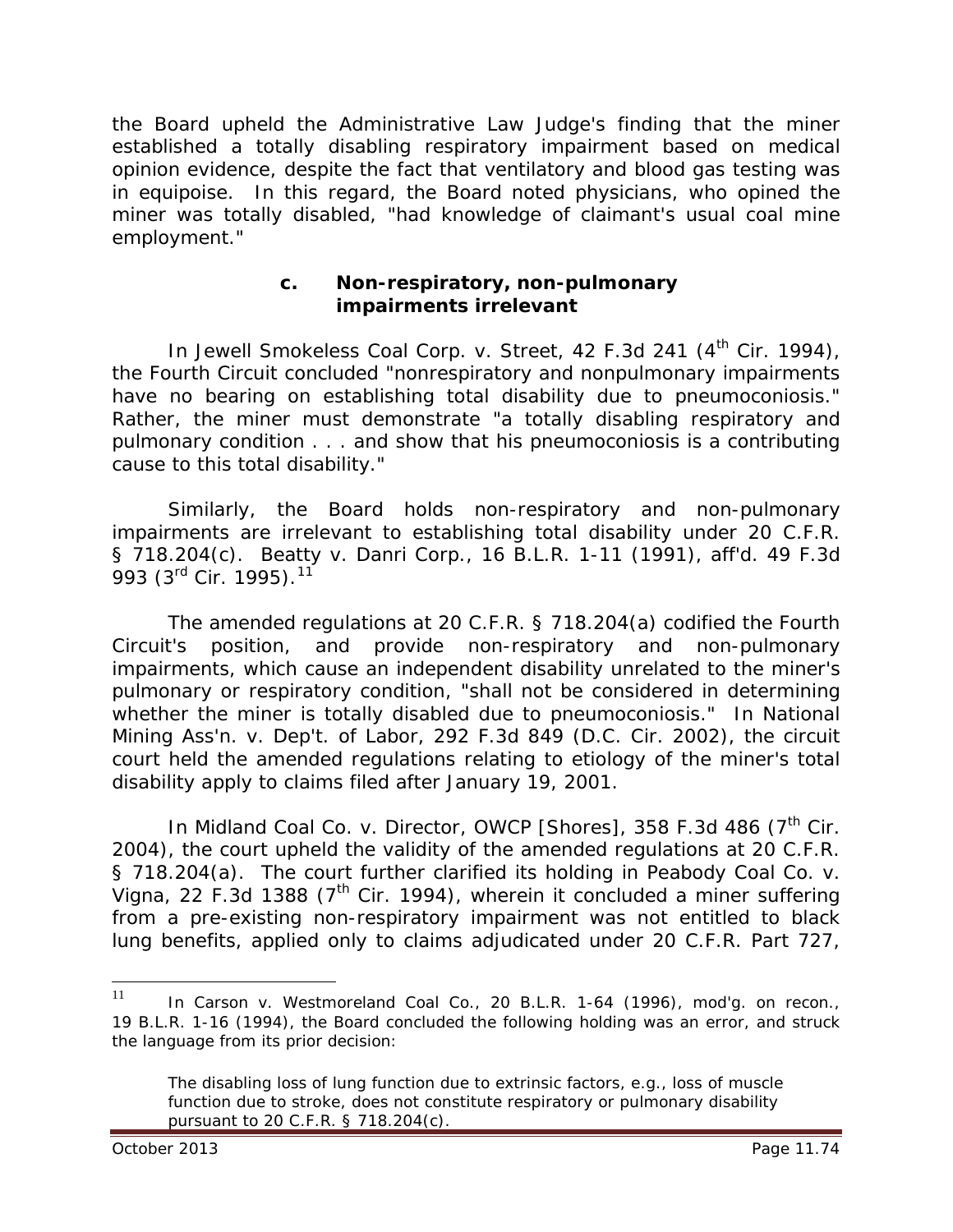the Board upheld the Administrative Law Judge's finding that the miner established a totally disabling respiratory impairment based on medical opinion evidence, despite the fact that ventilatory and blood gas testing was in equipoise. In this regard, the Board noted physicians, who opined the miner was totally disabled, "had knowledge of claimant's usual coal mine employment."

#### c. Non-respiratory, non-pulmonary impairments irrelevant

In *Jewell Smokeless Coal Corp. v. Street*, 42 F.3d 241 (4th Cir. 1994), the Fourth Circuit concluded "nonrespiratory and nonpulmonary impairments have no bearing on establishing total disability due to pneumoconiosis." Rather, the miner must demonstrate "a totally disabling respiratory and pulmonary condition . . . and show that his pneumoconiosis is a contributing cause to this total disability."

Similarly, the Board holds non-respiratory and non-pulmonary impairments are irrelevant to establishing total disability under 20 C.F.R. § 718.204(c). *Beatty v. Danri Corp.*, 16 B.L.R. 1-11 (1991), *aff'd.* 49 F.3d 993 (3rd Cir. 1995).[11]

The amended regulations at 20 C.F.R. § 718.204(a) codified the Fourth Circuit's position, and provide non-respiratory and non-pulmonary impairments, which cause an independent disability unrelated to the miner's pulmonary or respiratory condition, "shall not be considered in determining whether the miner is totally disabled due to pneumoconiosis." In *National Mining Ass'n. v. Dep't. of Labor*, 292 F.3d 849 (D.C. Cir. 2002), the circuit court held the amended regulations relating to etiology of the miner's total disability apply to claims filed after January 19, 2001.

In *Midland Coal Co. v. Director, OWCP [Shores]*, 358 F.3d 486 (7th Cir. 2004), the court upheld the validity of the amended regulations at 20 C.F.R. § 718.204(a). The court further clarified its holding in *Peabody Coal Co. v. Vigna*, 22 F.3d 1388 (7th Cir. 1994), wherein it concluded a miner suffering from a pre-existing non-respiratory impairment was not entitled to black lung benefits, applied only to claims adjudicated under 20 C.F.R. Part 727,

---

[11] In *Carson v. Westmoreland Coal Co.*, 20 B.L.R. 1-64 (1996), *mod'g. on recon.*, 19 B.L.R. 1-16 (1994), the Board concluded the following holding was an error, and struck the language from its prior decision:

> The disabling loss of lung function due to extrinsic factors, e.g., loss of muscle function due to stroke, does not constitute respiratory or pulmonary disability pursuant to 20 C.F.R. § 718.204(c).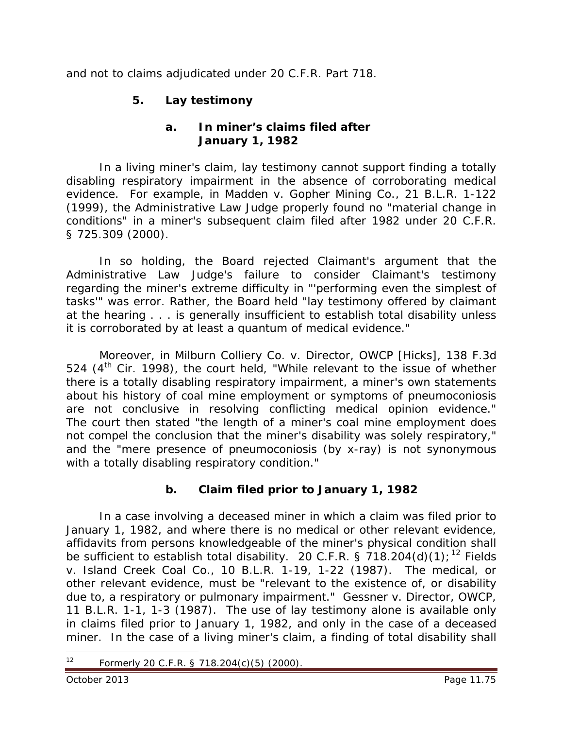and not to claims adjudicated under 20 C.F.R. Part 718.

### 5. Lay testimony

#### a. In miner's claims filed after January 1, 1982

In a living miner's claim, lay testimony cannot support finding a totally disabling respiratory impairment in the absence of corroborating medical evidence. For example, in *Madden v. Gopher Mining Co.*, 21 B.L.R. 1-122 (1999), the Administrative Law Judge properly found no "material change in conditions" in a miner's subsequent claim filed after 1982 under 20 C.F.R. § 725.309 (2000).

In so holding, the Board rejected Claimant's argument that the Administrative Law Judge's failure to consider Claimant's testimony regarding the miner's extreme difficulty in "'performing even the simplest of tasks'" was error. Rather, the Board held "lay testimony offered by claimant at the hearing . . . is generally insufficient to establish total disability unless it is corroborated by at least a quantum of medical evidence."

Moreover, in *Milburn Colliery Co. v. Director, OWCP [Hicks]*, 138 F.3d 524 (4th Cir. 1998), the court held, "While relevant to the issue of whether there is a totally disabling respiratory impairment, a miner's own statements about his history of coal mine employment or symptoms of pneumoconiosis are not conclusive in resolving conflicting medical opinion evidence." The court then stated "the length of a miner's coal mine employment does not compel the conclusion that the miner's disability was solely respiratory," and the "mere presence of pneumoconiosis (by x-ray) is not synonymous with a totally disabling respiratory condition."

#### b. Claim filed prior to January 1, 1982

In a case involving a deceased miner in which a claim was filed prior to January 1, 1982, and where there is no medical or other relevant evidence, affidavits from persons knowledgeable of the miner's physical condition shall be sufficient to establish total disability. 20 C.F.R. § 718.204(d)(1);[12] *Fields v. Island Creek Coal Co.*, 10 B.L.R. 1-19, 1-22 (1987). The medical, or other relevant evidence, must be "relevant to the existence of, or disability due to, a respiratory or pulmonary impairment." *Gessner v. Director, OWCP*, 11 B.L.R. 1-1, 1-3 (1987). The use of lay testimony alone is available only in claims filed prior to January 1, 1982, and only in the case of a deceased miner. In the case of a living miner's claim, a finding of total disability shall

---

[12] Formerly 20 C.F.R. § 718.204(c)(5) (2000).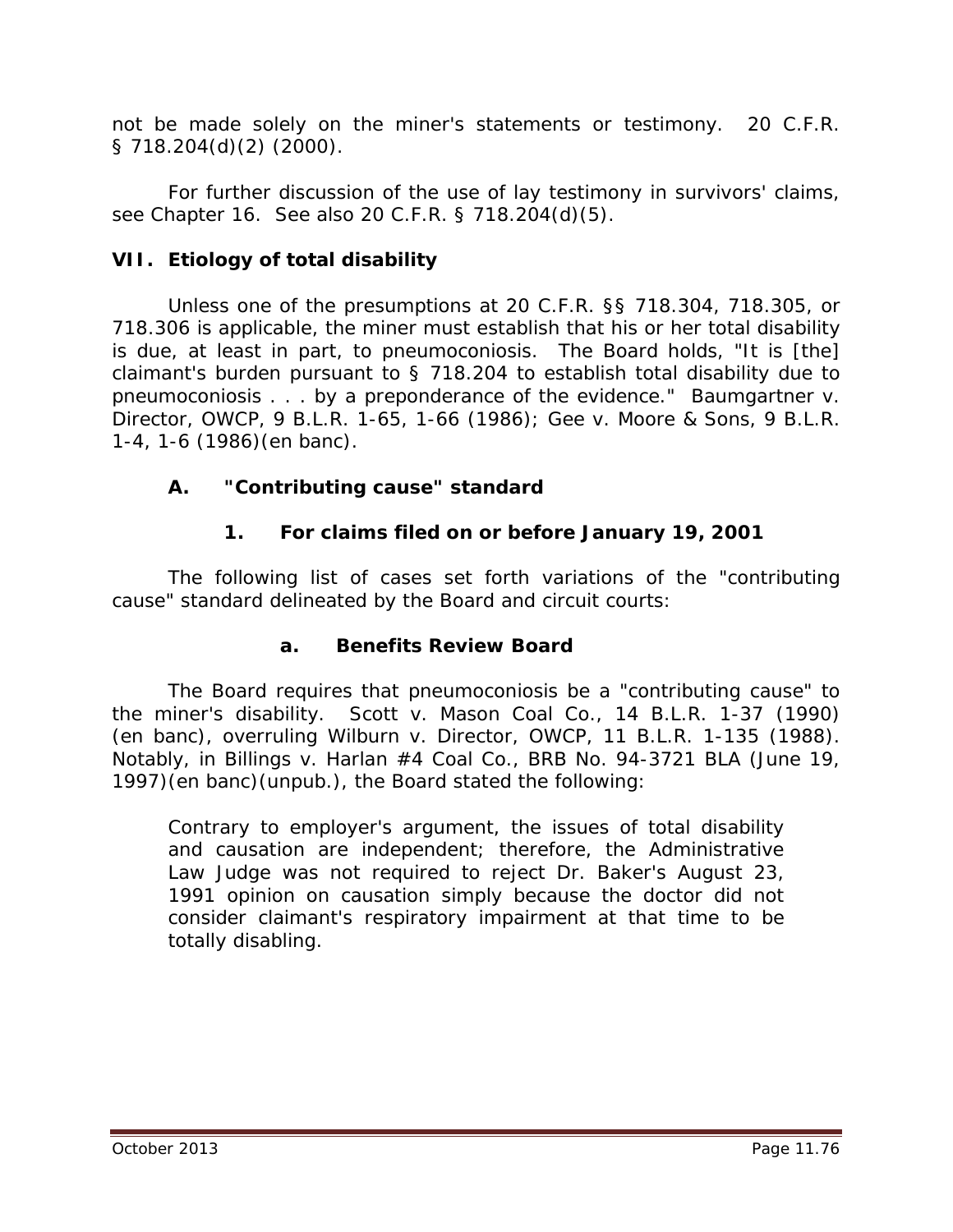not be made solely on the miner's statements or testimony. 20 C.F.R. § 718.204(d)(2) (2000).

For further discussion of the use of lay testimony in survivors' claims, see Chapter 16. See also 20 C.F.R. § 718.204(d)(5).

## VII. Etiology of total disability

Unless one of the presumptions at 20 C.F.R. §§ 718.304, 718.305, or 718.306 is applicable, the miner must establish that his or her total disability is due, at least in part, to pneumoconiosis. The Board holds, "It is [the] claimant's burden pursuant to § 718.204 to establish total disability due to pneumoconiosis . . . by a preponderance of the evidence." *Baumgartner v. Director, OWCP*, 9 B.L.R. 1-65, 1-66 (1986); *Gee v. Moore & Sons*, 9 B.L.R. 1-4, 1-6 (1986)(en banc).

### A. "Contributing cause" standard

#### 1. For claims filed on or before January 19, 2001

The following list of cases set forth variations of the "contributing cause" standard delineated by the Board and circuit courts:

##### a. Benefits Review Board

The Board requires that pneumoconiosis be a "contributing cause" to the miner's disability. *Scott v. Mason Coal Co.*, 14 B.L.R. 1-37 (1990) (en banc), *overruling Wilburn v. Director, OWCP*, 11 B.L.R. 1-135 (1988). Notably, in *Billings v. Harlan #4 Coal Co.*, BRB No. 94-3721 BLA (June 19, 1997)(en banc)(unpub.), the Board stated the following:

> Contrary to employer's argument, the issues of total disability and causation are independent; therefore, the Administrative Law Judge was not required to reject Dr. Baker's August 23, 1991 opinion on causation simply because the doctor did not consider claimant's respiratory impairment at that time to be totally disabling.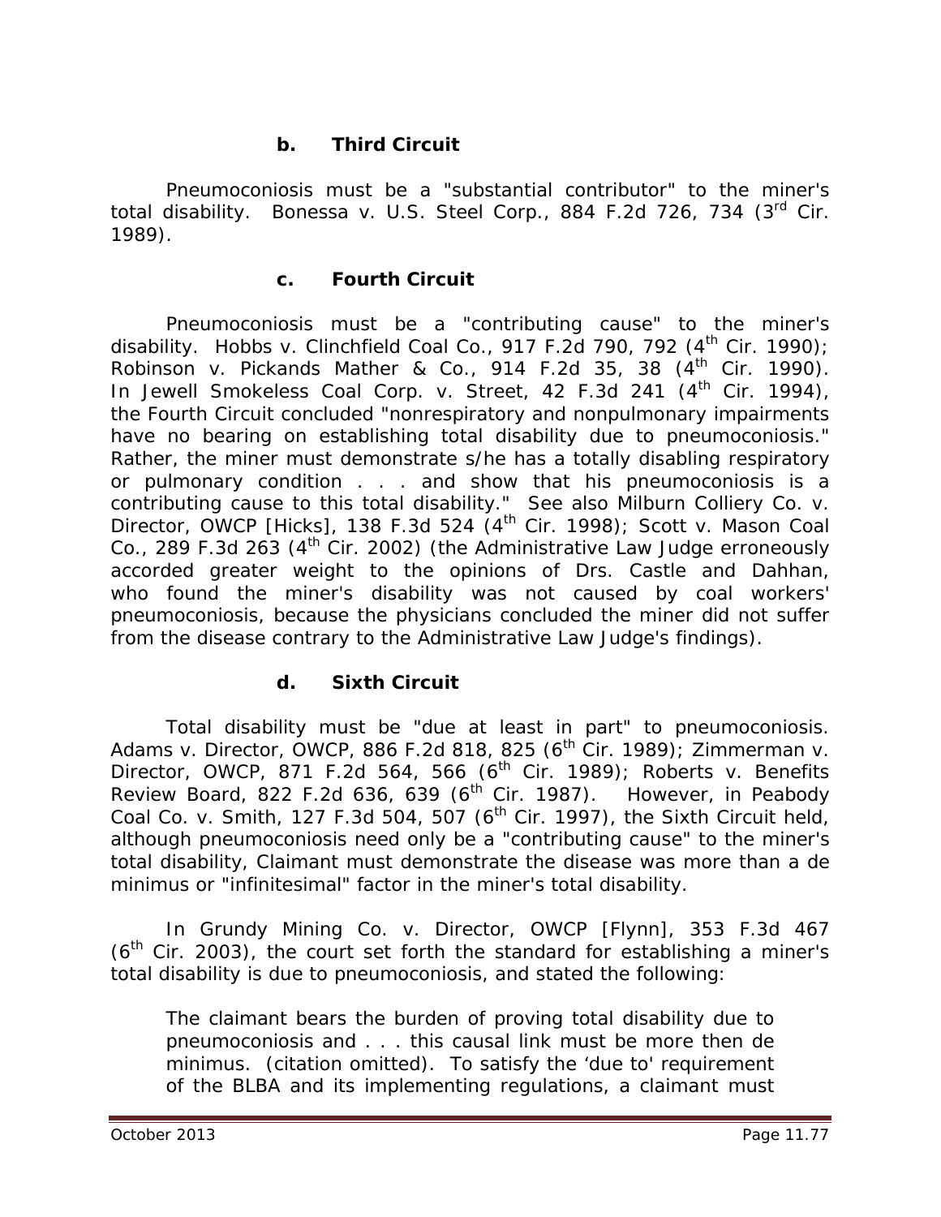#### b. Third Circuit

Pneumoconiosis must be a "substantial contributor" to the miner's total disability. *Bonessa v. U.S. Steel Corp.*, 884 F.2d 726, 734 (3rd Cir. 1989).

#### c. Fourth Circuit

Pneumoconiosis must be a "contributing cause" to the miner's disability. *Hobbs v. Clinchfield Coal Co.*, 917 F.2d 790, 792 (4th Cir. 1990); *Robinson v. Pickands Mather & Co.*, 914 F.2d 35, 38 (4th Cir. 1990). In *Jewell Smokeless Coal Corp. v. Street*, 42 F.3d 241 (4th Cir. 1994), the Fourth Circuit concluded "nonrespiratory and nonpulmonary impairments have no bearing on establishing total disability due to pneumoconiosis." Rather, the miner must demonstrate s/he has a totally disabling respiratory or pulmonary condition . . . and show that his pneumoconiosis is a contributing cause to this total disability." *See also Milburn Colliery Co. v. Director, OWCP [Hicks]*, 138 F.3d 524 (4th Cir. 1998); *Scott v. Mason Coal Co.*, 289 F.3d 263 (4th Cir. 2002) (the Administrative Law Judge erroneously accorded greater weight to the opinions of Drs. Castle and Dahhan, who found the miner's disability was not caused by coal workers' pneumoconiosis, because the physicians concluded the miner did not suffer from the disease contrary to the Administrative Law Judge's findings).

#### d. Sixth Circuit

Total disability must be "due at least in part" to pneumoconiosis. *Adams v. Director, OWCP*, 886 F.2d 818, 825 (6th Cir. 1989); *Zimmerman v. Director, OWCP*, 871 F.2d 564, 566 (6th Cir. 1989); *Roberts v. Benefits Review Board*, 822 F.2d 636, 639 (6th Cir. 1987). However, in *Peabody Coal Co. v. Smith*, 127 F.3d 504, 507 (6th Cir. 1997), the Sixth Circuit held, although pneumoconiosis need only be a "contributing cause" to the miner's total disability, Claimant must demonstrate the disease was more than a *de minimus* or "infinitesimal" factor in the miner's total disability.

In *Grundy Mining Co. v. Director, OWCP [Flynn]*, 353 F.3d 467 (6th Cir. 2003), the court set forth the standard for establishing a miner's total disability is due to pneumoconiosis, and stated the following:

> The claimant bears the burden of proving total disability due to pneumoconiosis and . . . this causal link must be more then de minimus. (citation omitted). To satisfy the 'due to' requirement of the BLBA and its implementing regulations, a claimant must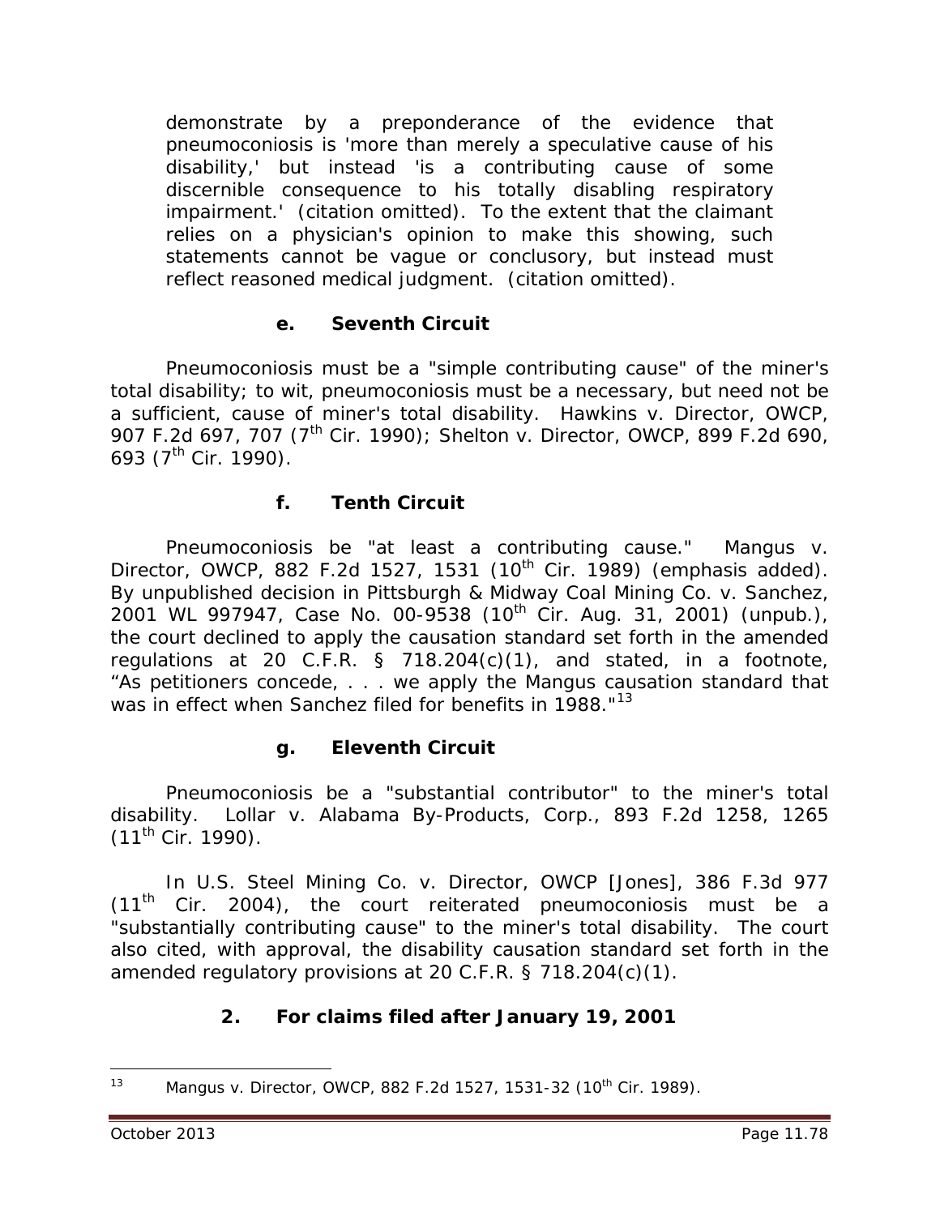> demonstrate by a preponderance of the evidence that pneumoconiosis is 'more than merely a speculative cause of his disability,' but instead 'is a contributing cause of some discernible consequence to his totally disabling respiratory impairment.' (citation omitted). To the extent that the claimant relies on a physician's opinion to make this showing, such statements cannot be vague or conclusory, but instead must reflect reasoned medical judgment. (citation omitted).

#### e. Seventh Circuit

Pneumoconiosis must be a "simple contributing cause" of the miner's total disability; to wit, pneumoconiosis must be a necessary, but need not be a sufficient, cause of miner's total disability. *Hawkins v. Director, OWCP*, 907 F.2d 697, 707 (7th Cir. 1990); *Shelton v. Director, OWCP*, 899 F.2d 690, 693 (7th Cir. 1990).

#### f. Tenth Circuit

Pneumoconiosis be "at least a contributing cause." *Mangus v. Director, OWCP*, 882 F.2d 1527, 1531 (10th Cir. 1989) (emphasis added). By unpublished decision in *Pittsburgh & Midway Coal Mining Co. v. Sanchez*, 2001 WL 997947, Case No. 00-9538 (10th Cir. Aug. 31, 2001) (unpub.), the court declined to apply the causation standard set forth in the amended regulations at 20 C.F.R. § 718.204(c)(1), and stated, in a footnote, "As petitioners concede, . . . we apply the *Mangus* causation standard that was in effect when Sanchez filed for benefits in 1988."[13]

#### g. Eleventh Circuit

Pneumoconiosis be a "substantial contributor" to the miner's total disability. *Lollar v. Alabama By-Products, Corp.*, 893 F.2d 1258, 1265 (11th Cir. 1990).

In *U.S. Steel Mining Co. v. Director, OWCP [Jones]*, 386 F.3d 977 (11th Cir. 2004), the court reiterated pneumoconiosis must be a "substantially contributing cause" to the miner's total disability. The court also cited, with approval, the disability causation standard set forth in the amended regulatory provisions at 20 C.F.R. § 718.204(c)(1).

### 2. For claims filed after January 19, 2001

---

[13] *Mangus v. Director, OWCP*, 882 F.2d 1527, 1531-32 (10th Cir. 1989).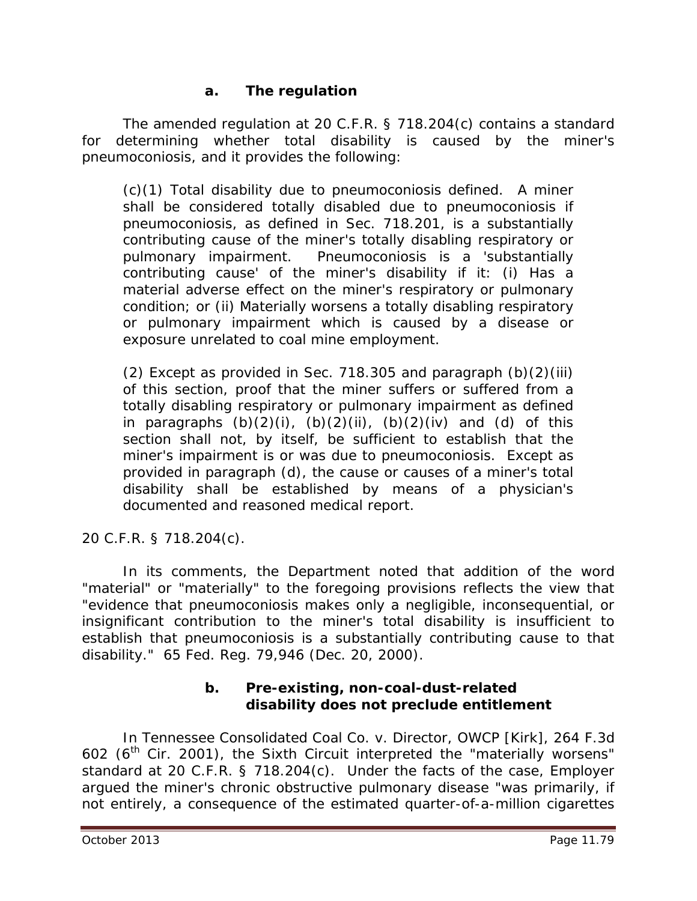#### a. The regulation

The amended regulation at 20 C.F.R. § 718.204(c) contains a standard for determining whether total disability is caused by the miner's pneumoconiosis, and it provides the following:

> (c)(1) Total disability due to pneumoconiosis defined. A miner shall be considered totally disabled due to pneumoconiosis if pneumoconiosis, as defined in Sec. 718.201, is a substantially contributing cause of the miner's totally disabling respiratory or pulmonary impairment. Pneumoconiosis is a 'substantially contributing cause' of the miner's disability if it: (i) Has a material adverse effect on the miner's respiratory or pulmonary condition; or (ii) Materially worsens a totally disabling respiratory or pulmonary impairment which is caused by a disease or exposure unrelated to coal mine employment.
>
> (2) Except as provided in Sec. 718.305 and paragraph (b)(2)(iii) of this section, proof that the miner suffers or suffered from a totally disabling respiratory or pulmonary impairment as defined in paragraphs (b)(2)(i), (b)(2)(ii), (b)(2)(iv) and (d) of this section shall not, by itself, be sufficient to establish that the miner's impairment is or was due to pneumoconiosis. Except as provided in paragraph (d), the cause or causes of a miner's total disability shall be established by means of a physician's documented and reasoned medical report.

20 C.F.R. § 718.204(c).

In its comments, the Department noted that addition of the word "material" or "materially" to the foregoing provisions reflects the view that "evidence that pneumoconiosis makes only a negligible, inconsequential, or insignificant contribution to the miner's total disability is insufficient to establish that pneumoconiosis is a substantially contributing cause to that disability." 65 Fed. Reg. 79,946 (Dec. 20, 2000).

#### b. Pre-existing, non-coal-dust-related disability does not preclude entitlement

In *Tennessee Consolidated Coal Co. v. Director, OWCP [Kirk]*, 264 F.3d 602 (6th Cir. 2001), the Sixth Circuit interpreted the "materially worsens" standard at 20 C.F.R. § 718.204(c). Under the facts of the case, Employer argued the miner's chronic obstructive pulmonary disease "was primarily, if not entirely, a consequence of the estimated quarter-of-a-million cigarettes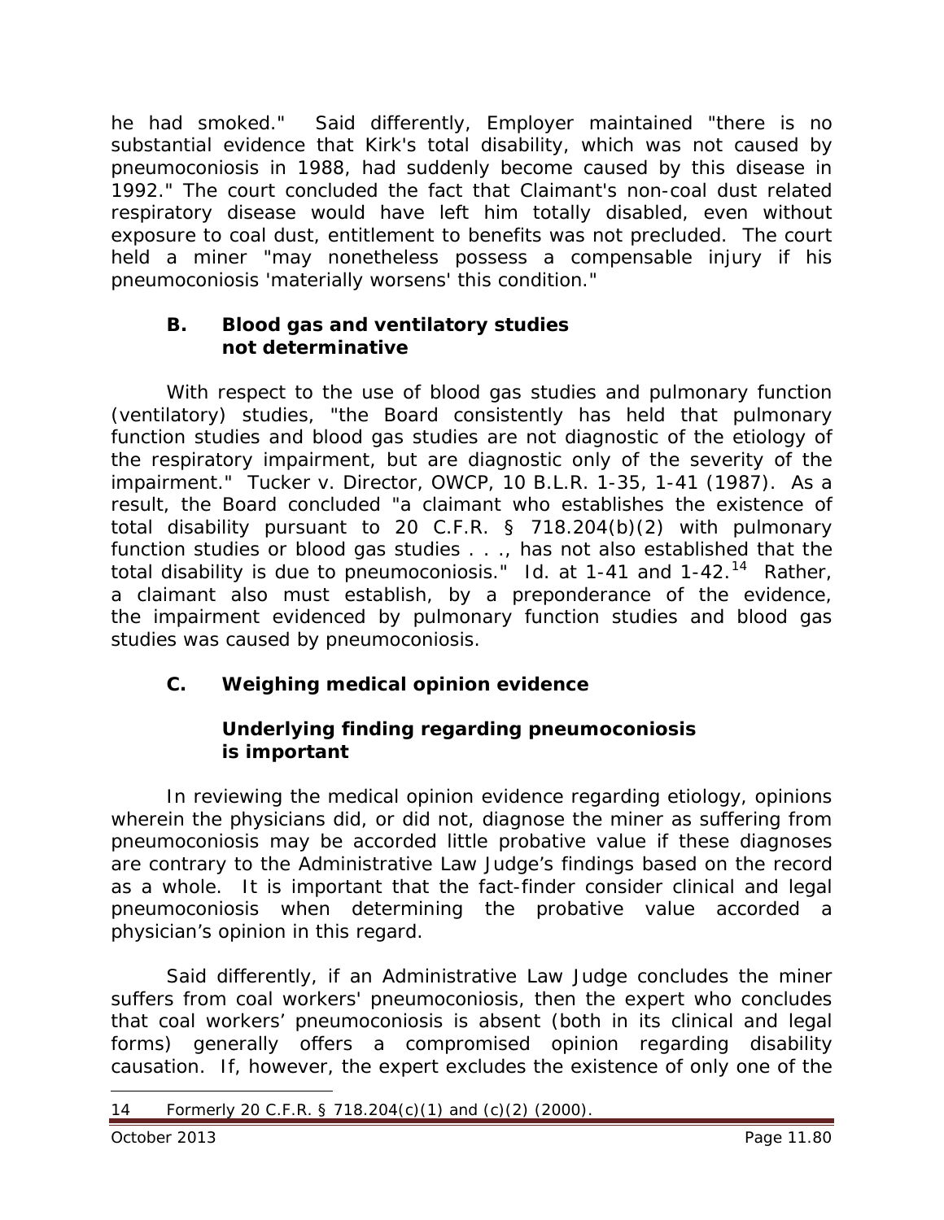he had smoked." Said differently, Employer maintained "there is no substantial evidence that Kirk's total disability, which was not caused by pneumoconiosis in 1988, had suddenly become caused by this disease in 1992." The court concluded the fact that Claimant's non-coal dust related respiratory disease would have left him totally disabled, even without exposure to coal dust, entitlement to benefits was not precluded. The court held a miner "may nonetheless possess a compensable injury if his pneumoconiosis 'materially worsens' this condition."

### B. Blood gas and ventilatory studies not determinative

With respect to the use of blood gas studies and pulmonary function (ventilatory) studies, "the Board consistently has held that pulmonary function studies and blood gas studies are not diagnostic of the etiology of the respiratory impairment, but are diagnostic only of the severity of the impairment." *Tucker v. Director, OWCP*, 10 B.L.R. 1-35, 1-41 (1987). As a result, the Board concluded "a claimant who establishes the existence of total disability pursuant to 20 C.F.R. § 718.204(b)(2) with pulmonary function studies or blood gas studies . . ., has not also established that the total disability is due to pneumoconiosis." *Id.* at 1-41 and 1-42.[14] Rather, a claimant also must establish, by a preponderance of the evidence, the impairment evidenced by pulmonary function studies and blood gas studies was caused by pneumoconiosis.

### C. Weighing medical opinion evidence

#### Underlying finding regarding pneumoconiosis is important

In reviewing the medical opinion evidence regarding etiology, opinions wherein the physicians did, or did not, diagnose the miner as suffering from pneumoconiosis may be accorded little probative value if these diagnoses are contrary to the Administrative Law Judge's findings based on the record as a whole. It is important that the fact-finder consider clinical and legal pneumoconiosis when determining the probative value accorded a physician's opinion in this regard.

Said differently, if an Administrative Law Judge concludes the miner suffers from coal workers' pneumoconiosis, then the expert who concludes that coal workers' pneumoconiosis is absent (both in its clinical and legal forms) generally offers a compromised opinion regarding disability causation. If, however, the expert excludes the existence of only one of the

---

14 Formerly 20 C.F.R. § 718.204(c)(1) and (c)(2) (2000).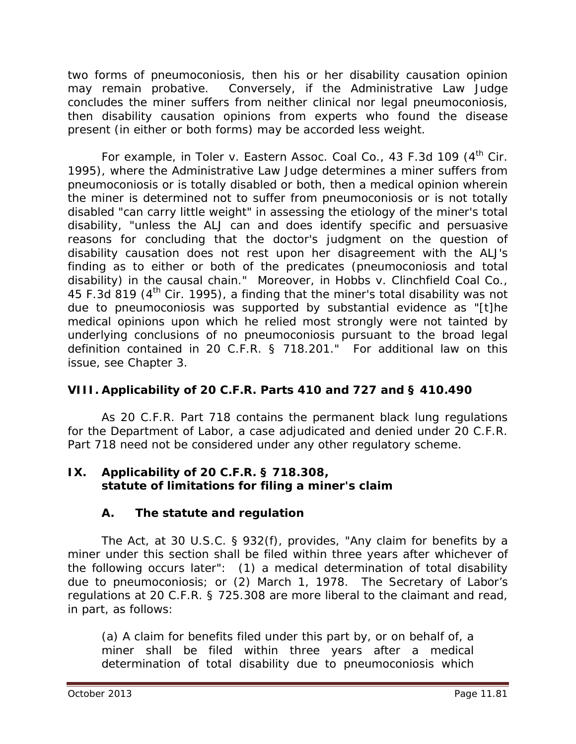two forms of pneumoconiosis, then his or her disability causation opinion may remain probative. Conversely, if the Administrative Law Judge concludes the miner suffers from neither clinical nor legal pneumoconiosis, then disability causation opinions from experts who found the disease present (in either or both forms) may be accorded less weight.

For example, in *Toler v. Eastern Assoc. Coal Co.*, 43 F.3d 109 (4th Cir. 1995), where the Administrative Law Judge determines a miner suffers from pneumoconiosis or is totally disabled or both, then a medical opinion wherein the miner is determined not to suffer from pneumoconiosis or is not totally disabled "can carry little weight" in assessing the etiology of the miner's total disability, "unless the ALJ can and does identify specific and persuasive reasons for concluding that the doctor's judgment on the question of disability causation does not rest upon her disagreement with the ALJ's finding as to either or both of the predicates (pneumoconiosis and total disability) in the causal chain." Moreover, in *Hobbs v. Clinchfield Coal Co.*, 45 F.3d 819 (4th Cir. 1995), a finding that the miner's total disability was not due to pneumoconiosis was supported by substantial evidence as "[t]he medical opinions upon which he relied most strongly were not tainted by underlying conclusions of no pneumoconiosis pursuant to the broad legal definition contained in 20 C.F.R. § 718.201." For additional law on this issue, see Chapter 3.

## VIII. Applicability of 20 C.F.R. Parts 410 and 727 and § 410.490

As 20 C.F.R. Part 718 contains the permanent black lung regulations for the Department of Labor, a case adjudicated and denied under 20 C.F.R. Part 718 need not be considered under any other regulatory scheme.

## IX. Applicability of 20 C.F.R. § 718.308, statute of limitations for filing a miner's claim

### A. The statute and regulation

The Act, at 30 U.S.C. § 932(f), provides, "Any claim for benefits by a miner under this section shall be filed within three years after whichever of the following occurs later": (1) a medical determination of total disability due to pneumoconiosis; or (2) March 1, 1978. The Secretary of Labor's regulations at 20 C.F.R. § 725.308 are more liberal to the claimant and read, in part, as follows:

> (a) A claim for benefits filed under this part by, or on behalf of, a miner shall be filed within three years after a medical determination of total disability due to pneumoconiosis which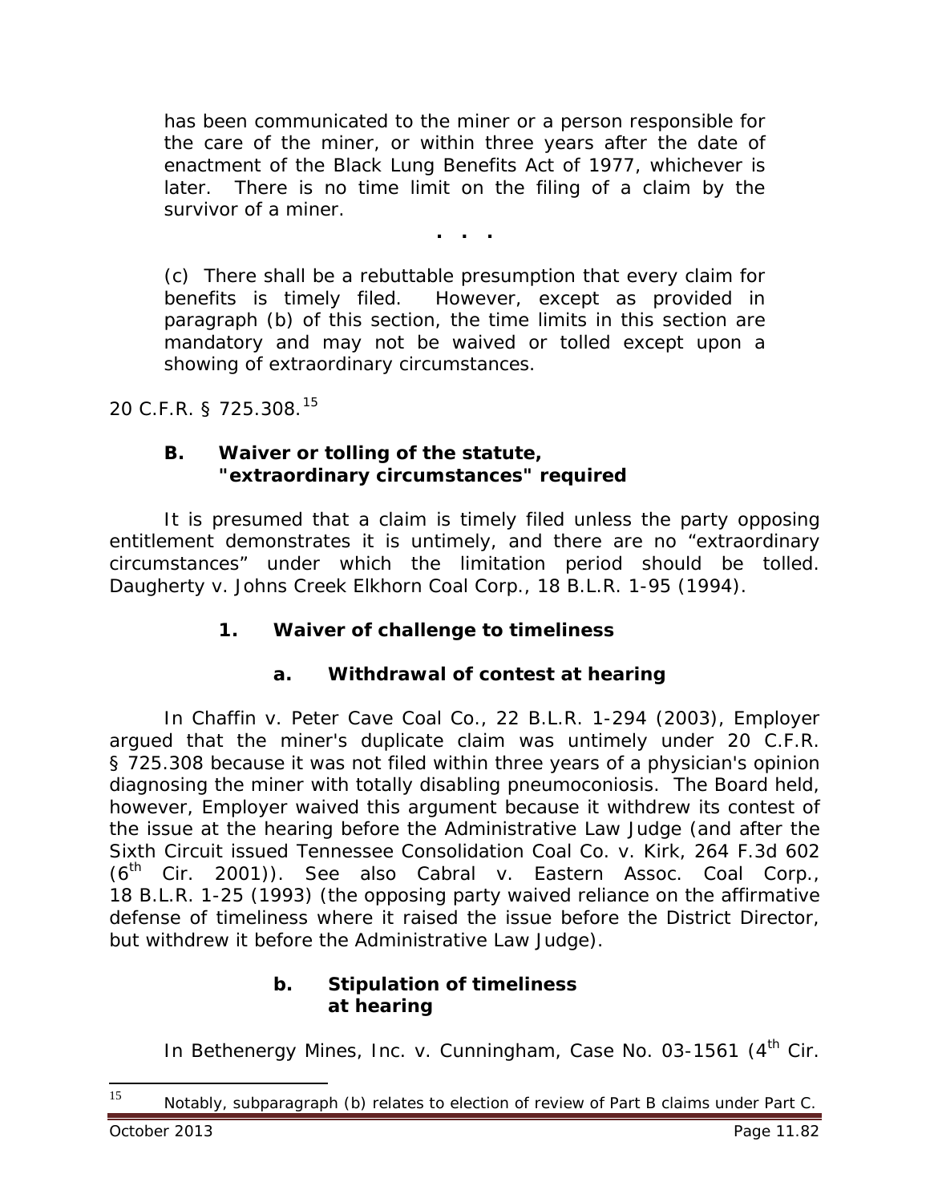> has been communicated to the miner or a person responsible for the care of the miner, or within three years after the date of enactment of the Black Lung Benefits Act of 1977, whichever is later. There is no time limit on the filing of a claim by the survivor of a miner.
>
> . . .
>
> (c) There shall be a rebuttable presumption that every claim for benefits is timely filed. However, except as provided in paragraph (b) of this section, the time limits in this section are mandatory and may not be waived or tolled except upon a showing of extraordinary circumstances.

20 C.F.R. § 725.308.[15]

### B. Waiver or tolling of the statute, "extraordinary circumstances" required

It is presumed that a claim is timely filed unless the party opposing entitlement demonstrates it is untimely, and there are no "extraordinary circumstances" under which the limitation period should be tolled. *Daugherty v. Johns Creek Elkhorn Coal Corp.*, 18 B.L.R. 1-95 (1994).

#### 1. Waiver of challenge to timeliness

##### a. Withdrawal of contest at hearing

In *Chaffin v. Peter Cave Coal Co.*, 22 B.L.R. 1-294 (2003), Employer argued that the miner's duplicate claim was untimely under 20 C.F.R. § 725.308 because it was not filed within three years of a physician's opinion diagnosing the miner with totally disabling pneumoconiosis. The Board held, however, Employer waived this argument because it withdrew its contest of the issue at the hearing before the Administrative Law Judge (and after the Sixth Circuit issued *Tennessee Consolidation Coal Co. v. Kirk*, 264 F.3d 602 (6th Cir. 2001)). *See also Cabral v. Eastern Assoc. Coal Corp.*, 18 B.L.R. 1-25 (1993) (the opposing party waived reliance on the affirmative defense of timeliness where it raised the issue before the District Director, but withdrew it before the Administrative Law Judge).

##### b. Stipulation of timeliness at hearing

In *Bethenergy Mines, Inc. v. Cunningham*, Case No. 03-1561 (4th Cir.

---

[15] Notably, subparagraph (b) relates to election of review of Part B claims under Part C.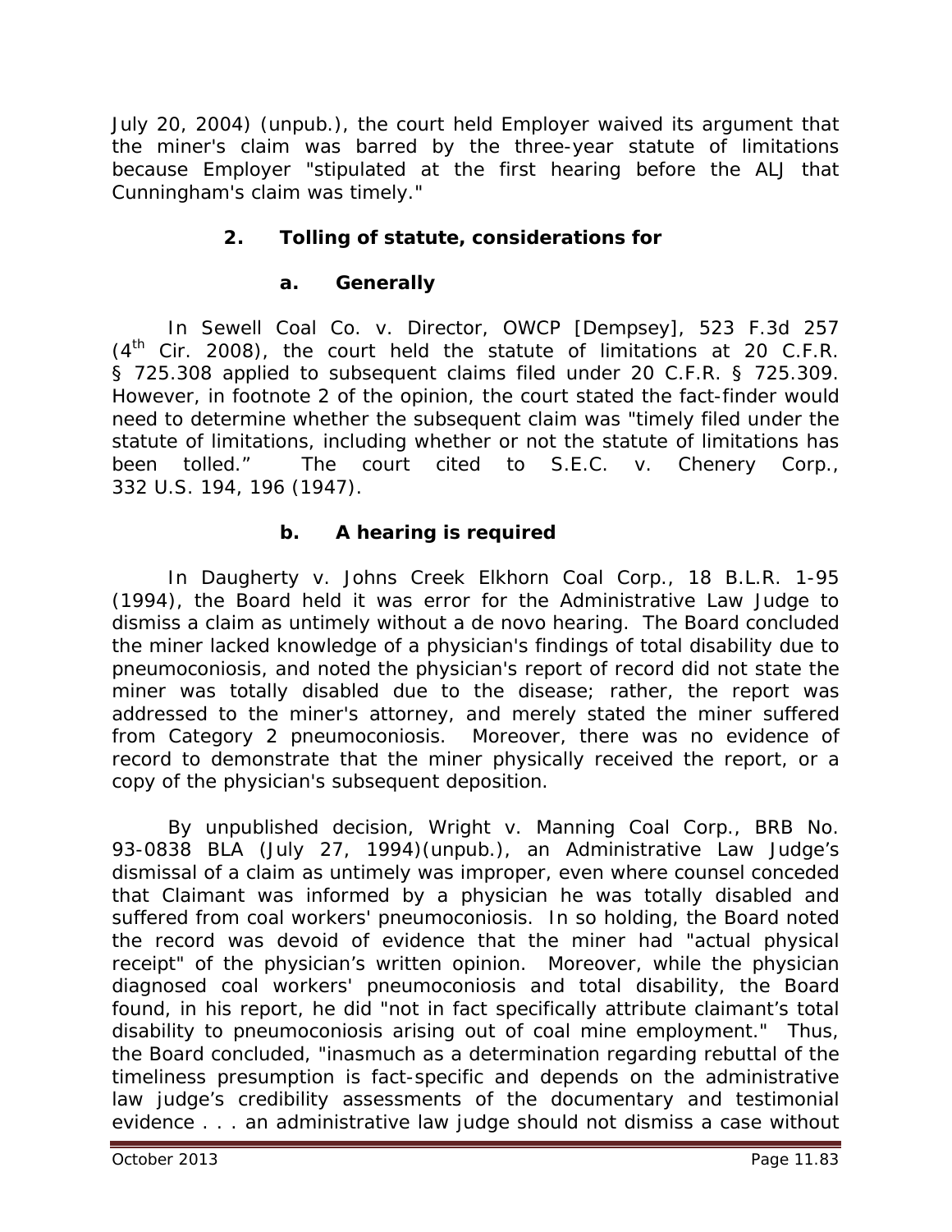July 20, 2004) (unpub.), the court held Employer waived its argument that the miner's claim was barred by the three-year statute of limitations because Employer "stipulated at the first hearing before the ALJ that Cunningham's claim was timely."

### 2. Tolling of statute, considerations for

#### a. Generally

In *Sewell Coal Co. v. Director, OWCP [Dempsey]*, 523 F.3d 257 (4th Cir. 2008), the court held the statute of limitations at 20 C.F.R. § 725.308 applied to subsequent claims filed under 20 C.F.R. § 725.309. However, in footnote 2 of the opinion, the court stated the fact-finder would need to determine whether the subsequent claim was "timely filed under the statute of limitations, including whether or not the statute of limitations has been tolled." The court cited to *S.E.C. v. Chenery Corp.*, 332 U.S. 194, 196 (1947).

#### b. A hearing is required

In *Daugherty v. Johns Creek Elkhorn Coal Corp.*, 18 B.L.R. 1-95 (1994), the Board held it was error for the Administrative Law Judge to dismiss a claim as untimely without a de novo hearing. The Board concluded the miner lacked knowledge of a physician's findings of total disability due to pneumoconiosis, and noted the physician's report of record did not state the miner was totally disabled due to the disease; rather, the report was addressed to the miner's attorney, and merely stated the miner suffered from Category 2 pneumoconiosis. Moreover, there was no evidence of record to demonstrate that the miner physically received the report, or a copy of the physician's subsequent deposition.

By unpublished decision, *Wright v. Manning Coal Corp.*, BRB No. 93-0838 BLA (July 27, 1994)(unpub.), an Administrative Law Judge's dismissal of a claim as untimely was improper, even where counsel conceded that Claimant was informed by a physician he was totally disabled and suffered from coal workers' pneumoconiosis. In so holding, the Board noted the record was devoid of evidence that the miner had "actual physical receipt" of the physician's written opinion. Moreover, while the physician diagnosed coal workers' pneumoconiosis and total disability, the Board found, in his report, he did "not in fact specifically attribute claimant's total disability to pneumoconiosis arising out of coal mine employment." Thus, the Board concluded, "inasmuch as a determination regarding rebuttal of the timeliness presumption is fact-specific and depends on the administrative law judge's credibility assessments of the documentary and testimonial evidence . . . an administrative law judge should not dismiss a case without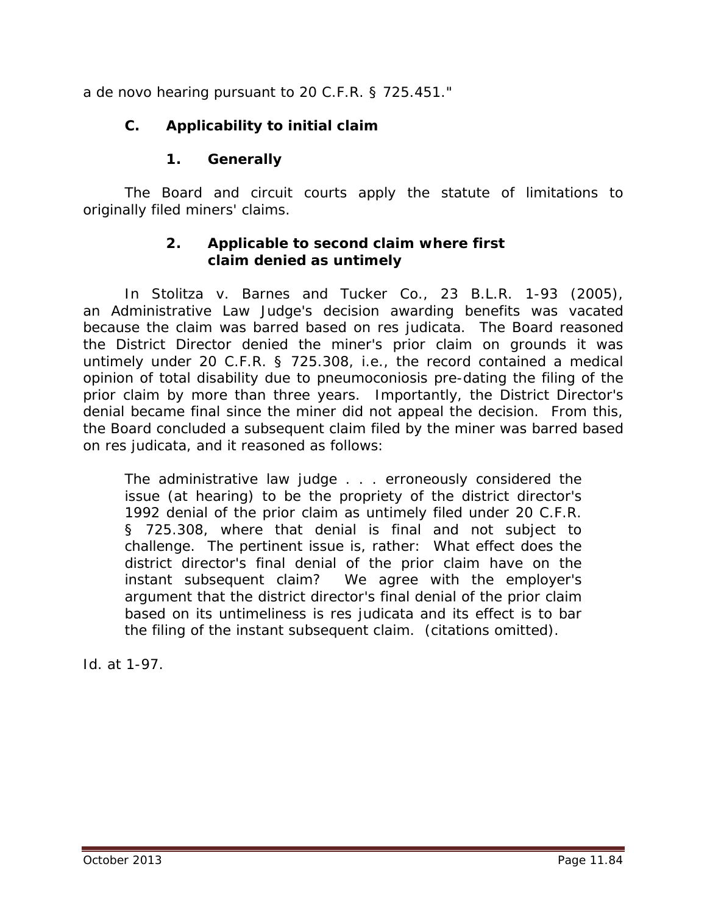a de novo hearing pursuant to 20 C.F.R. § 725.451."

## C. Applicability to initial claim

### 1. Generally

The Board and circuit courts apply the statute of limitations to originally filed miners' claims.

### 2. Applicable to second claim where first claim denied as untimely

In *Stolitza v. Barnes and Tucker Co.*, 23 B.L.R. 1-93 (2005), an Administrative Law Judge's decision awarding benefits was vacated because the claim was barred based on res judicata. The Board reasoned the District Director denied the miner's prior claim on grounds it was untimely under 20 C.F.R. § 725.308, i.e., the record contained a medical opinion of total disability due to pneumoconiosis pre-dating the filing of the prior claim by more than three years. Importantly, the District Director's denial became final since the miner did not appeal the decision. From this, the Board concluded a subsequent claim filed by the miner was barred based on res judicata, and it reasoned as follows:

> The administrative law judge . . . erroneously considered the issue (at hearing) to be the propriety of the district director's 1992 denial of the prior claim as untimely filed under 20 C.F.R. § 725.308, where that denial is final and not subject to challenge. The pertinent issue is, rather: What effect does the district director's final denial of the prior claim have on the instant subsequent claim? We agree with the employer's argument that the district director's final denial of the prior claim based on its untimeliness is res judicata and its effect is to bar the filing of the instant subsequent claim. (citations omitted).

*Id.* at 1-97.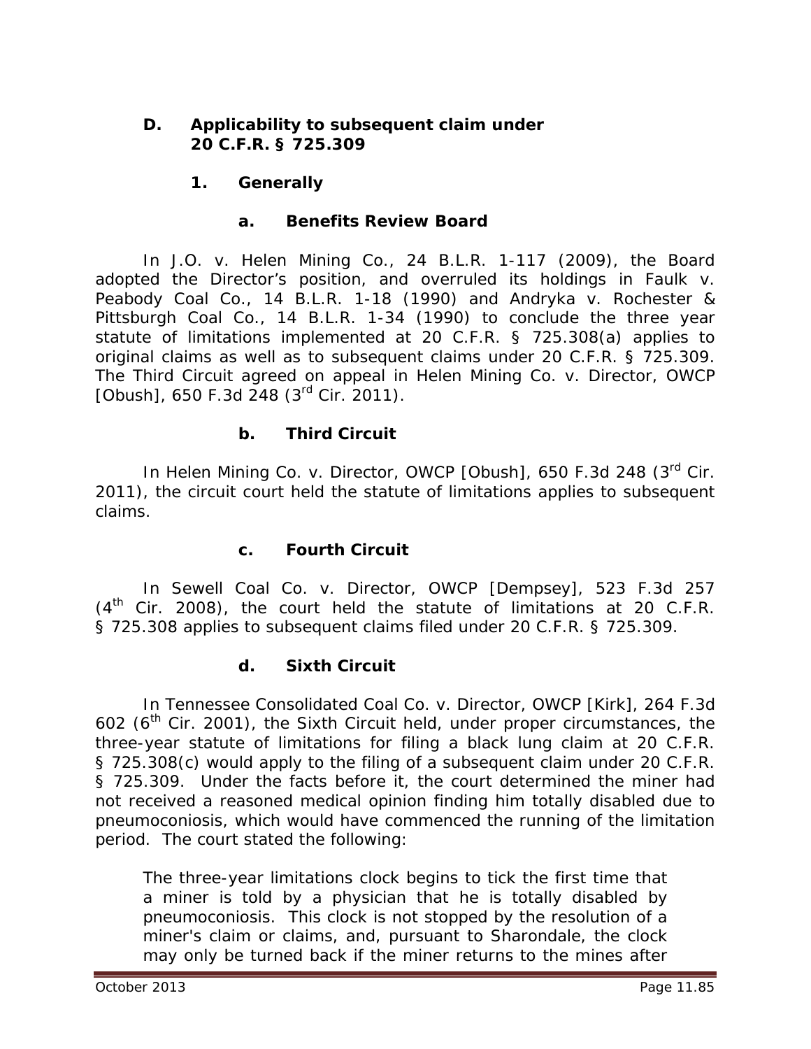### D. Applicability to subsequent claim under 20 C.F.R. § 725.309

#### 1. Generally

##### a. Benefits Review Board

In J.O. v. Helen Mining Co., 24 B.L.R. 1-117 (2009), the Board adopted the Director's position, and overruled its holdings in Faulk v. Peabody Coal Co., 14 B.L.R. 1-18 (1990) and Andryka v. Rochester & Pittsburgh Coal Co., 14 B.L.R. 1-34 (1990) to conclude the three year statute of limitations implemented at 20 C.F.R. § 725.308(a) applies to original claims as well as to subsequent claims under 20 C.F.R. § 725.309. The Third Circuit agreed on appeal in Helen Mining Co. v. Director, OWCP [Obush], 650 F.3d 248 (3rd Cir. 2011).

##### b. Third Circuit

In Helen Mining Co. v. Director, OWCP [Obush], 650 F.3d 248 (3rd Cir. 2011), the circuit court held the statute of limitations applies to subsequent claims.

##### c. Fourth Circuit

In Sewell Coal Co. v. Director, OWCP [Dempsey], 523 F.3d 257 (4th Cir. 2008), the court held the statute of limitations at 20 C.F.R. § 725.308 applies to subsequent claims filed under 20 C.F.R. § 725.309.

##### d. Sixth Circuit

In Tennessee Consolidated Coal Co. v. Director, OWCP [Kirk], 264 F.3d 602 (6th Cir. 2001), the Sixth Circuit held, under proper circumstances, the three-year statute of limitations for filing a black lung claim at 20 C.F.R. § 725.308(c) would apply to the filing of a subsequent claim under 20 C.F.R. § 725.309. Under the facts before it, the court determined the miner had not received a reasoned medical opinion finding him totally disabled due to pneumoconiosis, which would have commenced the running of the limitation period. The court stated the following:

> The three-year limitations clock begins to tick the first time that a miner is told by a physician that he is totally disabled by pneumoconiosis. This clock is not stopped by the resolution of a miner's claim or claims, and, pursuant to Sharondale, the clock may only be turned back if the miner returns to the mines after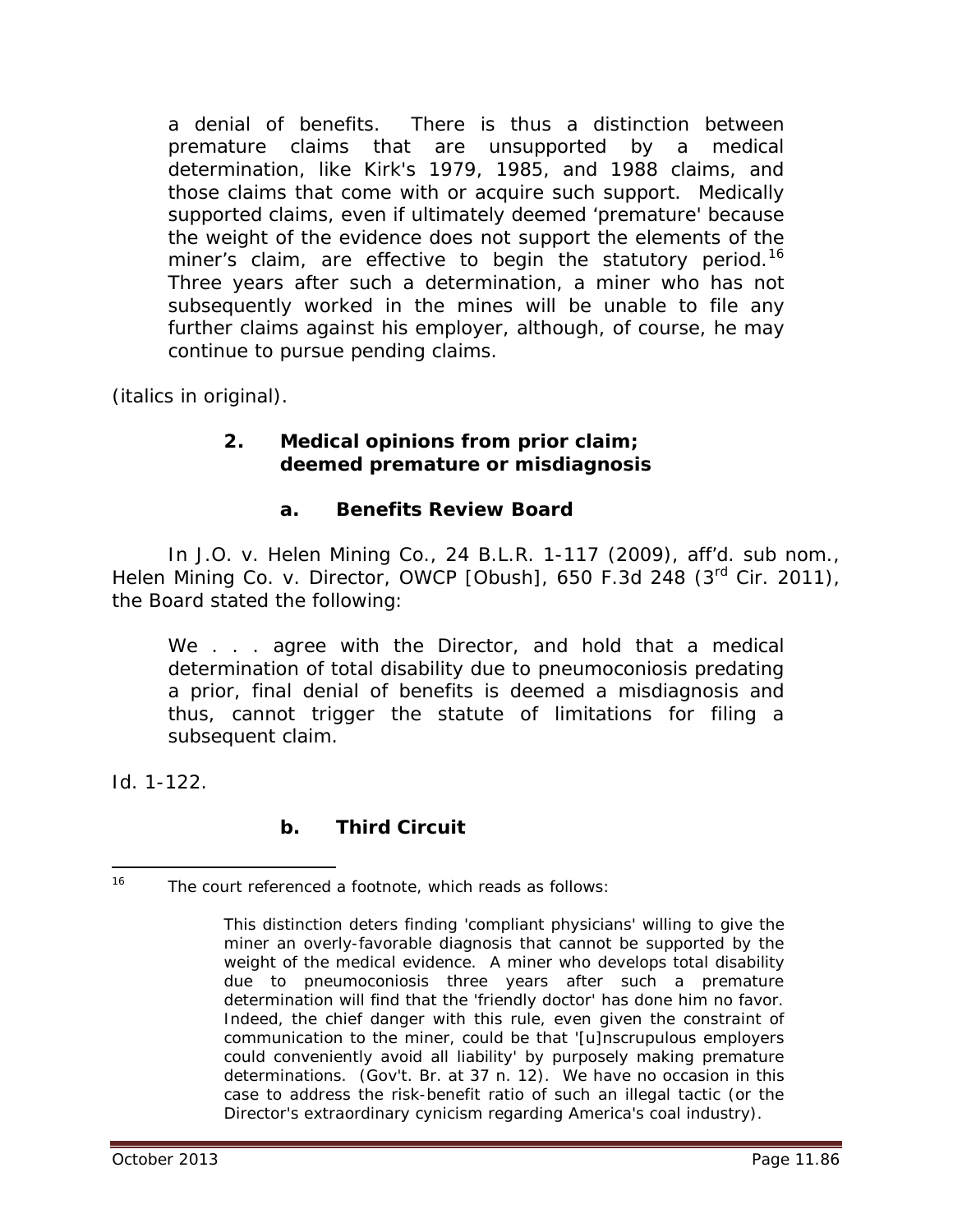> a denial of benefits. There is thus a distinction between premature claims that are unsupported by a medical determination, like Kirk's 1979, 1985, and 1988 claims, and those claims that come with or acquire such support. Medically supported claims, even if ultimately deemed 'premature' because the weight of the evidence does not support the elements of the miner's claim, are effective to begin the statutory period.[16] Three years after such a determination, a miner who has not subsequently worked in the mines will be unable to file any further claims against his employer, although, of course, he may continue to pursue pending claims.

(italics in original).

### 2. Medical opinions from prior claim; deemed premature or misdiagnosis

#### a. Benefits Review Board

In *J.O. v. Helen Mining Co.*, 24 B.L.R. 1-117 (2009), *aff'd. sub nom.*, *Helen Mining Co. v. Director, OWCP [Obush]*, 650 F.3d 248 (3rd Cir. 2011), the Board stated the following:

> We . . . agree with the Director, and hold that a medical determination of total disability due to pneumoconiosis predating a prior, final denial of benefits is deemed a misdiagnosis and thus, cannot trigger the statute of limitations for filing a subsequent claim.

*Id.* 1-122.

#### b. Third Circuit

---

[16] The court referenced a footnote, which reads as follows:

> This distinction deters finding 'compliant physicians' willing to give the miner an overly-favorable diagnosis that cannot be supported by the weight of the medical evidence. A miner who develops total disability due to pneumoconiosis three years after such a premature determination will find that the 'friendly doctor' has done him no favor. Indeed, the chief danger with this rule, even given the constraint of communication to the miner, could be that '[u]nscrupulous employers could conveniently avoid all liability' by purposely making premature determinations. (Gov't. Br. at 37 n. 12). We have no occasion in this case to address the risk-benefit ratio of such an illegal tactic (or the Director's extraordinary cynicism regarding America's coal industry).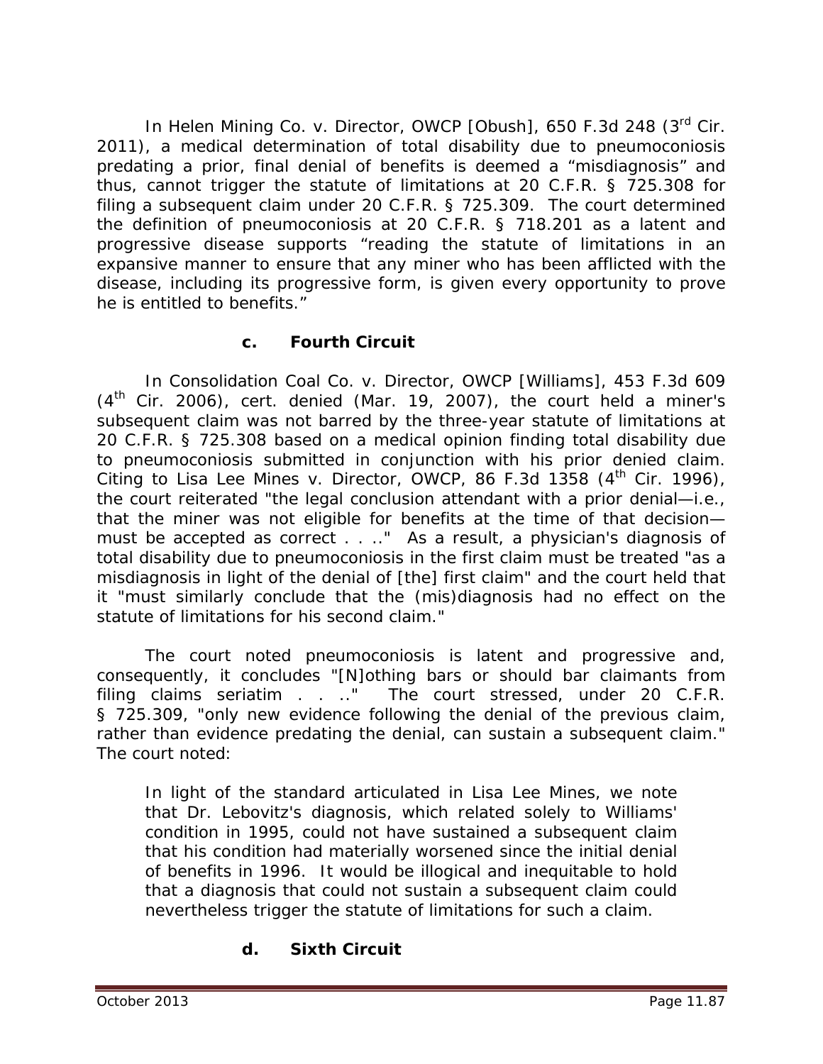In *Helen Mining Co. v. Director, OWCP [Obush]*, 650 F.3d 248 (3rd Cir. 2011), a medical determination of total disability due to pneumoconiosis predating a prior, final denial of benefits is deemed a "misdiagnosis" and thus, cannot trigger the statute of limitations at 20 C.F.R. § 725.308 for filing a subsequent claim under 20 C.F.R. § 725.309. The court determined the definition of pneumoconiosis at 20 C.F.R. § 718.201 as a latent and progressive disease supports "reading the statute of limitations in an expansive manner to ensure that any miner who has been afflicted with the disease, including its progressive form, is given every opportunity to prove he is entitled to benefits."

### c. Fourth Circuit

In *Consolidation Coal Co. v. Director, OWCP [Williams]*, 453 F.3d 609 (4th Cir. 2006), *cert. denied* (Mar. 19, 2007), the court held a miner's subsequent claim was not barred by the three-year statute of limitations at 20 C.F.R. § 725.308 based on a medical opinion finding total disability due to pneumoconiosis submitted in conjunction with his prior denied claim. Citing to *Lisa Lee Mines v. Director, OWCP*, 86 F.3d 1358 (4th Cir. 1996), the court reiterated "the legal conclusion attendant with a prior denial—i.e., that the miner was not eligible for benefits at the time of that decision—must be accepted as correct . . .." As a result, a physician's diagnosis of total disability due to pneumoconiosis in the first claim must be treated "as a misdiagnosis in light of the denial of [the] first claim" and the court held that it "must similarly conclude that the (mis)diagnosis had no effect on the statute of limitations for his second claim."

The court noted pneumoconiosis is latent and progressive and, consequently, it concludes "[N]othing bars or should bar claimants from filing claims seriatim . . .." The court stressed, under 20 C.F.R. § 725.309, "only new evidence following the denial of the previous claim, rather than evidence predating the denial, can sustain a subsequent claim." The court noted:

> In light of the standard articulated in *Lisa Lee Mines*, we note that Dr. Lebovitz's diagnosis, which related solely to Williams' condition in 1995, could not have sustained a subsequent claim that his condition had materially worsened since the initial denial of benefits in 1996. It would be illogical and inequitable to hold that a diagnosis that could not sustain a subsequent claim could nevertheless trigger the statute of limitations for such a claim.

### d. Sixth Circuit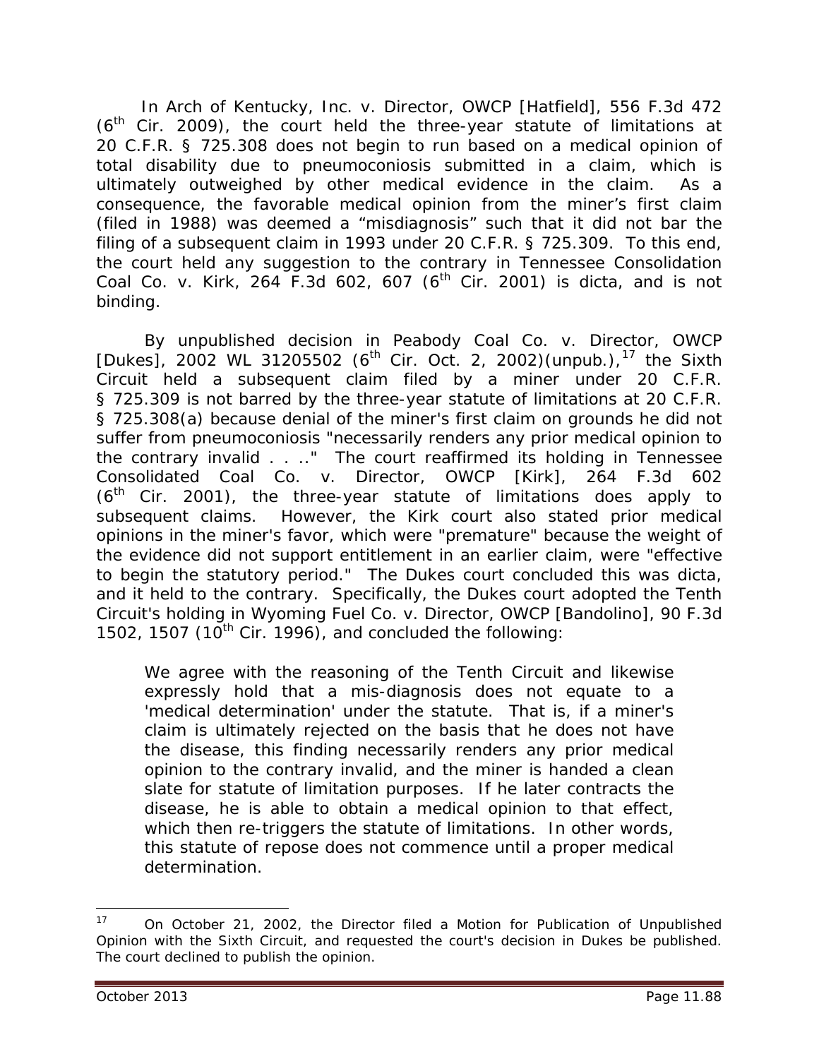In *Arch of Kentucky, Inc. v. Director, OWCP [Hatfield]*, 556 F.3d 472 (6th Cir. 2009), the court held the three-year statute of limitations at 20 C.F.R. § 725.308 does not begin to run based on a medical opinion of total disability due to pneumoconiosis submitted in a claim, which is ultimately outweighed by other medical evidence in the claim. As a consequence, the favorable medical opinion from the miner's first claim (filed in 1988) was deemed a "misdiagnosis" such that it did not bar the filing of a subsequent claim in 1993 under 20 C.F.R. § 725.309. To this end, the court held any suggestion to the contrary in *Tennessee Consolidation Coal Co. v. Kirk*, 264 F.3d 602, 607 (6th Cir. 2001) is dicta, and is not binding.

By unpublished decision in *Peabody Coal Co. v. Director, OWCP [Dukes]*, 2002 WL 31205502 (6th Cir. Oct. 2, 2002)(unpub.),[17] the Sixth Circuit held a subsequent claim filed by a miner under 20 C.F.R. § 725.309 is not barred by the three-year statute of limitations at 20 C.F.R. § 725.308(a) because denial of the miner's first claim on grounds he did not suffer from pneumoconiosis "necessarily renders any prior medical opinion to the contrary invalid . . .." The court reaffirmed its holding in *Tennessee Consolidated Coal Co. v. Director, OWCP [Kirk]*, 264 F.3d 602 (6th Cir. 2001), the three-year statute of limitations does apply to subsequent claims. However, the *Kirk* court also stated prior medical opinions in the miner's favor, which were "premature" because the weight of the evidence did not support entitlement in an earlier claim, were "effective to begin the statutory period." The *Dukes* court concluded this was dicta, and it held to the contrary. Specifically, the *Dukes* court adopted the Tenth Circuit's holding in *Wyoming Fuel Co. v. Director, OWCP [Bandolino]*, 90 F.3d 1502, 1507 (10th Cir. 1996), and concluded the following:

> We agree with the reasoning of the Tenth Circuit and likewise expressly hold that a mis-diagnosis does not equate to a 'medical determination' under the statute. That is, if a miner's claim is ultimately rejected on the basis that he does not have the disease, this finding necessarily renders any prior medical opinion to the contrary invalid, and the miner is handed a clean slate for statute of limitation purposes. If he later contracts the disease, he is able to obtain a medical opinion to that effect, which then re-triggers the statute of limitations. In other words, this statute of repose does not commence until a proper medical determination.

---

[17] On October 21, 2002, the Director filed a Motion for Publication of Unpublished Opinion with the Sixth Circuit, and requested the court's decision in *Dukes* be published. The court declined to publish the opinion.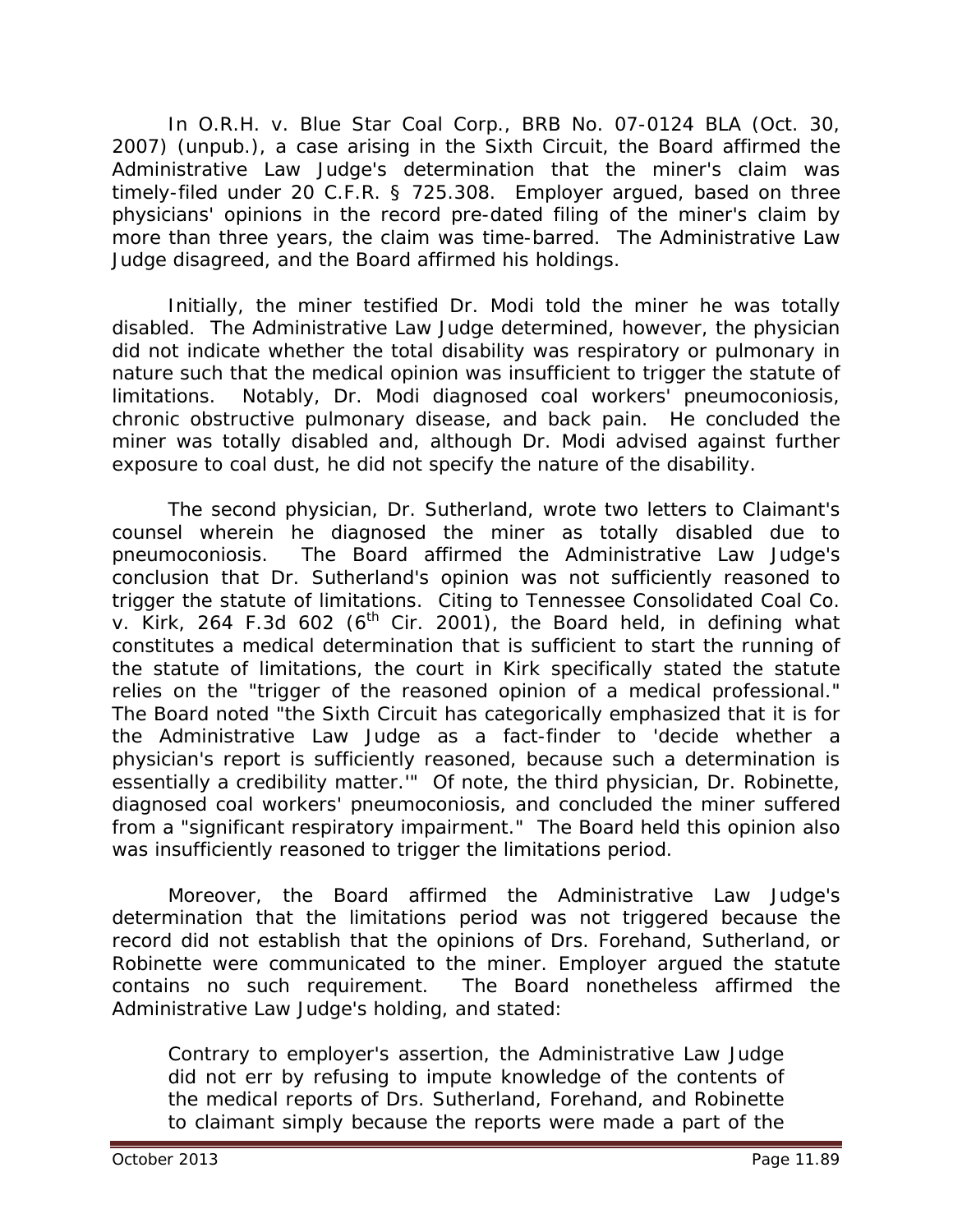In *O.R.H. v. Blue Star Coal Corp.*, BRB No. 07-0124 BLA (Oct. 30, 2007) (unpub.), a case arising in the Sixth Circuit, the Board affirmed the Administrative Law Judge's determination that the miner's claim was timely-filed under 20 C.F.R. § 725.308. Employer argued, based on three physicians' opinions in the record pre-dated filing of the miner's claim by more than three years, the claim was time-barred. The Administrative Law Judge disagreed, and the Board affirmed his holdings.

Initially, the miner testified Dr. Modi told the miner he was totally disabled. The Administrative Law Judge determined, however, the physician did not indicate whether the total disability was respiratory or pulmonary in nature such that the medical opinion was insufficient to trigger the statute of limitations. Notably, Dr. Modi diagnosed coal workers' pneumoconiosis, chronic obstructive pulmonary disease, and back pain. He concluded the miner was totally disabled and, although Dr. Modi advised against further exposure to coal dust, he did not specify the nature of the disability.

The second physician, Dr. Sutherland, wrote two letters to Claimant's counsel wherein he diagnosed the miner as totally disabled due to pneumoconiosis. The Board affirmed the Administrative Law Judge's conclusion that Dr. Sutherland's opinion was not sufficiently reasoned to trigger the statute of limitations. Citing to *Tennessee Consolidated Coal Co. v. Kirk*, 264 F.3d 602 (6th Cir. 2001), the Board held, in defining what constitutes a medical determination that is sufficient to start the running of the statute of limitations, the court in *Kirk* specifically stated the statute relies on the "trigger of the reasoned opinion of a medical professional." The Board noted "the Sixth Circuit has categorically emphasized that it is for the Administrative Law Judge as a fact-finder to 'decide whether a physician's report is sufficiently reasoned, because such a determination is essentially a credibility matter.'" Of note, the third physician, Dr. Robinette, diagnosed coal workers' pneumoconiosis, and concluded the miner suffered from a "significant respiratory impairment." The Board held this opinion also was insufficiently reasoned to trigger the limitations period.

Moreover, the Board affirmed the Administrative Law Judge's determination that the limitations period was not triggered because the record did not establish that the opinions of Drs. Forehand, Sutherland, or Robinette were communicated to the miner. Employer argued the statute contains no such requirement. The Board nonetheless affirmed the Administrative Law Judge's holding, and stated:

> Contrary to employer's assertion, the Administrative Law Judge did not err by refusing to impute knowledge of the contents of the medical reports of Drs. Sutherland, Forehand, and Robinette to claimant simply because the reports were made a part of the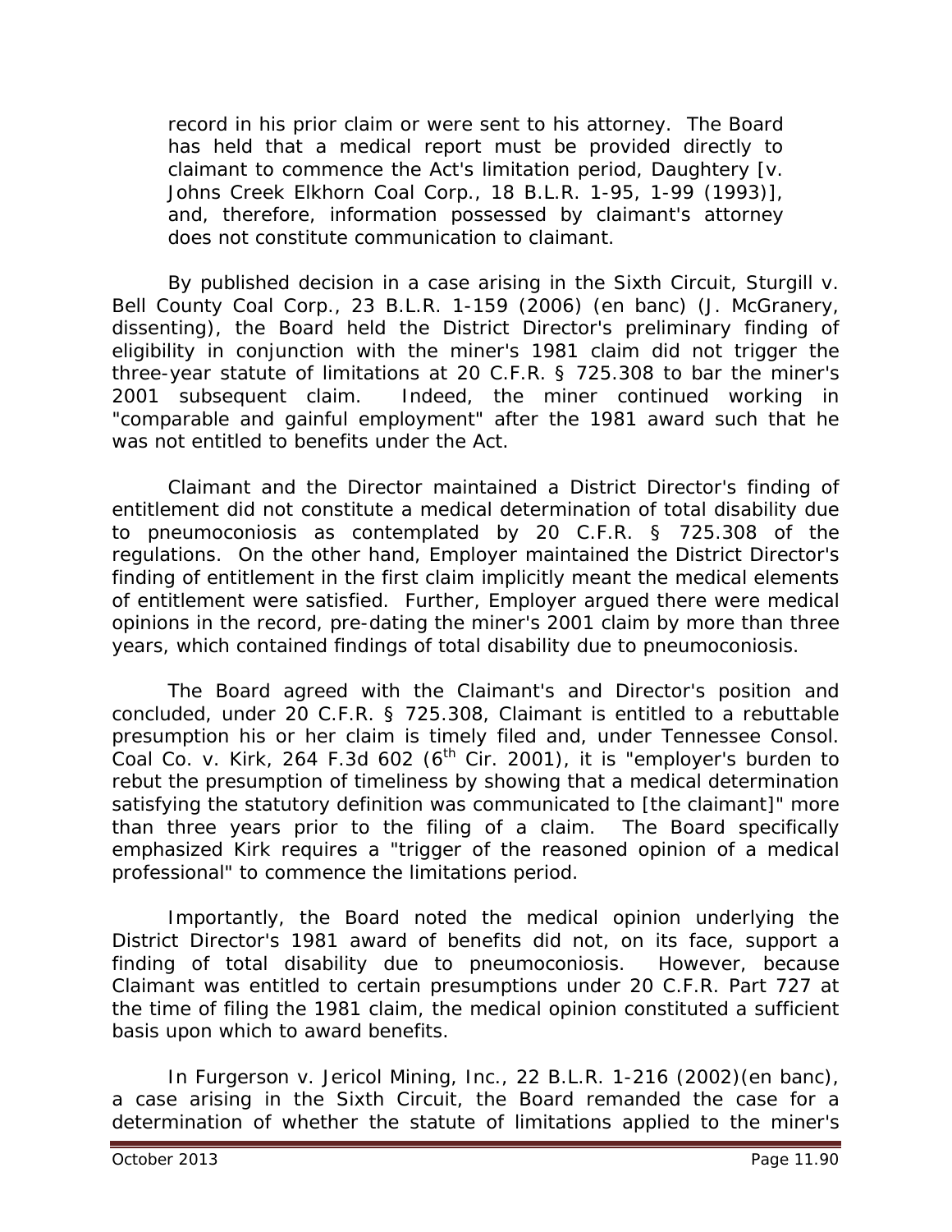record in his prior claim or were sent to his attorney. The Board has held that a medical report must be provided directly to claimant to commence the Act's limitation period, Daughtery [v. Johns Creek Elkhorn Coal Corp., 18 B.L.R. 1-95, 1-99 (1993)], and, therefore, information possessed by claimant's attorney does not constitute communication to claimant.

By published decision in a case arising in the Sixth Circuit, Sturgill v. Bell County Coal Corp., 23 B.L.R. 1-159 (2006) (en banc) (J. McGranery, dissenting), the Board held the District Director's preliminary finding of eligibility in conjunction with the miner's 1981 claim did not trigger the three-year statute of limitations at 20 C.F.R. § 725.308 to bar the miner's 2001 subsequent claim. Indeed, the miner continued working in "comparable and gainful employment" after the 1981 award such that he was not entitled to benefits under the Act.

Claimant and the Director maintained a District Director's finding of entitlement did not constitute a medical determination of total disability due to pneumoconiosis as contemplated by 20 C.F.R. § 725.308 of the regulations. On the other hand, Employer maintained the District Director's finding of entitlement in the first claim implicitly meant the medical elements of entitlement were satisfied. Further, Employer argued there were medical opinions in the record, pre-dating the miner's 2001 claim by more than three years, which contained findings of total disability due to pneumoconiosis.

The Board agreed with the Claimant's and Director's position and concluded, under 20 C.F.R. § 725.308, Claimant is entitled to a rebuttable presumption his or her claim is timely filed and, under Tennessee Consol. Coal Co. v. Kirk, 264 F.3d 602 (6th Cir. 2001), it is "employer's burden to rebut the presumption of timeliness by showing that a medical determination satisfying the statutory definition was communicated to [the claimant]" more than three years prior to the filing of a claim. The Board specifically emphasized Kirk requires a "trigger of the reasoned opinion of a medical professional" to commence the limitations period.

Importantly, the Board noted the medical opinion underlying the District Director's 1981 award of benefits did not, on its face, support a finding of total disability due to pneumoconiosis. However, because Claimant was entitled to certain presumptions under 20 C.F.R. Part 727 at the time of filing the 1981 claim, the medical opinion constituted a sufficient basis upon which to award benefits.

In Furgerson v. Jericol Mining, Inc., 22 B.L.R. 1-216 (2002)(en banc), a case arising in the Sixth Circuit, the Board remanded the case for a determination of whether the statute of limitations applied to the miner's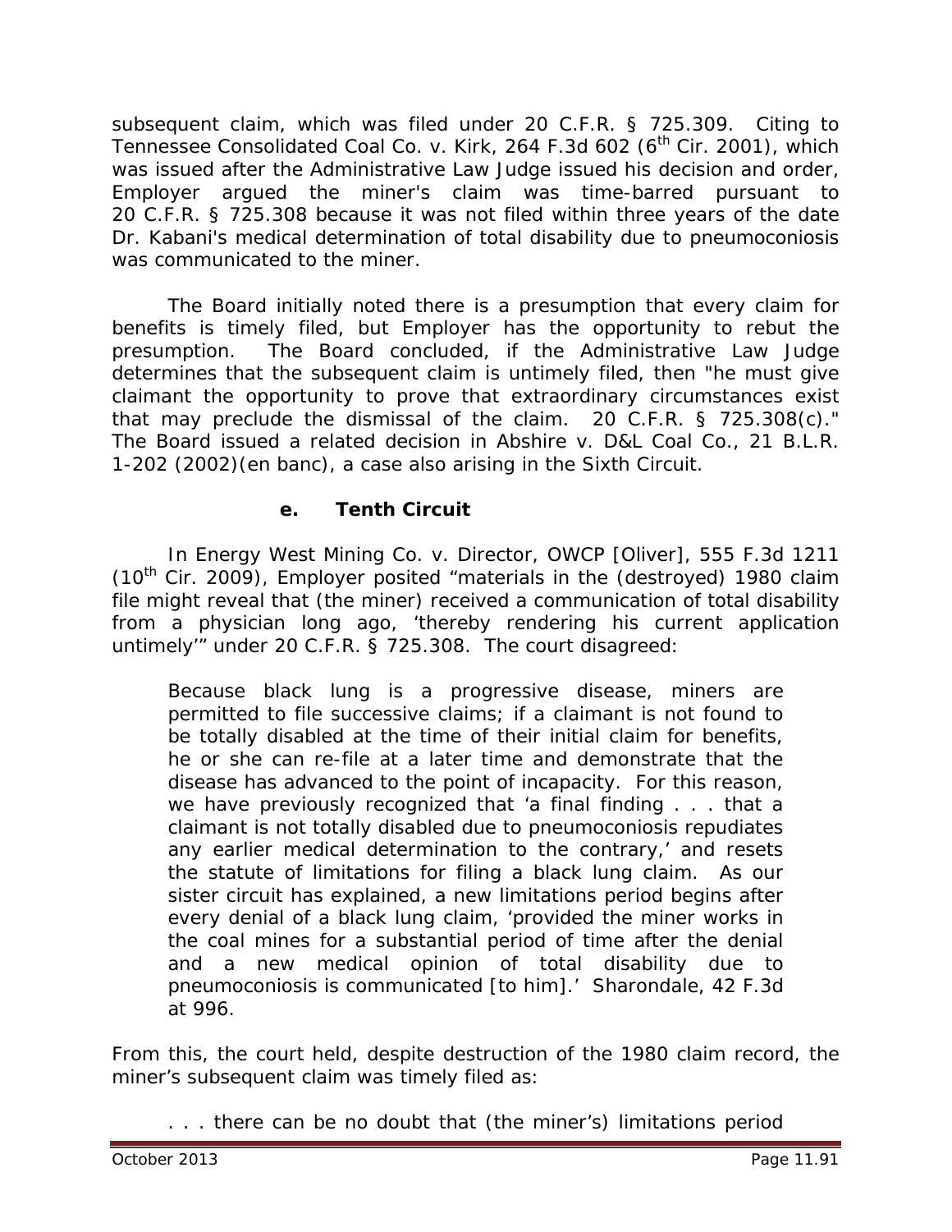subsequent claim, which was filed under 20 C.F.R. § 725.309. Citing to *Tennessee Consolidated Coal Co. v. Kirk*, 264 F.3d 602 (6th Cir. 2001), which was issued after the Administrative Law Judge issued his decision and order, Employer argued the miner's claim was time-barred pursuant to 20 C.F.R. § 725.308 because it was not filed within three years of the date Dr. Kabani's medical determination of total disability due to pneumoconiosis was communicated to the miner.

The Board initially noted there is a presumption that every claim for benefits is timely filed, but Employer has the opportunity to rebut the presumption. The Board concluded, if the Administrative Law Judge determines that the subsequent claim is untimely filed, then "he must give claimant the opportunity to prove that extraordinary circumstances exist that may preclude the dismissal of the claim. 20 C.F.R. § 725.308(c)." The Board issued a related decision in *Abshire v. D&L Coal Co.*, 21 B.L.R. 1-202 (2002)(en banc), a case also arising in the Sixth Circuit.

#### e. Tenth Circuit

In *Energy West Mining Co. v. Director, OWCP [Oliver]*, 555 F.3d 1211 (10th Cir. 2009), Employer posited "materials in the (destroyed) 1980 claim file might reveal that (the miner) received a communication of total disability from a physician long ago, 'thereby rendering his current application untimely'" under 20 C.F.R. § 725.308. The court disagreed:

> Because black lung is a progressive disease, miners are permitted to file successive claims; if a claimant is not found to be totally disabled at the time of their initial claim for benefits, he or she can re-file at a later time and demonstrate that the disease has advanced to the point of incapacity. For this reason, we have previously recognized that 'a final finding . . . that a claimant is not totally disabled due to pneumoconiosis repudiates any earlier medical determination to the contrary,' and resets the statute of limitations for filing a black lung claim. As our sister circuit has explained, a new limitations period begins after every denial of a black lung claim, 'provided the miner works in the coal mines for a substantial period of time after the denial and a new medical opinion of total disability due to pneumoconiosis is communicated [to him].' *Sharondale*, 42 F.3d at 996.

From this, the court held, despite destruction of the 1980 claim record, the miner's subsequent claim was timely filed as:

> . . . there can be no doubt that (the miner's) limitations period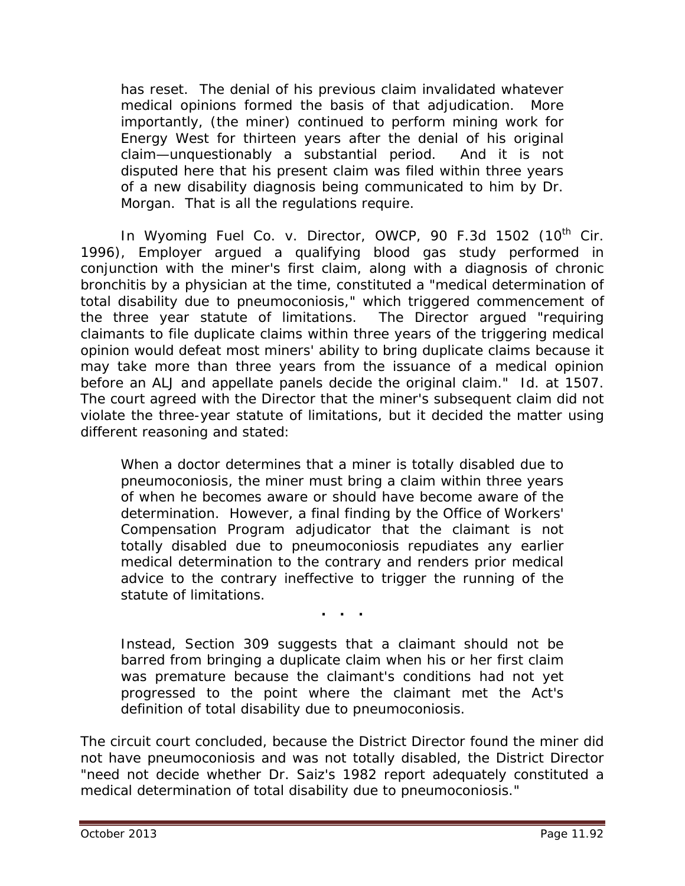> has reset. The denial of his previous claim invalidated whatever medical opinions formed the basis of that adjudication. More importantly, (the miner) continued to perform mining work for Energy West for thirteen years after the denial of his original claim—unquestionably a substantial period. And it is not disputed here that his present claim was filed within three years of a new disability diagnosis being communicated to him by Dr. Morgan. That is all the regulations require.

In *Wyoming Fuel Co. v. Director, OWCP*, 90 F.3d 1502 (10th Cir. 1996), Employer argued a qualifying blood gas study performed in conjunction with the miner's first claim, along with a diagnosis of chronic bronchitis by a physician at the time, constituted a "medical determination of total disability due to pneumoconiosis," which triggered commencement of the three year statute of limitations. The Director argued "requiring claimants to file duplicate claims within three years of the triggering medical opinion would defeat most miners' ability to bring duplicate claims because it may take more than three years from the issuance of a medical opinion before an ALJ and appellate panels decide the original claim." *Id.* at 1507. The court agreed with the Director that the miner's subsequent claim did not violate the three-year statute of limitations, but it decided the matter using different reasoning and stated:

> When a doctor determines that a miner is totally disabled due to pneumoconiosis, the miner must bring a claim within three years of when he becomes aware or should have become aware of the determination. However, a final finding by the Office of Workers' Compensation Program adjudicator that the claimant is not totally disabled due to pneumoconiosis repudiates any earlier medical determination to the contrary and renders prior medical advice to the contrary ineffective to trigger the running of the statute of limitations.
>
> . . .
>
> Instead, Section 309 suggests that a claimant should not be barred from bringing a duplicate claim when his or her first claim was premature because the claimant's conditions had not yet progressed to the point where the claimant met the Act's definition of total disability due to pneumoconiosis.

The circuit court concluded, because the District Director found the miner did not have pneumoconiosis and was not totally disabled, the District Director "need not decide whether Dr. Saiz's 1982 report adequately constituted a medical determination of total disability due to pneumoconiosis."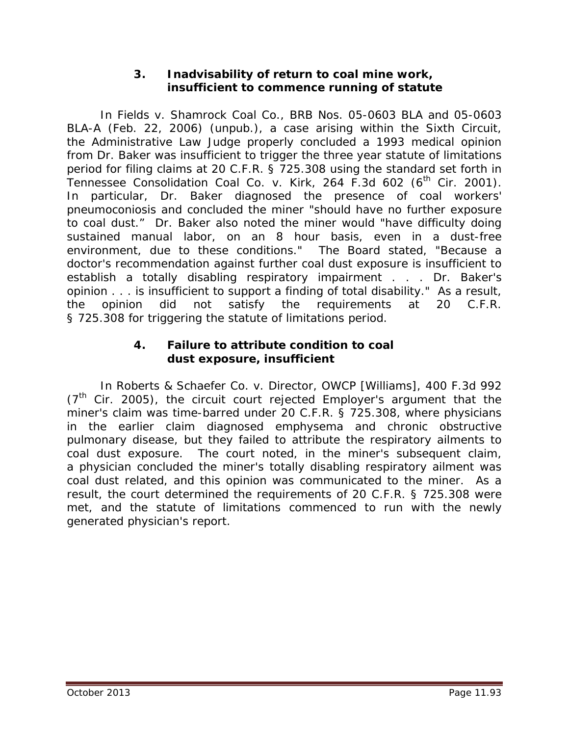### 3. Inadvisability of return to coal mine work, insufficient to commence running of statute

In *Fields v. Shamrock Coal Co.*, BRB Nos. 05-0603 BLA and 05-0603 BLA-A (Feb. 22, 2006) (unpub.), a case arising within the Sixth Circuit, the Administrative Law Judge properly concluded a 1993 medical opinion from Dr. Baker was insufficient to trigger the three year statute of limitations period for filing claims at 20 C.F.R. § 725.308 using the standard set forth in *Tennessee Consolidation Coal Co. v. Kirk*, 264 F.3d 602 (6th Cir. 2001). In particular, Dr. Baker diagnosed the presence of coal workers' pneumoconiosis and concluded the miner "should have no further exposure to coal dust." Dr. Baker also noted the miner would "have difficulty doing sustained manual labor, on an 8 hour basis, even in a dust-free environment, due to these conditions." The Board stated, "Because a doctor's recommendation against further coal dust exposure is insufficient to establish a totally disabling respiratory impairment . . . Dr. Baker's opinion . . . is insufficient to support a finding of total disability." As a result, the opinion did not satisfy the requirements at 20 C.F.R. § 725.308 for triggering the statute of limitations period.

### 4. Failure to attribute condition to coal dust exposure, insufficient

In *Roberts & Schaefer Co. v. Director, OWCP [Williams]*, 400 F.3d 992 (7th Cir. 2005), the circuit court rejected Employer's argument that the miner's claim was time-barred under 20 C.F.R. § 725.308, where physicians in the earlier claim diagnosed emphysema and chronic obstructive pulmonary disease, but they failed to attribute the respiratory ailments to coal dust exposure. The court noted, in the miner's subsequent claim, a physician concluded the miner's totally disabling respiratory ailment was coal dust related, and this opinion was communicated to the miner. As a result, the court determined the requirements of 20 C.F.R. § 725.308 were met, and the statute of limitations commenced to run with the newly generated physician's report.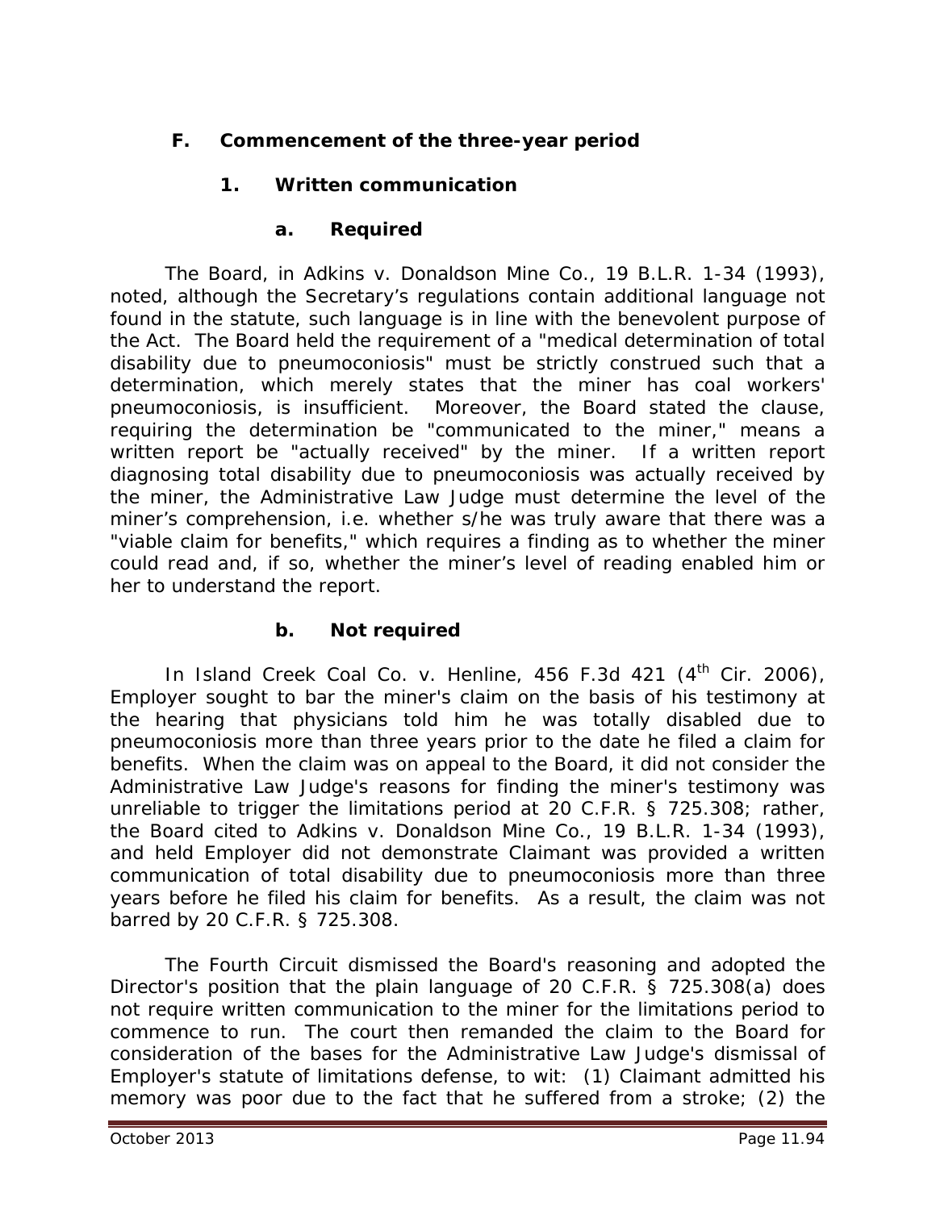### F. Commencement of the three-year period

#### 1. Written communication

##### a. Required

The Board, in *Adkins v. Donaldson Mine Co.*, 19 B.L.R. 1-34 (1993), noted, although the Secretary's regulations contain additional language not found in the statute, such language is in line with the benevolent purpose of the Act. The Board held the requirement of a "medical determination of total disability due to pneumoconiosis" must be strictly construed such that a determination, which merely states that the miner has coal workers' pneumoconiosis, is insufficient. Moreover, the Board stated the clause, requiring the determination be "communicated to the miner," means a written report be "actually received" by the miner. If a written report diagnosing total disability due to pneumoconiosis was actually received by the miner, the Administrative Law Judge must determine the level of the miner's comprehension, i.e. whether s/he was truly aware that there was a "viable claim for benefits," which requires a finding as to whether the miner could read and, if so, whether the miner's level of reading enabled him or her to understand the report.

##### b. Not required

In *Island Creek Coal Co. v. Henline*, 456 F.3d 421 (4th Cir. 2006), Employer sought to bar the miner's claim on the basis of his testimony at the hearing that physicians told him he was totally disabled due to pneumoconiosis more than three years prior to the date he filed a claim for benefits. When the claim was on appeal to the Board, it did not consider the Administrative Law Judge's reasons for finding the miner's testimony was unreliable to trigger the limitations period at 20 C.F.R. § 725.308; rather, the Board cited to *Adkins v. Donaldson Mine Co.*, 19 B.L.R. 1-34 (1993), and held Employer did not demonstrate Claimant was provided a written communication of total disability due to pneumoconiosis more than three years before he filed his claim for benefits. As a result, the claim was not barred by 20 C.F.R. § 725.308.

The Fourth Circuit dismissed the Board's reasoning and adopted the Director's position that the plain language of 20 C.F.R. § 725.308(a) does not require written communication to the miner for the limitations period to commence to run. The court then remanded the claim to the Board for consideration of the bases for the Administrative Law Judge's dismissal of Employer's statute of limitations defense, to wit: (1) Claimant admitted his memory was poor due to the fact that he suffered from a stroke; (2) the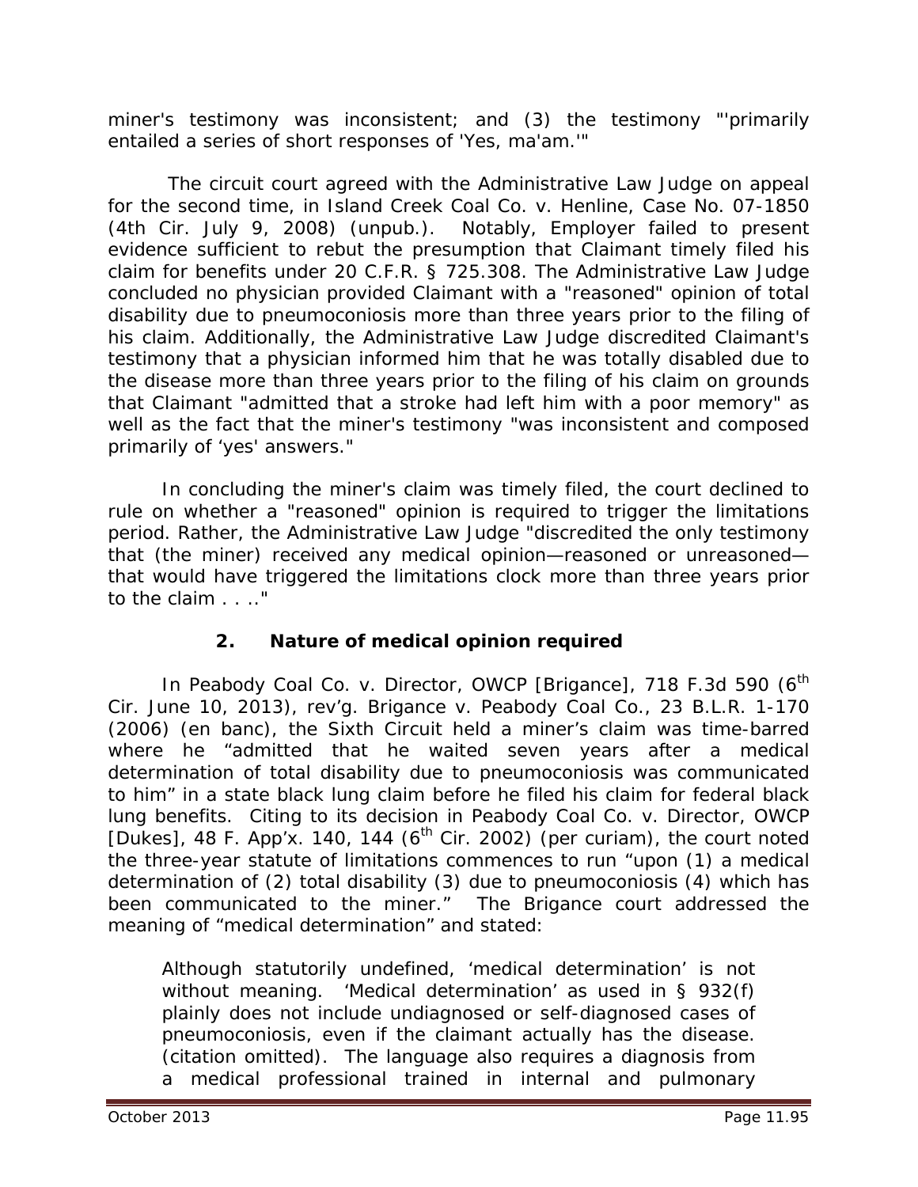miner's testimony was inconsistent; and (3) the testimony "'primarily entailed a series of short responses of 'Yes, ma'am.'"

The circuit court agreed with the Administrative Law Judge on appeal for the second time, in *Island Creek Coal Co. v. Henline*, Case No. 07-1850 (4th Cir. July 9, 2008) (unpub.). Notably, Employer failed to present evidence sufficient to rebut the presumption that Claimant timely filed his claim for benefits under 20 C.F.R. § 725.308. The Administrative Law Judge concluded no physician provided Claimant with a "reasoned" opinion of total disability due to pneumoconiosis more than three years prior to the filing of his claim. Additionally, the Administrative Law Judge discredited Claimant's testimony that a physician informed him that he was totally disabled due to the disease more than three years prior to the filing of his claim on grounds that Claimant "admitted that a stroke had left him with a poor memory" as well as the fact that the miner's testimony "was inconsistent and composed primarily of 'yes' answers."

In concluding the miner's claim was timely filed, the court declined to rule on whether a "reasoned" opinion is required to trigger the limitations period. Rather, the Administrative Law Judge "discredited the only testimony that (the miner) received any medical opinion—reasoned or unreasoned—that would have triggered the limitations clock more than three years prior to the claim . . .."

### 2. Nature of medical opinion required

In *Peabody Coal Co. v. Director, OWCP [Brigance]*, 718 F.3d 590 (6[th] Cir. June 10, 2013), *rev'g. Brigance v. Peabody Coal Co.*, 23 B.L.R. 1-170 (2006) (en banc), the Sixth Circuit held a miner's claim was time-barred where he "admitted that he waited seven years after a medical determination of total disability due to pneumoconiosis was communicated to him" in a state black lung claim before he filed his claim for federal black lung benefits. Citing to its decision in *Peabody Coal Co. v. Director, OWCP [Dukes]*, 48 F. App'x. 140, 144 (6[th] Cir. 2002) (per curiam), the court noted the three-year statute of limitations commences to run "upon (1) a medical determination of (2) total disability (3) due to pneumoconiosis (4) which has been communicated to the miner." The *Brigance* court addressed the meaning of "medical determination" and stated:

> Although statutorily undefined, 'medical determination' is not without meaning. 'Medical determination' as used in § 932(f) plainly does not include undiagnosed or self-diagnosed cases of pneumoconiosis, even if the claimant actually has the disease. (citation omitted). The language also requires a diagnosis from a medical professional trained in internal and pulmonary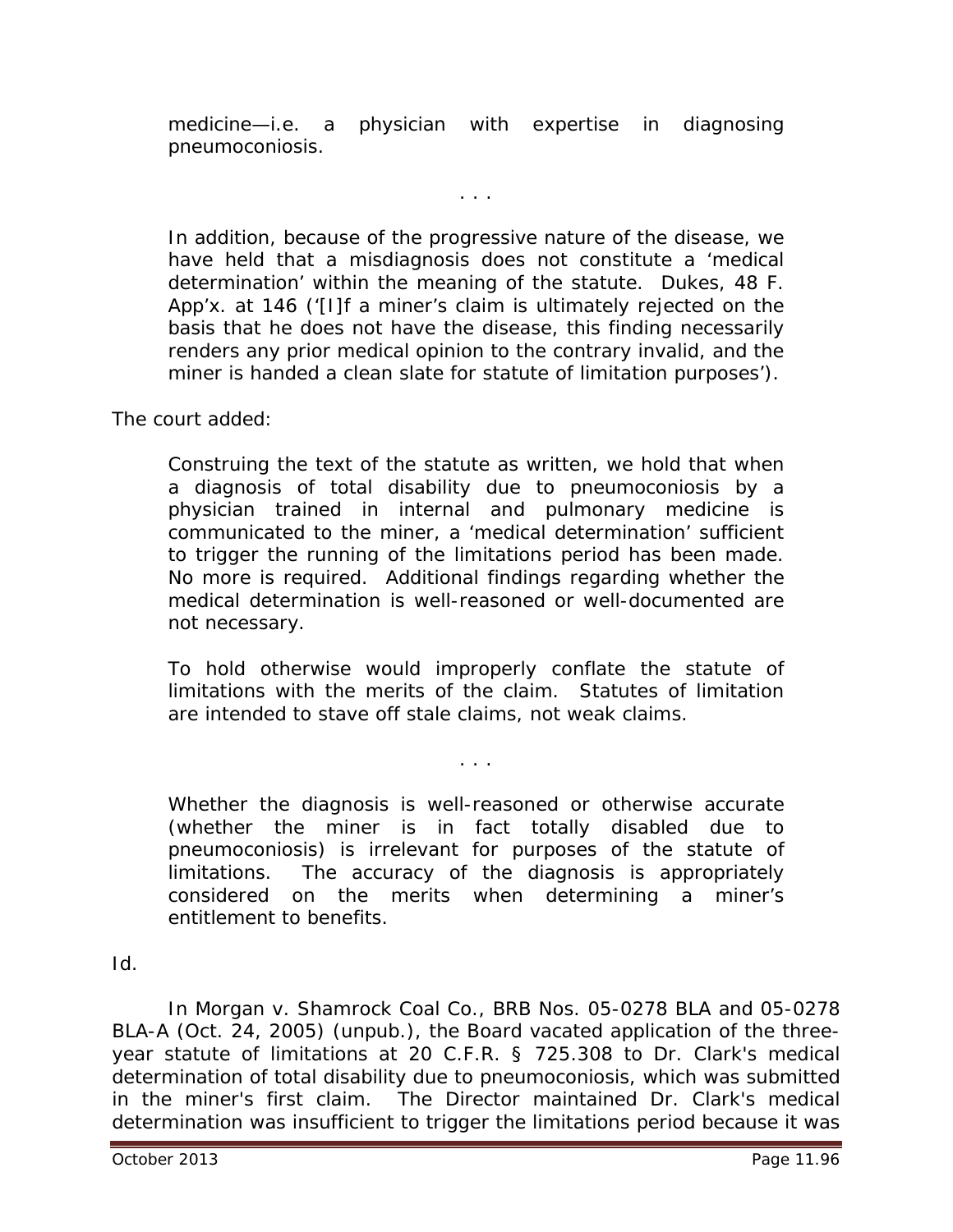> medicine—i.e. a physician with expertise in diagnosing pneumoconiosis.
>
> . . .
>
> In addition, because of the progressive nature of the disease, we have held that a misdiagnosis does not constitute a 'medical determination' within the meaning of the statute. Dukes, 48 F. App'x. at 146 ('[I]f a miner's claim is ultimately rejected on the basis that he does not have the disease, this finding necessarily renders any prior medical opinion to the contrary invalid, and the miner is handed a clean slate for statute of limitation purposes').

The court added:

> Construing the text of the statute as written, we hold that when a diagnosis of total disability due to pneumoconiosis by a physician trained in internal and pulmonary medicine is communicated to the miner, a 'medical determination' sufficient to trigger the running of the limitations period has been made. No more is required. Additional findings regarding whether the medical determination is well-reasoned or well-documented are not necessary.
>
> To hold otherwise would improperly conflate the statute of limitations with the merits of the claim. Statutes of limitation are intended to stave off stale claims, not weak claims.
>
> . . .
>
> Whether the diagnosis is well-reasoned or otherwise accurate (whether the miner is in fact totally disabled due to pneumoconiosis) is irrelevant for purposes of the statute of limitations. The accuracy of the diagnosis is appropriately considered on the merits when determining a miner's entitlement to benefits.

*Id.*

In *Morgan v. Shamrock Coal Co.*, BRB Nos. 05-0278 BLA and 05-0278 BLA-A (Oct. 24, 2005) (unpub.), the Board vacated application of the three-year statute of limitations at 20 C.F.R. § 725.308 to Dr. Clark's medical determination of total disability due to pneumoconiosis, which was submitted in the miner's first claim. The Director maintained Dr. Clark's medical determination was insufficient to trigger the limitations period because it was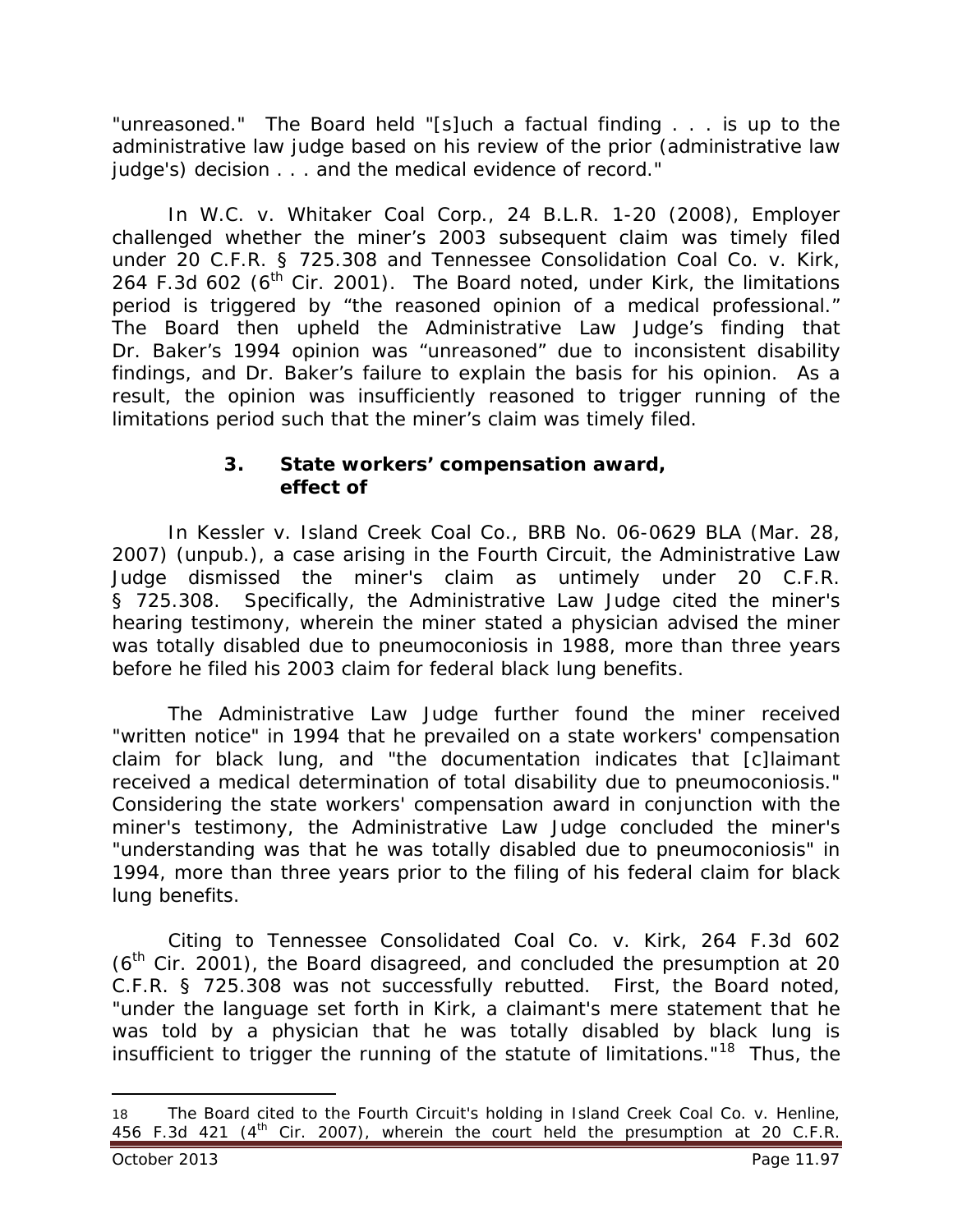"unreasoned." The Board held "[s]uch a factual finding . . . is up to the administrative law judge based on his review of the prior (administrative law judge's) decision . . . and the medical evidence of record."

In *W.C. v. Whitaker Coal Corp.*, 24 B.L.R. 1-20 (2008), Employer challenged whether the miner's 2003 subsequent claim was timely filed under 20 C.F.R. § 725.308 and *Tennessee Consolidation Coal Co. v. Kirk*, 264 F.3d 602 (6th Cir. 2001). The Board noted, under *Kirk*, the limitations period is triggered by "the reasoned opinion of a medical professional." The Board then upheld the Administrative Law Judge's finding that Dr. Baker's 1994 opinion was "unreasoned" due to inconsistent disability findings, and Dr. Baker's failure to explain the basis for his opinion. As a result, the opinion was insufficiently reasoned to trigger running of the limitations period such that the miner's claim was timely filed.

### 3. State workers' compensation award, effect of

In *Kessler v. Island Creek Coal Co.*, BRB No. 06-0629 BLA (Mar. 28, 2007) (unpub.), a case arising in the Fourth Circuit, the Administrative Law Judge dismissed the miner's claim as untimely under 20 C.F.R. § 725.308. Specifically, the Administrative Law Judge cited the miner's hearing testimony, wherein the miner stated a physician advised the miner was totally disabled due to pneumoconiosis in 1988, more than three years before he filed his 2003 claim for federal black lung benefits.

The Administrative Law Judge further found the miner received "written notice" in 1994 that he prevailed on a state workers' compensation claim for black lung, and "the documentation indicates that [c]laimant received a medical determination of total disability due to pneumoconiosis." Considering the state workers' compensation award in conjunction with the miner's testimony, the Administrative Law Judge concluded the miner's "understanding was that he was totally disabled due to pneumoconiosis" in 1994, more than three years prior to the filing of his federal claim for black lung benefits.

Citing to *Tennessee Consolidated Coal Co. v. Kirk*, 264 F.3d 602 (6th Cir. 2001), the Board disagreed, and concluded the presumption at 20 C.F.R. § 725.308 was not successfully rebutted. First, the Board noted, "under the language set forth in *Kirk*, a claimant's mere statement that he was told by a physician that he was totally disabled by black lung is insufficient to trigger the running of the statute of limitations."[18] Thus, the

---

18 The Board cited to the Fourth Circuit's holding in *Island Creek Coal Co. v. Henline*, 456 F.3d 421 (4th Cir. 2007), wherein the court held the presumption at 20 C.F.R.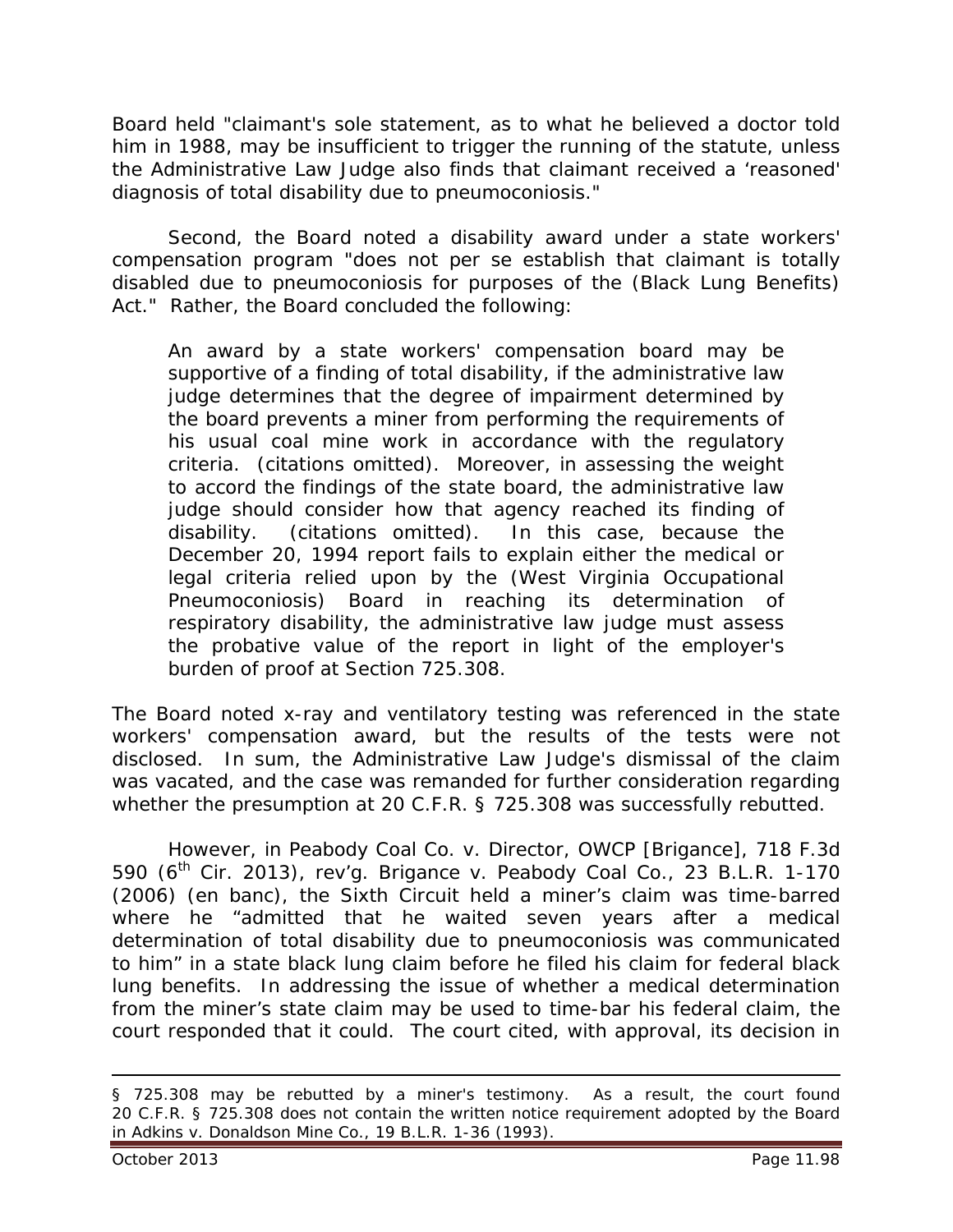Board held "claimant's sole statement, as to what he believed a doctor told him in 1988, may be insufficient to trigger the running of the statute, unless the Administrative Law Judge also finds that claimant received a 'reasoned' diagnosis of total disability due to pneumoconiosis."

Second, the Board noted a disability award under a state workers' compensation program "does not per se establish that claimant is totally disabled due to pneumoconiosis for purposes of the (Black Lung Benefits) Act." Rather, the Board concluded the following:

> An award by a state workers' compensation board may be supportive of a finding of total disability, if the administrative law judge determines that the degree of impairment determined by the board prevents a miner from performing the requirements of his usual coal mine work in accordance with the regulatory criteria. (citations omitted). Moreover, in assessing the weight to accord the findings of the state board, the administrative law judge should consider how that agency reached its finding of disability. (citations omitted). In this case, because the December 20, 1994 report fails to explain either the medical or legal criteria relied upon by the (West Virginia Occupational Pneumoconiosis) Board in reaching its determination of respiratory disability, the administrative law judge must assess the probative value of the report in light of the employer's burden of proof at Section 725.308.

The Board noted x-ray and ventilatory testing was referenced in the state workers' compensation award, but the results of the tests were not disclosed. In sum, the Administrative Law Judge's dismissal of the claim was vacated, and the case was remanded for further consideration regarding whether the presumption at 20 C.F.R. § 725.308 was successfully rebutted.

However, in *Peabody Coal Co. v. Director, OWCP [Brigance]*, 718 F.3d 590 (6th Cir. 2013), *rev'g. Brigance v. Peabody Coal Co.*, 23 B.L.R. 1-170 (2006) (en banc), the Sixth Circuit held a miner's claim was time-barred where he "admitted that he waited seven years after a medical determination of total disability due to pneumoconiosis was communicated to him" in a state black lung claim before he filed his claim for federal black lung benefits. In addressing the issue of whether a medical determination from the miner's state claim may be used to time-bar his federal claim, the court responded that it could. The court cited, with approval, its decision in

---

§ 725.308 may be rebutted by a miner's testimony. As a result, the court found 20 C.F.R. § 725.308 does not contain the written notice requirement adopted by the Board in *Adkins v. Donaldson Mine Co.*, 19 B.L.R. 1-36 (1993).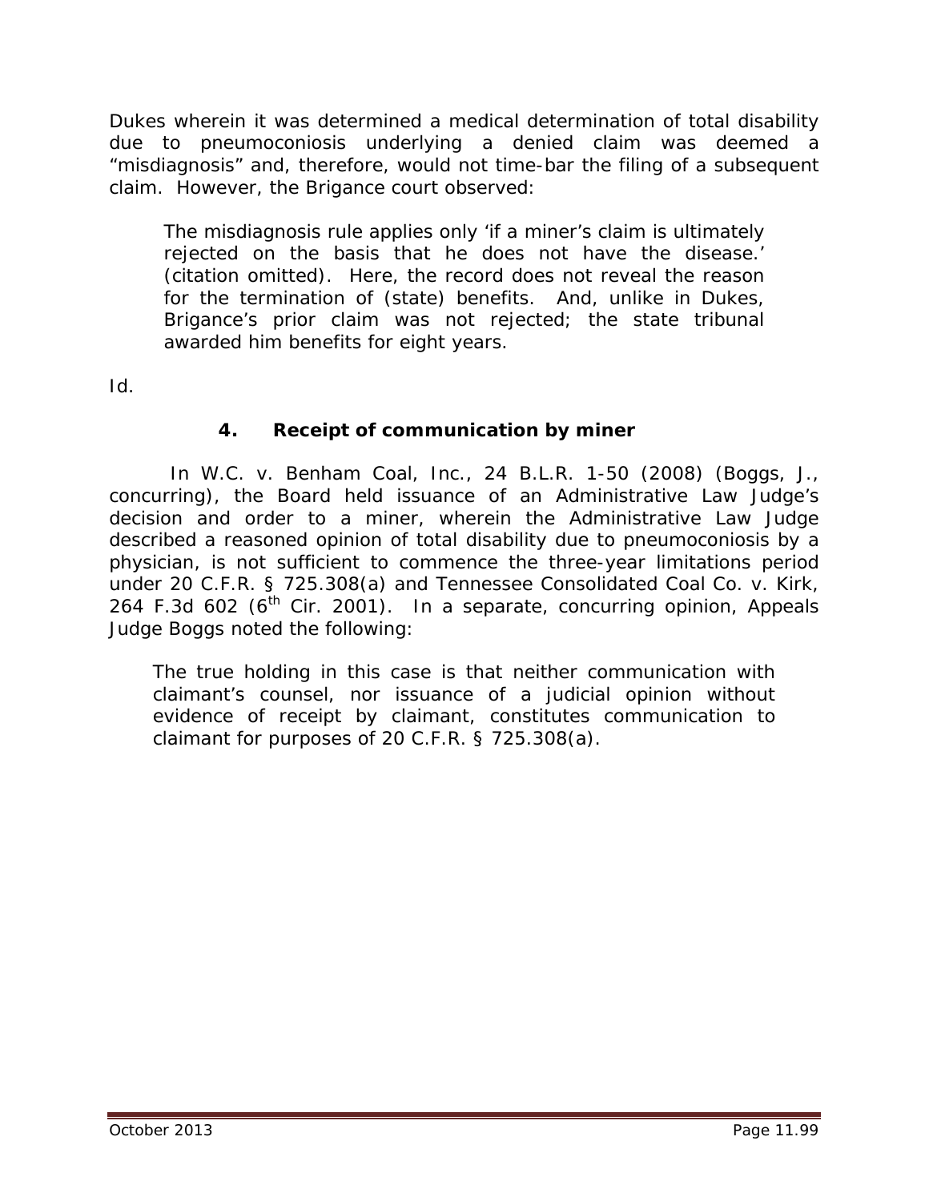*Dukes* wherein it was determined a medical determination of total disability due to pneumoconiosis underlying a denied claim was deemed a "misdiagnosis" and, therefore, would not time-bar the filing of a subsequent claim. However, the *Brigance* court observed:

> The misdiagnosis rule applies only 'if a miner's claim is ultimately rejected on the basis that he does not have the disease.' (citation omitted). Here, the record does not reveal the reason for the termination of (state) benefits. And, unlike in *Dukes*, Brigance's prior claim was not rejected; the state tribunal awarded him benefits for eight years.

*Id.*

### 4. Receipt of communication by miner

In *W.C. v. Benham Coal, Inc.*, 24 B.L.R. 1-50 (2008) (Boggs, J., concurring), the Board held issuance of an Administrative Law Judge's decision and order to a miner, wherein the Administrative Law Judge described a reasoned opinion of total disability due to pneumoconiosis by a physician, is not sufficient to commence the three-year limitations period under 20 C.F.R. § 725.308(a) and *Tennessee Consolidated Coal Co. v. Kirk*, 264 F.3d 602 (6th Cir. 2001). In a separate, concurring opinion, Appeals Judge Boggs noted the following:

> The true holding in this case is that neither communication with claimant's counsel, nor issuance of a judicial opinion without evidence of receipt by claimant, constitutes communication to claimant for purposes of 20 C.F.R. § 725.308(a).